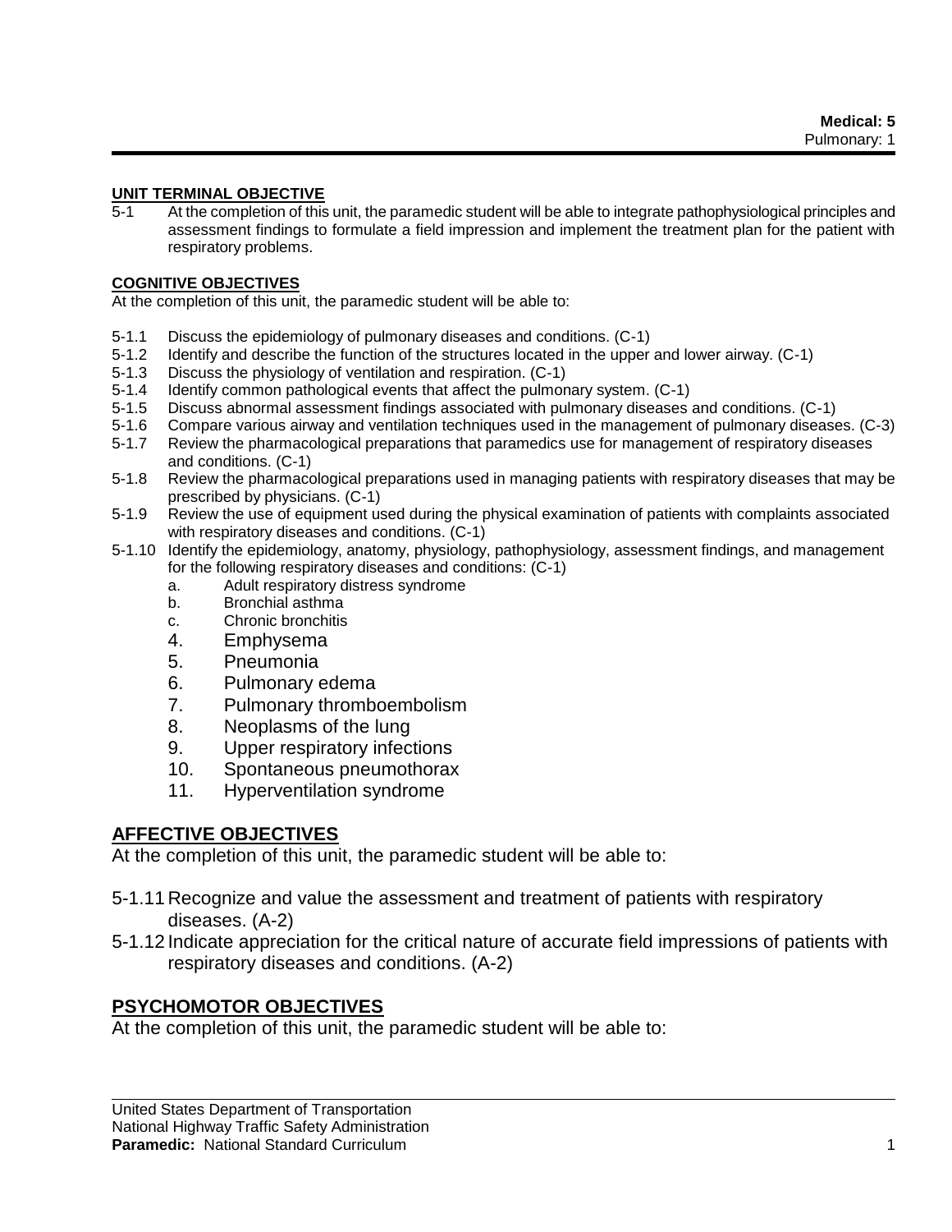**Medical: 5**
Pulmonary: 1

**UNIT TERMINAL OBJECTIVE**

5-1 At the completion of this unit, the paramedic student will be able to integrate pathophysiological principles and assessment findings to formulate a field impression and implement the treatment plan for the patient with respiratory problems.

**COGNITIVE OBJECTIVES**

At the completion of this unit, the paramedic student will be able to:

- 5-1.1 Discuss the epidemiology of pulmonary diseases and conditions. (C-1)
- 5-1.2 Identify and describe the function of the structures located in the upper and lower airway. (C-1)
- 5-1.3 Discuss the physiology of ventilation and respiration. (C-1)
- 5-1.4 Identify common pathological events that affect the pulmonary system. (C-1)
- 5-1.5 Discuss abnormal assessment findings associated with pulmonary diseases and conditions. (C-1)
- 5-1.6 Compare various airway and ventilation techniques used in the management of pulmonary diseases. (C-3)
- 5-1.7 Review the pharmacological preparations that paramedics use for management of respiratory diseases and conditions. (C-1)
- 5-1.8 Review the pharmacological preparations used in managing patients with respiratory diseases that may be prescribed by physicians. (C-1)
- 5-1.9 Review the use of equipment used during the physical examination of patients with complaints associated with respiratory diseases and conditions. (C-1)
- 5-1.10 Identify the epidemiology, anatomy, physiology, pathophysiology, assessment findings, and management for the following respiratory diseases and conditions: (C-1)
    - a. Adult respiratory distress syndrome
    - b. Bronchial asthma
    - c. Chronic bronchitis
    - 4. Emphysema
    - 5. Pneumonia
    - 6. Pulmonary edema
    - 7. Pulmonary thromboembolism
    - 8. Neoplasms of the lung
    - 9. Upper respiratory infections
    - 10. Spontaneous pneumothorax
    - 11. Hyperventilation syndrome

## AFFECTIVE OBJECTIVES

At the completion of this unit, the paramedic student will be able to:

- 5-1.11 Recognize and value the assessment and treatment of patients with respiratory diseases. (A-2)
- 5-1.12 Indicate appreciation for the critical nature of accurate field impressions of patients with respiratory diseases and conditions. (A-2)

## PSYCHOMOTOR OBJECTIVES

At the completion of this unit, the paramedic student will be able to: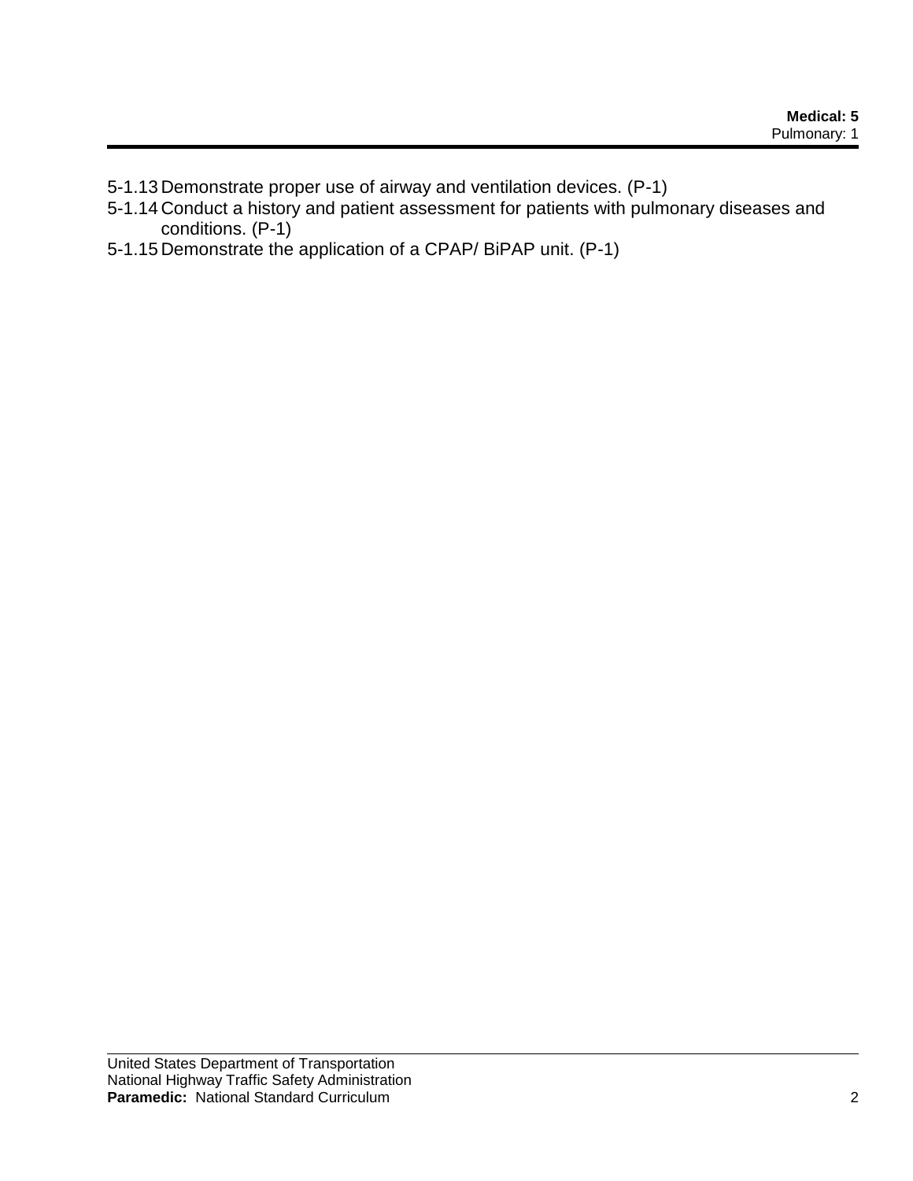5-1.13 Demonstrate proper use of airway and ventilation devices. (P-1)

5-1.14 Conduct a history and patient assessment for patients with pulmonary diseases and conditions. (P-1)

5-1.15 Demonstrate the application of a CPAP/ BiPAP unit. (P-1)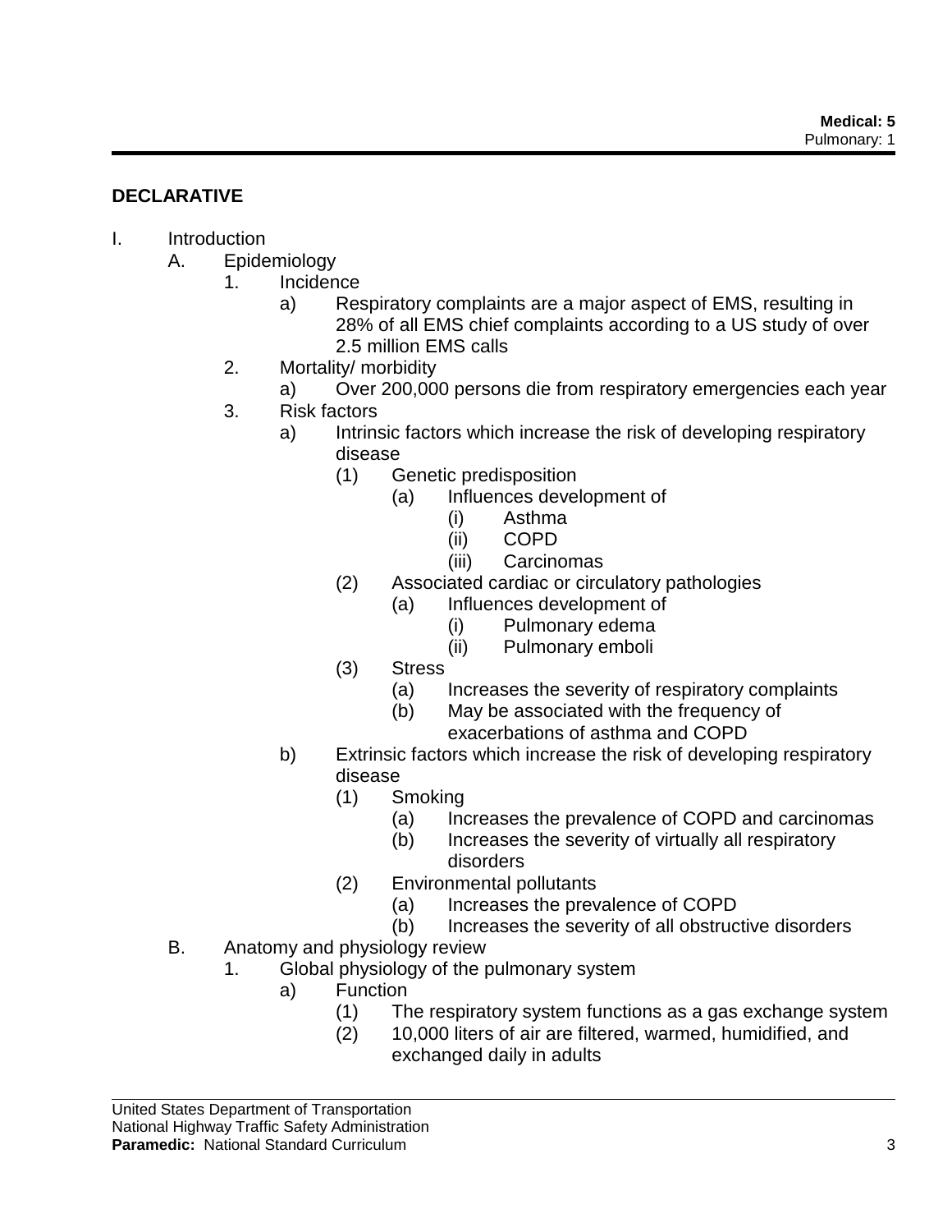**DECLARATIVE**

- I. Introduction
  - A. Epidemiology
    - 1. Incidence
      - a) Respiratory complaints are a major aspect of EMS, resulting in 28% of all EMS chief complaints according to a US study of over 2.5 million EMS calls
    - 2. Mortality/ morbidity
      - a) Over 200,000 persons die from respiratory emergencies each year
    - 3. Risk factors
      - a) Intrinsic factors which increase the risk of developing respiratory disease
        - (1) Genetic predisposition
          - (a) Influences development of
            - (i) Asthma
            - (ii) COPD
            - (iii) Carcinomas
        - (2) Associated cardiac or circulatory pathologies
          - (a) Influences development of
            - (i) Pulmonary edema
            - (ii) Pulmonary emboli
        - (3) Stress
          - (a) Increases the severity of respiratory complaints
          - (b) May be associated with the frequency of exacerbations of asthma and COPD
      - b) Extrinsic factors which increase the risk of developing respiratory disease
        - (1) Smoking
          - (a) Increases the prevalence of COPD and carcinomas
          - (b) Increases the severity of virtually all respiratory disorders
        - (2) Environmental pollutants
          - (a) Increases the prevalence of COPD
          - (b) Increases the severity of all obstructive disorders
  - B. Anatomy and physiology review
    - 1. Global physiology of the pulmonary system
      - a) Function
        - (1) The respiratory system functions as a gas exchange system
        - (2) 10,000 liters of air are filtered, warmed, humidified, and exchanged daily in adults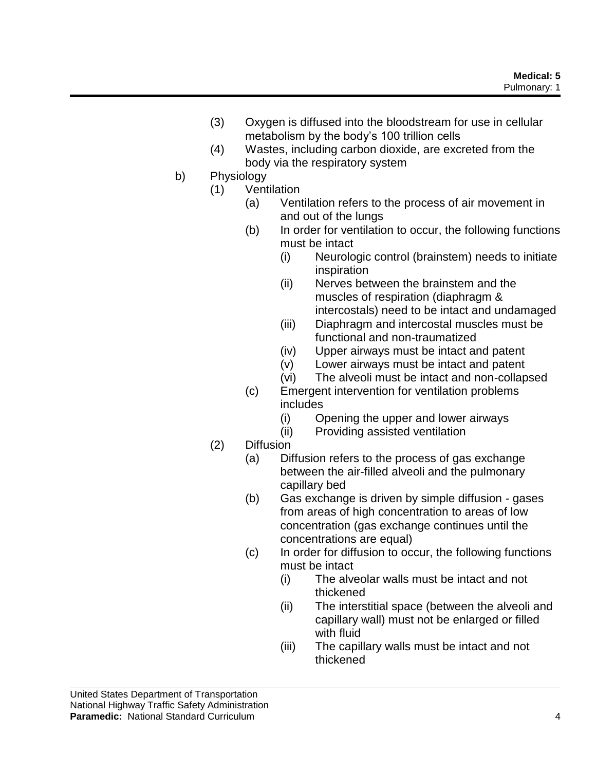(3) Oxygen is diffused into the bloodstream for use in cellular metabolism by the body's 100 trillion cells

(4) Wastes, including carbon dioxide, are excreted from the body via the respiratory system

b) Physiology

- (1) Ventilation
  - (a) Ventilation refers to the process of air movement in and out of the lungs
  - (b) In order for ventilation to occur, the following functions must be intact
    - (i) Neurologic control (brainstem) needs to initiate inspiration
    - (ii) Nerves between the brainstem and the muscles of respiration (diaphragm & intercostals) need to be intact and undamaged
    - (iii) Diaphragm and intercostal muscles must be functional and non-traumatized
    - (iv) Upper airways must be intact and patent
    - (v) Lower airways must be intact and patent
    - (vi) The alveoli must be intact and non-collapsed
  - (c) Emergent intervention for ventilation problems includes
    - (i) Opening the upper and lower airways
    - (ii) Providing assisted ventilation
- (2) Diffusion
  - (a) Diffusion refers to the process of gas exchange between the air-filled alveoli and the pulmonary capillary bed
  - (b) Gas exchange is driven by simple diffusion - gases from areas of high concentration to areas of low concentration (gas exchange continues until the concentrations are equal)
  - (c) In order for diffusion to occur, the following functions must be intact
    - (i) The alveolar walls must be intact and not thickened
    - (ii) The interstitial space (between the alveoli and capillary wall) must not be enlarged or filled with fluid
    - (iii) The capillary walls must be intact and not thickened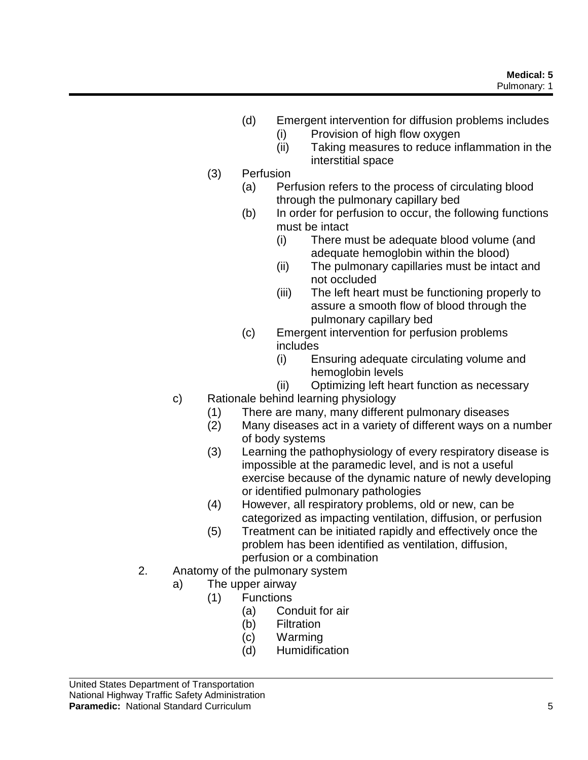- (d) Emergent intervention for diffusion problems includes
  - (i) Provision of high flow oxygen
  - (ii) Taking measures to reduce inflammation in the interstitial space
- (3) Perfusion
  - (a) Perfusion refers to the process of circulating blood through the pulmonary capillary bed
  - (b) In order for perfusion to occur, the following functions must be intact
    - (i) There must be adequate blood volume (and adequate hemoglobin within the blood)
    - (ii) The pulmonary capillaries must be intact and not occluded
    - (iii) The left heart must be functioning properly to assure a smooth flow of blood through the pulmonary capillary bed
  - (c) Emergent intervention for perfusion problems includes
    - (i) Ensuring adequate circulating volume and hemoglobin levels
    - (ii) Optimizing left heart function as necessary

c) Rationale behind learning physiology
- (1) There are many, many different pulmonary diseases
- (2) Many diseases act in a variety of different ways on a number of body systems
- (3) Learning the pathophysiology of every respiratory disease is impossible at the paramedic level, and is not a useful exercise because of the dynamic nature of newly developing or identified pulmonary pathologies
- (4) However, all respiratory problems, old or new, can be categorized as impacting ventilation, diffusion, or perfusion
- (5) Treatment can be initiated rapidly and effectively once the problem has been identified as ventilation, diffusion, perfusion or a combination

2. Anatomy of the pulmonary system

a) The upper airway
- (1) Functions
  - (a) Conduit for air
  - (b) Filtration
  - (c) Warming
  - (d) Humidification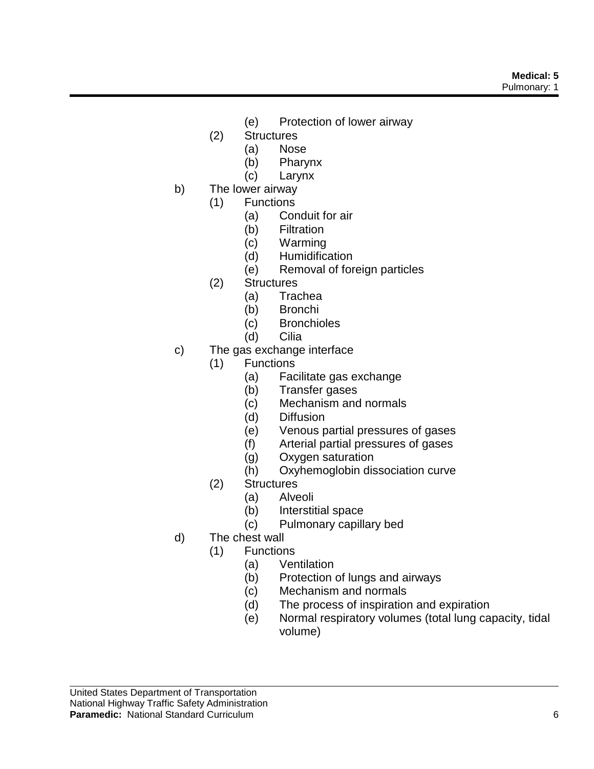- (e) Protection of lower airway
- (2) Structures
  - (a) Nose
  - (b) Pharynx
  - (c) Larynx

b) The lower airway
- (1) Functions
  - (a) Conduit for air
  - (b) Filtration
  - (c) Warming
  - (d) Humidification
  - (e) Removal of foreign particles
- (2) Structures
  - (a) Trachea
  - (b) Bronchi
  - (c) Bronchioles
  - (d) Cilia

c) The gas exchange interface
- (1) Functions
  - (a) Facilitate gas exchange
  - (b) Transfer gases
  - (c) Mechanism and normals
  - (d) Diffusion
  - (e) Venous partial pressures of gases
  - (f) Arterial partial pressures of gases
  - (g) Oxygen saturation
  - (h) Oxyhemoglobin dissociation curve
- (2) Structures
  - (a) Alveoli
  - (b) Interstitial space
  - (c) Pulmonary capillary bed

d) The chest wall
- (1) Functions
  - (a) Ventilation
  - (b) Protection of lungs and airways
  - (c) Mechanism and normals
  - (d) The process of inspiration and expiration
  - (e) Normal respiratory volumes (total lung capacity, tidal volume)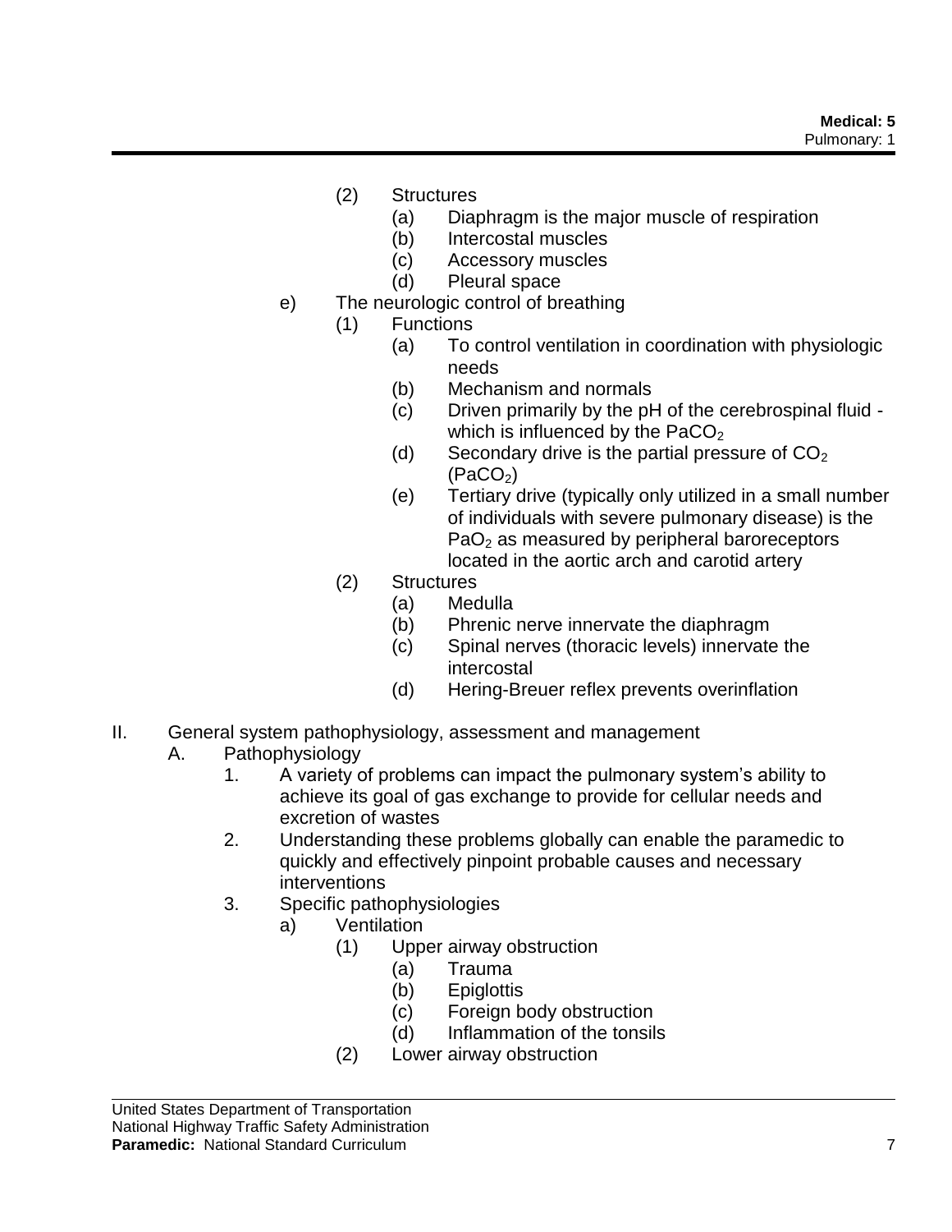(2) Structures
  (a) Diaphragm is the major muscle of respiration
  (b) Intercostal muscles
  (c) Accessory muscles
  (d) Pleural space

e) The neurologic control of breathing
  (1) Functions
    (a) To control ventilation in coordination with physiologic needs
    (b) Mechanism and normals
    (c) Driven primarily by the pH of the cerebrospinal fluid - which is influenced by the $PaCO_2$
    (d) Secondary drive is the partial pressure of $CO_2$ ($PaCO_2$)
    (e) Tertiary drive (typically only utilized in a small number of individuals with severe pulmonary disease) is the $PaO_2$ as measured by peripheral baroreceptors located in the aortic arch and carotid artery
  (2) Structures
    (a) Medulla
    (b) Phrenic nerve innervate the diaphragm
    (c) Spinal nerves (thoracic levels) innervate the intercostal
    (d) Hering-Breuer reflex prevents overinflation

II. General system pathophysiology, assessment and management

A. Pathophysiology

1. A variety of problems can impact the pulmonary system's ability to achieve its goal of gas exchange to provide for cellular needs and excretion of wastes
2. Understanding these problems globally can enable the paramedic to quickly and effectively pinpoint probable causes and necessary interventions
3. Specific pathophysiologies
  a) Ventilation
    (1) Upper airway obstruction
      (a) Trauma
      (b) Epiglottis
      (c) Foreign body obstruction
      (d) Inflammation of the tonsils
    (2) Lower airway obstruction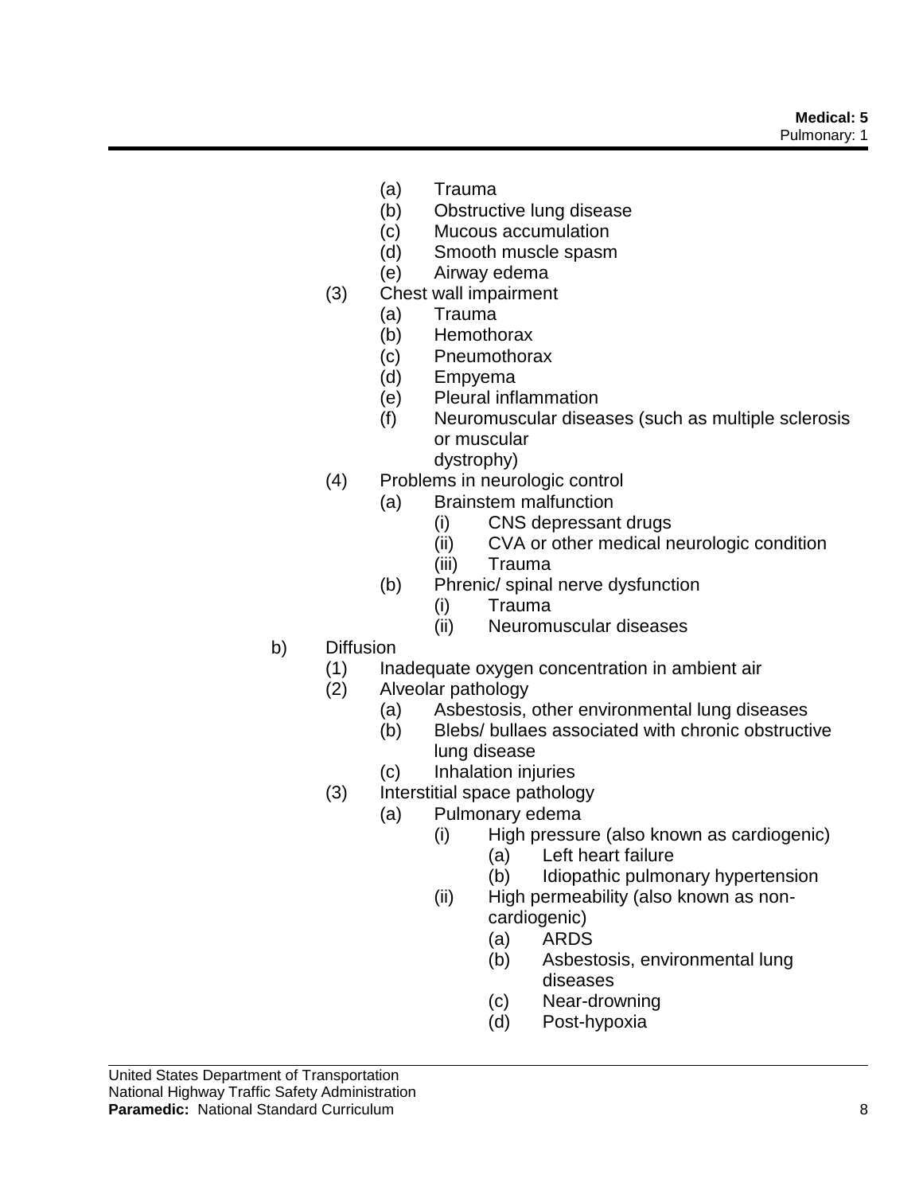- (a) Trauma
- (b) Obstructive lung disease
- (c) Mucous accumulation
- (d) Smooth muscle spasm
- (e) Airway edema

(3) Chest wall impairment
- (a) Trauma
- (b) Hemothorax
- (c) Pneumothorax
- (d) Empyema
- (e) Pleural inflammation
- (f) Neuromuscular diseases (such as multiple sclerosis or muscular dystrophy)

(4) Problems in neurologic control
- (a) Brainstem malfunction
  - (i) CNS depressant drugs
  - (ii) CVA or other medical neurologic condition
  - (iii) Trauma
- (b) Phrenic/ spinal nerve dysfunction
  - (i) Trauma
  - (ii) Neuromuscular diseases

b) Diffusion

(1) Inadequate oxygen concentration in ambient air

(2) Alveolar pathology
- (a) Asbestosis, other environmental lung diseases
- (b) Blebs/ bullaes associated with chronic obstructive lung disease
- (c) Inhalation injuries

(3) Interstitial space pathology
- (a) Pulmonary edema
  - (i) High pressure (also known as cardiogenic)
    - (a) Left heart failure
    - (b) Idiopathic pulmonary hypertension
  - (ii) High permeability (also known as non-cardiogenic)
    - (a) ARDS
    - (b) Asbestosis, environmental lung diseases
    - (c) Near-drowning
    - (d) Post-hypoxia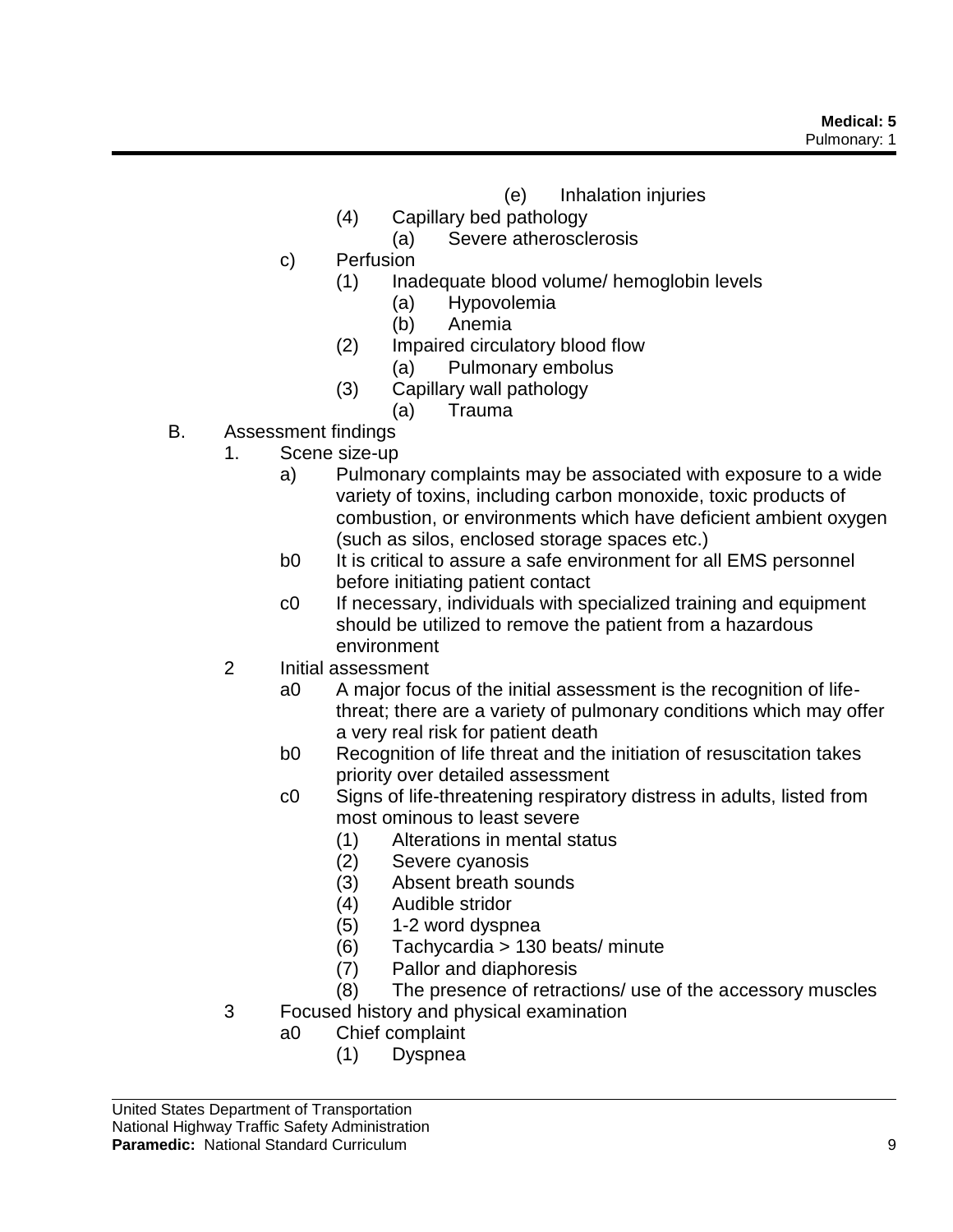(e) Inhalation injuries

(4) Capillary bed pathology

(a) Severe atherosclerosis

c) Perfusion

(1) Inadequate blood volume/ hemoglobin levels

(a) Hypovolemia

(b) Anemia

(2) Impaired circulatory blood flow

(a) Pulmonary embolus

(3) Capillary wall pathology

(a) Trauma

B. Assessment findings

1. Scene size-up

a) Pulmonary complaints may be associated with exposure to a wide variety of toxins, including carbon monoxide, toxic products of combustion, or environments which have deficient ambient oxygen (such as silos, enclosed storage spaces etc.)

b0 It is critical to assure a safe environment for all EMS personnel before initiating patient contact

c0 If necessary, individuals with specialized training and equipment should be utilized to remove the patient from a hazardous environment

2 Initial assessment

a0 A major focus of the initial assessment is the recognition of life-threat; there are a variety of pulmonary conditions which may offer a very real risk for patient death

b0 Recognition of life threat and the initiation of resuscitation takes priority over detailed assessment

c0 Signs of life-threatening respiratory distress in adults, listed from most ominous to least severe

(1) Alterations in mental status

(2) Severe cyanosis

(3) Absent breath sounds

(4) Audible stridor

(5) 1-2 word dyspnea

(6) Tachycardia > 130 beats/ minute

(7) Pallor and diaphoresis

(8) The presence of retractions/ use of the accessory muscles

3 Focused history and physical examination

a0 Chief complaint

(1) Dyspnea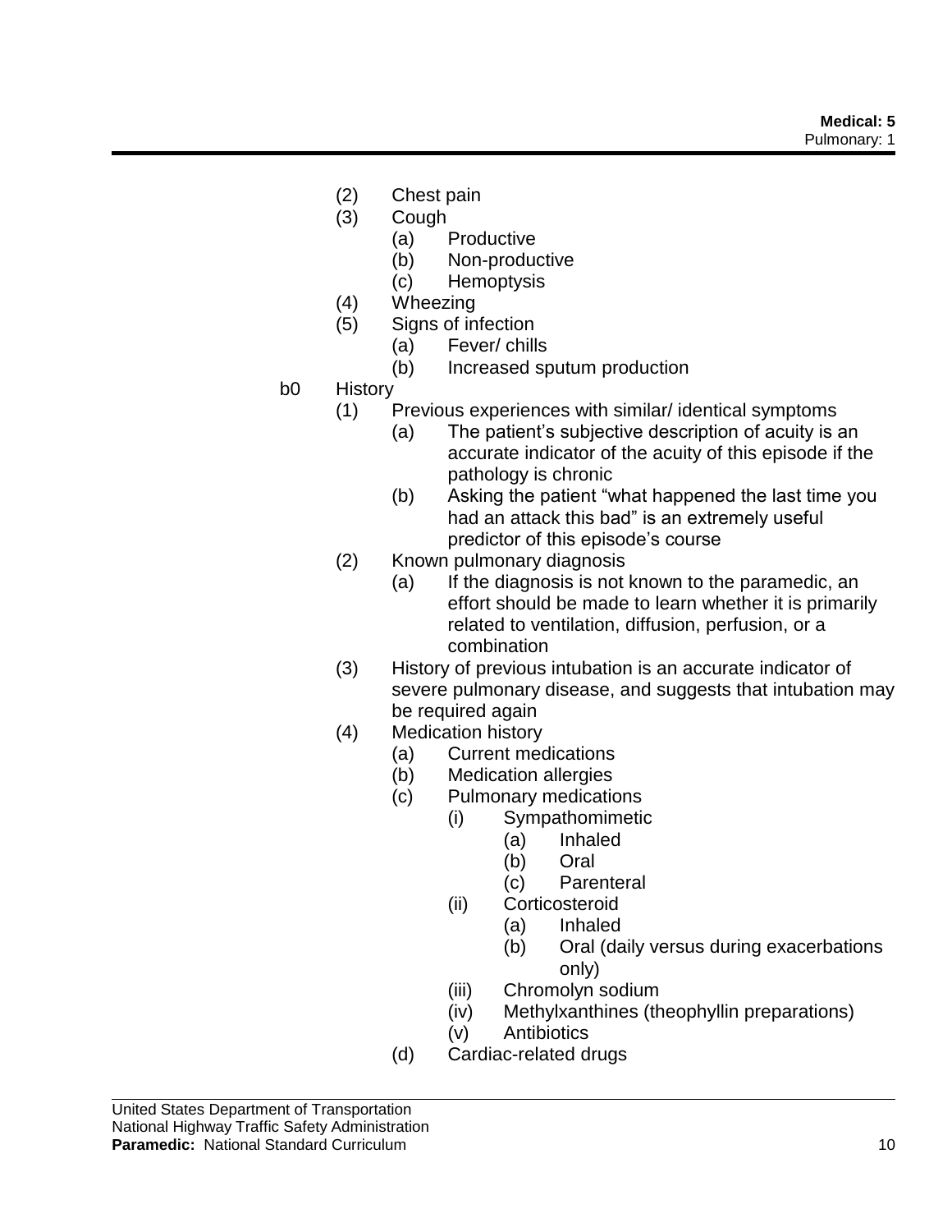- (2) Chest pain
- (3) Cough
  - (a) Productive
  - (b) Non-productive
  - (c) Hemoptysis
- (4) Wheezing
- (5) Signs of infection
  - (a) Fever/ chills
  - (b) Increased sputum production

b0 History

- (1) Previous experiences with similar/ identical symptoms
  - (a) The patient's subjective description of acuity is an accurate indicator of the acuity of this episode if the pathology is chronic
  - (b) Asking the patient "what happened the last time you had an attack this bad" is an extremely useful predictor of this episode's course
- (2) Known pulmonary diagnosis
  - (a) If the diagnosis is not known to the paramedic, an effort should be made to learn whether it is primarily related to ventilation, diffusion, perfusion, or a combination
- (3) History of previous intubation is an accurate indicator of severe pulmonary disease, and suggests that intubation may be required again
- (4) Medication history
  - (a) Current medications
  - (b) Medication allergies
  - (c) Pulmonary medications
    - (i) Sympathomimetic
      - (a) Inhaled
      - (b) Oral
      - (c) Parenteral
    - (ii) Corticosteroid
      - (a) Inhaled
      - (b) Oral (daily versus during exacerbations only)
    - (iii) Chromolyn sodium
    - (iv) Methylxanthines (theophyllin preparations)
    - (v) Antibiotics
  - (d) Cardiac-related drugs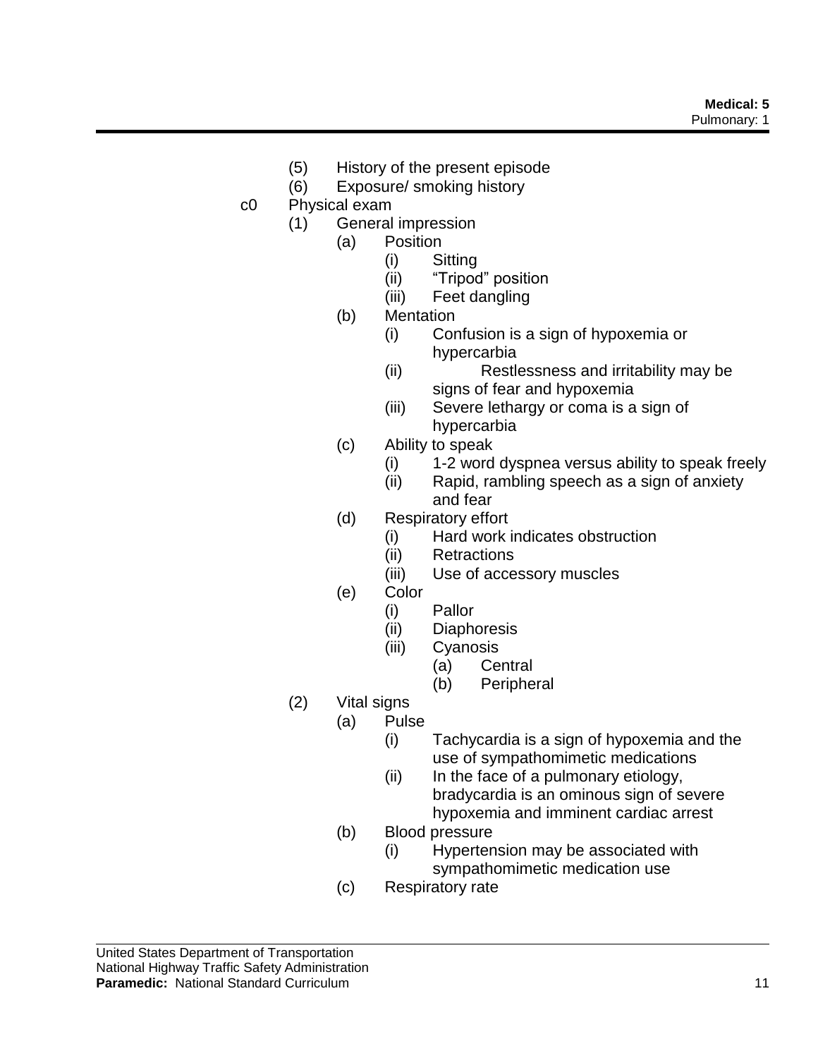- (5) History of the present episode
- (6) Exposure/ smoking history

c0 Physical exam

- (1) General impression
  - (a) Position
    - (i) Sitting
    - (ii) "Tripod" position
    - (iii) Feet dangling
  - (b) Mentation
    - (i) Confusion is a sign of hypoxemia or hypercarbia
    - (ii) Restlessness and irritability may be signs of fear and hypoxemia
    - (iii) Severe lethargy or coma is a sign of hypercarbia
  - (c) Ability to speak
    - (i) 1-2 word dyspnea versus ability to speak freely
    - (ii) Rapid, rambling speech as a sign of anxiety and fear
  - (d) Respiratory effort
    - (i) Hard work indicates obstruction
    - (ii) Retractions
    - (iii) Use of accessory muscles
  - (e) Color
    - (i) Pallor
    - (ii) Diaphoresis
    - (iii) Cyanosis
      - (a) Central
      - (b) Peripheral
- (2) Vital signs
  - (a) Pulse
    - (i) Tachycardia is a sign of hypoxemia and the use of sympathomimetic medications
    - (ii) In the face of a pulmonary etiology, bradycardia is an ominous sign of severe hypoxemia and imminent cardiac arrest
  - (b) Blood pressure
    - (i) Hypertension may be associated with sympathomimetic medication use
  - (c) Respiratory rate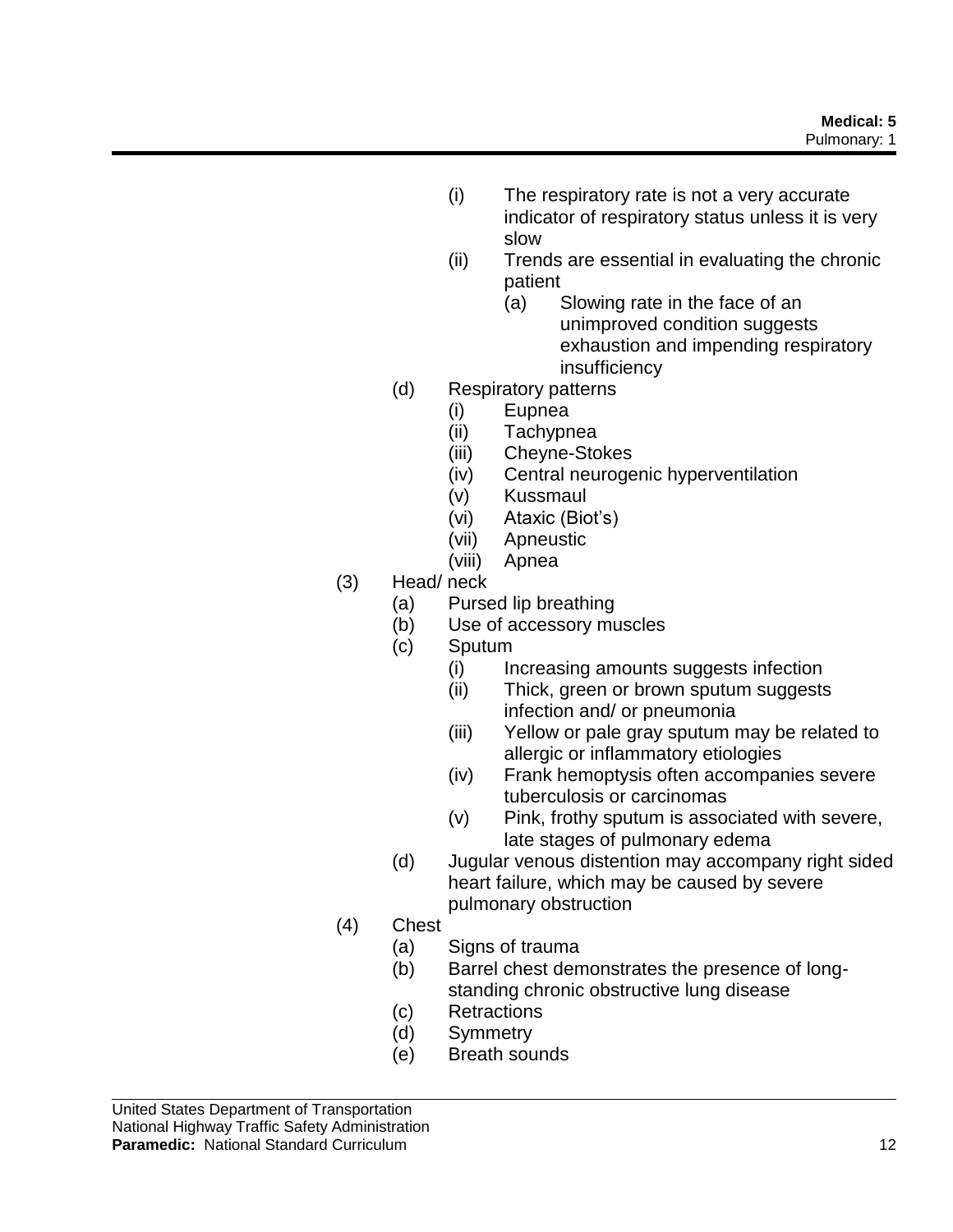- (i) The respiratory rate is not a very accurate indicator of respiratory status unless it is very slow
- (ii) Trends are essential in evaluating the chronic patient
  - (a) Slowing rate in the face of an unimproved condition suggests exhaustion and impending respiratory insufficiency

(d) Respiratory patterns

- (i) Eupnea
- (ii) Tachypnea
- (iii) Cheyne-Stokes
- (iv) Central neurogenic hyperventilation
- (v) Kussmaul
- (vi) Ataxic (Biot's)
- (vii) Apneustic
- (viii) Apnea

(3) Head/ neck

- (a) Pursed lip breathing
- (b) Use of accessory muscles
- (c) Sputum
  - (i) Increasing amounts suggests infection
  - (ii) Thick, green or brown sputum suggests infection and/ or pneumonia
  - (iii) Yellow or pale gray sputum may be related to allergic or inflammatory etiologies
  - (iv) Frank hemoptysis often accompanies severe tuberculosis or carcinomas
  - (v) Pink, frothy sputum is associated with severe, late stages of pulmonary edema
- (d) Jugular venous distention may accompany right sided heart failure, which may be caused by severe pulmonary obstruction

(4) Chest

- (a) Signs of trauma
- (b) Barrel chest demonstrates the presence of long-standing chronic obstructive lung disease
- (c) Retractions
- (d) Symmetry
- (e) Breath sounds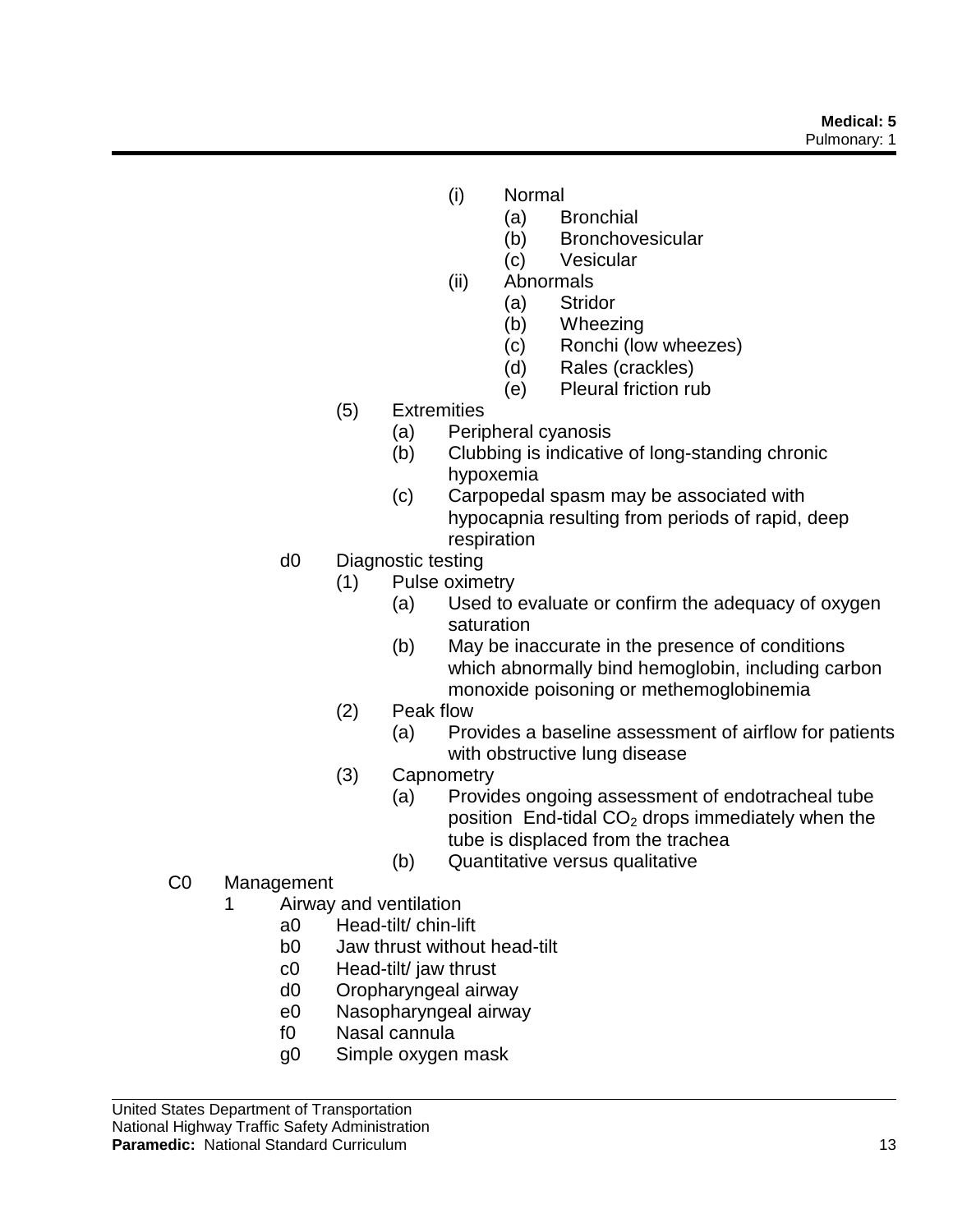- (i) Normal
  - (a) Bronchial
  - (b) Bronchovesicular
  - (c) Vesicular
- (ii) Abnormals
  - (a) Stridor
  - (b) Wheezing
  - (c) Ronchi (low wheezes)
  - (d) Rales (crackles)
  - (e) Pleural friction rub

(5) Extremities
- (a) Peripheral cyanosis
- (b) Clubbing is indicative of long-standing chronic hypoxemia
- (c) Carpopedal spasm may be associated with hypocapnia resulting from periods of rapid, deep respiration

d0 Diagnostic testing
- (1) Pulse oximetry
  - (a) Used to evaluate or confirm the adequacy of oxygen saturation
  - (b) May be inaccurate in the presence of conditions which abnormally bind hemoglobin, including carbon monoxide poisoning or methemoglobinemia
- (2) Peak flow
  - (a) Provides a baseline assessment of airflow for patients with obstructive lung disease
- (3) Capnometry
  - (a) Provides ongoing assessment of endotracheal tube position End-tidal $CO_2$ drops immediately when the tube is displaced from the trachea
  - (b) Quantitative versus qualitative

C0 Management
- 1 Airway and ventilation
  - a0 Head-tilt/ chin-lift
  - b0 Jaw thrust without head-tilt
  - c0 Head-tilt/ jaw thrust
  - d0 Oropharyngeal airway
  - e0 Nasopharyngeal airway
  - f0 Nasal cannula
  - g0 Simple oxygen mask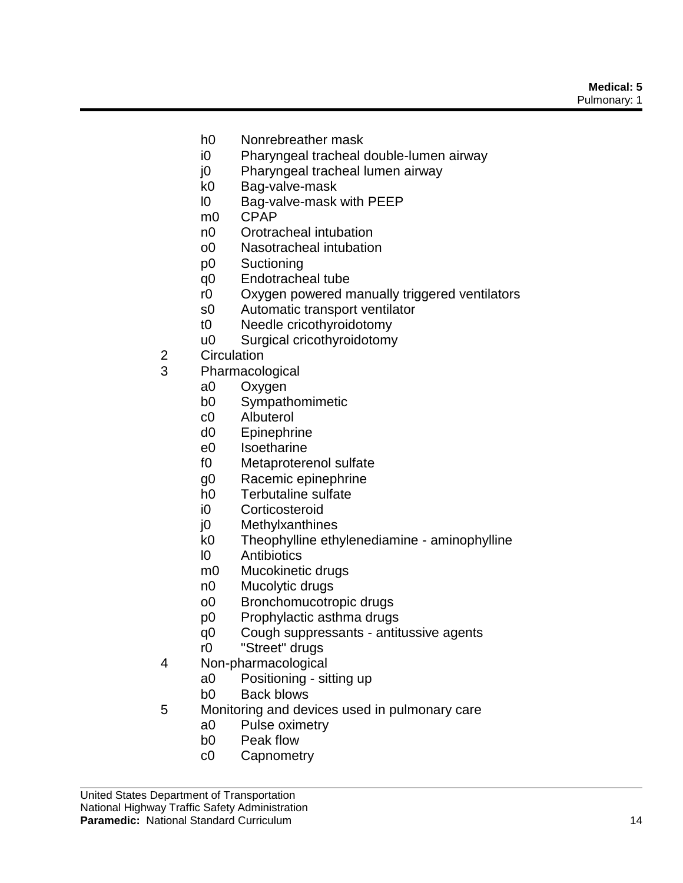h0 Nonrebreather mask
i0 Pharyngeal tracheal double-lumen airway
j0 Pharyngeal tracheal lumen airway
k0 Bag-valve-mask
l0 Bag-valve-mask with PEEP
m0 CPAP
n0 Orotracheal intubation
o0 Nasotracheal intubation
p0 Suctioning
q0 Endotracheal tube
r0 Oxygen powered manually triggered ventilators
s0 Automatic transport ventilator
t0 Needle cricothyroidotomy
u0 Surgical cricothyroidotomy

2 Circulation

3 Pharmacological
a0 Oxygen
b0 Sympathomimetic
c0 Albuterol
d0 Epinephrine
e0 Isoetharine
f0 Metaproterenol sulfate
g0 Racemic epinephrine
h0 Terbutaline sulfate
i0 Corticosteroid
j0 Methylxanthines
k0 Theophylline ethylenediamine - aminophylline
l0 Antibiotics
m0 Mucokinetic drugs
n0 Mucolytic drugs
o0 Bronchomucotropic drugs
p0 Prophylactic asthma drugs
q0 Cough suppressants - antitussive agents
r0 "Street" drugs

4 Non-pharmacological
a0 Positioning - sitting up
b0 Back blows

5 Monitoring and devices used in pulmonary care
a0 Pulse oximetry
b0 Peak flow
c0 Capnometry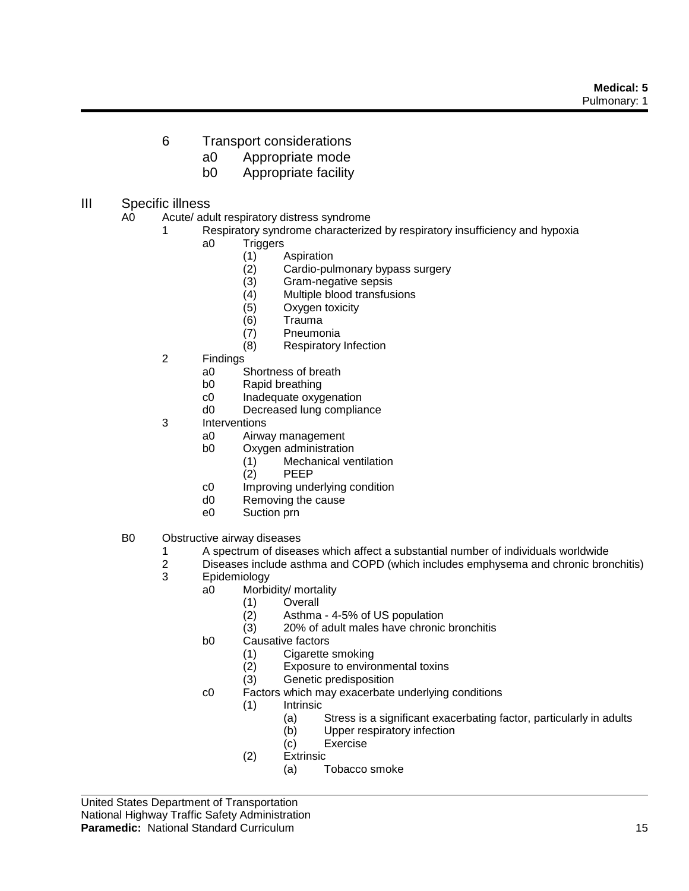6 Transport considerations
  a0 Appropriate mode
  b0 Appropriate facility

III Specific illness
- A0 Acute/ adult respiratory distress syndrome
  - 1 Respiratory syndrome characterized by respiratory insufficiency and hypoxia
    - a0 Triggers
      - (1) Aspiration
      - (2) Cardio-pulmonary bypass surgery
      - (3) Gram-negative sepsis
      - (4) Multiple blood transfusions
      - (5) Oxygen toxicity
      - (6) Trauma
      - (7) Pneumonia
      - (8) Respiratory Infection
  - 2 Findings
    - a0 Shortness of breath
    - b0 Rapid breathing
    - c0 Inadequate oxygenation
    - d0 Decreased lung compliance
  - 3 Interventions
    - a0 Airway management
    - b0 Oxygen administration
      - (1) Mechanical ventilation
      - (2) PEEP
    - c0 Improving underlying condition
    - d0 Removing the cause
    - e0 Suction prn

- B0 Obstructive airway diseases
  - 1 A spectrum of diseases which affect a substantial number of individuals worldwide
  - 2 Diseases include asthma and COPD (which includes emphysema and chronic bronchitis)
  - 3 Epidemiology
    - a0 Morbidity/ mortality
      - (1) Overall
      - (2) Asthma - 4-5% of US population
      - (3) 20% of adult males have chronic bronchitis
    - b0 Causative factors
      - (1) Cigarette smoking
      - (2) Exposure to environmental toxins
      - (3) Genetic predisposition
    - c0 Factors which may exacerbate underlying conditions
      - (1) Intrinsic
        - (a) Stress is a significant exacerbating factor, particularly in adults
        - (b) Upper respiratory infection
        - (c) Exercise
      - (2) Extrinsic
        - (a) Tobacco smoke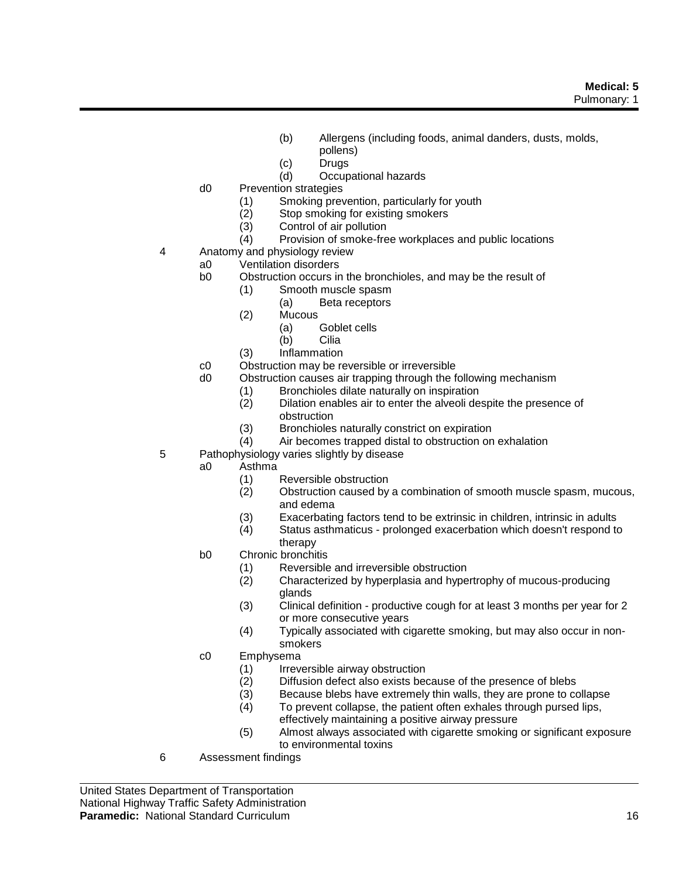- (b) Allergens (including foods, animal danders, dusts, molds, pollens)
- (c) Drugs
- (d) Occupational hazards

d0 Prevention strategies

- (1) Smoking prevention, particularly for youth
- (2) Stop smoking for existing smokers
- (3) Control of air pollution
- (4) Provision of smoke-free workplaces and public locations

4 Anatomy and physiology review

a0 Ventilation disorders

b0 Obstruction occurs in the bronchioles, and may be the result of

- (1) Smooth muscle spasm
  - (a) Beta receptors
- (2) Mucous
  - (a) Goblet cells
  - (b) Cilia
- (3) Inflammation

c0 Obstruction may be reversible or irreversible

d0 Obstruction causes air trapping through the following mechanism

- (1) Bronchioles dilate naturally on inspiration
- (2) Dilation enables air to enter the alveoli despite the presence of obstruction
- (3) Bronchioles naturally constrict on expiration
- (4) Air becomes trapped distal to obstruction on exhalation

5 Pathophysiology varies slightly by disease

a0 Asthma

- (1) Reversible obstruction
- (2) Obstruction caused by a combination of smooth muscle spasm, mucous, and edema
- (3) Exacerbating factors tend to be extrinsic in children, intrinsic in adults
- (4) Status asthmaticus - prolonged exacerbation which doesn't respond to therapy

b0 Chronic bronchitis

- (1) Reversible and irreversible obstruction
- (2) Characterized by hyperplasia and hypertrophy of mucous-producing glands
- (3) Clinical definition - productive cough for at least 3 months per year for 2 or more consecutive years
- (4) Typically associated with cigarette smoking, but may also occur in non-smokers

c0 Emphysema

- (1) Irreversible airway obstruction
- (2) Diffusion defect also exists because of the presence of blebs
- (3) Because blebs have extremely thin walls, they are prone to collapse
- (4) To prevent collapse, the patient often exhales through pursed lips, effectively maintaining a positive airway pressure
- (5) Almost always associated with cigarette smoking or significant exposure to environmental toxins

6 Assessment findings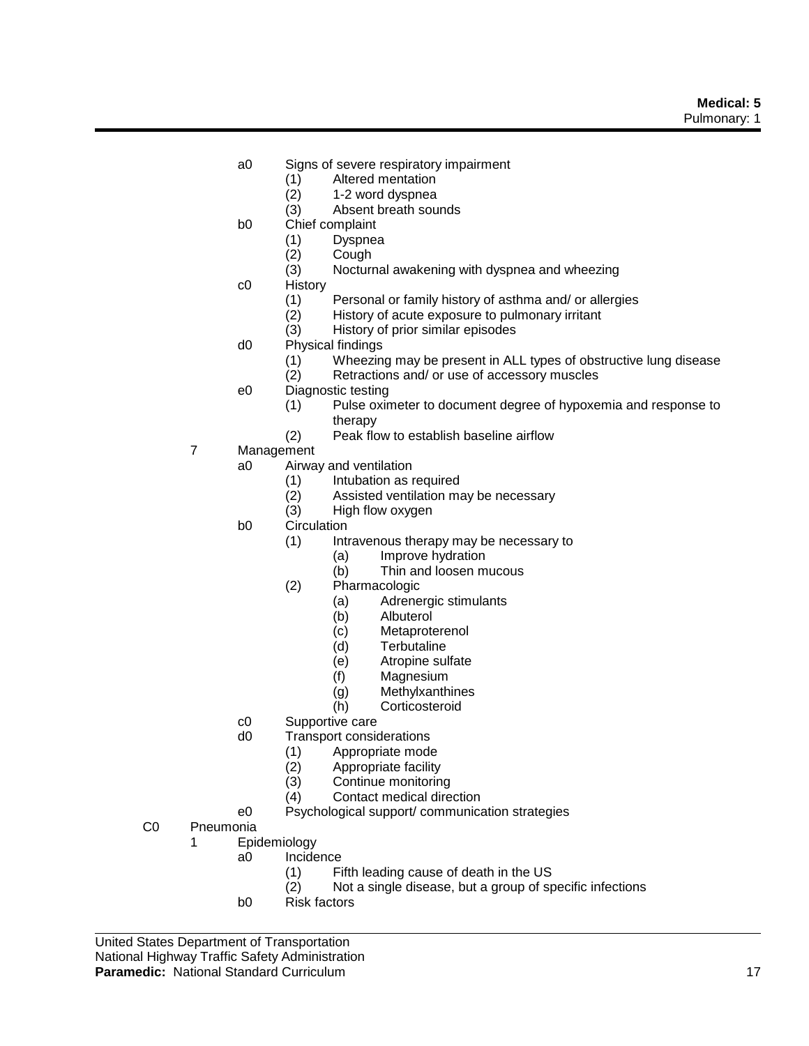- a0 Signs of severe respiratory impairment
  - (1) Altered mentation
  - (2) 1-2 word dyspnea
  - (3) Absent breath sounds
- b0 Chief complaint
  - (1) Dyspnea
  - (2) Cough
  - (3) Nocturnal awakening with dyspnea and wheezing
- c0 History
  - (1) Personal or family history of asthma and/ or allergies
  - (2) History of acute exposure to pulmonary irritant
  - (3) History of prior similar episodes
- d0 Physical findings
  - (1) Wheezing may be present in ALL types of obstructive lung disease
  - (2) Retractions and/ or use of accessory muscles
- e0 Diagnostic testing
  - (1) Pulse oximeter to document degree of hypoxemia and response to therapy
  - (2) Peak flow to establish baseline airflow

7 Management
- a0 Airway and ventilation
  - (1) Intubation as required
  - (2) Assisted ventilation may be necessary
  - (3) High flow oxygen
- b0 Circulation
  - (1) Intravenous therapy may be necessary to
    - (a) Improve hydration
    - (b) Thin and loosen mucous
  - (2) Pharmacologic
    - (a) Adrenergic stimulants
    - (b) Albuterol
    - (c) Metaproterenol
    - (d) Terbutaline
    - (e) Atropine sulfate
    - (f) Magnesium
    - (g) Methylxanthines
    - (h) Corticosteroid
- c0 Supportive care
- d0 Transport considerations
  - (1) Appropriate mode
  - (2) Appropriate facility
  - (3) Continue monitoring
  - (4) Contact medical direction
- e0 Psychological support/ communication strategies

C0 Pneumonia

1 Epidemiology
- a0 Incidence
  - (1) Fifth leading cause of death in the US
  - (2) Not a single disease, but a group of specific infections
- b0 Risk factors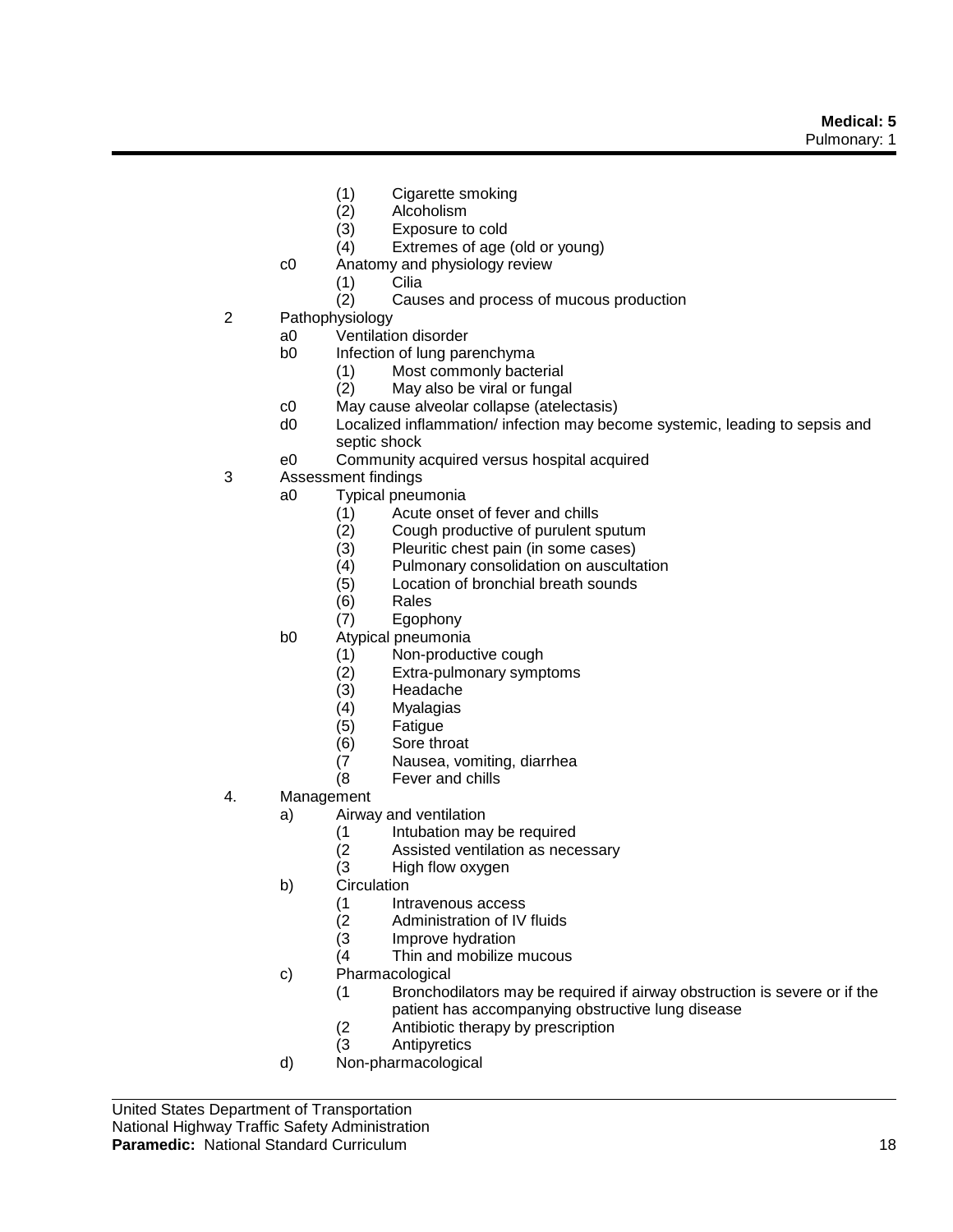- (1) Cigarette smoking
    - (2) Alcoholism
    - (3) Exposure to cold
    - (4) Extremes of age (old or young)
  - c0 Anatomy and physiology review
    - (1) Cilia
    - (2) Causes and process of mucous production
- 2 Pathophysiology
  - a0 Ventilation disorder
  - b0 Infection of lung parenchyma
    - (1) Most commonly bacterial
    - (2) May also be viral or fungal
  - c0 May cause alveolar collapse (atelectasis)
  - d0 Localized inflammation/ infection may become systemic, leading to sepsis and septic shock
  - e0 Community acquired versus hospital acquired
- 3 Assessment findings
  - a0 Typical pneumonia
    - (1) Acute onset of fever and chills
    - (2) Cough productive of purulent sputum
    - (3) Pleuritic chest pain (in some cases)
    - (4) Pulmonary consolidation on auscultation
    - (5) Location of bronchial breath sounds
    - (6) Rales
    - (7) Egophony
  - b0 Atypical pneumonia
    - (1) Non-productive cough
    - (2) Extra-pulmonary symptoms
    - (3) Headache
    - (4) Myalagias
    - (5) Fatigue
    - (6) Sore throat
    - (7 Nausea, vomiting, diarrhea
    - (8 Fever and chills
- 4. Management
  - a) Airway and ventilation
    - (1 Intubation may be required
    - (2 Assisted ventilation as necessary
    - (3 High flow oxygen
  - b) Circulation
    - (1 Intravenous access
    - (2 Administration of IV fluids
    - (3 Improve hydration
    - (4 Thin and mobilize mucous
  - c) Pharmacological
    - (1 Bronchodilators may be required if airway obstruction is severe or if the patient has accompanying obstructive lung disease
    - (2 Antibiotic therapy by prescription
    - (3 Antipyretics
  - d) Non-pharmacological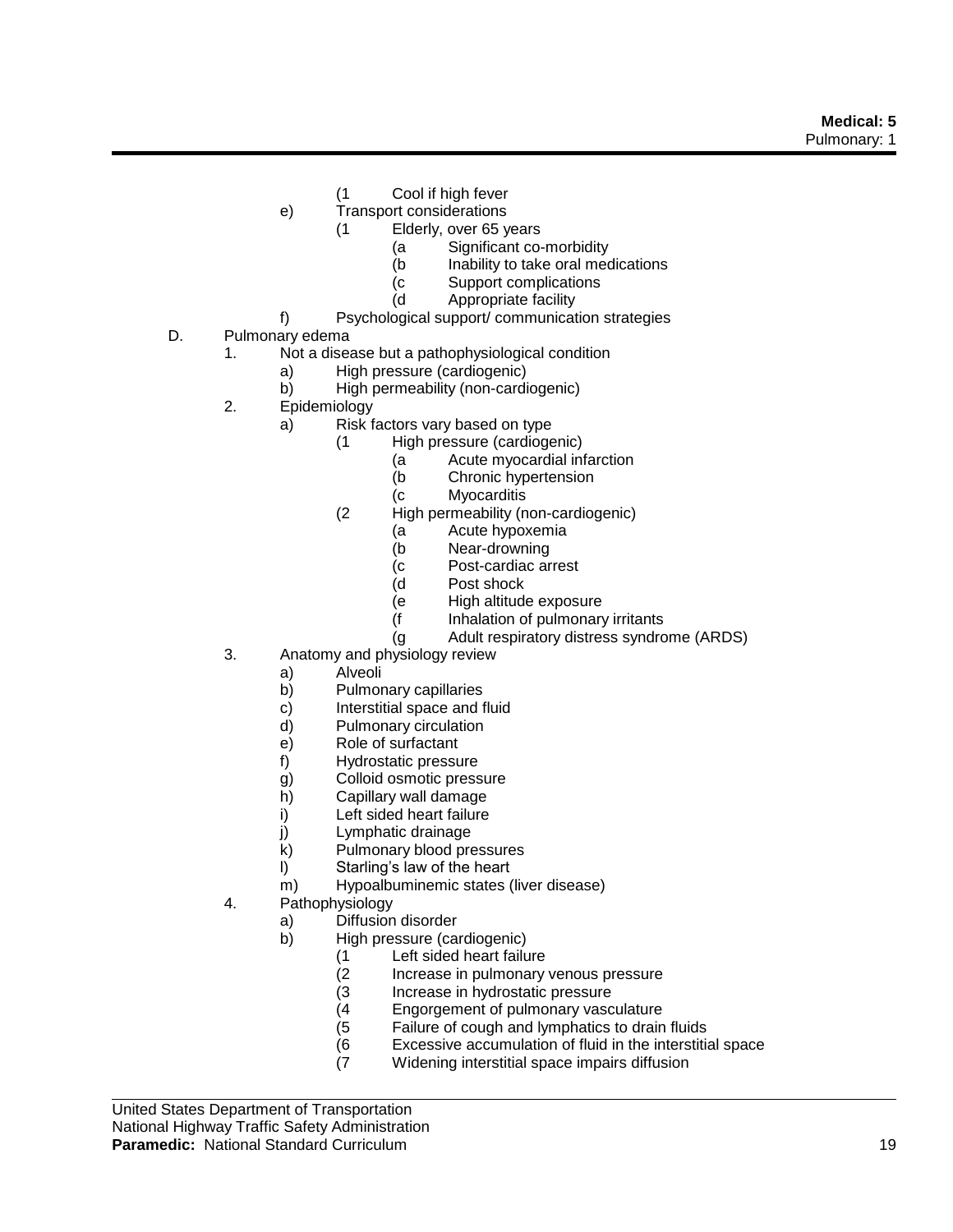(1 Cool if high fever

e) Transport considerations

(1 Elderly, over 65 years

(a Significant co-morbidity

(b Inability to take oral medications

(c Support complications

(d Appropriate facility

f) Psychological support/ communication strategies

D. Pulmonary edema

1. Not a disease but a pathophysiological condition

a) High pressure (cardiogenic)

b) High permeability (non-cardiogenic)

2. Epidemiology

a) Risk factors vary based on type

(1 High pressure (cardiogenic)

(a Acute myocardial infarction

(b Chronic hypertension

(c Myocarditis

(2 High permeability (non-cardiogenic)

(a Acute hypoxemia

(b Near-drowning

(c Post-cardiac arrest

(d Post shock

(e High altitude exposure

(f Inhalation of pulmonary irritants

(g Adult respiratory distress syndrome (ARDS)

3. Anatomy and physiology review

a) Alveoli

b) Pulmonary capillaries

c) Interstitial space and fluid

d) Pulmonary circulation

e) Role of surfactant

f) Hydrostatic pressure

g) Colloid osmotic pressure

h) Capillary wall damage

i) Left sided heart failure

j) Lymphatic drainage

k) Pulmonary blood pressures

l) Starling's law of the heart

m) Hypoalbuminemic states (liver disease)

4. Pathophysiology

a) Diffusion disorder

b) High pressure (cardiogenic)

(1 Left sided heart failure

(2 Increase in pulmonary venous pressure

(3 Increase in hydrostatic pressure

(4 Engorgement of pulmonary vasculature

(5 Failure of cough and lymphatics to drain fluids

(6 Excessive accumulation of fluid in the interstitial space

(7 Widening interstitial space impairs diffusion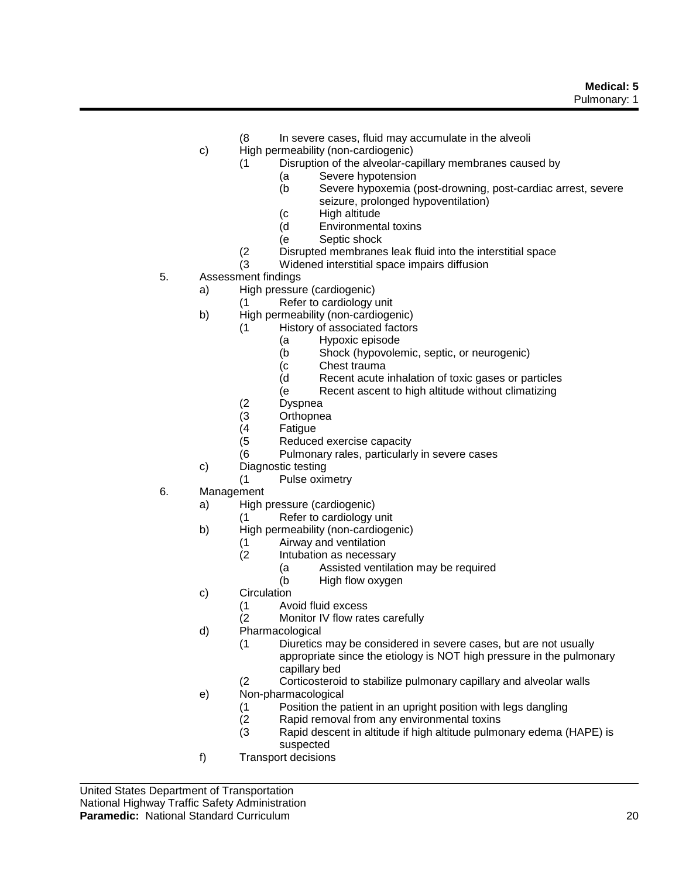(8 In severe cases, fluid may accumulate in the alveoli

c) High permeability (non-cardiogenic)

  (1 Disruption of the alveolar-capillary membranes caused by

    (a Severe hypotension

    (b Severe hypoxemia (post-drowning, post-cardiac arrest, severe seizure, prolonged hypoventilation)

    (c High altitude

    (d Environmental toxins

    (e Septic shock

  (2 Disrupted membranes leak fluid into the interstitial space

  (3 Widened interstitial space impairs diffusion

5. Assessment findings

  a) High pressure (cardiogenic)

    (1 Refer to cardiology unit

  b) High permeability (non-cardiogenic)

    (1 History of associated factors

      (a Hypoxic episode

      (b Shock (hypovolemic, septic, or neurogenic)

      (c Chest trauma

      (d Recent acute inhalation of toxic gases or particles

      (e Recent ascent to high altitude without climatizing

    (2 Dyspnea

    (3 Orthopnea

    (4 Fatigue

    (5 Reduced exercise capacity

    (6 Pulmonary rales, particularly in severe cases

  c) Diagnostic testing

    (1 Pulse oximetry

6. Management

  a) High pressure (cardiogenic)

    (1 Refer to cardiology unit

  b) High permeability (non-cardiogenic)

    (1 Airway and ventilation

    (2 Intubation as necessary

      (a Assisted ventilation may be required

      (b High flow oxygen

  c) Circulation

    (1 Avoid fluid excess

    (2 Monitor IV flow rates carefully

  d) Pharmacological

    (1 Diuretics may be considered in severe cases, but are not usually appropriate since the etiology is NOT high pressure in the pulmonary capillary bed

    (2 Corticosteroid to stabilize pulmonary capillary and alveolar walls

  e) Non-pharmacological

    (1 Position the patient in an upright position with legs dangling

    (2 Rapid removal from any environmental toxins

    (3 Rapid descent in altitude if high altitude pulmonary edema (HAPE) is suspected

  f) Transport decisions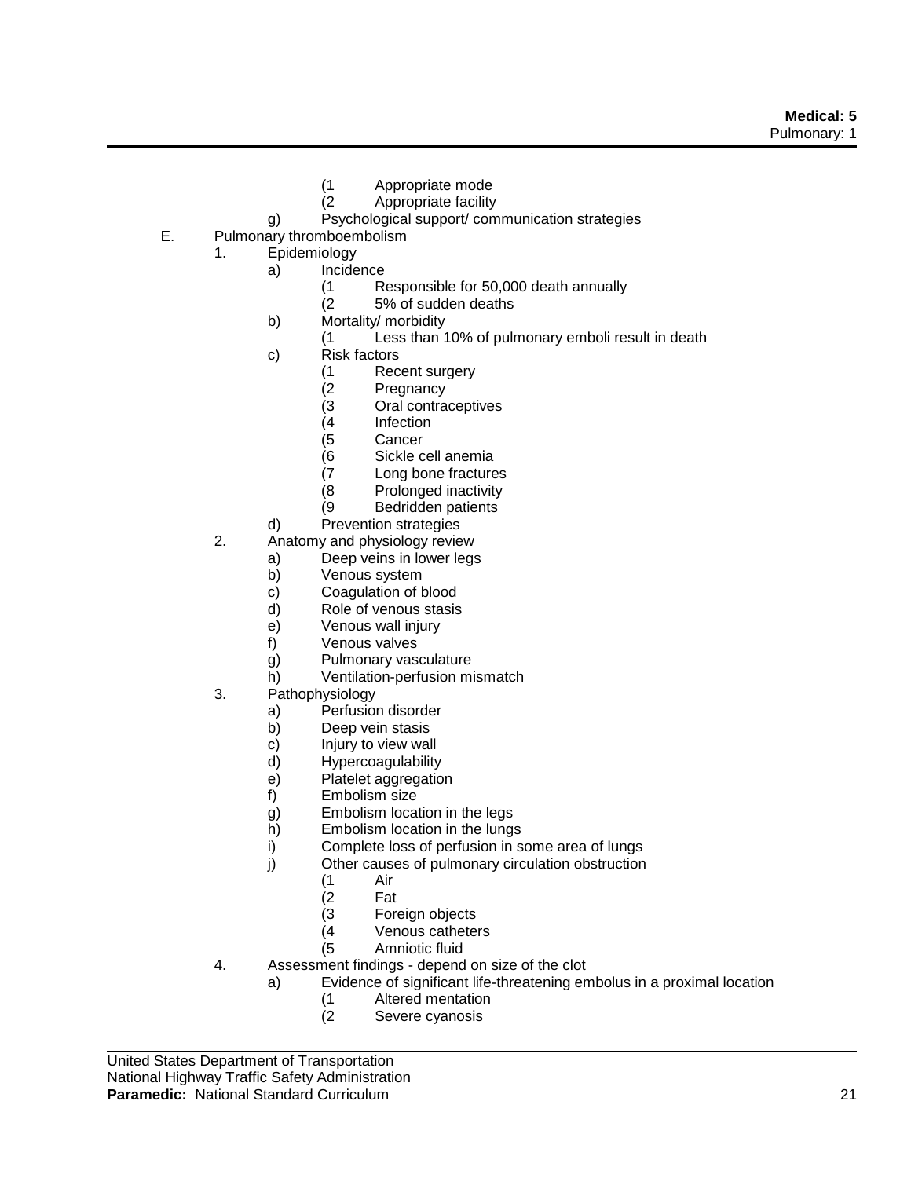(1 Appropriate mode
            (2 Appropriate facility
        g) Psychological support/ communication strategies

E. Pulmonary thromboembolism
    1. Epidemiology
        a) Incidence
            (1 Responsible for 50,000 death annually
            (2 5% of sudden deaths
        b) Mortality/ morbidity
            (1 Less than 10% of pulmonary emboli result in death
        c) Risk factors
            (1 Recent surgery
            (2 Pregnancy
            (3 Oral contraceptives
            (4 Infection
            (5 Cancer
            (6 Sickle cell anemia
            (7 Long bone fractures
            (8 Prolonged inactivity
            (9 Bedridden patients
        d) Prevention strategies
    2. Anatomy and physiology review
        a) Deep veins in lower legs
        b) Venous system
        c) Coagulation of blood
        d) Role of venous stasis
        e) Venous wall injury
        f) Venous valves
        g) Pulmonary vasculature
        h) Ventilation-perfusion mismatch
    3. Pathophysiology
        a) Perfusion disorder
        b) Deep vein stasis
        c) Injury to view wall
        d) Hypercoagulability
        e) Platelet aggregation
        f) Embolism size
        g) Embolism location in the legs
        h) Embolism location in the lungs
        i) Complete loss of perfusion in some area of lungs
        j) Other causes of pulmonary circulation obstruction
            (1 Air
            (2 Fat
            (3 Foreign objects
            (4 Venous catheters
            (5 Amniotic fluid
    4. Assessment findings - depend on size of the clot
        a) Evidence of significant life-threatening embolus in a proximal location
            (1 Altered mentation
            (2 Severe cyanosis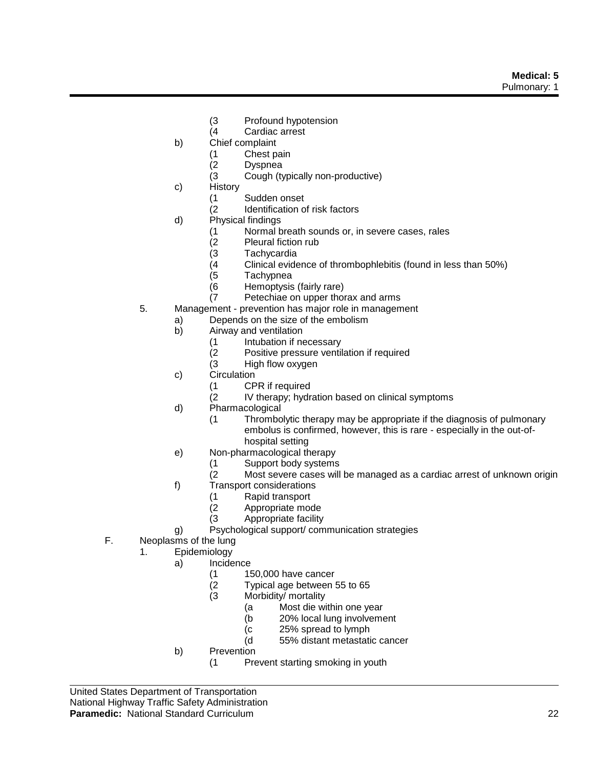(3 Profound hypotension
(4 Cardiac arrest

b) Chief complaint
  (1 Chest pain
  (2 Dyspnea
  (3 Cough (typically non-productive)

c) History
  (1 Sudden onset
  (2 Identification of risk factors

d) Physical findings
  (1 Normal breath sounds or, in severe cases, rales
  (2 Pleural fiction rub
  (3 Tachycardia
  (4 Clinical evidence of thrombophlebitis (found in less than 50%)
  (5 Tachypnea
  (6 Hemoptysis (fairly rare)
  (7 Petechiae on upper thorax and arms

5. Management - prevention has major role in management
  a) Depends on the size of the embolism
  b) Airway and ventilation
    (1 Intubation if necessary
    (2 Positive pressure ventilation if required
    (3 High flow oxygen
  c) Circulation
    (1 CPR if required
    (2 IV therapy; hydration based on clinical symptoms
  d) Pharmacological
    (1 Thrombolytic therapy may be appropriate if the diagnosis of pulmonary embolus is confirmed, however, this is rare - especially in the out-of-hospital setting
  e) Non-pharmacological therapy
    (1 Support body systems
    (2 Most severe cases will be managed as a cardiac arrest of unknown origin
  f) Transport considerations
    (1 Rapid transport
    (2 Appropriate mode
    (3 Appropriate facility
  g) Psychological support/ communication strategies

F. Neoplasms of the lung
  1. Epidemiology
    a) Incidence
      (1 150,000 have cancer
      (2 Typical age between 55 to 65
      (3 Morbidity/ mortality
        (a Most die within one year
        (b 20% local lung involvement
        (c 25% spread to lymph
        (d 55% distant metastatic cancer
    b) Prevention
      (1 Prevent starting smoking in youth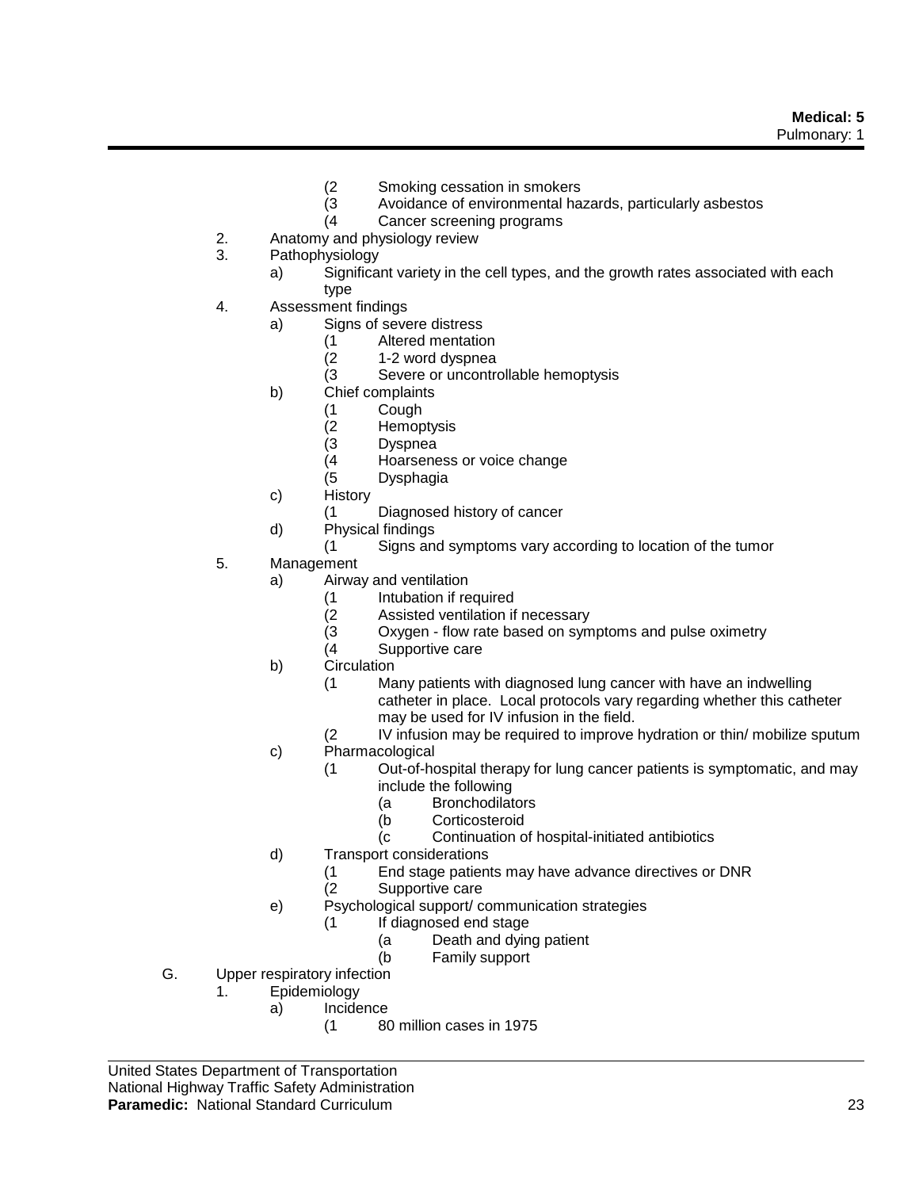(2 Smoking cessation in smokers
(3 Avoidance of environmental hazards, particularly asbestos
(4 Cancer screening programs

2. Anatomy and physiology review
3. Pathophysiology
    a) Significant variety in the cell types, and the growth rates associated with each type
4. Assessment findings
    a) Signs of severe distress
        (1 Altered mentation
        (2 1-2 word dyspnea
        (3 Severe or uncontrollable hemoptysis
    b) Chief complaints
        (1 Cough
        (2 Hemoptysis
        (3 Dyspnea
        (4 Hoarseness or voice change
        (5 Dysphagia
    c) History
        (1 Diagnosed history of cancer
    d) Physical findings
        (1 Signs and symptoms vary according to location of the tumor
5. Management
    a) Airway and ventilation
        (1 Intubation if required
        (2 Assisted ventilation if necessary
        (3 Oxygen - flow rate based on symptoms and pulse oximetry
        (4 Supportive care
    b) Circulation
        (1 Many patients with diagnosed lung cancer with have an indwelling catheter in place. Local protocols vary regarding whether this catheter may be used for IV infusion in the field.
        (2 IV infusion may be required to improve hydration or thin/ mobilize sputum
    c) Pharmacological
        (1 Out-of-hospital therapy for lung cancer patients is symptomatic, and may include the following
            (a Bronchodilators
            (b Corticosteroid
            (c Continuation of hospital-initiated antibiotics
    d) Transport considerations
        (1 End stage patients may have advance directives or DNR
        (2 Supportive care
    e) Psychological support/ communication strategies
        (1 If diagnosed end stage
            (a Death and dying patient
            (b Family support

G. Upper respiratory infection
1. Epidemiology
    a) Incidence
        (1 80 million cases in 1975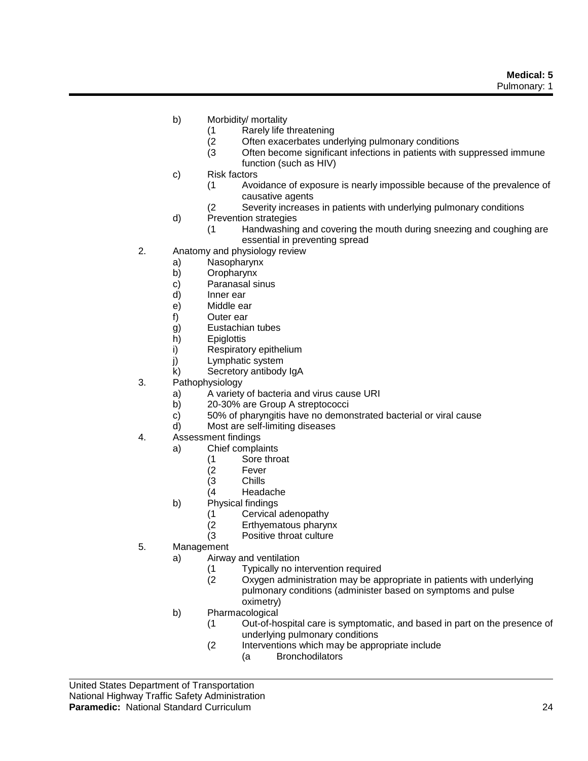b) Morbidity/ mortality
   (1 Rarely life threatening
   (2 Often exacerbates underlying pulmonary conditions
   (3 Often become significant infections in patients with suppressed immune function (such as HIV)

c) Risk factors
   (1 Avoidance of exposure is nearly impossible because of the prevalence of causative agents
   (2 Severity increases in patients with underlying pulmonary conditions

d) Prevention strategies
   (1 Handwashing and covering the mouth during sneezing and coughing are essential in preventing spread

2. Anatomy and physiology review
   a) Nasopharynx
   b) Oropharynx
   c) Paranasal sinus
   d) Inner ear
   e) Middle ear
   f) Outer ear
   g) Eustachian tubes
   h) Epiglottis
   i) Respiratory epithelium
   j) Lymphatic system
   k) Secretory antibody IgA

3. Pathophysiology
   a) A variety of bacteria and virus cause URI
   b) 20-30% are Group A streptococci
   c) 50% of pharyngitis have no demonstrated bacterial or viral cause
   d) Most are self-limiting diseases

4. Assessment findings
   a) Chief complaints
      (1 Sore throat
      (2 Fever
      (3 Chills
      (4 Headache
   b) Physical findings
      (1 Cervical adenopathy
      (2 Erthyematous pharynx
      (3 Positive throat culture

5. Management
   a) Airway and ventilation
      (1 Typically no intervention required
      (2 Oxygen administration may be appropriate in patients with underlying pulmonary conditions (administer based on symptoms and pulse oximetry)
   b) Pharmacological
      (1 Out-of-hospital care is symptomatic, and based in part on the presence of underlying pulmonary conditions
      (2 Interventions which may be appropriate include
         (a Bronchodilators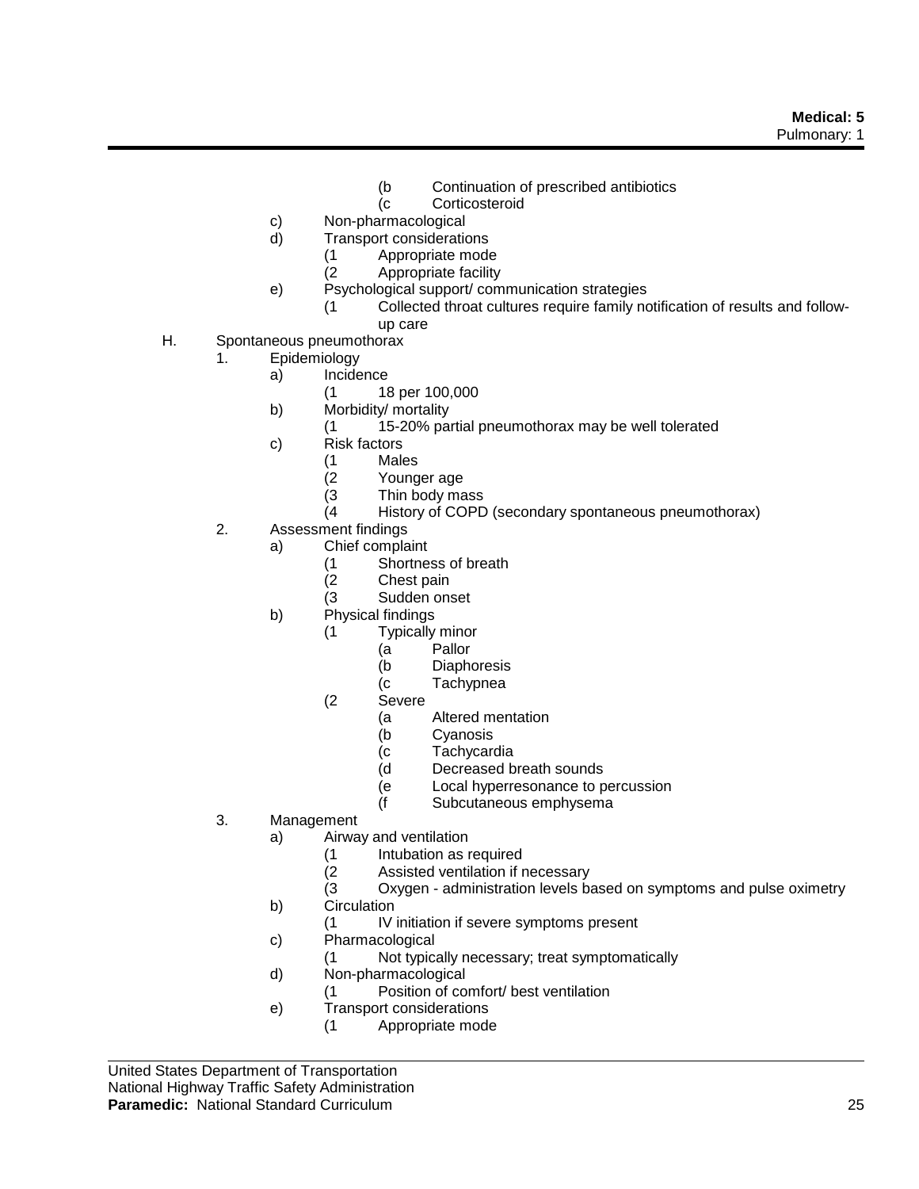- (b Continuation of prescribed antibiotics
- (c Corticosteroid

c) Non-pharmacological

d) Transport considerations
- (1 Appropriate mode
- (2 Appropriate facility

e) Psychological support/ communication strategies
- (1 Collected throat cultures require family notification of results and follow-up care

H. Spontaneous pneumothorax

1. Epidemiology
   a) Incidence
      - (1 18 per 100,000
   b) Morbidity/ mortality
      - (1 15-20% partial pneumothorax may be well tolerated
   c) Risk factors
      - (1 Males
      - (2 Younger age
      - (3 Thin body mass
      - (4 History of COPD (secondary spontaneous pneumothorax)
2. Assessment findings
   a) Chief complaint
      - (1 Shortness of breath
      - (2 Chest pain
      - (3 Sudden onset
   b) Physical findings
      - (1 Typically minor
        - (a Pallor
        - (b Diaphoresis
        - (c Tachypnea
      - (2 Severe
        - (a Altered mentation
        - (b Cyanosis
        - (c Tachycardia
        - (d Decreased breath sounds
        - (e Local hyperresonance to percussion
        - (f Subcutaneous emphysema
3. Management
   a) Airway and ventilation
      - (1 Intubation as required
      - (2 Assisted ventilation if necessary
      - (3 Oxygen - administration levels based on symptoms and pulse oximetry
   b) Circulation
      - (1 IV initiation if severe symptoms present
   c) Pharmacological
      - (1 Not typically necessary; treat symptomatically
   d) Non-pharmacological
      - (1 Position of comfort/ best ventilation
   e) Transport considerations
      - (1 Appropriate mode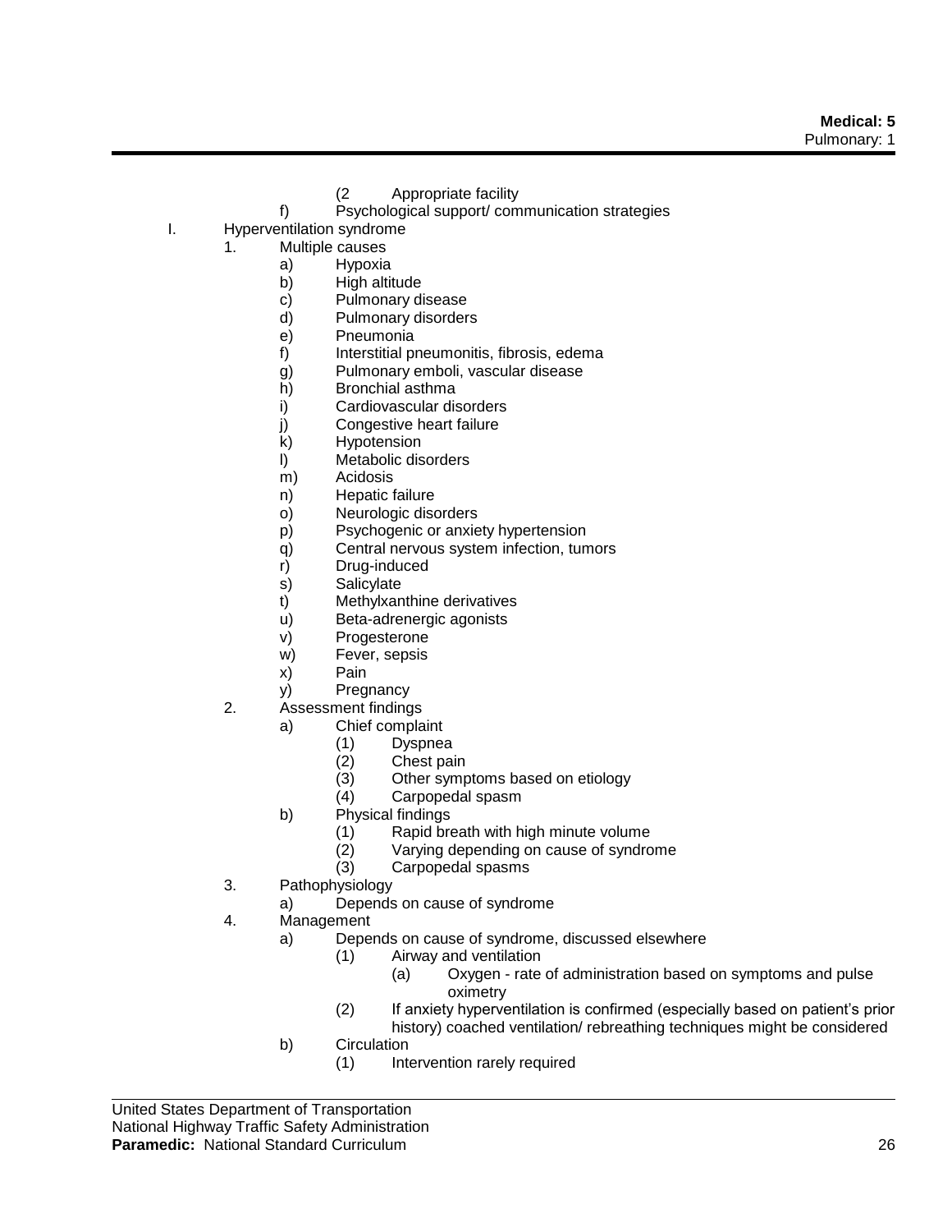- (2 Appropriate facility
- f) Psychological support/ communication strategies

I. Hyperventilation syndrome

1. Multiple causes
   - a) Hypoxia
   - b) High altitude
   - c) Pulmonary disease
   - d) Pulmonary disorders
   - e) Pneumonia
   - f) Interstitial pneumonitis, fibrosis, edema
   - g) Pulmonary emboli, vascular disease
   - h) Bronchial asthma
   - i) Cardiovascular disorders
   - j) Congestive heart failure
   - k) Hypotension
   - l) Metabolic disorders
   - m) Acidosis
   - n) Hepatic failure
   - o) Neurologic disorders
   - p) Psychogenic or anxiety hypertension
   - q) Central nervous system infection, tumors
   - r) Drug-induced
   - s) Salicylate
   - t) Methylxanthine derivatives
   - u) Beta-adrenergic agonists
   - v) Progesterone
   - w) Fever, sepsis
   - x) Pain
   - y) Pregnancy
2. Assessment findings
   - a) Chief complaint
     - (1) Dyspnea
     - (2) Chest pain
     - (3) Other symptoms based on etiology
     - (4) Carpopedal spasm
   - b) Physical findings
     - (1) Rapid breath with high minute volume
     - (2) Varying depending on cause of syndrome
     - (3) Carpopedal spasms
3. Pathophysiology
   - a) Depends on cause of syndrome
4. Management
   - a) Depends on cause of syndrome, discussed elsewhere
     - (1) Airway and ventilation
       - (a) Oxygen - rate of administration based on symptoms and pulse oximetry
     - (2) If anxiety hyperventilation is confirmed (especially based on patient's prior history) coached ventilation/ rebreathing techniques might be considered
   - b) Circulation
     - (1) Intervention rarely required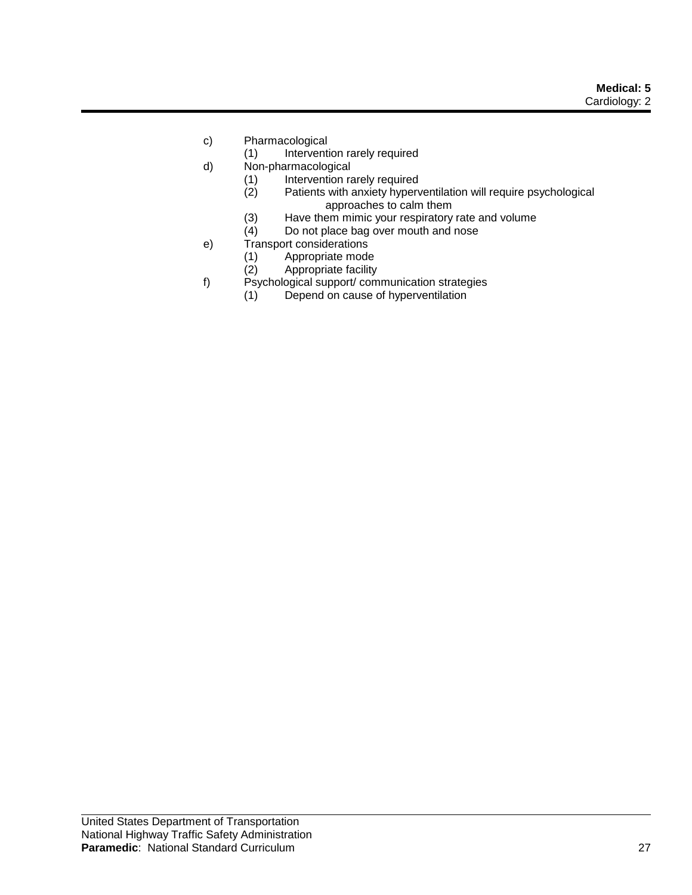c) Pharmacological
   (1) Intervention rarely required

d) Non-pharmacological
   (1) Intervention rarely required
   (2) Patients with anxiety hyperventilation will require psychological approaches to calm them
   (3) Have them mimic your respiratory rate and volume
   (4) Do not place bag over mouth and nose

e) Transport considerations
   (1) Appropriate mode
   (2) Appropriate facility

f) Psychological support/ communication strategies
   (1) Depend on cause of hyperventilation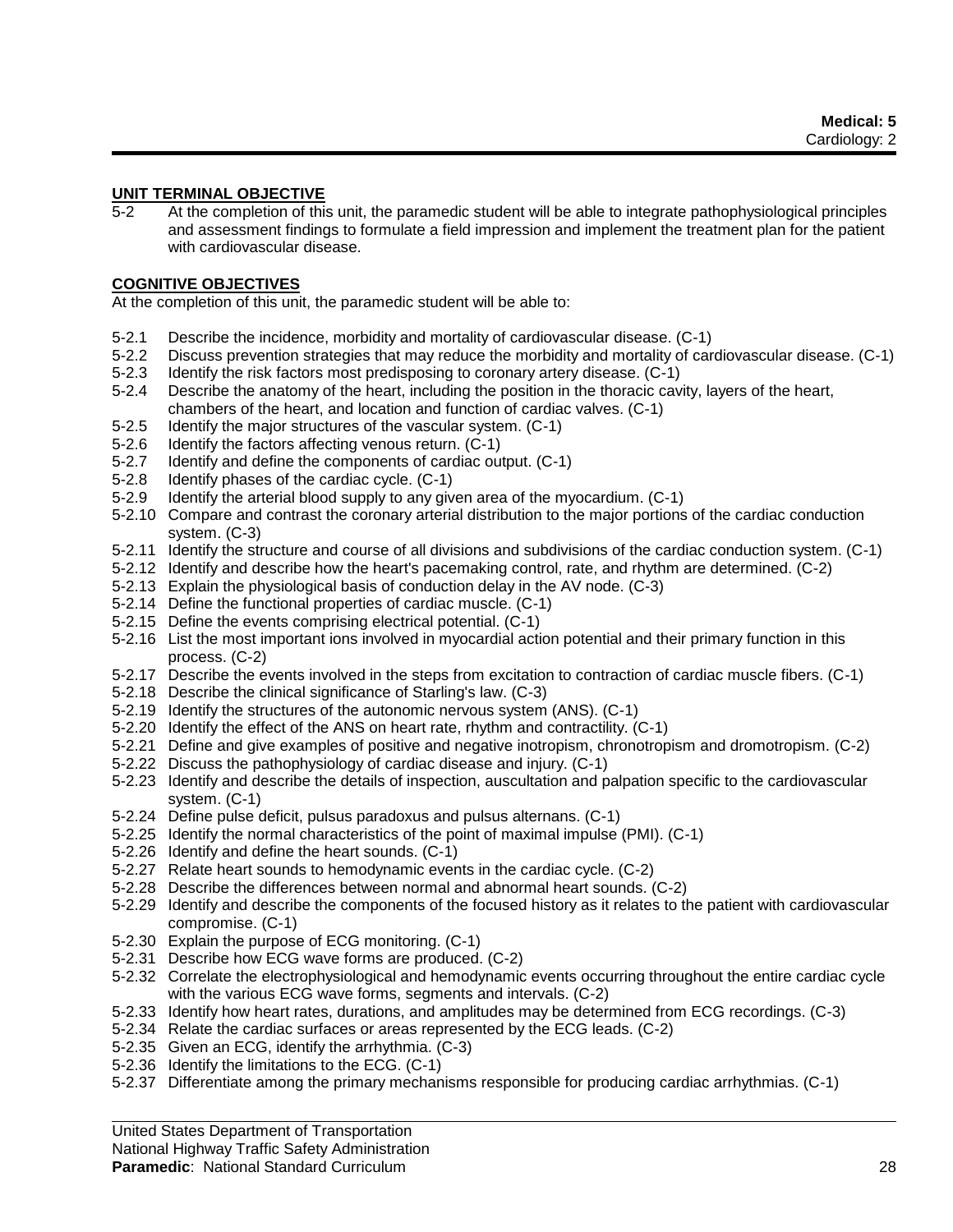**UNIT TERMINAL OBJECTIVE**

5-2 At the completion of this unit, the paramedic student will be able to integrate pathophysiological principles and assessment findings to formulate a field impression and implement the treatment plan for the patient with cardiovascular disease.

**COGNITIVE OBJECTIVES**

At the completion of this unit, the paramedic student will be able to:

- 5-2.1 Describe the incidence, morbidity and mortality of cardiovascular disease. (C-1)
- 5-2.2 Discuss prevention strategies that may reduce the morbidity and mortality of cardiovascular disease. (C-1)
- 5-2.3 Identify the risk factors most predisposing to coronary artery disease. (C-1)
- 5-2.4 Describe the anatomy of the heart, including the position in the thoracic cavity, layers of the heart, chambers of the heart, and location and function of cardiac valves. (C-1)
- 5-2.5 Identify the major structures of the vascular system. (C-1)
- 5-2.6 Identify the factors affecting venous return. (C-1)
- 5-2.7 Identify and define the components of cardiac output. (C-1)
- 5-2.8 Identify phases of the cardiac cycle. (C-1)
- 5-2.9 Identify the arterial blood supply to any given area of the myocardium. (C-1)
- 5-2.10 Compare and contrast the coronary arterial distribution to the major portions of the cardiac conduction system. (C-3)
- 5-2.11 Identify the structure and course of all divisions and subdivisions of the cardiac conduction system. (C-1)
- 5-2.12 Identify and describe how the heart's pacemaking control, rate, and rhythm are determined. (C-2)
- 5-2.13 Explain the physiological basis of conduction delay in the AV node. (C-3)
- 5-2.14 Define the functional properties of cardiac muscle. (C-1)
- 5-2.15 Define the events comprising electrical potential. (C-1)
- 5-2.16 List the most important ions involved in myocardial action potential and their primary function in this process. (C-2)
- 5-2.17 Describe the events involved in the steps from excitation to contraction of cardiac muscle fibers. (C-1)
- 5-2.18 Describe the clinical significance of Starling's law. (C-3)
- 5-2.19 Identify the structures of the autonomic nervous system (ANS). (C-1)
- 5-2.20 Identify the effect of the ANS on heart rate, rhythm and contractility. (C-1)
- 5-2.21 Define and give examples of positive and negative inotropism, chronotropism and dromotropism. (C-2)
- 5-2.22 Discuss the pathophysiology of cardiac disease and injury. (C-1)
- 5-2.23 Identify and describe the details of inspection, auscultation and palpation specific to the cardiovascular system. (C-1)
- 5-2.24 Define pulse deficit, pulsus paradoxus and pulsus alternans. (C-1)
- 5-2.25 Identify the normal characteristics of the point of maximal impulse (PMI). (C-1)
- 5-2.26 Identify and define the heart sounds. (C-1)
- 5-2.27 Relate heart sounds to hemodynamic events in the cardiac cycle. (C-2)
- 5-2.28 Describe the differences between normal and abnormal heart sounds. (C-2)
- 5-2.29 Identify and describe the components of the focused history as it relates to the patient with cardiovascular compromise. (C-1)
- 5-2.30 Explain the purpose of ECG monitoring. (C-1)
- 5-2.31 Describe how ECG wave forms are produced. (C-2)
- 5-2.32 Correlate the electrophysiological and hemodynamic events occurring throughout the entire cardiac cycle with the various ECG wave forms, segments and intervals. (C-2)
- 5-2.33 Identify how heart rates, durations, and amplitudes may be determined from ECG recordings. (C-3)
- 5-2.34 Relate the cardiac surfaces or areas represented by the ECG leads. (C-2)
- 5-2.35 Given an ECG, identify the arrhythmia. (C-3)
- 5-2.36 Identify the limitations to the ECG. (C-1)
- 5-2.37 Differentiate among the primary mechanisms responsible for producing cardiac arrhythmias. (C-1)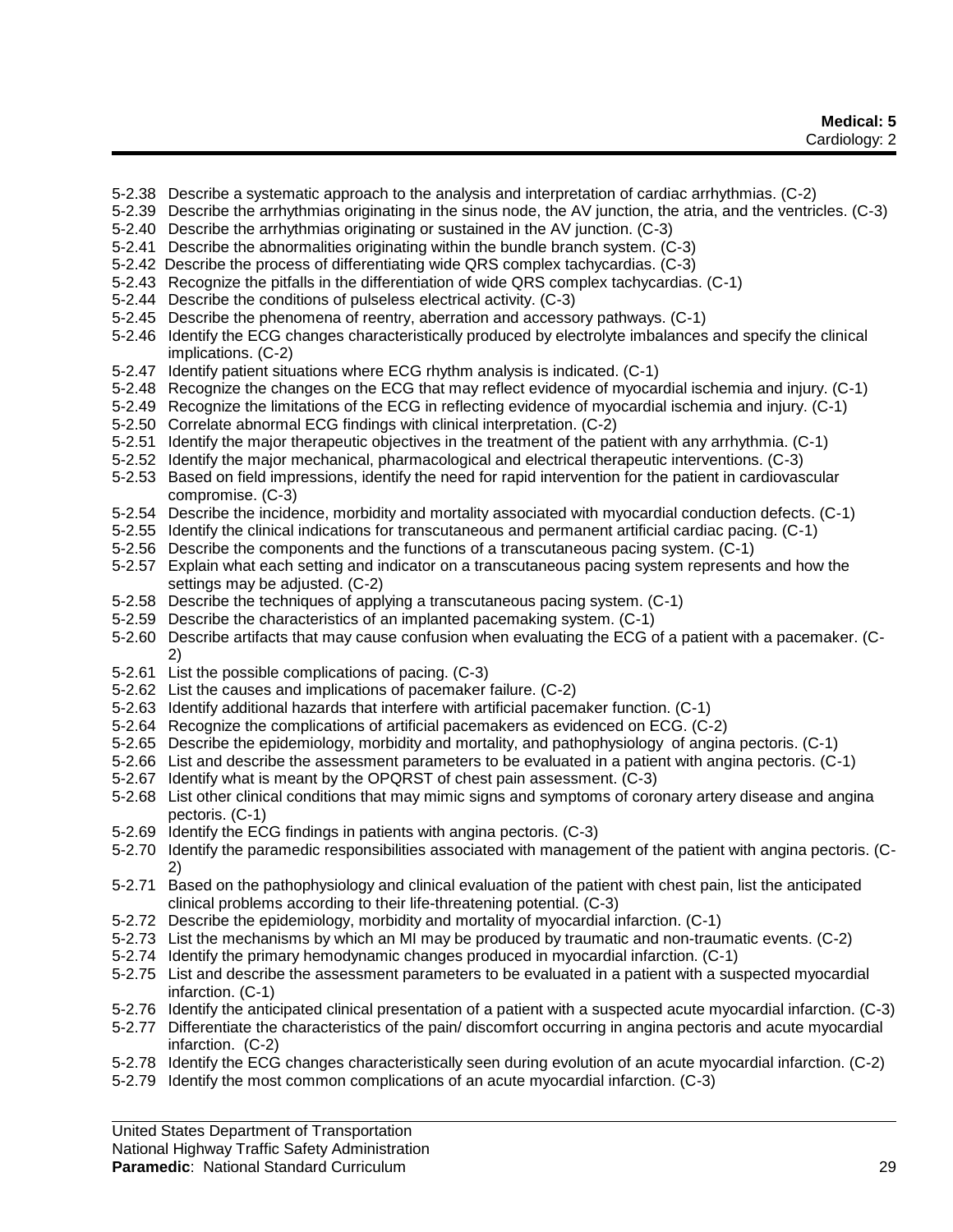5-2.38 Describe a systematic approach to the analysis and interpretation of cardiac arrhythmias. (C-2)
5-2.39 Describe the arrhythmias originating in the sinus node, the AV junction, the atria, and the ventricles. (C-3)
5-2.40 Describe the arrhythmias originating or sustained in the AV junction. (C-3)
5-2.41 Describe the abnormalities originating within the bundle branch system. (C-3)
5-2.42 Describe the process of differentiating wide QRS complex tachycardias. (C-3)
5-2.43 Recognize the pitfalls in the differentiation of wide QRS complex tachycardias. (C-1)
5-2.44 Describe the conditions of pulseless electrical activity. (C-3)
5-2.45 Describe the phenomena of reentry, aberration and accessory pathways. (C-1)
5-2.46 Identify the ECG changes characteristically produced by electrolyte imbalances and specify the clinical implications. (C-2)
5-2.47 Identify patient situations where ECG rhythm analysis is indicated. (C-1)
5-2.48 Recognize the changes on the ECG that may reflect evidence of myocardial ischemia and injury. (C-1)
5-2.49 Recognize the limitations of the ECG in reflecting evidence of myocardial ischemia and injury. (C-1)
5-2.50 Correlate abnormal ECG findings with clinical interpretation. (C-2)
5-2.51 Identify the major therapeutic objectives in the treatment of the patient with any arrhythmia. (C-1)
5-2.52 Identify the major mechanical, pharmacological and electrical therapeutic interventions. (C-3)
5-2.53 Based on field impressions, identify the need for rapid intervention for the patient in cardiovascular compromise. (C-3)
5-2.54 Describe the incidence, morbidity and mortality associated with myocardial conduction defects. (C-1)
5-2.55 Identify the clinical indications for transcutaneous and permanent artificial cardiac pacing. (C-1)
5-2.56 Describe the components and the functions of a transcutaneous pacing system. (C-1)
5-2.57 Explain what each setting and indicator on a transcutaneous pacing system represents and how the settings may be adjusted. (C-2)
5-2.58 Describe the techniques of applying a transcutaneous pacing system. (C-1)
5-2.59 Describe the characteristics of an implanted pacemaking system. (C-1)
5-2.60 Describe artifacts that may cause confusion when evaluating the ECG of a patient with a pacemaker. (C-2)
5-2.61 List the possible complications of pacing. (C-3)
5-2.62 List the causes and implications of pacemaker failure. (C-2)
5-2.63 Identify additional hazards that interfere with artificial pacemaker function. (C-1)
5-2.64 Recognize the complications of artificial pacemakers as evidenced on ECG. (C-2)
5-2.65 Describe the epidemiology, morbidity and mortality, and pathophysiology of angina pectoris. (C-1)
5-2.66 List and describe the assessment parameters to be evaluated in a patient with angina pectoris. (C-1)
5-2.67 Identify what is meant by the OPQRST of chest pain assessment. (C-3)
5-2.68 List other clinical conditions that may mimic signs and symptoms of coronary artery disease and angina pectoris. (C-1)
5-2.69 Identify the ECG findings in patients with angina pectoris. (C-3)
5-2.70 Identify the paramedic responsibilities associated with management of the patient with angina pectoris. (C-2)
5-2.71 Based on the pathophysiology and clinical evaluation of the patient with chest pain, list the anticipated clinical problems according to their life-threatening potential. (C-3)
5-2.72 Describe the epidemiology, morbidity and mortality of myocardial infarction. (C-1)
5-2.73 List the mechanisms by which an MI may be produced by traumatic and non-traumatic events. (C-2)
5-2.74 Identify the primary hemodynamic changes produced in myocardial infarction. (C-1)
5-2.75 List and describe the assessment parameters to be evaluated in a patient with a suspected myocardial infarction. (C-1)
5-2.76 Identify the anticipated clinical presentation of a patient with a suspected acute myocardial infarction. (C-3)
5-2.77 Differentiate the characteristics of the pain/ discomfort occurring in angina pectoris and acute myocardial infarction. (C-2)
5-2.78 Identify the ECG changes characteristically seen during evolution of an acute myocardial infarction. (C-2)
5-2.79 Identify the most common complications of an acute myocardial infarction. (C-3)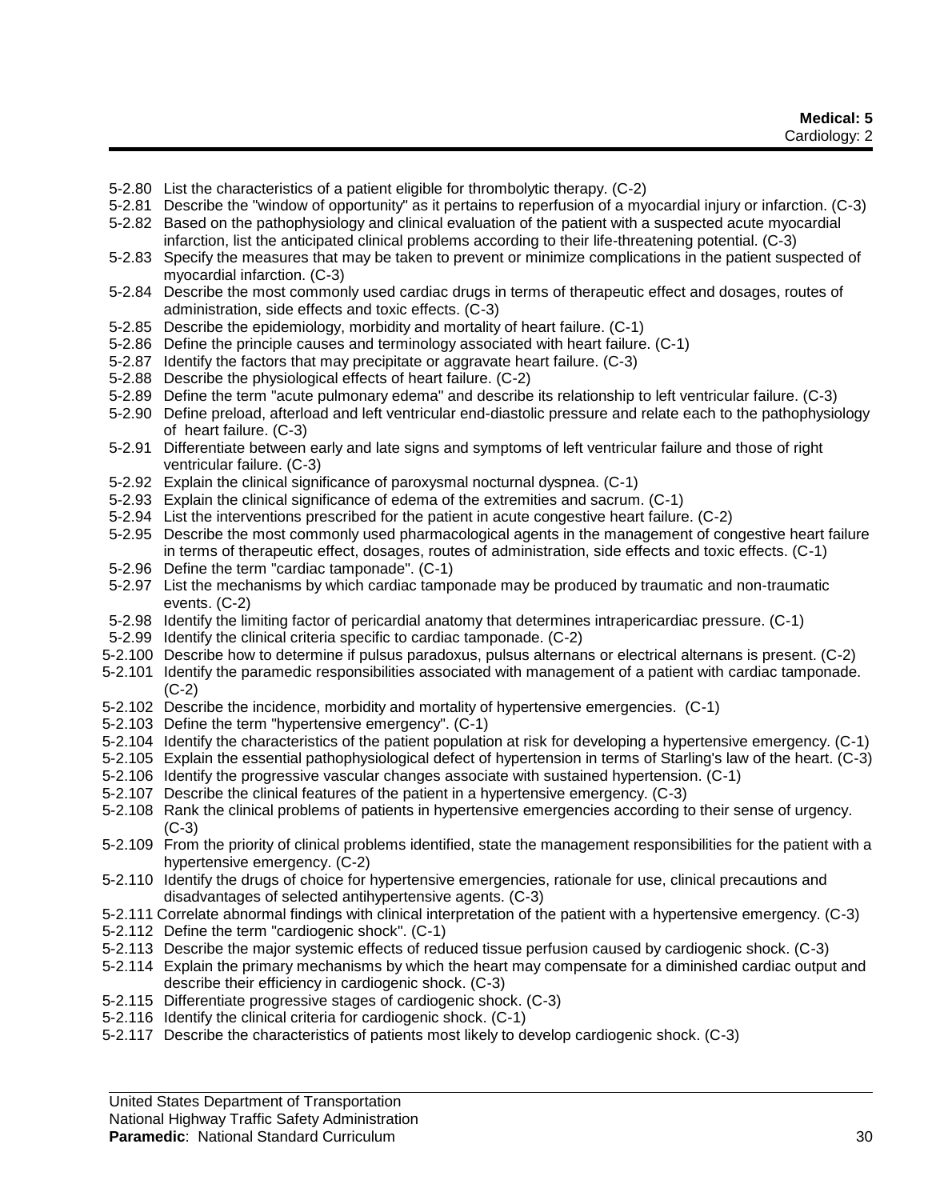5-2.80 List the characteristics of a patient eligible for thrombolytic therapy. (C-2)
5-2.81 Describe the "window of opportunity" as it pertains to reperfusion of a myocardial injury or infarction. (C-3)
5-2.82 Based on the pathophysiology and clinical evaluation of the patient with a suspected acute myocardial infarction, list the anticipated clinical problems according to their life-threatening potential. (C-3)
5-2.83 Specify the measures that may be taken to prevent or minimize complications in the patient suspected of myocardial infarction. (C-3)
5-2.84 Describe the most commonly used cardiac drugs in terms of therapeutic effect and dosages, routes of administration, side effects and toxic effects. (C-3)
5-2.85 Describe the epidemiology, morbidity and mortality of heart failure. (C-1)
5-2.86 Define the principle causes and terminology associated with heart failure. (C-1)
5-2.87 Identify the factors that may precipitate or aggravate heart failure. (C-3)
5-2.88 Describe the physiological effects of heart failure. (C-2)
5-2.89 Define the term "acute pulmonary edema" and describe its relationship to left ventricular failure. (C-3)
5-2.90 Define preload, afterload and left ventricular end-diastolic pressure and relate each to the pathophysiology of heart failure. (C-3)
5-2.91 Differentiate between early and late signs and symptoms of left ventricular failure and those of right ventricular failure. (C-3)
5-2.92 Explain the clinical significance of paroxysmal nocturnal dyspnea. (C-1)
5-2.93 Explain the clinical significance of edema of the extremities and sacrum. (C-1)
5-2.94 List the interventions prescribed for the patient in acute congestive heart failure. (C-2)
5-2.95 Describe the most commonly used pharmacological agents in the management of congestive heart failure in terms of therapeutic effect, dosages, routes of administration, side effects and toxic effects. (C-1)
5-2.96 Define the term "cardiac tamponade". (C-1)
5-2.97 List the mechanisms by which cardiac tamponade may be produced by traumatic and non-traumatic events. (C-2)
5-2.98 Identify the limiting factor of pericardial anatomy that determines intrapericardiac pressure. (C-1)
5-2.99 Identify the clinical criteria specific to cardiac tamponade. (C-2)
5-2.100 Describe how to determine if pulsus paradoxus, pulsus alternans or electrical alternans is present. (C-2)
5-2.101 Identify the paramedic responsibilities associated with management of a patient with cardiac tamponade. (C-2)
5-2.102 Describe the incidence, morbidity and mortality of hypertensive emergencies. (C-1)
5-2.103 Define the term "hypertensive emergency". (C-1)
5-2.104 Identify the characteristics of the patient population at risk for developing a hypertensive emergency. (C-1)
5-2.105 Explain the essential pathophysiological defect of hypertension in terms of Starling's law of the heart. (C-3)
5-2.106 Identify the progressive vascular changes associate with sustained hypertension. (C-1)
5-2.107 Describe the clinical features of the patient in a hypertensive emergency. (C-3)
5-2.108 Rank the clinical problems of patients in hypertensive emergencies according to their sense of urgency. (C-3)
5-2.109 From the priority of clinical problems identified, state the management responsibilities for the patient with a hypertensive emergency. (C-2)
5-2.110 Identify the drugs of choice for hypertensive emergencies, rationale for use, clinical precautions and disadvantages of selected antihypertensive agents. (C-3)
5-2.111 Correlate abnormal findings with clinical interpretation of the patient with a hypertensive emergency. (C-3)
5-2.112 Define the term "cardiogenic shock". (C-1)
5-2.113 Describe the major systemic effects of reduced tissue perfusion caused by cardiogenic shock. (C-3)
5-2.114 Explain the primary mechanisms by which the heart may compensate for a diminished cardiac output and describe their efficiency in cardiogenic shock. (C-3)
5-2.115 Differentiate progressive stages of cardiogenic shock. (C-3)
5-2.116 Identify the clinical criteria for cardiogenic shock. (C-1)
5-2.117 Describe the characteristics of patients most likely to develop cardiogenic shock. (C-3)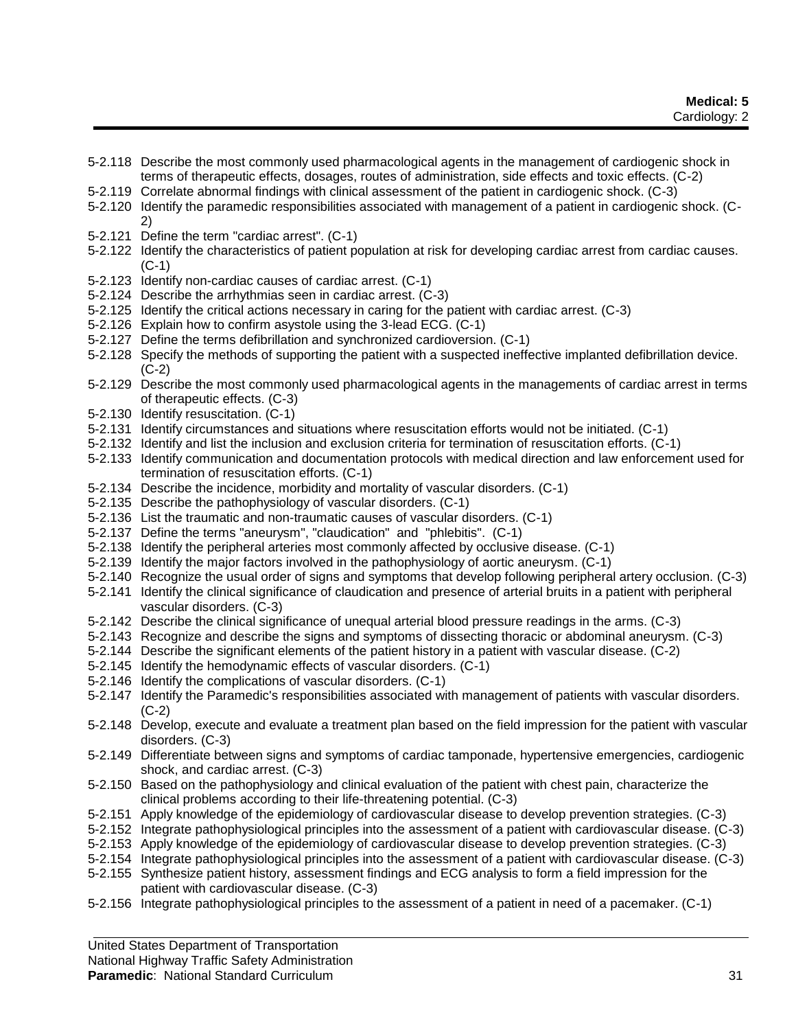5-2.118 Describe the most commonly used pharmacological agents in the management of cardiogenic shock in terms of therapeutic effects, dosages, routes of administration, side effects and toxic effects. (C-2)
5-2.119 Correlate abnormal findings with clinical assessment of the patient in cardiogenic shock. (C-3)
5-2.120 Identify the paramedic responsibilities associated with management of a patient in cardiogenic shock. (C-2)
5-2.121 Define the term "cardiac arrest". (C-1)
5-2.122 Identify the characteristics of patient population at risk for developing cardiac arrest from cardiac causes. (C-1)
5-2.123 Identify non-cardiac causes of cardiac arrest. (C-1)
5-2.124 Describe the arrhythmias seen in cardiac arrest. (C-3)
5-2.125 Identify the critical actions necessary in caring for the patient with cardiac arrest. (C-3)
5-2.126 Explain how to confirm asystole using the 3-lead ECG. (C-1)
5-2.127 Define the terms defibrillation and synchronized cardioversion. (C-1)
5-2.128 Specify the methods of supporting the patient with a suspected ineffective implanted defibrillation device. (C-2)
5-2.129 Describe the most commonly used pharmacological agents in the managements of cardiac arrest in terms of therapeutic effects. (C-3)
5-2.130 Identify resuscitation. (C-1)
5-2.131 Identify circumstances and situations where resuscitation efforts would not be initiated. (C-1)
5-2.132 Identify and list the inclusion and exclusion criteria for termination of resuscitation efforts. (C-1)
5-2.133 Identify communication and documentation protocols with medical direction and law enforcement used for termination of resuscitation efforts. (C-1)
5-2.134 Describe the incidence, morbidity and mortality of vascular disorders. (C-1)
5-2.135 Describe the pathophysiology of vascular disorders. (C-1)
5-2.136 List the traumatic and non-traumatic causes of vascular disorders. (C-1)
5-2.137 Define the terms "aneurysm", "claudication" and "phlebitis". (C-1)
5-2.138 Identify the peripheral arteries most commonly affected by occlusive disease. (C-1)
5-2.139 Identify the major factors involved in the pathophysiology of aortic aneurysm. (C-1)
5-2.140 Recognize the usual order of signs and symptoms that develop following peripheral artery occlusion. (C-3)
5-2.141 Identify the clinical significance of claudication and presence of arterial bruits in a patient with peripheral vascular disorders. (C-3)
5-2.142 Describe the clinical significance of unequal arterial blood pressure readings in the arms. (C-3)
5-2.143 Recognize and describe the signs and symptoms of dissecting thoracic or abdominal aneurysm. (C-3)
5-2.144 Describe the significant elements of the patient history in a patient with vascular disease. (C-2)
5-2.145 Identify the hemodynamic effects of vascular disorders. (C-1)
5-2.146 Identify the complications of vascular disorders. (C-1)
5-2.147 Identify the Paramedic's responsibilities associated with management of patients with vascular disorders. (C-2)
5-2.148 Develop, execute and evaluate a treatment plan based on the field impression for the patient with vascular disorders. (C-3)
5-2.149 Differentiate between signs and symptoms of cardiac tamponade, hypertensive emergencies, cardiogenic shock, and cardiac arrest. (C-3)
5-2.150 Based on the pathophysiology and clinical evaluation of the patient with chest pain, characterize the clinical problems according to their life-threatening potential. (C-3)
5-2.151 Apply knowledge of the epidemiology of cardiovascular disease to develop prevention strategies. (C-3)
5-2.152 Integrate pathophysiological principles into the assessment of a patient with cardiovascular disease. (C-3)
5-2.153 Apply knowledge of the epidemiology of cardiovascular disease to develop prevention strategies. (C-3)
5-2.154 Integrate pathophysiological principles into the assessment of a patient with cardiovascular disease. (C-3)
5-2.155 Synthesize patient history, assessment findings and ECG analysis to form a field impression for the patient with cardiovascular disease. (C-3)
5-2.156 Integrate pathophysiological principles to the assessment of a patient in need of a pacemaker. (C-1)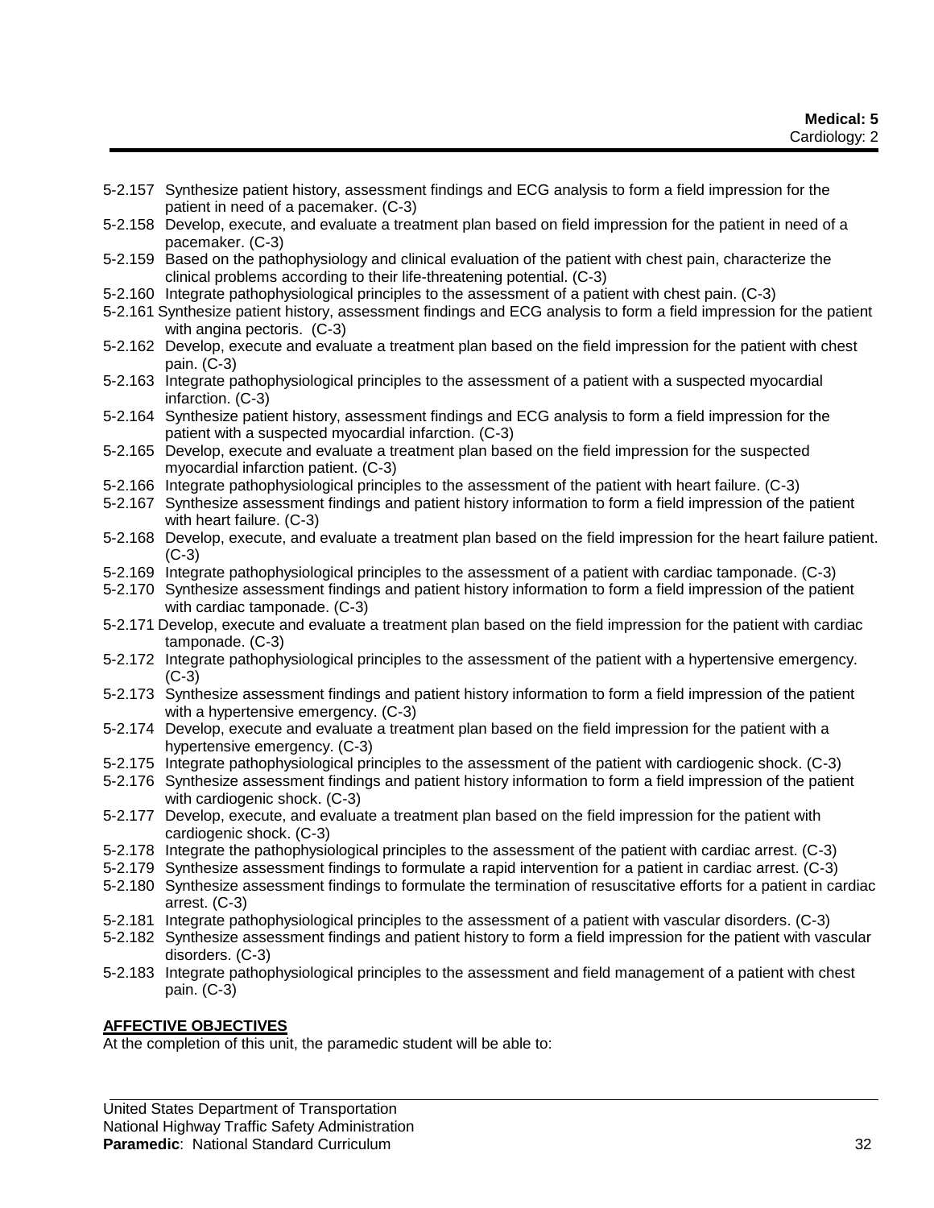5-2.157 Synthesize patient history, assessment findings and ECG analysis to form a field impression for the patient in need of a pacemaker. (C-3)
5-2.158 Develop, execute, and evaluate a treatment plan based on field impression for the patient in need of a pacemaker. (C-3)
5-2.159 Based on the pathophysiology and clinical evaluation of the patient with chest pain, characterize the clinical problems according to their life-threatening potential. (C-3)
5-2.160 Integrate pathophysiological principles to the assessment of a patient with chest pain. (C-3)
5-2.161 Synthesize patient history, assessment findings and ECG analysis to form a field impression for the patient with angina pectoris. (C-3)
5-2.162 Develop, execute and evaluate a treatment plan based on the field impression for the patient with chest pain. (C-3)
5-2.163 Integrate pathophysiological principles to the assessment of a patient with a suspected myocardial infarction. (C-3)
5-2.164 Synthesize patient history, assessment findings and ECG analysis to form a field impression for the patient with a suspected myocardial infarction. (C-3)
5-2.165 Develop, execute and evaluate a treatment plan based on the field impression for the suspected myocardial infarction patient. (C-3)
5-2.166 Integrate pathophysiological principles to the assessment of the patient with heart failure. (C-3)
5-2.167 Synthesize assessment findings and patient history information to form a field impression of the patient with heart failure. (C-3)
5-2.168 Develop, execute, and evaluate a treatment plan based on the field impression for the heart failure patient. (C-3)
5-2.169 Integrate pathophysiological principles to the assessment of a patient with cardiac tamponade. (C-3)
5-2.170 Synthesize assessment findings and patient history information to form a field impression of the patient with cardiac tamponade. (C-3)
5-2.171 Develop, execute and evaluate a treatment plan based on the field impression for the patient with cardiac tamponade. (C-3)
5-2.172 Integrate pathophysiological principles to the assessment of the patient with a hypertensive emergency. (C-3)
5-2.173 Synthesize assessment findings and patient history information to form a field impression of the patient with a hypertensive emergency. (C-3)
5-2.174 Develop, execute and evaluate a treatment plan based on the field impression for the patient with a hypertensive emergency. (C-3)
5-2.175 Integrate pathophysiological principles to the assessment of the patient with cardiogenic shock. (C-3)
5-2.176 Synthesize assessment findings and patient history information to form a field impression of the patient with cardiogenic shock. (C-3)
5-2.177 Develop, execute, and evaluate a treatment plan based on the field impression for the patient with cardiogenic shock. (C-3)
5-2.178 Integrate the pathophysiological principles to the assessment of the patient with cardiac arrest. (C-3)
5-2.179 Synthesize assessment findings to formulate a rapid intervention for a patient in cardiac arrest. (C-3)
5-2.180 Synthesize assessment findings to formulate the termination of resuscitative efforts for a patient in cardiac arrest. (C-3)
5-2.181 Integrate pathophysiological principles to the assessment of a patient with vascular disorders. (C-3)
5-2.182 Synthesize assessment findings and patient history to form a field impression for the patient with vascular disorders. (C-3)
5-2.183 Integrate pathophysiological principles to the assessment and field management of a patient with chest pain. (C-3)

## AFFECTIVE OBJECTIVES

At the completion of this unit, the paramedic student will be able to: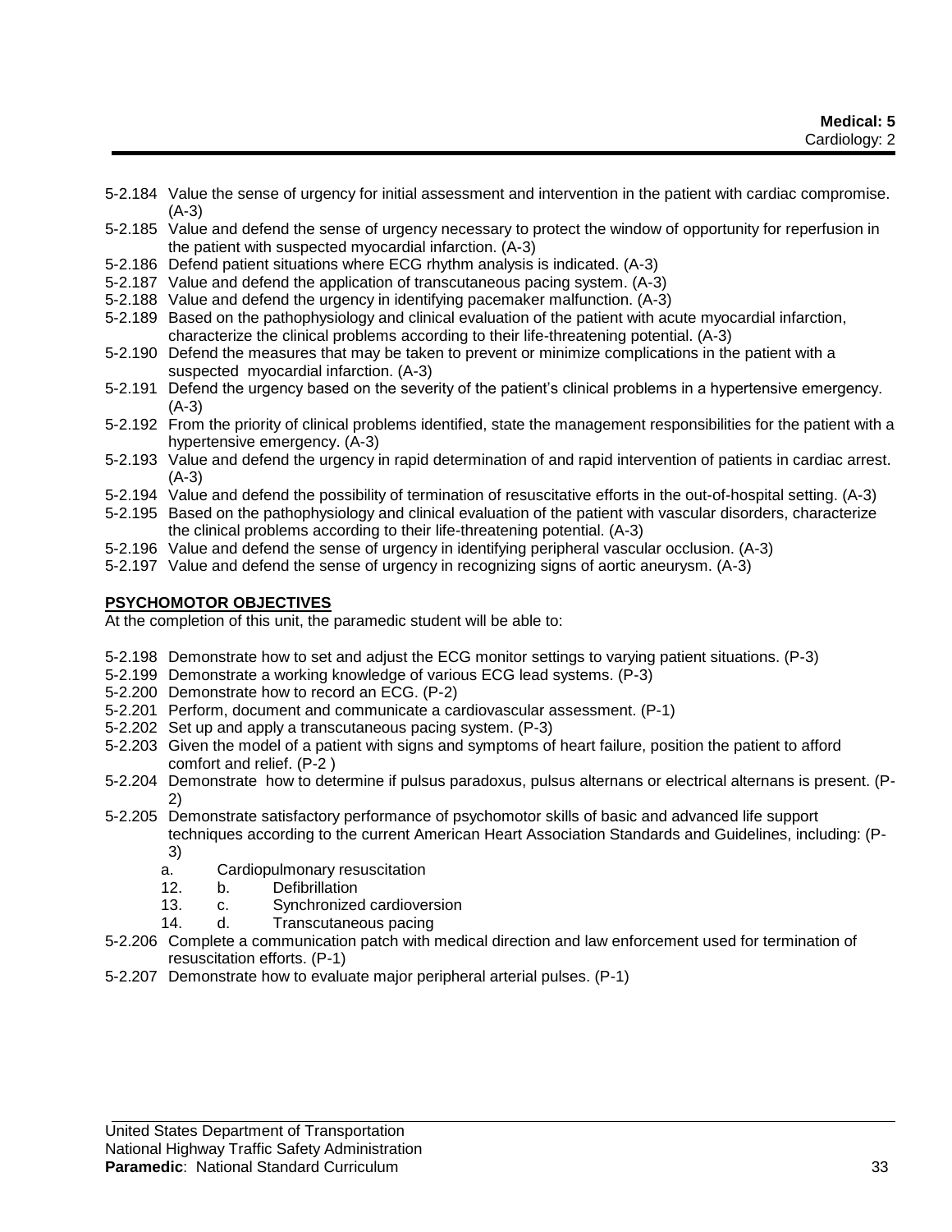5-2.184 Value the sense of urgency for initial assessment and intervention in the patient with cardiac compromise. (A-3)

5-2.185 Value and defend the sense of urgency necessary to protect the window of opportunity for reperfusion in the patient with suspected myocardial infarction. (A-3)

5-2.186 Defend patient situations where ECG rhythm analysis is indicated. (A-3)

5-2.187 Value and defend the application of transcutaneous pacing system. (A-3)

5-2.188 Value and defend the urgency in identifying pacemaker malfunction. (A-3)

5-2.189 Based on the pathophysiology and clinical evaluation of the patient with acute myocardial infarction, characterize the clinical problems according to their life-threatening potential. (A-3)

5-2.190 Defend the measures that may be taken to prevent or minimize complications in the patient with a suspected myocardial infarction. (A-3)

5-2.191 Defend the urgency based on the severity of the patient's clinical problems in a hypertensive emergency. (A-3)

5-2.192 From the priority of clinical problems identified, state the management responsibilities for the patient with a hypertensive emergency. (A-3)

5-2.193 Value and defend the urgency in rapid determination of and rapid intervention of patients in cardiac arrest. (A-3)

5-2.194 Value and defend the possibility of termination of resuscitative efforts in the out-of-hospital setting. (A-3)

5-2.195 Based on the pathophysiology and clinical evaluation of the patient with vascular disorders, characterize the clinical problems according to their life-threatening potential. (A-3)

5-2.196 Value and defend the sense of urgency in identifying peripheral vascular occlusion. (A-3)

5-2.197 Value and defend the sense of urgency in recognizing signs of aortic aneurysm. (A-3)

**PSYCHOMOTOR OBJECTIVES**

At the completion of this unit, the paramedic student will be able to:

5-2.198 Demonstrate how to set and adjust the ECG monitor settings to varying patient situations. (P-3)

5-2.199 Demonstrate a working knowledge of various ECG lead systems. (P-3)

5-2.200 Demonstrate how to record an ECG. (P-2)

5-2.201 Perform, document and communicate a cardiovascular assessment. (P-1)

5-2.202 Set up and apply a transcutaneous pacing system. (P-3)

5-2.203 Given the model of a patient with signs and symptoms of heart failure, position the patient to afford comfort and relief. (P-2 )

5-2.204 Demonstrate how to determine if pulsus paradoxus, pulsus alternans or electrical alternans is present. (P-2)

5-2.205 Demonstrate satisfactory performance of psychomotor skills of basic and advanced life support techniques according to the current American Heart Association Standards and Guidelines, including: (P-3)

- a. Cardiopulmonary resuscitation
- 12. b. Defibrillation
- 13. c. Synchronized cardioversion
- 14. d. Transcutaneous pacing

5-2.206 Complete a communication patch with medical direction and law enforcement used for termination of resuscitation efforts. (P-1)

5-2.207 Demonstrate how to evaluate major peripheral arterial pulses. (P-1)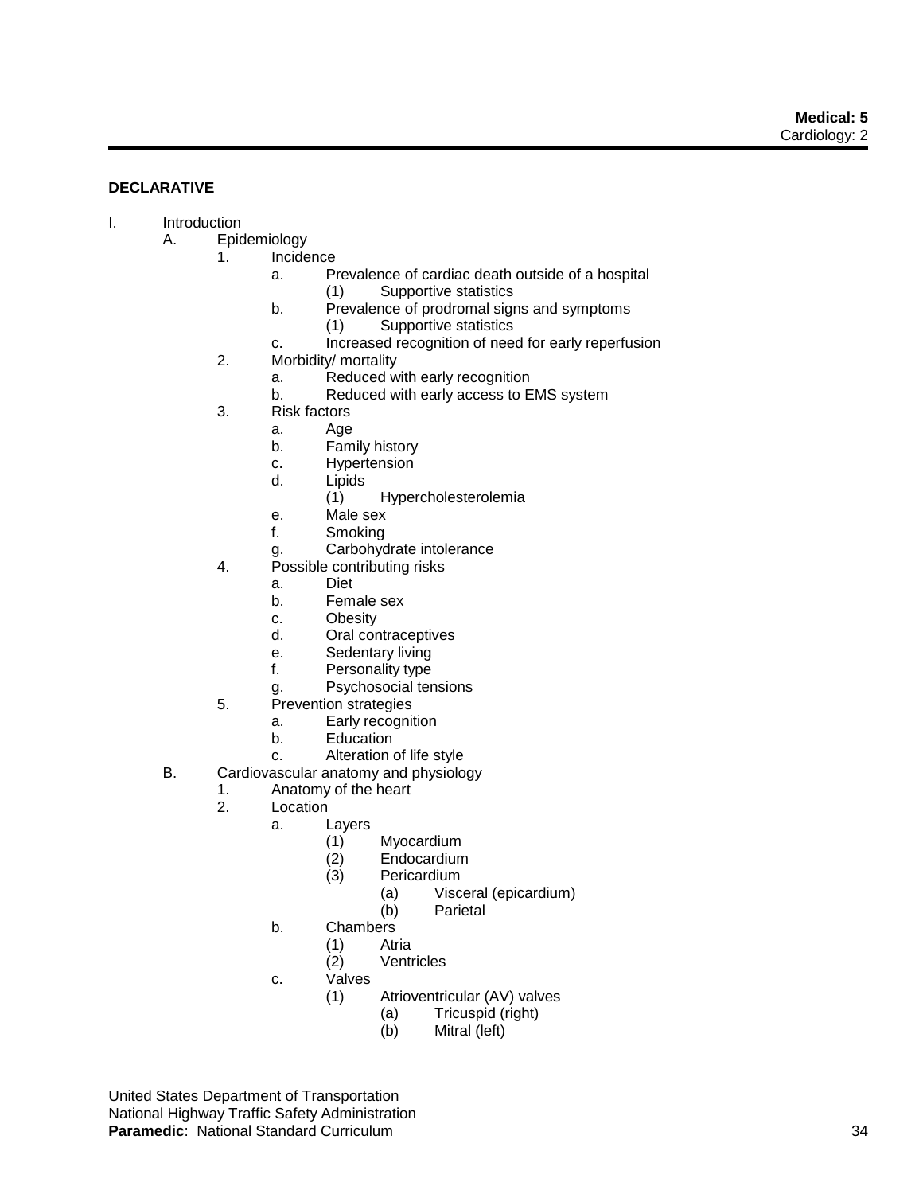**DECLARATIVE**

- I. Introduction
  - A. Epidemiology
    - 1. Incidence
      - a. Prevalence of cardiac death outside of a hospital
        - (1) Supportive statistics
      - b. Prevalence of prodromal signs and symptoms
        - (1) Supportive statistics
      - c. Increased recognition of need for early reperfusion
    - 2. Morbidity/ mortality
      - a. Reduced with early recognition
      - b. Reduced with early access to EMS system
    - 3. Risk factors
      - a. Age
      - b. Family history
      - c. Hypertension
      - d. Lipids
        - (1) Hypercholesterolemia
      - e. Male sex
      - f. Smoking
      - g. Carbohydrate intolerance
    - 4. Possible contributing risks
      - a. Diet
      - b. Female sex
      - c. Obesity
      - d. Oral contraceptives
      - e. Sedentary living
      - f. Personality type
      - g. Psychosocial tensions
    - 5. Prevention strategies
      - a. Early recognition
      - b. Education
      - c. Alteration of life style
  - B. Cardiovascular anatomy and physiology
    - 1. Anatomy of the heart
    - 2. Location
      - a. Layers
        - (1) Myocardium
        - (2) Endocardium
        - (3) Pericardium
          - (a) Visceral (epicardium)
          - (b) Parietal
      - b. Chambers
        - (1) Atria
        - (2) Ventricles
      - c. Valves
        - (1) Atrioventricular (AV) valves
          - (a) Tricuspid (right)
          - (b) Mitral (left)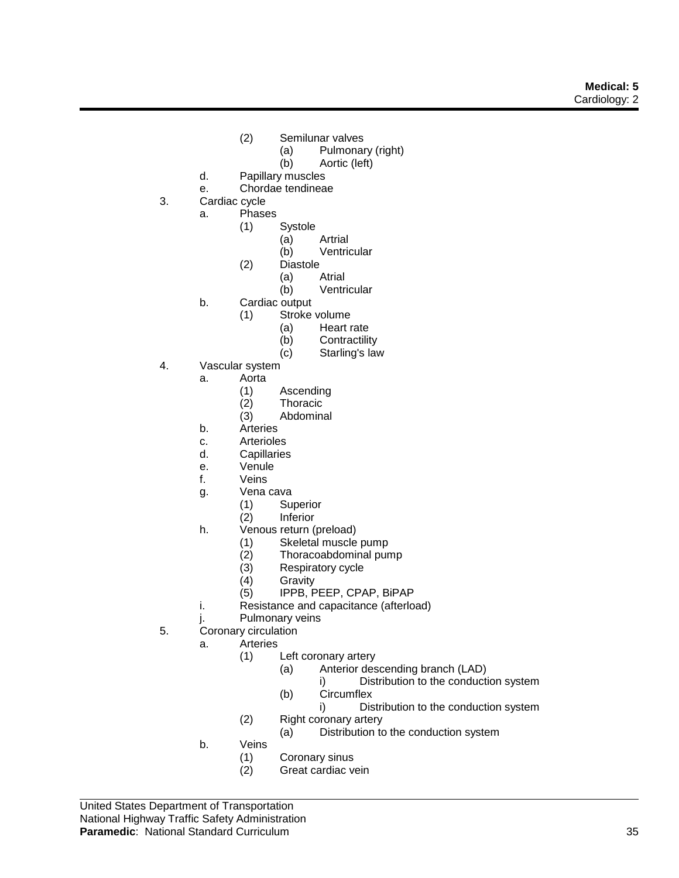- (2) Semilunar valves
  - (a) Pulmonary (right)
  - (b) Aortic (left)
- d. Papillary muscles
- e. Chordae tendineae

3. Cardiac cycle
   - a. Phases
     - (1) Systole
       - (a) Artrial
       - (b) Ventricular
     - (2) Diastole
       - (a) Atrial
       - (b) Ventricular
   - b. Cardiac output
     - (1) Stroke volume
       - (a) Heart rate
       - (b) Contractility
       - (c) Starling's law
4. Vascular system
   - a. Aorta
     - (1) Ascending
     - (2) Thoracic
     - (3) Abdominal
   - b. Arteries
   - c. Arterioles
   - d. Capillaries
   - e. Venule
   - f. Veins
   - g. Vena cava
     - (1) Superior
     - (2) Inferior
   - h. Venous return (preload)
     - (1) Skeletal muscle pump
     - (2) Thoracoabdominal pump
     - (3) Respiratory cycle
     - (4) Gravity
     - (5) IPPB, PEEP, CPAP, BiPAP
   - i. Resistance and capacitance (afterload)
   - j. Pulmonary veins
5. Coronary circulation
   - a. Arteries
     - (1) Left coronary artery
       - (a) Anterior descending branch (LAD)
         - i) Distribution to the conduction system
       - (b) Circumflex
         - i) Distribution to the conduction system
     - (2) Right coronary artery
       - (a) Distribution to the conduction system
   - b. Veins
     - (1) Coronary sinus
     - (2) Great cardiac vein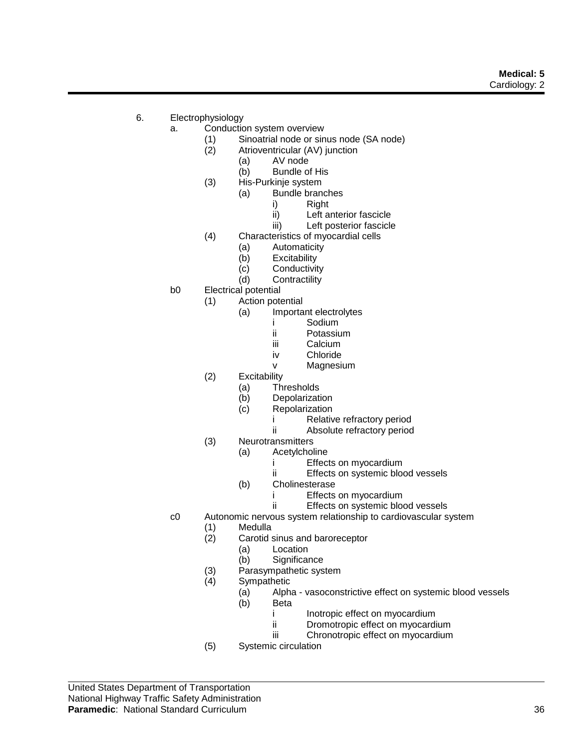6. Electrophysiology
    - a. Conduction system overview
        - (1) Sinoatrial node or sinus node (SA node)
        - (2) Atrioventricular (AV) junction
            - (a) AV node
            - (b) Bundle of His
        - (3) His-Purkinje system
            - (a) Bundle branches
                - i) Right
                - ii) Left anterior fascicle
                - iii) Left posterior fascicle
        - (4) Characteristics of myocardial cells
            - (a) Automaticity
            - (b) Excitability
            - (c) Conductivity
            - (d) Contractility
    - b0 Electrical potential
        - (1) Action potential
            - (a) Important electrolytes
                - i Sodium
                - ii Potassium
                - iii Calcium
                - iv Chloride
                - v Magnesium
        - (2) Excitability
            - (a) Thresholds
            - (b) Depolarization
            - (c) Repolarization
                - i Relative refractory period
                - ii Absolute refractory period
        - (3) Neurotransmitters
            - (a) Acetylcholine
                - i Effects on myocardium
                - ii Effects on systemic blood vessels
            - (b) Cholinesterase
                - i Effects on myocardium
                - ii Effects on systemic blood vessels
    - c0 Autonomic nervous system relationship to cardiovascular system
        - (1) Medulla
        - (2) Carotid sinus and baroreceptor
            - (a) Location
            - (b) Significance
        - (3) Parasympathetic system
        - (4) Sympathetic
            - (a) Alpha - vasoconstrictive effect on systemic blood vessels
            - (b) Beta
                - i Inotropic effect on myocardium
                - ii Dromotropic effect on myocardium
                - iii Chronotropic effect on myocardium
        - (5) Systemic circulation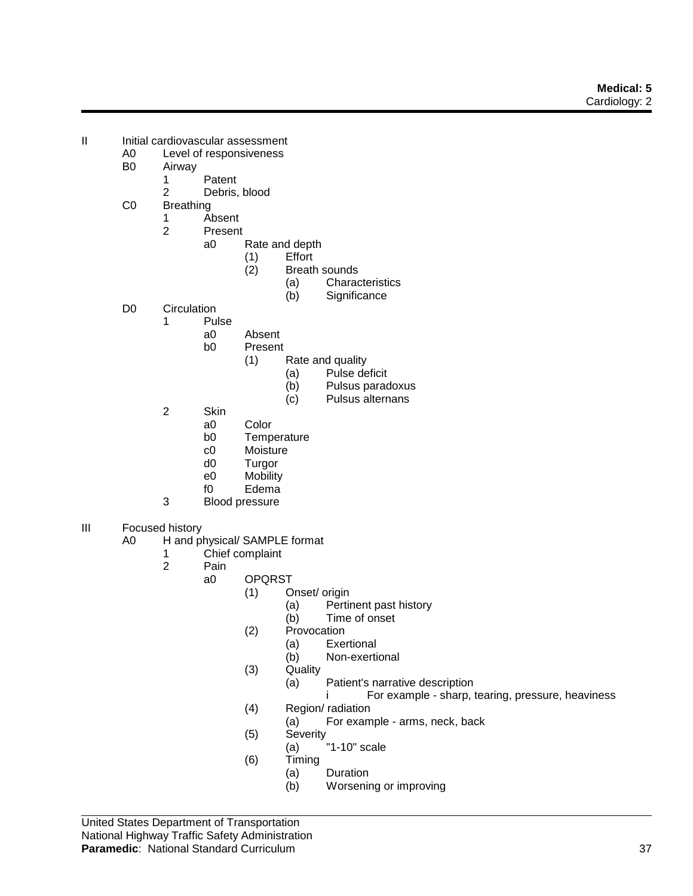II Initial cardiovascular assessment
- A0 Level of responsiveness
- B0 Airway
  - 1 Patent
  - 2 Debris, blood
- C0 Breathing
  - 1 Absent
  - 2 Present
    - a0 Rate and depth
      - (1) Effort
      - (2) Breath sounds
        - (a) Characteristics
        - (b) Significance
- D0 Circulation
  - 1 Pulse
    - a0 Absent
    - b0 Present
      - (1) Rate and quality
        - (a) Pulse deficit
        - (b) Pulsus paradoxus
        - (c) Pulsus alternans
  - 2 Skin
    - a0 Color
    - b0 Temperature
    - c0 Moisture
    - d0 Turgor
    - e0 Mobility
    - f0 Edema
  - 3 Blood pressure

III Focused history
- A0 H and physical/ SAMPLE format
  - 1 Chief complaint
  - 2 Pain
    - a0 OPQRST
      - (1) Onset/ origin
        - (a) Pertinent past history
        - (b) Time of onset
      - (2) Provocation
        - (a) Exertional
        - (b) Non-exertional
      - (3) Quality
        - (a) Patient's narrative description
          - i For example - sharp, tearing, pressure, heaviness
      - (4) Region/ radiation
        - (a) For example - arms, neck, back
      - (5) Severity
        - (a) "1-10" scale
      - (6) Timing
        - (a) Duration
        - (b) Worsening or improving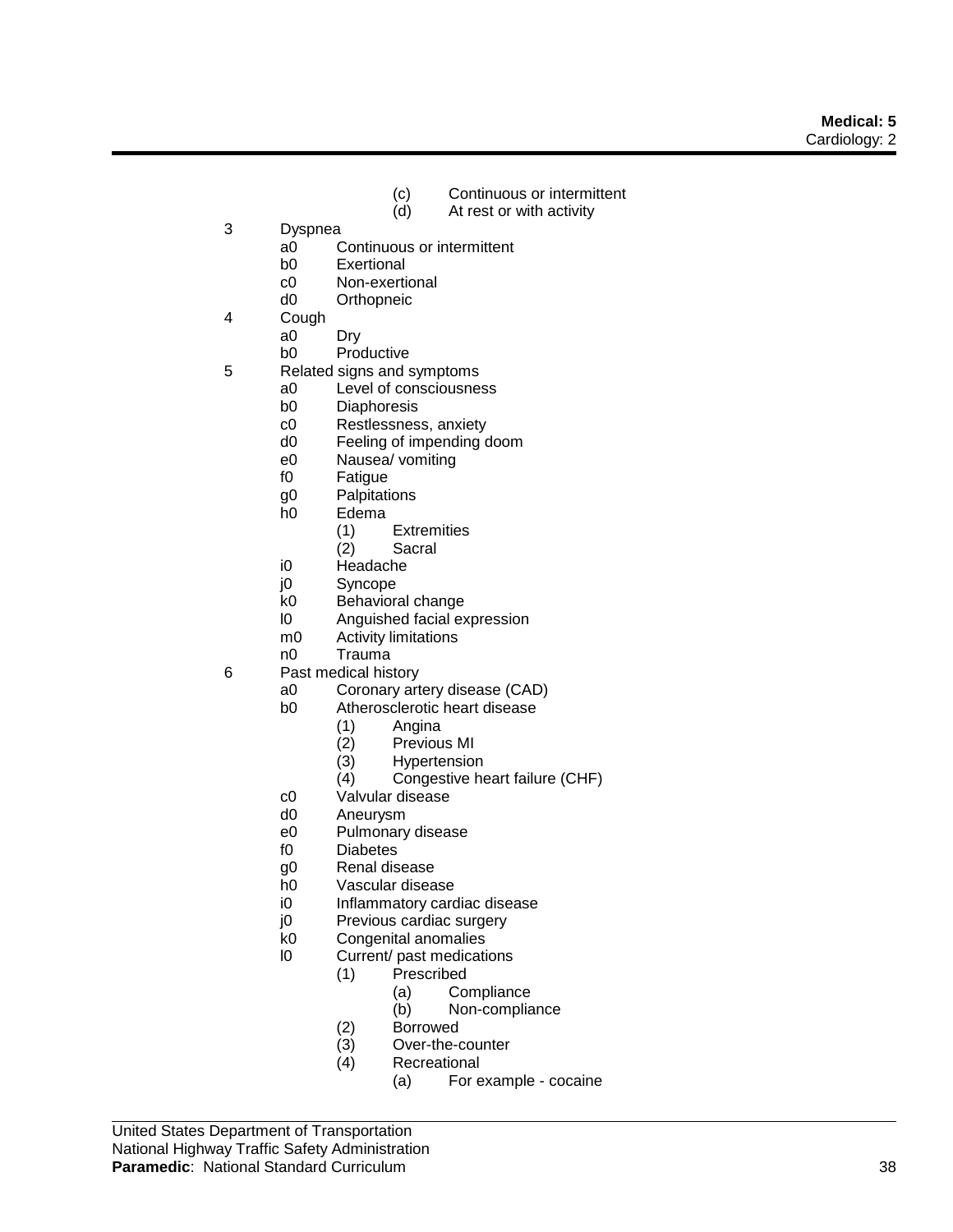(c) Continuous or intermittent
(d) At rest or with activity

3 Dyspnea
- a0 Continuous or intermittent
- b0 Exertional
- c0 Non-exertional
- d0 Orthopneic

4 Cough
- a0 Dry
- b0 Productive

5 Related signs and symptoms
- a0 Level of consciousness
- b0 Diaphoresis
- c0 Restlessness, anxiety
- d0 Feeling of impending doom
- e0 Nausea/ vomiting
- f0 Fatigue
- g0 Palpitations
- h0 Edema
  - (1) Extremities
  - (2) Sacral
- i0 Headache
- j0 Syncope
- k0 Behavioral change
- l0 Anguished facial expression
- m0 Activity limitations
- n0 Trauma

6 Past medical history
- a0 Coronary artery disease (CAD)
- b0 Atherosclerotic heart disease
  - (1) Angina
  - (2) Previous MI
  - (3) Hypertension
  - (4) Congestive heart failure (CHF)
- c0 Valvular disease
- d0 Aneurysm
- e0 Pulmonary disease
- f0 Diabetes
- g0 Renal disease
- h0 Vascular disease
- i0 Inflammatory cardiac disease
- j0 Previous cardiac surgery
- k0 Congenital anomalies
- l0 Current/ past medications
  - (1) Prescribed
    - (a) Compliance
    - (b) Non-compliance
  - (2) Borrowed
  - (3) Over-the-counter
  - (4) Recreational
    - (a) For example - cocaine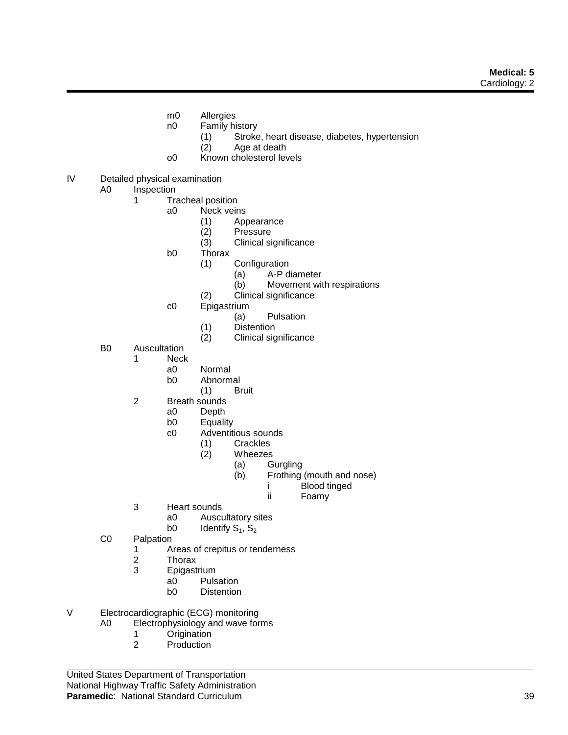- m0 Allergies
- n0 Family history
  - (1) Stroke, heart disease, diabetes, hypertension
  - (2) Age at death
- o0 Known cholesterol levels

IV Detailed physical examination

- A0 Inspection
  - 1 Tracheal position
    - a0 Neck veins
      - (1) Appearance
      - (2) Pressure
      - (3) Clinical significance
    - b0 Thorax
      - (1) Configuration
        - (a) A-P diameter
        - (b) Movement with respirations
      - (2) Clinical significance
    - c0 Epigastrium
        - (a) Pulsation
      - (1) Distention
      - (2) Clinical significance
- B0 Auscultation
  - 1 Neck
    - a0 Normal
    - b0 Abnormal
      - (1) Bruit
  - 2 Breath sounds
    - a0 Depth
    - b0 Equality
    - c0 Adventitious sounds
      - (1) Crackles
      - (2) Wheezes
        - (a) Gurgling
        - (b) Frothing (mouth and nose)
          - i Blood tinged
          - ii Foamy
  - 3 Heart sounds
    - a0 Auscultatory sites
    - b0 Identify $S_1$, $S_2$
- C0 Palpation
  - 1 Areas of crepitus or tenderness
  - 2 Thorax
  - 3 Epigastrium
    - a0 Pulsation
    - b0 Distention

V Electrocardiographic (ECG) monitoring

- A0 Electrophysiology and wave forms
  - 1 Origination
  - 2 Production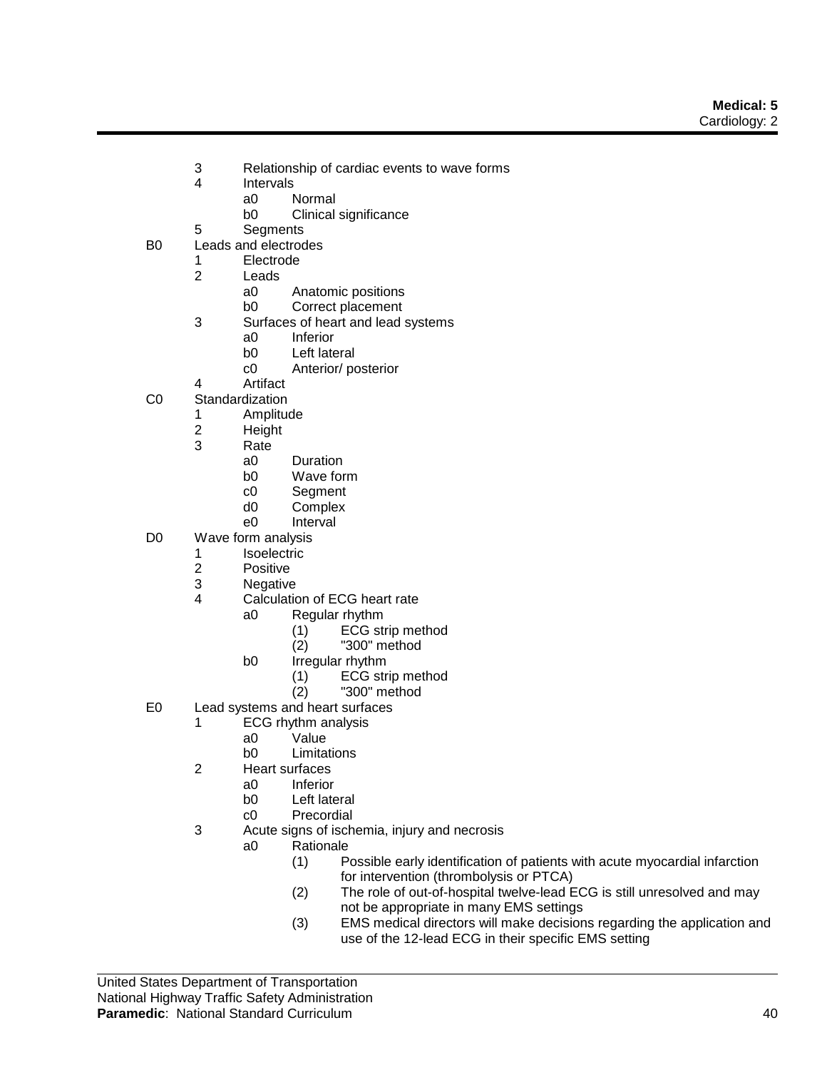3 Relationship of cardiac events to wave forms
4 Intervals
    - a0 Normal
    - b0 Clinical significance

5 Segments

B0 Leads and electrodes
1 Electrode
2 Leads
    - a0 Anatomic positions
    - b0 Correct placement

3 Surfaces of heart and lead systems
    - a0 Inferior
    - b0 Left lateral
    - c0 Anterior/ posterior

4 Artifact

C0 Standardization
1 Amplitude
2 Height
3 Rate
    - a0 Duration
    - b0 Wave form
    - c0 Segment
    - d0 Complex
    - e0 Interval

D0 Wave form analysis
1 Isoelectric
2 Positive
3 Negative
4 Calculation of ECG heart rate
    - a0 Regular rhythm
        - (1) ECG strip method
        - (2) "300" method
    - b0 Irregular rhythm
        - (1) ECG strip method
        - (2) "300" method

E0 Lead systems and heart surfaces
1 ECG rhythm analysis
    - a0 Value
    - b0 Limitations

2 Heart surfaces
    - a0 Inferior
    - b0 Left lateral
    - c0 Precordial

3 Acute signs of ischemia, injury and necrosis
    - a0 Rationale
        - (1) Possible early identification of patients with acute myocardial infarction for intervention (thrombolysis or PTCA)
        - (2) The role of out-of-hospital twelve-lead ECG is still unresolved and may not be appropriate in many EMS settings
        - (3) EMS medical directors will make decisions regarding the application and use of the 12-lead ECG in their specific EMS setting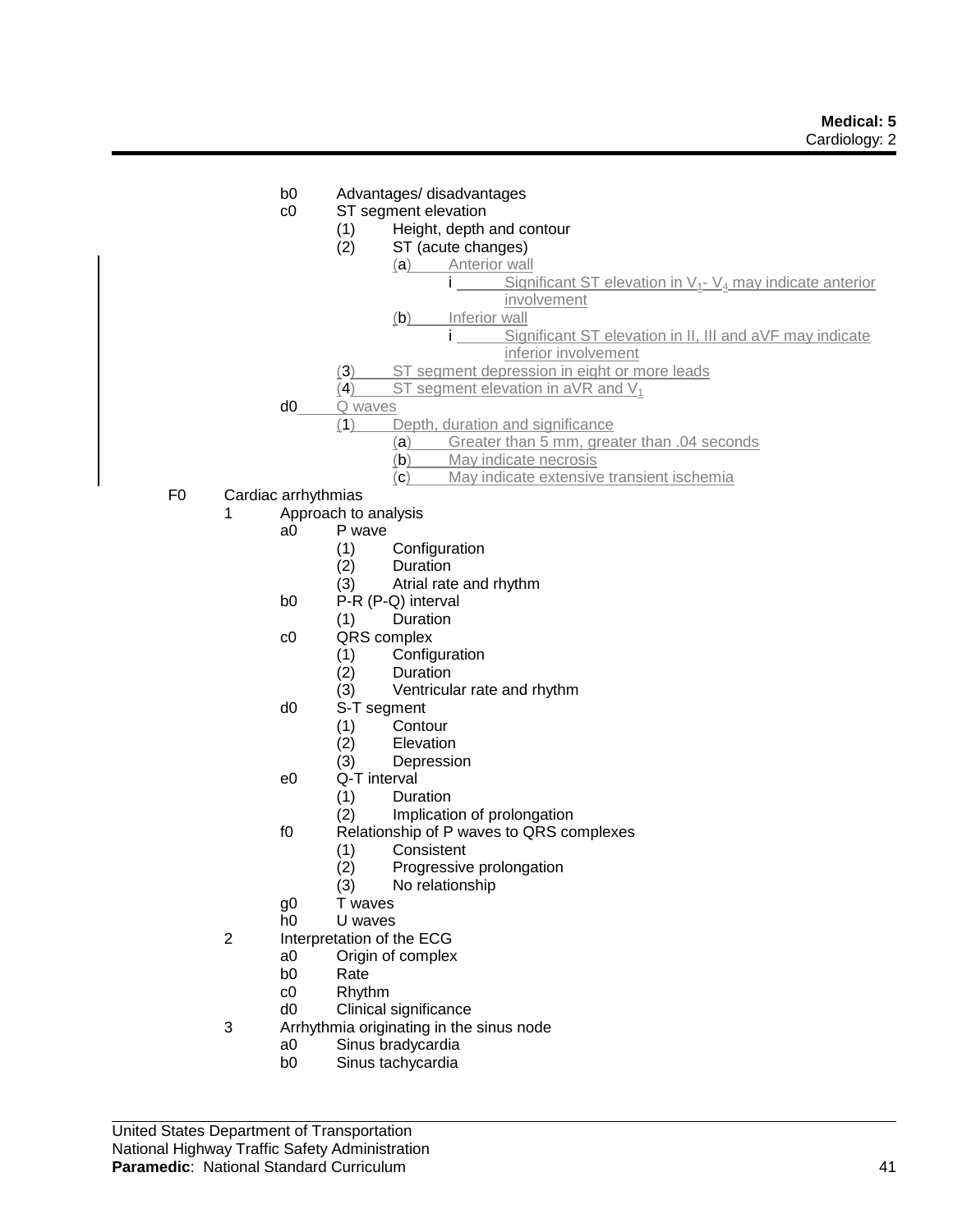- b0 Advantages/ disadvantages
- c0 ST segment elevation
  - (1) Height, depth and contour
  - (2) ST (acute changes)
    - (a) Anterior wall
      - i Significant ST elevation in $V_1$- $V_4$ may indicate anterior involvement
    - (b) Inferior wall
      - i Significant ST elevation in II, III and aVF may indicate inferior involvement
  - (3) ST segment depression in eight or more leads
  - (4) ST segment elevation in aVR and $V_1$
- d0 Q waves
  - (1) Depth, duration and significance
    - (a) Greater than 5 mm, greater than .04 seconds
    - (b) May indicate necrosis
    - (c) May indicate extensive transient ischemia

F0 Cardiac arrhythmias

- 1 Approach to analysis
  - a0 P wave
    - (1) Configuration
    - (2) Duration
    - (3) Atrial rate and rhythm
  - b0 P-R (P-Q) interval
    - (1) Duration
  - c0 QRS complex
    - (1) Configuration
    - (2) Duration
    - (3) Ventricular rate and rhythm
  - d0 S-T segment
    - (1) Contour
    - (2) Elevation
    - (3) Depression
  - e0 Q-T interval
    - (1) Duration
    - (2) Implication of prolongation
  - f0 Relationship of P waves to QRS complexes
    - (1) Consistent
    - (2) Progressive prolongation
    - (3) No relationship
  - g0 T waves
  - h0 U waves
- 2 Interpretation of the ECG
  - a0 Origin of complex
  - b0 Rate
  - c0 Rhythm
  - d0 Clinical significance
- 3 Arrhythmia originating in the sinus node
  - a0 Sinus bradycardia
  - b0 Sinus tachycardia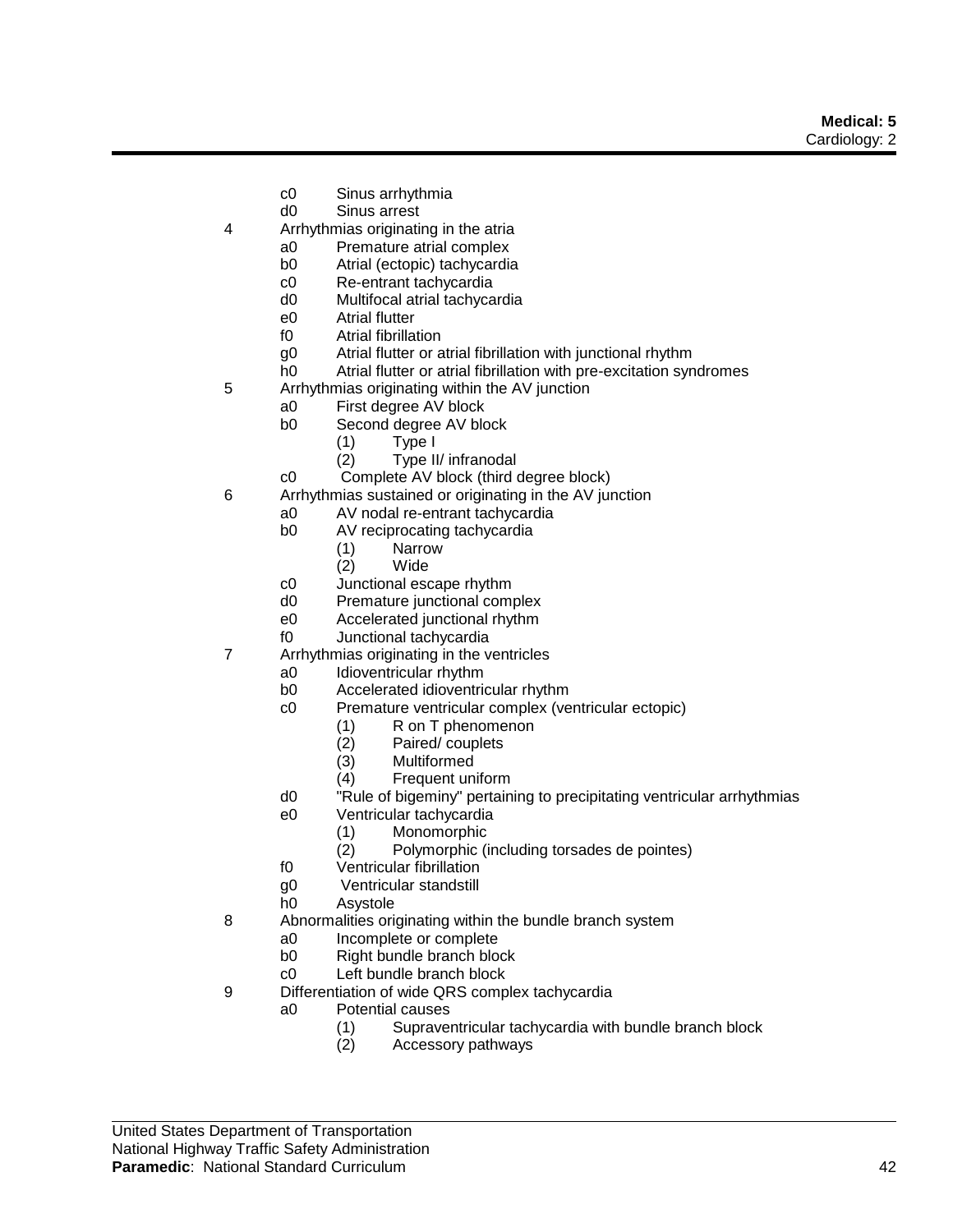c0 Sinus arrhythmia
d0 Sinus arrest

4 Arrhythmias originating in the atria
- a0 Premature atrial complex
- b0 Atrial (ectopic) tachycardia
- c0 Re-entrant tachycardia
- d0 Multifocal atrial tachycardia
- e0 Atrial flutter
- f0 Atrial fibrillation
- g0 Atrial flutter or atrial fibrillation with junctional rhythm
- h0 Atrial flutter or atrial fibrillation with pre-excitation syndromes

5 Arrhythmias originating within the AV junction
- a0 First degree AV block
- b0 Second degree AV block
  - (1) Type I
  - (2) Type II/ infranodal
- c0 Complete AV block (third degree block)

6 Arrhythmias sustained or originating in the AV junction
- a0 AV nodal re-entrant tachycardia
- b0 AV reciprocating tachycardia
  - (1) Narrow
  - (2) Wide
- c0 Junctional escape rhythm
- d0 Premature junctional complex
- e0 Accelerated junctional rhythm
- f0 Junctional tachycardia

7 Arrhythmias originating in the ventricles
- a0 Idioventricular rhythm
- b0 Accelerated idioventricular rhythm
- c0 Premature ventricular complex (ventricular ectopic)
  - (1) R on T phenomenon
  - (2) Paired/ couplets
  - (3) Multiformed
  - (4) Frequent uniform
- d0 "Rule of bigeminy" pertaining to precipitating ventricular arrhythmias
- e0 Ventricular tachycardia
  - (1) Monomorphic
  - (2) Polymorphic (including torsades de pointes)
- f0 Ventricular fibrillation
- g0 Ventricular standstill
- h0 Asystole

8 Abnormalities originating within the bundle branch system
- a0 Incomplete or complete
- b0 Right bundle branch block
- c0 Left bundle branch block

9 Differentiation of wide QRS complex tachycardia
- a0 Potential causes
  - (1) Supraventricular tachycardia with bundle branch block
  - (2) Accessory pathways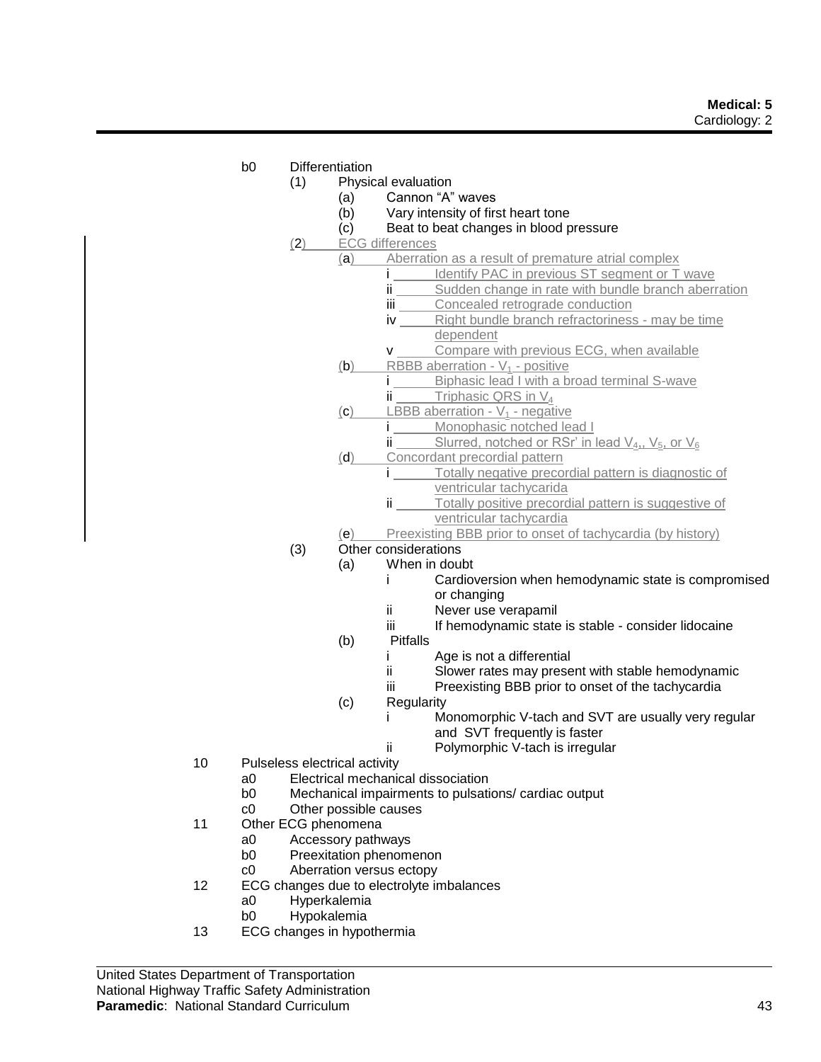b0 Differentiation
- (1) Physical evaluation
  - (a) Cannon "A" waves
  - (b) Vary intensity of first heart tone
  - (c) Beat to beat changes in blood pressure
- (2) ECG differences
  - (a) Aberration as a result of premature atrial complex
    - i Identify PAC in previous ST segment or T wave
    - ii Sudden change in rate with bundle branch aberration
    - iii Concealed retrograde conduction
    - iv Right bundle branch refractoriness - may be time dependent
    - v Compare with previous ECG, when available
  - (b) RBBB aberration - $V_1$ - positive
    - i Biphasic lead I with a broad terminal S-wave
    - ii Triphasic QRS in $V_4$
  - (c) LBBB aberration - $V_1$ - negative
    - i Monophasic notched lead I
    - ii Slurred, notched or RSr' in lead $V_4$,, $V_5$, or $V_6$
  - (d) Concordant precordial pattern
    - i Totally negative precordial pattern is diagnostic of ventricular tachycarida
    - ii Totally positive precordial pattern is suggestive of ventricular tachycardia
  - (e) Preexisting BBB prior to onset of tachycardia (by history)
- (3) Other considerations
  - (a) When in doubt
    - i Cardioversion when hemodynamic state is compromised or changing
    - ii Never use verapamil
    - iii If hemodynamic state is stable - consider lidocaine
  - (b) Pitfalls
    - i Age is not a differential
    - ii Slower rates may present with stable hemodynamic
    - iii Preexisting BBB prior to onset of the tachycardia
  - (c) Regularity
    - i Monomorphic V-tach and SVT are usually very regular and SVT frequently is faster
    - ii Polymorphic V-tach is irregular

10 Pulseless electrical activity
- a0 Electrical mechanical dissociation
- b0 Mechanical impairments to pulsations/ cardiac output
- c0 Other possible causes

11 Other ECG phenomena
- a0 Accessory pathways
- b0 Preexitation phenomenon
- c0 Aberration versus ectopy

12 ECG changes due to electrolyte imbalances
- a0 Hyperkalemia
- b0 Hypokalemia

13 ECG changes in hypothermia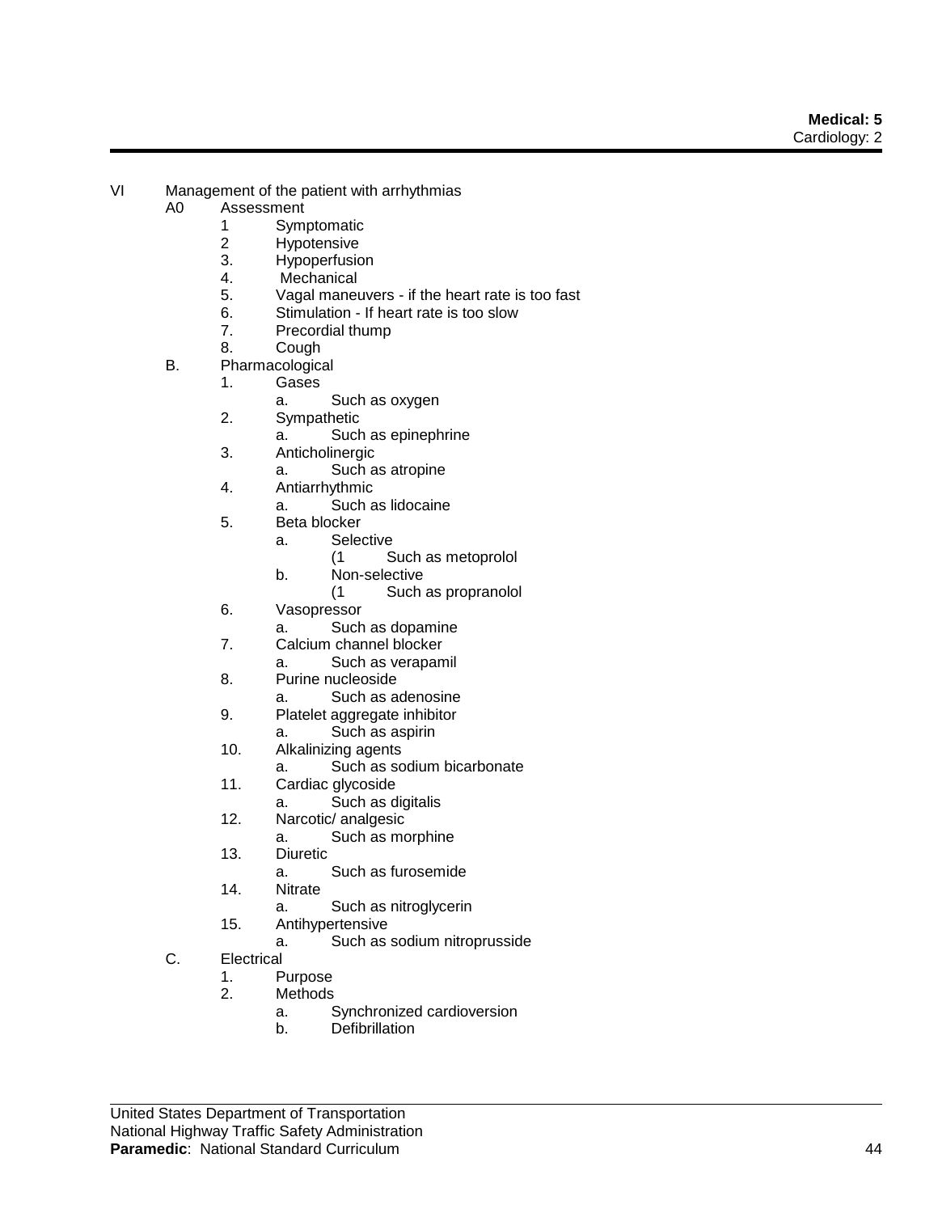VI Management of the patient with arrhythmias

- A0 Assessment
  - 1 Symptomatic
  - 2 Hypotensive
  - 3. Hypoperfusion
  - 4. Mechanical
  - 5. Vagal maneuvers - if the heart rate is too fast
  - 6. Stimulation - If heart rate is too slow
  - 7. Precordial thump
  - 8. Cough
- B. Pharmacological
  - 1. Gases
    - a. Such as oxygen
  - 2. Sympathetic
    - a. Such as epinephrine
  - 3. Anticholinergic
    - a. Such as atropine
  - 4. Antiarrhythmic
    - a. Such as lidocaine
  - 5. Beta blocker
    - a. Selective
      - (1 Such as metoprolol
    - b. Non-selective
      - (1 Such as propranolol
  - 6. Vasopressor
    - a. Such as dopamine
  - 7. Calcium channel blocker
    - a. Such as verapamil
  - 8. Purine nucleoside
    - a. Such as adenosine
  - 9. Platelet aggregate inhibitor
    - a. Such as aspirin
  - 10. Alkalinizing agents
    - a. Such as sodium bicarbonate
  - 11. Cardiac glycoside
    - a. Such as digitalis
  - 12. Narcotic/ analgesic
    - a. Such as morphine
  - 13. Diuretic
    - a. Such as furosemide
  - 14. Nitrate
    - a. Such as nitroglycerin
  - 15. Antihypertensive
    - a. Such as sodium nitroprusside
- C. Electrical
  - 1. Purpose
  - 2. Methods
    - a. Synchronized cardioversion
    - b. Defibrillation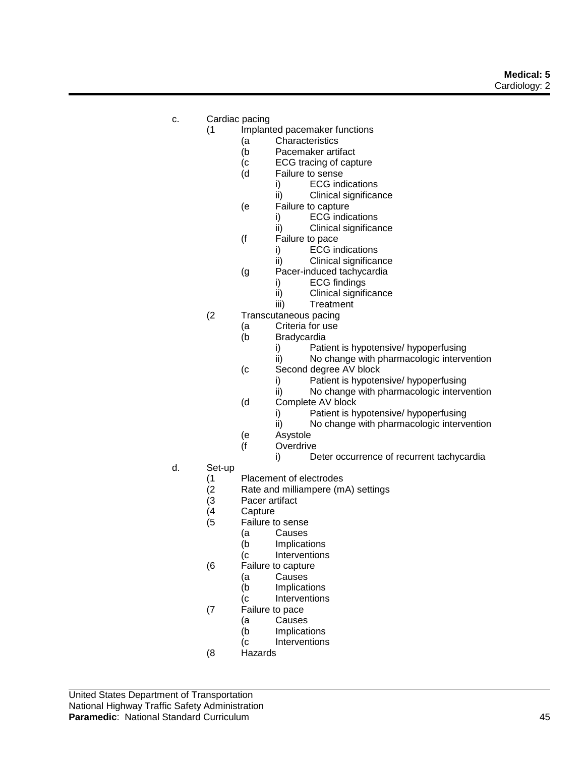c. Cardiac pacing
   (1 Implanted pacemaker functions
      (a Characteristics
      (b Pacemaker artifact
      (c ECG tracing of capture
      (d Failure to sense
         i) ECG indications
         ii) Clinical significance
      (e Failure to capture
         i) ECG indications
         ii) Clinical significance
      (f Failure to pace
         i) ECG indications
         ii) Clinical significance
      (g Pacer-induced tachycardia
         i) ECG findings
         ii) Clinical significance
         iii) Treatment
   (2 Transcutaneous pacing
      (a Criteria for use
      (b Bradycardia
         i) Patient is hypotensive/ hypoperfusing
         ii) No change with pharmacologic intervention
      (c Second degree AV block
         i) Patient is hypotensive/ hypoperfusing
         ii) No change with pharmacologic intervention
      (d Complete AV block
         i) Patient is hypotensive/ hypoperfusing
         ii) No change with pharmacologic intervention
      (e Asystole
      (f Overdrive
         i) Deter occurrence of recurrent tachycardia

d. Set-up
   (1 Placement of electrodes
   (2 Rate and milliampere (mA) settings
   (3 Pacer artifact
   (4 Capture
   (5 Failure to sense
      (a Causes
      (b Implications
      (c Interventions
   (6 Failure to capture
      (a Causes
      (b Implications
      (c Interventions
   (7 Failure to pace
      (a Causes
      (b Implications
      (c Interventions
   (8 Hazards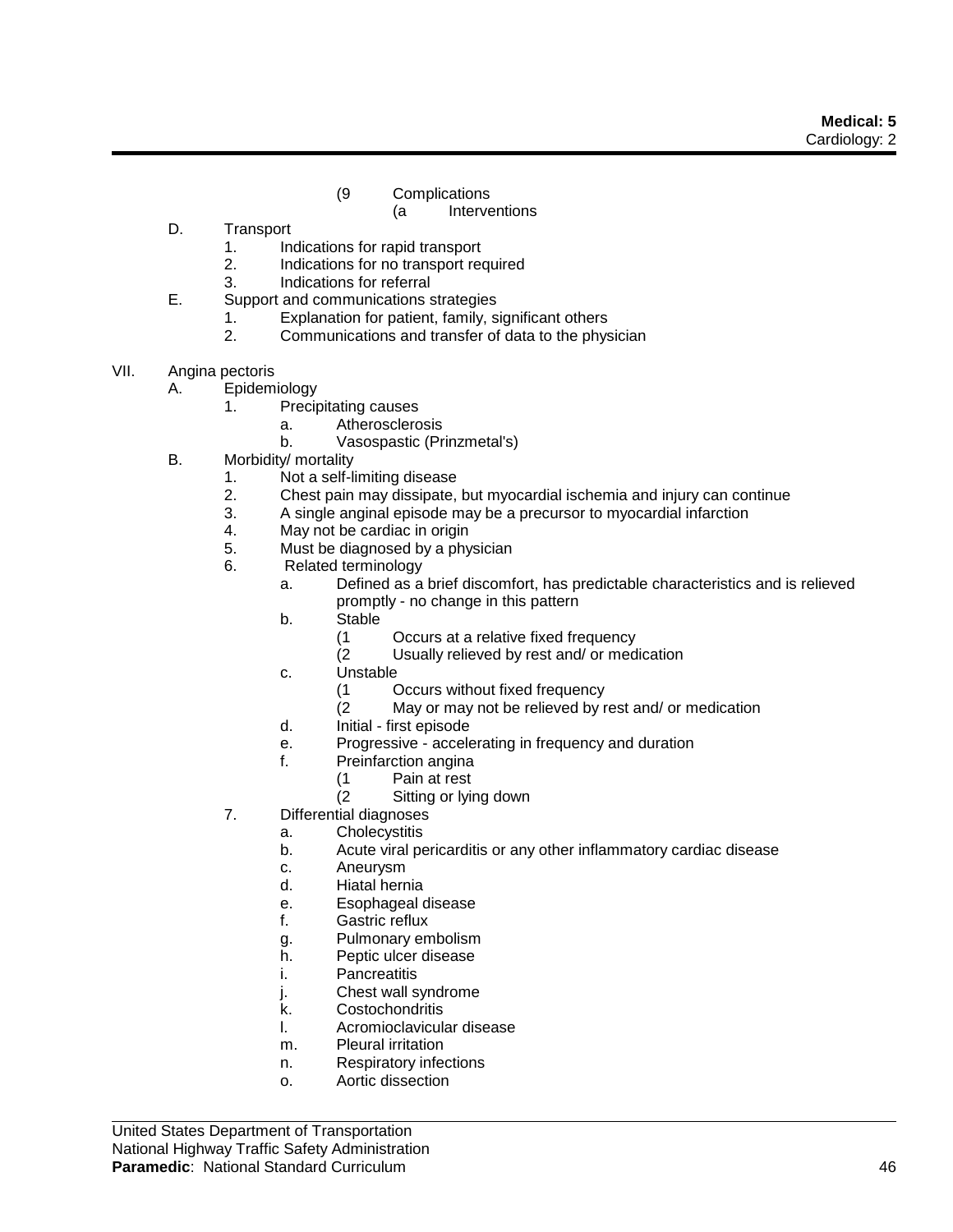(9 Complications
  (a Interventions

D. Transport
  1. Indications for rapid transport
  2. Indications for no transport required
  3. Indications for referral

E. Support and communications strategies
  1. Explanation for patient, family, significant others
  2. Communications and transfer of data to the physician

VII. Angina pectoris
  A. Epidemiology
    1. Precipitating causes
      a. Atherosclerosis
      b. Vasospastic (Prinzmetal's)
  B. Morbidity/ mortality
    1. Not a self-limiting disease
    2. Chest pain may dissipate, but myocardial ischemia and injury can continue
    3. A single anginal episode may be a precursor to myocardial infarction
    4. May not be cardiac in origin
    5. Must be diagnosed by a physician
    6. Related terminology
      a. Defined as a brief discomfort, has predictable characteristics and is relieved promptly - no change in this pattern
      b. Stable
        (1 Occurs at a relative fixed frequency
        (2 Usually relieved by rest and/ or medication
      c. Unstable
        (1 Occurs without fixed frequency
        (2 May or may not be relieved by rest and/ or medication
      d. Initial - first episode
      e. Progressive - accelerating in frequency and duration
      f. Preinfarction angina
        (1 Pain at rest
        (2 Sitting or lying down
    7. Differential diagnoses
      a. Cholecystitis
      b. Acute viral pericarditis or any other inflammatory cardiac disease
      c. Aneurysm
      d. Hiatal hernia
      e. Esophageal disease
      f. Gastric reflux
      g. Pulmonary embolism
      h. Peptic ulcer disease
      i. Pancreatitis
      j. Chest wall syndrome
      k. Costochondritis
      l. Acromioclavicular disease
      m. Pleural irritation
      n. Respiratory infections
      o. Aortic dissection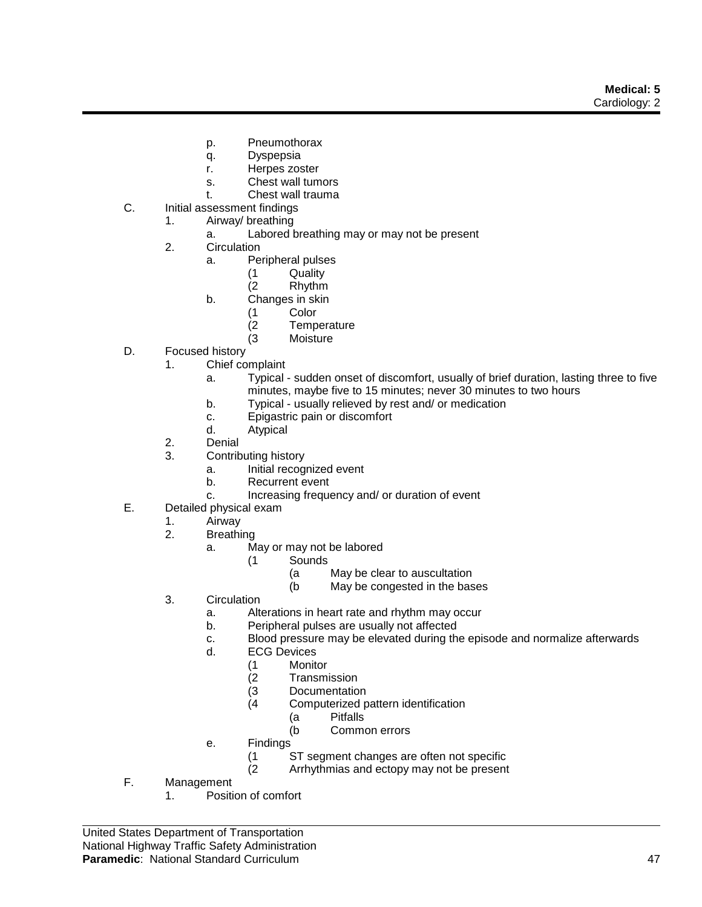p. Pneumothorax
q. Dyspepsia
r. Herpes zoster
s. Chest wall tumors
t. Chest wall trauma

C. Initial assessment findings
 1. Airway/ breathing
  a. Labored breathing may or may not be present
 2. Circulation
  a. Peripheral pulses
   (1 Quality
   (2 Rhythm
  b. Changes in skin
   (1 Color
   (2 Temperature
   (3 Moisture

D. Focused history
 1. Chief complaint
  a. Typical - sudden onset of discomfort, usually of brief duration, lasting three to five minutes, maybe five to 15 minutes; never 30 minutes to two hours
  b. Typical - usually relieved by rest and/ or medication
  c. Epigastric pain or discomfort
  d. Atypical
 2. Denial
 3. Contributing history
  a. Initial recognized event
  b. Recurrent event
  c. Increasing frequency and/ or duration of event

E. Detailed physical exam
 1. Airway
 2. Breathing
  a. May or may not be labored
   (1 Sounds
    (a May be clear to auscultation
    (b May be congested in the bases
 3. Circulation
  a. Alterations in heart rate and rhythm may occur
  b. Peripheral pulses are usually not affected
  c. Blood pressure may be elevated during the episode and normalize afterwards
  d. ECG Devices
   (1 Monitor
   (2 Transmission
   (3 Documentation
   (4 Computerized pattern identification
    (a Pitfalls
    (b Common errors
  e. Findings
   (1 ST segment changes are often not specific
   (2 Arrhythmias and ectopy may not be present

F. Management
 1. Position of comfort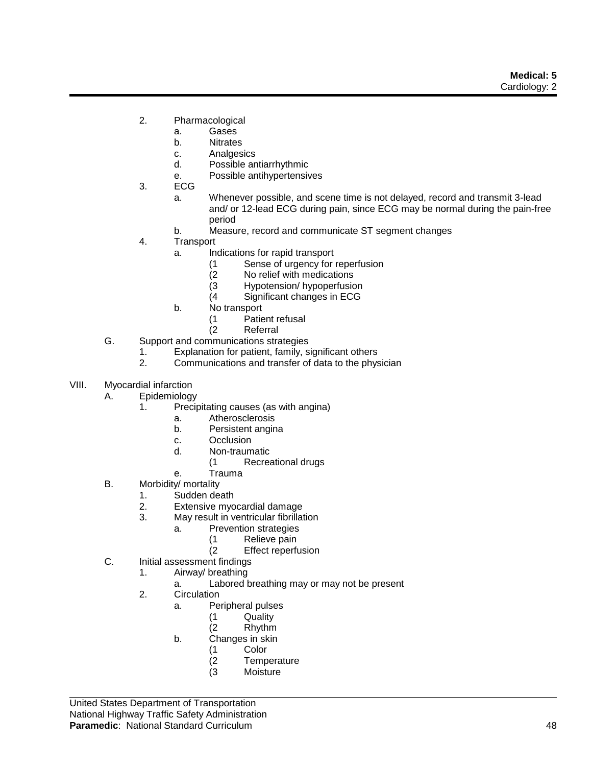2. Pharmacological
    a. Gases
    b. Nitrates
    c. Analgesics
    d. Possible antiarrhythmic
    e. Possible antihypertensives
3. ECG
    a. Whenever possible, and scene time is not delayed, record and transmit 3-lead and/ or 12-lead ECG during pain, since ECG may be normal during the pain-free period
    b. Measure, record and communicate ST segment changes
4. Transport
    a. Indications for rapid transport
        (1 Sense of urgency for reperfusion
        (2 No relief with medications
        (3 Hypotension/ hypoperfusion
        (4 Significant changes in ECG
    b. No transport
        (1 Patient refusal
        (2 Referral

G. Support and communications strategies
1. Explanation for patient, family, significant others
2. Communications and transfer of data to the physician

VIII. Myocardial infarction

A. Epidemiology
1. Precipitating causes (as with angina)
    a. Atherosclerosis
    b. Persistent angina
    c. Occlusion
    d. Non-traumatic
        (1 Recreational drugs
    e. Trauma

B. Morbidity/ mortality
1. Sudden death
2. Extensive myocardial damage
3. May result in ventricular fibrillation
    a. Prevention strategies
        (1 Relieve pain
        (2 Effect reperfusion

C. Initial assessment findings
1. Airway/ breathing
    a. Labored breathing may or may not be present
2. Circulation
    a. Peripheral pulses
        (1 Quality
        (2 Rhythm
    b. Changes in skin
        (1 Color
        (2 Temperature
        (3 Moisture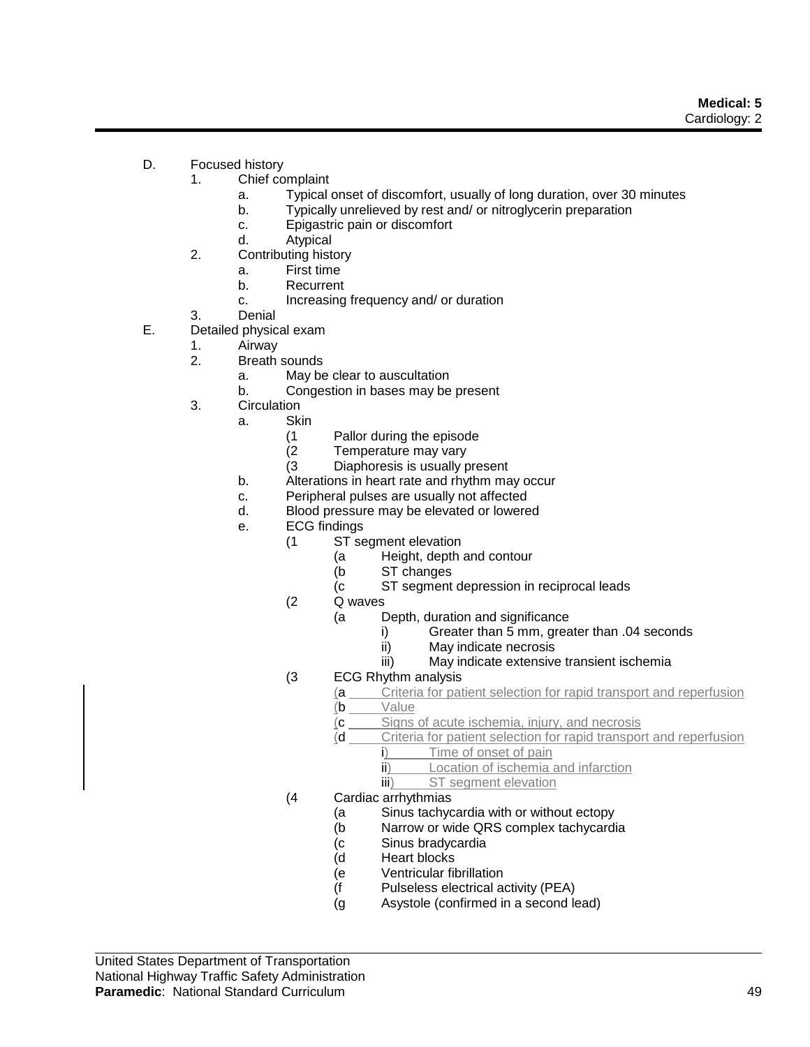D. Focused history
   1. Chief complaint
      a. Typical onset of discomfort, usually of long duration, over 30 minutes
      b. Typically unrelieved by rest and/ or nitroglycerin preparation
      c. Epigastric pain or discomfort
      d. Atypical
   2. Contributing history
      a. First time
      b. Recurrent
      c. Increasing frequency and/ or duration
   3. Denial
E. Detailed physical exam
   1. Airway
   2. Breath sounds
      a. May be clear to auscultation
      b. Congestion in bases may be present
   3. Circulation
      a. Skin
         (1 Pallor during the episode
         (2 Temperature may vary
         (3 Diaphoresis is usually present
      b. Alterations in heart rate and rhythm may occur
      c. Peripheral pulses are usually not affected
      d. Blood pressure may be elevated or lowered
      e. ECG findings
         (1 ST segment elevation
            (a Height, depth and contour
            (b ST changes
            (c ST segment depression in reciprocal leads
         (2 Q waves
            (a Depth, duration and significance
               i) Greater than 5 mm, greater than .04 seconds
               ii) May indicate necrosis
               iii) May indicate extensive transient ischemia
         (3 ECG Rhythm analysis
            (a Criteria for patient selection for rapid transport and reperfusion
            (b Value
            (c Signs of acute ischemia, injury, and necrosis
            (d Criteria for patient selection for rapid transport and reperfusion
               i) Time of onset of pain
               ii) Location of ischemia and infarction
               iii) ST segment elevation
         (4 Cardiac arrhythmias
            (a Sinus tachycardia with or without ectopy
            (b Narrow or wide QRS complex tachycardia
            (c Sinus bradycardia
            (d Heart blocks
            (e Ventricular fibrillation
            (f Pulseless electrical activity (PEA)
            (g Asystole (confirmed in a second lead)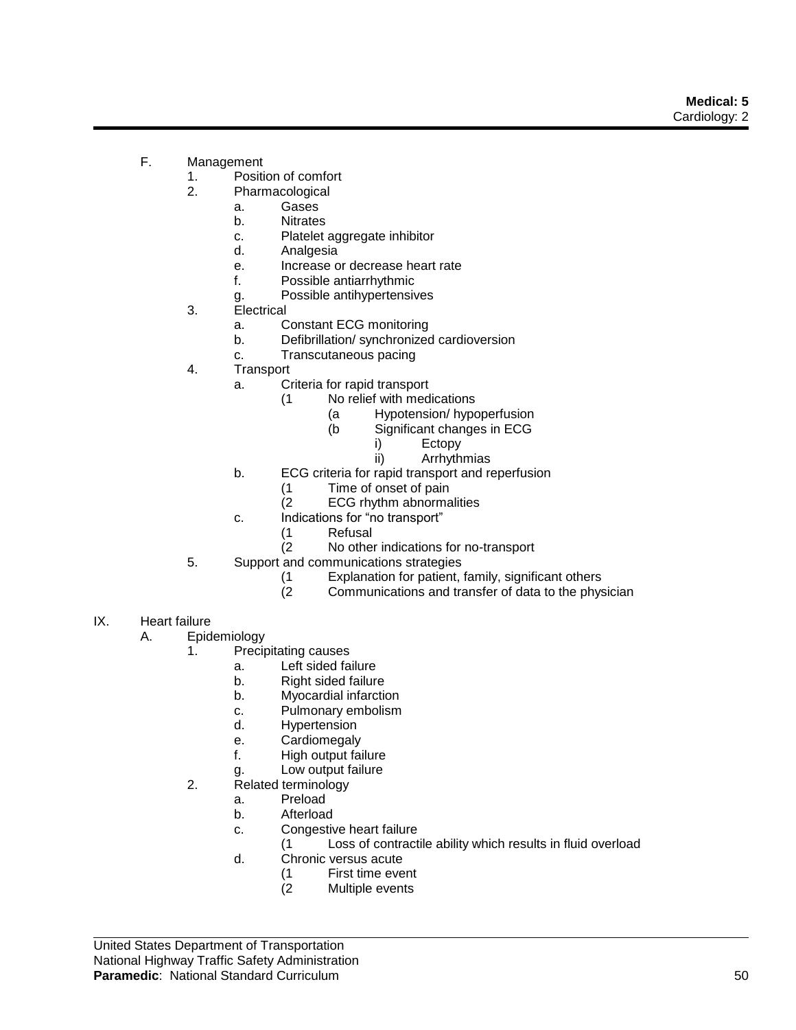F. Management
   1. Position of comfort
   2. Pharmacological
      a. Gases
      b. Nitrates
      c. Platelet aggregate inhibitor
      d. Analgesia
      e. Increase or decrease heart rate
      f. Possible antiarrhythmic
      g. Possible antihypertensives
   3. Electrical
      a. Constant ECG monitoring
      b. Defibrillation/ synchronized cardioversion
      c. Transcutaneous pacing
   4. Transport
      a. Criteria for rapid transport
         (1 No relief with medications
            (a Hypotension/ hypoperfusion
            (b Significant changes in ECG
               i) Ectopy
               ii) Arrhythmias
      b. ECG criteria for rapid transport and reperfusion
         (1 Time of onset of pain
         (2 ECG rhythm abnormalities
      c. Indications for "no transport"
         (1 Refusal
         (2 No other indications for no-transport
   5. Support and communications strategies
         (1 Explanation for patient, family, significant others
         (2 Communications and transfer of data to the physician

IX. Heart failure
   A. Epidemiology
      1. Precipitating causes
         a. Left sided failure
         b. Right sided failure
         b. Myocardial infarction
         c. Pulmonary embolism
         d. Hypertension
         e. Cardiomegaly
         f. High output failure
         g. Low output failure
      2. Related terminology
         a. Preload
         b. Afterload
         c. Congestive heart failure
            (1 Loss of contractile ability which results in fluid overload
         d. Chronic versus acute
            (1 First time event
            (2 Multiple events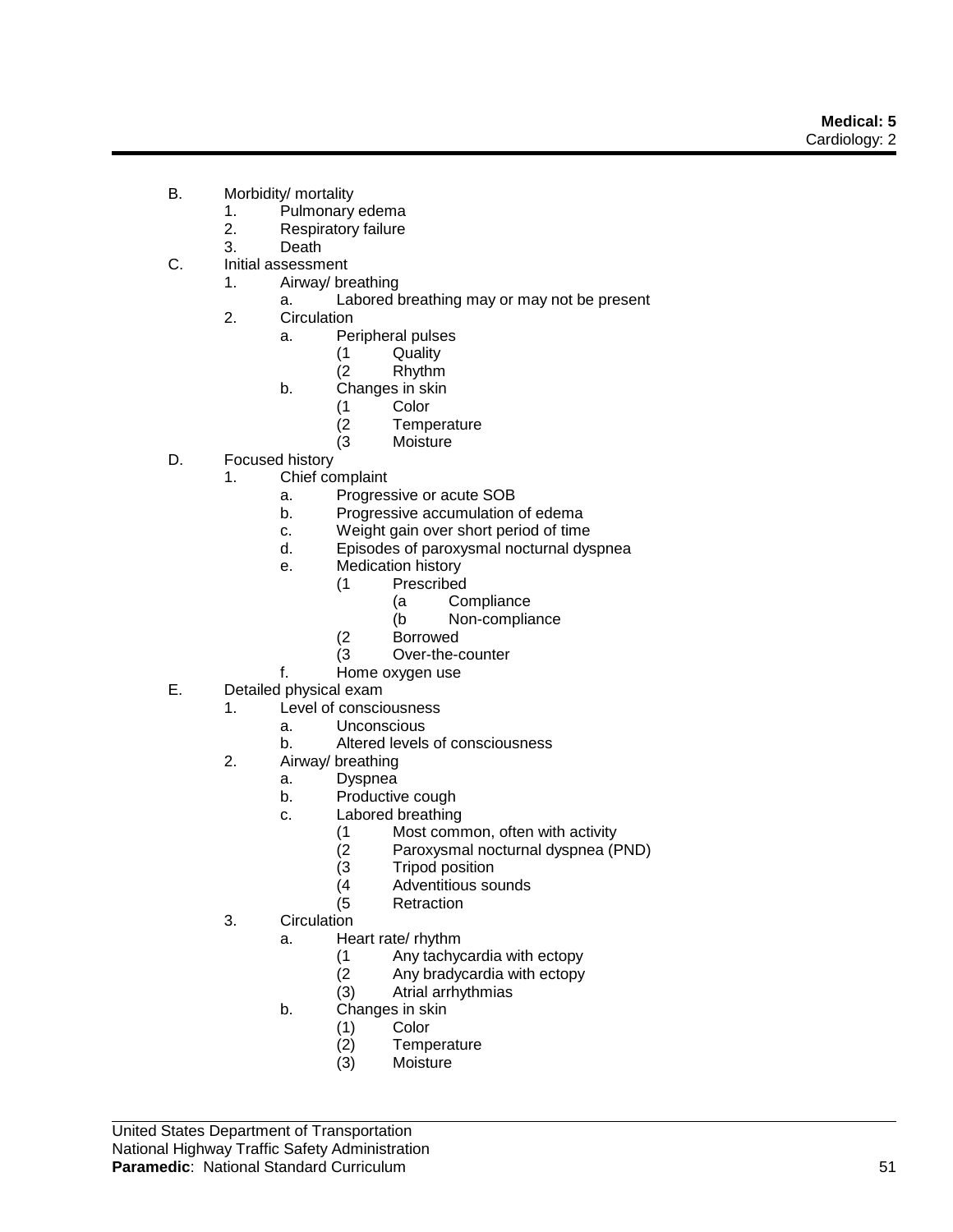B. Morbidity/ mortality
  1. Pulmonary edema
  2. Respiratory failure
  3. Death

C. Initial assessment
  1. Airway/ breathing
    a. Labored breathing may or may not be present
  2. Circulation
    a. Peripheral pulses
      (1 Quality
      (2 Rhythm
    b. Changes in skin
      (1 Color
      (2 Temperature
      (3 Moisture

D. Focused history
  1. Chief complaint
    a. Progressive or acute SOB
    b. Progressive accumulation of edema
    c. Weight gain over short period of time
    d. Episodes of paroxysmal nocturnal dyspnea
    e. Medication history
      (1 Prescribed
        (a Compliance
        (b Non-compliance
      (2 Borrowed
      (3 Over-the-counter
    f. Home oxygen use

E. Detailed physical exam
  1. Level of consciousness
    a. Unconscious
    b. Altered levels of consciousness
  2. Airway/ breathing
    a. Dyspnea
    b. Productive cough
    c. Labored breathing
      (1 Most common, often with activity
      (2 Paroxysmal nocturnal dyspnea (PND)
      (3 Tripod position
      (4 Adventitious sounds
      (5 Retraction
  3. Circulation
    a. Heart rate/ rhythm
      (1 Any tachycardia with ectopy
      (2 Any bradycardia with ectopy
      (3) Atrial arrhythmias
    b. Changes in skin
      (1) Color
      (2) Temperature
      (3) Moisture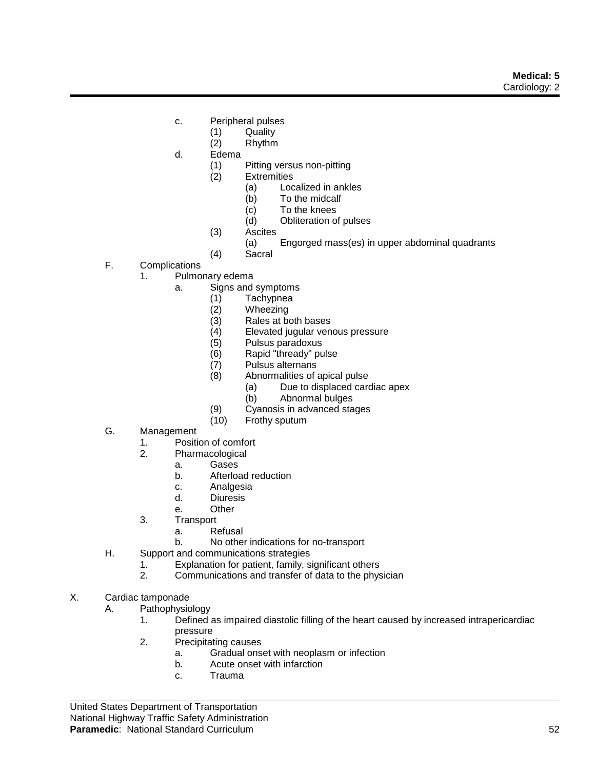- c. Peripheral pulses
  - (1) Quality
  - (2) Rhythm
- d. Edema
  - (1) Pitting versus non-pitting
  - (2) Extremities
    - (a) Localized in ankles
    - (b) To the midcalf
    - (c) To the knees
    - (d) Obliteration of pulses
  - (3) Ascites
    - (a) Engorged mass(es) in upper abdominal quadrants
  - (4) Sacral

F. Complications
  1. Pulmonary edema
     - a. Signs and symptoms
       - (1) Tachypnea
       - (2) Wheezing
       - (3) Rales at both bases
       - (4) Elevated jugular venous pressure
       - (5) Pulsus paradoxus
       - (6) Rapid "thready" pulse
       - (7) Pulsus alternans
       - (8) Abnormalities of apical pulse
         - (a) Due to displaced cardiac apex
         - (b) Abnormal bulges
       - (9) Cyanosis in advanced stages
       - (10) Frothy sputum

G. Management
  1. Position of comfort
  2. Pharmacological
     - a. Gases
     - b. Afterload reduction
     - c. Analgesia
     - d. Diuresis
     - e. Other
  3. Transport
     - a. Refusal
     - b. No other indications for no-transport

H. Support and communications strategies
  1. Explanation for patient, family, significant others
  2. Communications and transfer of data to the physician

X. Cardiac tamponade
  - A. Pathophysiology
    1. Defined as impaired diastolic filling of the heart caused by increased intrapericardiac pressure
    2. Precipitating causes
       - a. Gradual onset with neoplasm or infection
       - b. Acute onset with infarction
       - c. Trauma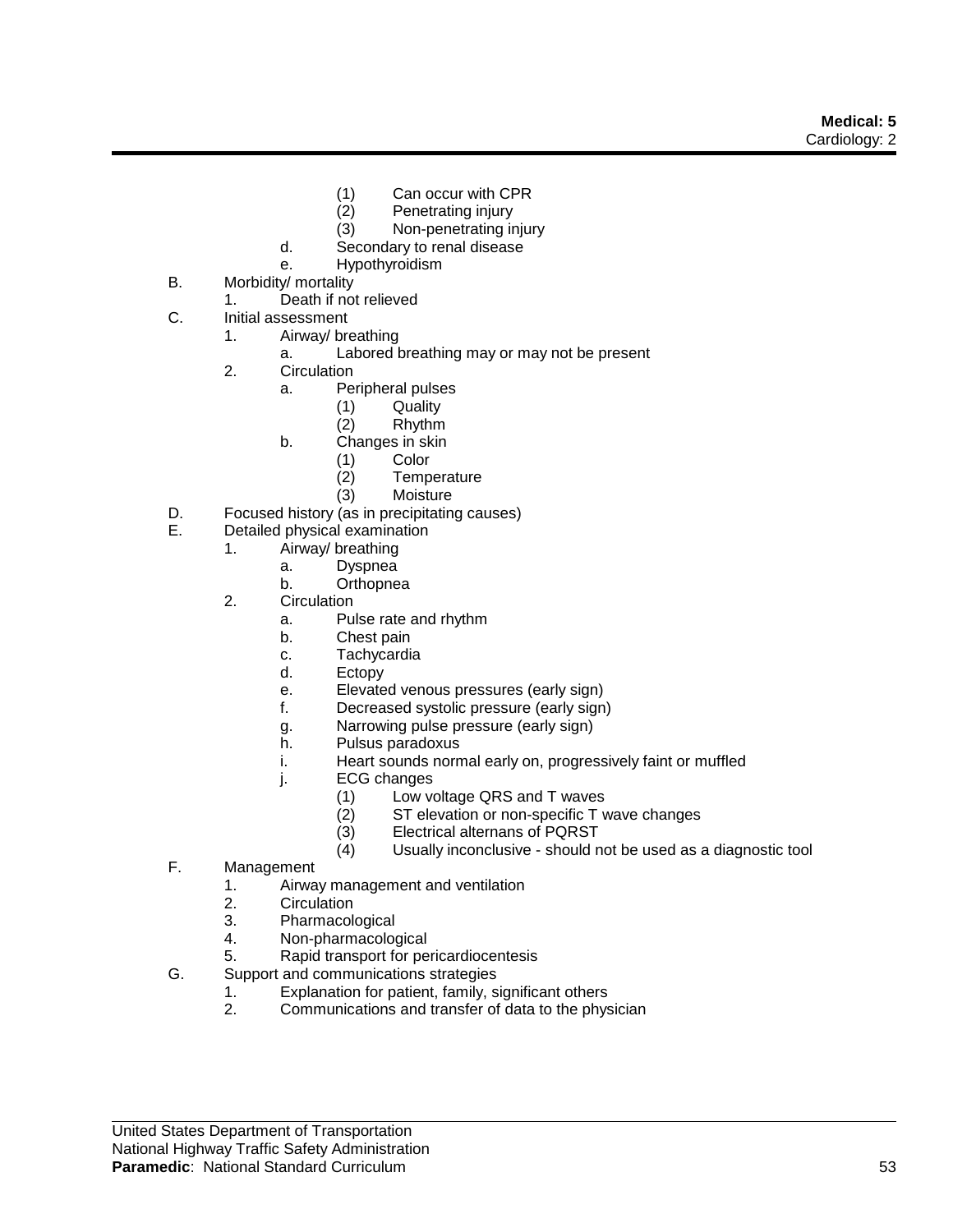(1) Can occur with CPR
                    (2) Penetrating injury
                    (3) Non-penetrating injury
              d. Secondary to renal disease
              e. Hypothyroidism

B. Morbidity/ mortality
    1. Death if not relieved

C. Initial assessment
    1. Airway/ breathing
        a. Labored breathing may or may not be present
    2. Circulation
        a. Peripheral pulses
            (1) Quality
            (2) Rhythm
        b. Changes in skin
            (1) Color
            (2) Temperature
            (3) Moisture

D. Focused history (as in precipitating causes)

E. Detailed physical examination
    1. Airway/ breathing
        a. Dyspnea
        b. Orthopnea
    2. Circulation
        a. Pulse rate and rhythm
        b. Chest pain
        c. Tachycardia
        d. Ectopy
        e. Elevated venous pressures (early sign)
        f. Decreased systolic pressure (early sign)
        g. Narrowing pulse pressure (early sign)
        h. Pulsus paradoxus
        i. Heart sounds normal early on, progressively faint or muffled
        j. ECG changes
            (1) Low voltage QRS and T waves
            (2) ST elevation or non-specific T wave changes
            (3) Electrical alternans of PQRST
            (4) Usually inconclusive - should not be used as a diagnostic tool

F. Management
    1. Airway management and ventilation
    2. Circulation
    3. Pharmacological
    4. Non-pharmacological
    5. Rapid transport for pericardiocentesis

G. Support and communications strategies
    1. Explanation for patient, family, significant others
    2. Communications and transfer of data to the physician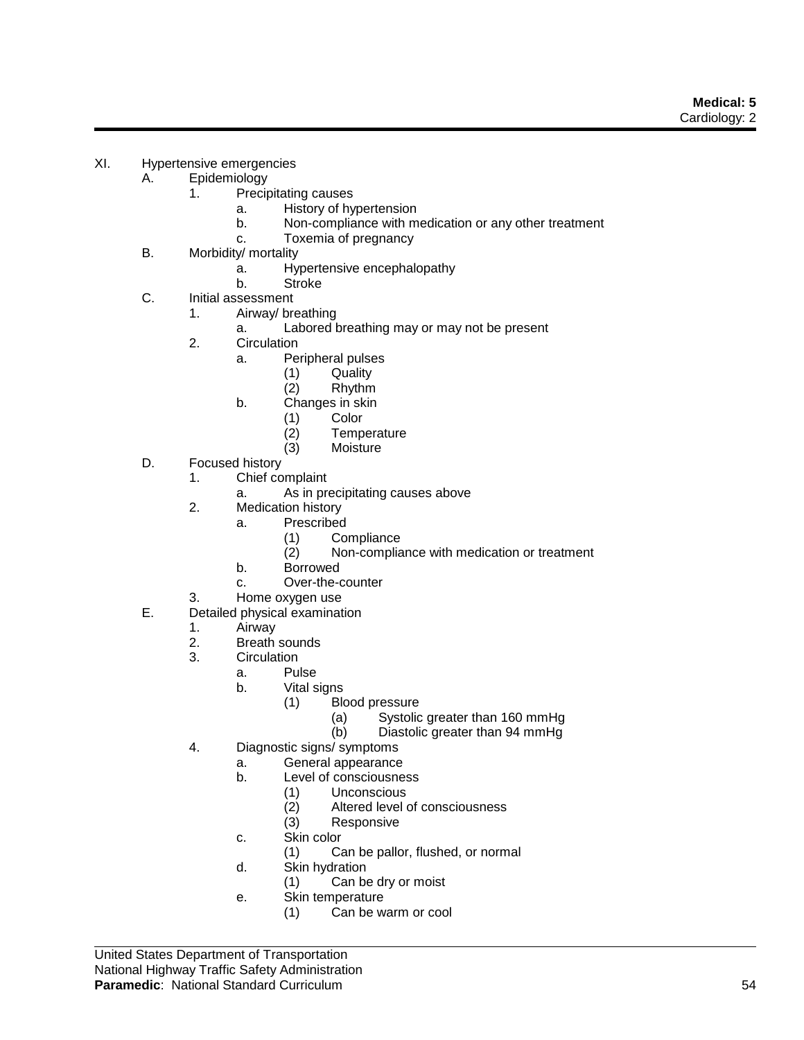XI. Hypertensive emergencies
   A. Epidemiology
      1. Precipitating causes
         a. History of hypertension
         b. Non-compliance with medication or any other treatment
         c. Toxemia of pregnancy
   B. Morbidity/ mortality
         a. Hypertensive encephalopathy
         b. Stroke
   C. Initial assessment
      1. Airway/ breathing
         a. Labored breathing may or may not be present
      2. Circulation
         a. Peripheral pulses
            (1) Quality
            (2) Rhythm
         b. Changes in skin
            (1) Color
            (2) Temperature
            (3) Moisture
   D. Focused history
      1. Chief complaint
         a. As in precipitating causes above
      2. Medication history
         a. Prescribed
            (1) Compliance
            (2) Non-compliance with medication or treatment
         b. Borrowed
         c. Over-the-counter
      3. Home oxygen use
   E. Detailed physical examination
      1. Airway
      2. Breath sounds
      3. Circulation
         a. Pulse
         b. Vital signs
            (1) Blood pressure
               (a) Systolic greater than 160 mmHg
               (b) Diastolic greater than 94 mmHg
      4. Diagnostic signs/ symptoms
         a. General appearance
         b. Level of consciousness
            (1) Unconscious
            (2) Altered level of consciousness
            (3) Responsive
         c. Skin color
            (1) Can be pallor, flushed, or normal
         d. Skin hydration
            (1) Can be dry or moist
         e. Skin temperature
            (1) Can be warm or cool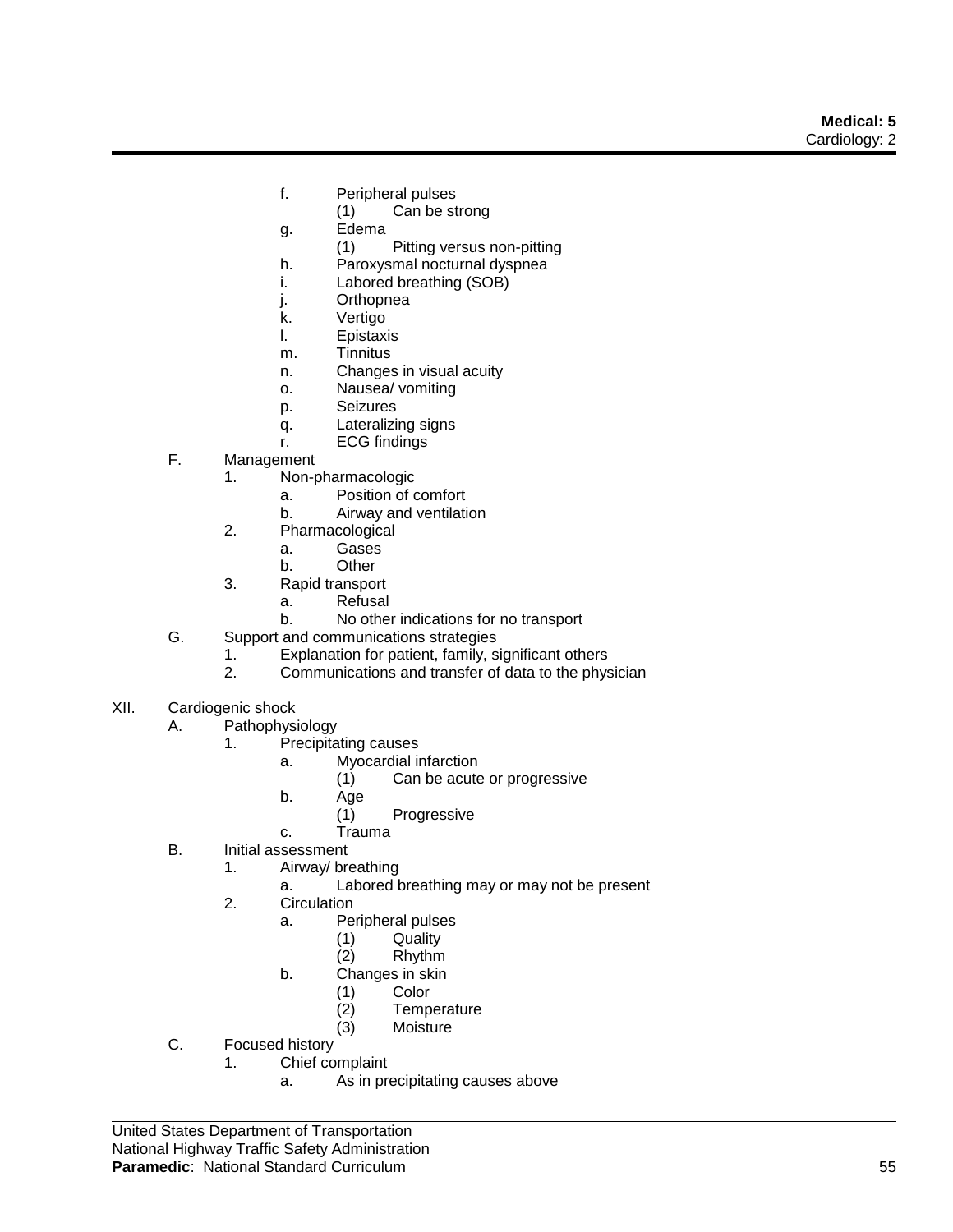- f. Peripheral pulses
  - (1) Can be strong
- g. Edema
  - (1) Pitting versus non-pitting
- h. Paroxysmal nocturnal dyspnea
- i. Labored breathing (SOB)
- j. Orthopnea
- k. Vertigo
- l. Epistaxis
- m. Tinnitus
- n. Changes in visual acuity
- o. Nausea/ vomiting
- p. Seizures
- q. Lateralizing signs
- r. ECG findings

- F. Management
  - 1. Non-pharmacologic
    - a. Position of comfort
    - b. Airway and ventilation
  - 2. Pharmacological
    - a. Gases
    - b. Other
  - 3. Rapid transport
    - a. Refusal
    - b. No other indications for no transport
- G. Support and communications strategies
  - 1. Explanation for patient, family, significant others
  - 2. Communications and transfer of data to the physician

XII. Cardiogenic shock

- A. Pathophysiology
  - 1. Precipitating causes
    - a. Myocardial infarction
      - (1) Can be acute or progressive
    - b. Age
      - (1) Progressive
    - c. Trauma
- B. Initial assessment
  - 1. Airway/ breathing
    - a. Labored breathing may or may not be present
  - 2. Circulation
    - a. Peripheral pulses
      - (1) Quality
      - (2) Rhythm
    - b. Changes in skin
      - (1) Color
      - (2) Temperature
      - (3) Moisture
- C. Focused history
  - 1. Chief complaint
    - a. As in precipitating causes above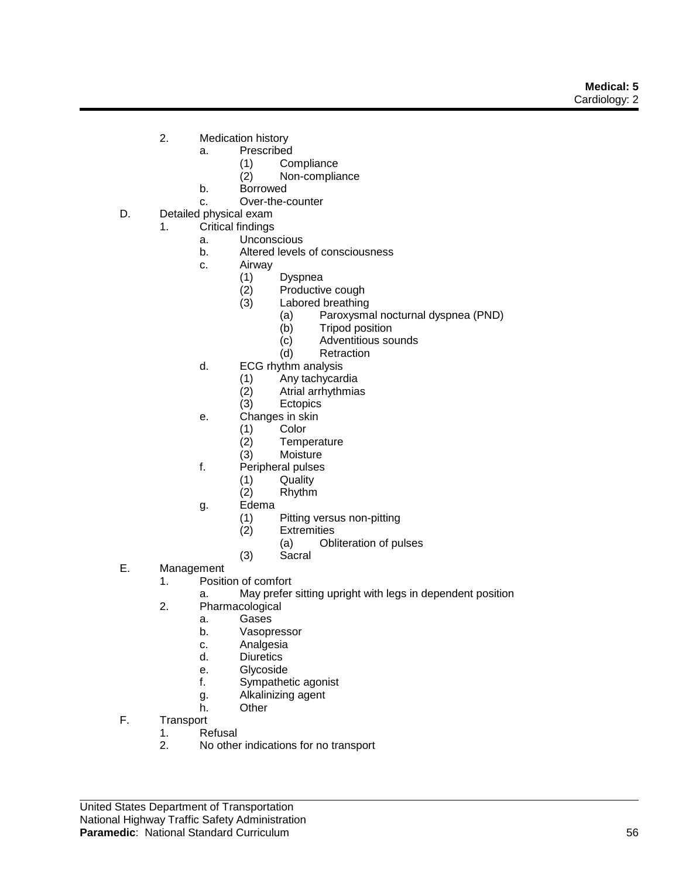2. Medication history
    a. Prescribed
        (1) Compliance
        (2) Non-compliance
    b. Borrowed
    c. Over-the-counter

D. Detailed physical exam
1. Critical findings
    a. Unconscious
    b. Altered levels of consciousness
    c. Airway
        (1) Dyspnea
        (2) Productive cough
        (3) Labored breathing
            (a) Paroxysmal nocturnal dyspnea (PND)
            (b) Tripod position
            (c) Adventitious sounds
            (d) Retraction
    d. ECG rhythm analysis
        (1) Any tachycardia
        (2) Atrial arrhythmias
        (3) Ectopics
    e. Changes in skin
        (1) Color
        (2) Temperature
        (3) Moisture
    f. Peripheral pulses
        (1) Quality
        (2) Rhythm
    g. Edema
        (1) Pitting versus non-pitting
        (2) Extremities
            (a) Obliteration of pulses
        (3) Sacral

E. Management
1. Position of comfort
    a. May prefer sitting upright with legs in dependent position
2. Pharmacological
    a. Gases
    b. Vasopressor
    c. Analgesia
    d. Diuretics
    e. Glycoside
    f. Sympathetic agonist
    g. Alkalinizing agent
    h. Other

F. Transport
1. Refusal
2. No other indications for no transport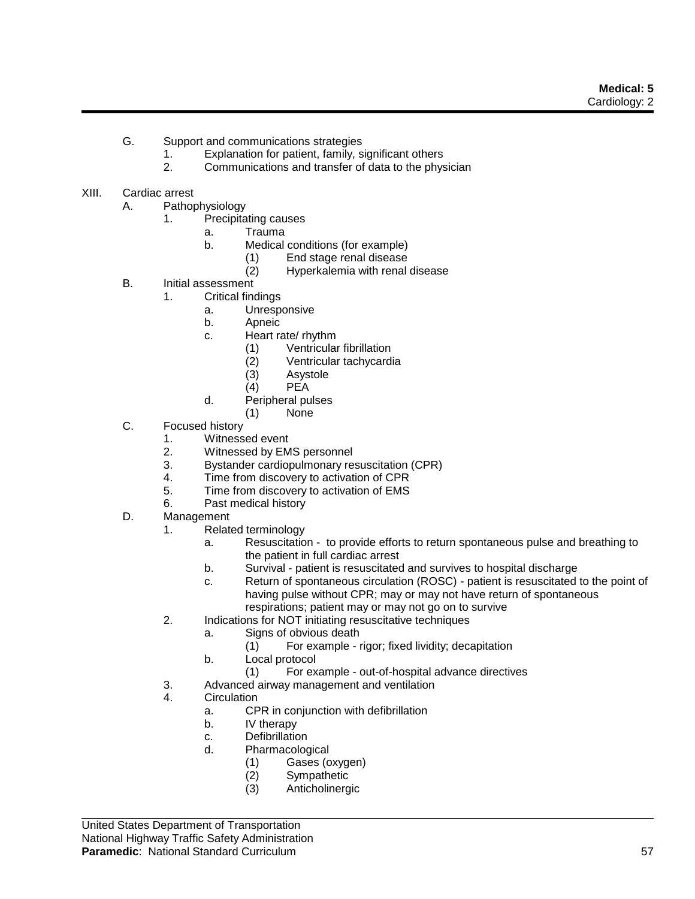G. Support and communications strategies
   1. Explanation for patient, family, significant others
   2. Communications and transfer of data to the physician

XIII. Cardiac arrest
   A. Pathophysiology
      1. Precipitating causes
         a. Trauma
         b. Medical conditions (for example)
            (1) End stage renal disease
            (2) Hyperkalemia with renal disease
   B. Initial assessment
      1. Critical findings
         a. Unresponsive
         b. Apneic
         c. Heart rate/ rhythm
            (1) Ventricular fibrillation
            (2) Ventricular tachycardia
            (3) Asystole
            (4) PEA
         d. Peripheral pulses
            (1) None
   C. Focused history
      1. Witnessed event
      2. Witnessed by EMS personnel
      3. Bystander cardiopulmonary resuscitation (CPR)
      4. Time from discovery to activation of CPR
      5. Time from discovery to activation of EMS
      6. Past medical history
   D. Management
      1. Related terminology
         a. Resuscitation - to provide efforts to return spontaneous pulse and breathing to the patient in full cardiac arrest
         b. Survival - patient is resuscitated and survives to hospital discharge
         c. Return of spontaneous circulation (ROSC) - patient is resuscitated to the point of having pulse without CPR; may or may not have return of spontaneous respirations; patient may or may not go on to survive
      2. Indications for NOT initiating resuscitative techniques
         a. Signs of obvious death
            (1) For example - rigor; fixed lividity; decapitation
         b. Local protocol
            (1) For example - out-of-hospital advance directives
      3. Advanced airway management and ventilation
      4. Circulation
         a. CPR in conjunction with defibrillation
         b. IV therapy
         c. Defibrillation
         d. Pharmacological
            (1) Gases (oxygen)
            (2) Sympathetic
            (3) Anticholinergic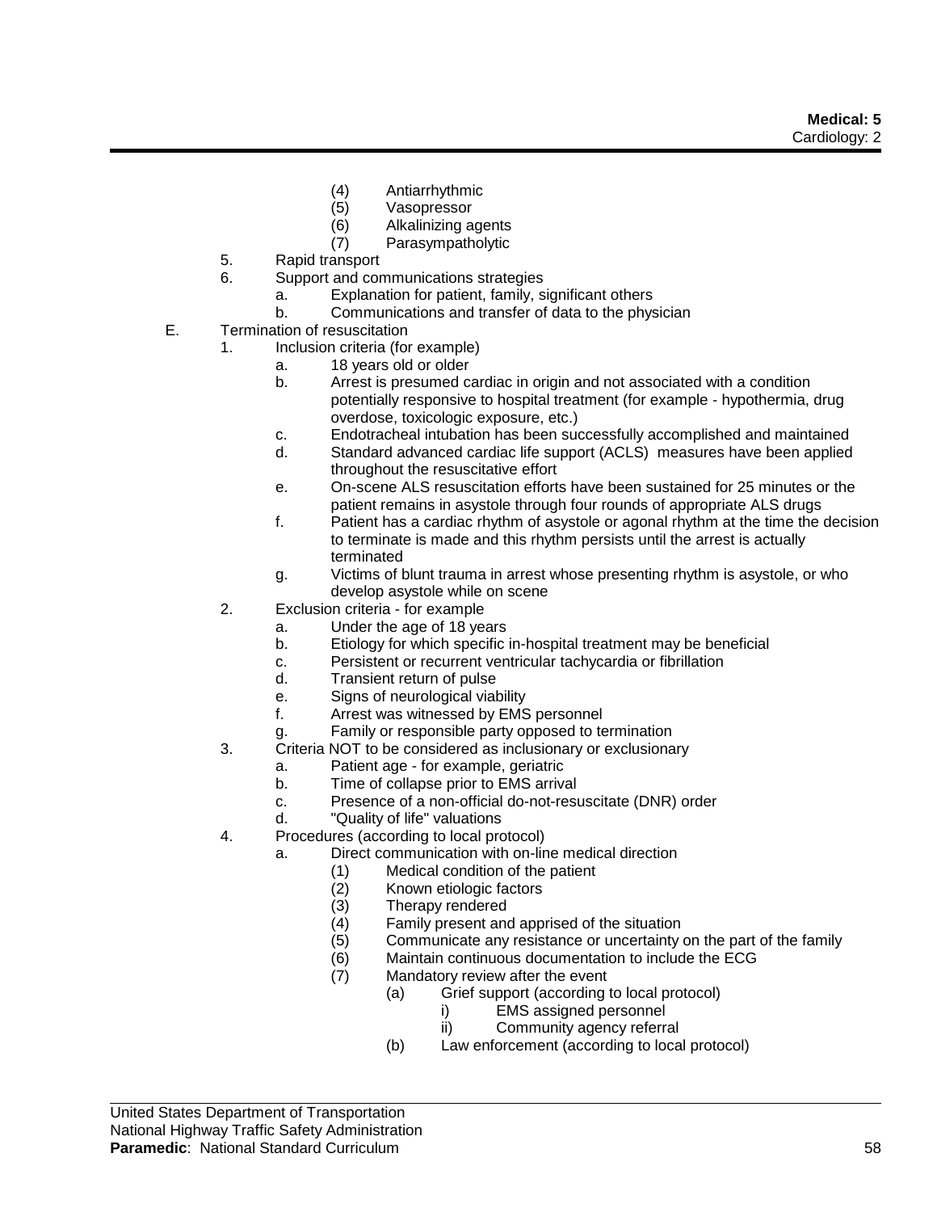- (4) Antiarrhythmic
- (5) Vasopressor
- (6) Alkalinizing agents
- (7) Parasympatholytic

5. Rapid transport
6. Support and communications strategies
   - a. Explanation for patient, family, significant others
   - b. Communications and transfer of data to the physician

E. Termination of resuscitation

1. Inclusion criteria (for example)
   - a. 18 years old or older
   - b. Arrest is presumed cardiac in origin and not associated with a condition potentially responsive to hospital treatment (for example - hypothermia, drug overdose, toxicologic exposure, etc.)
   - c. Endotracheal intubation has been successfully accomplished and maintained
   - d. Standard advanced cardiac life support (ACLS) measures have been applied throughout the resuscitative effort
   - e. On-scene ALS resuscitation efforts have been sustained for 25 minutes or the patient remains in asystole through four rounds of appropriate ALS drugs
   - f. Patient has a cardiac rhythm of asystole or agonal rhythm at the time the decision to terminate is made and this rhythm persists until the arrest is actually terminated
   - g. Victims of blunt trauma in arrest whose presenting rhythm is asystole, or who develop asystole while on scene
2. Exclusion criteria - for example
   - a. Under the age of 18 years
   - b. Etiology for which specific in-hospital treatment may be beneficial
   - c. Persistent or recurrent ventricular tachycardia or fibrillation
   - d. Transient return of pulse
   - e. Signs of neurological viability
   - f. Arrest was witnessed by EMS personnel
   - g. Family or responsible party opposed to termination
3. Criteria NOT to be considered as inclusionary or exclusionary
   - a. Patient age - for example, geriatric
   - b. Time of collapse prior to EMS arrival
   - c. Presence of a non-official do-not-resuscitate (DNR) order
   - d. "Quality of life" valuations
4. Procedures (according to local protocol)
   - a. Direct communication with on-line medical direction
     - (1) Medical condition of the patient
     - (2) Known etiologic factors
     - (3) Therapy rendered
     - (4) Family present and apprised of the situation
     - (5) Communicate any resistance or uncertainty on the part of the family
     - (6) Maintain continuous documentation to include the ECG
     - (7) Mandatory review after the event
       - (a) Grief support (according to local protocol)
         - i) EMS assigned personnel
         - ii) Community agency referral
       - (b) Law enforcement (according to local protocol)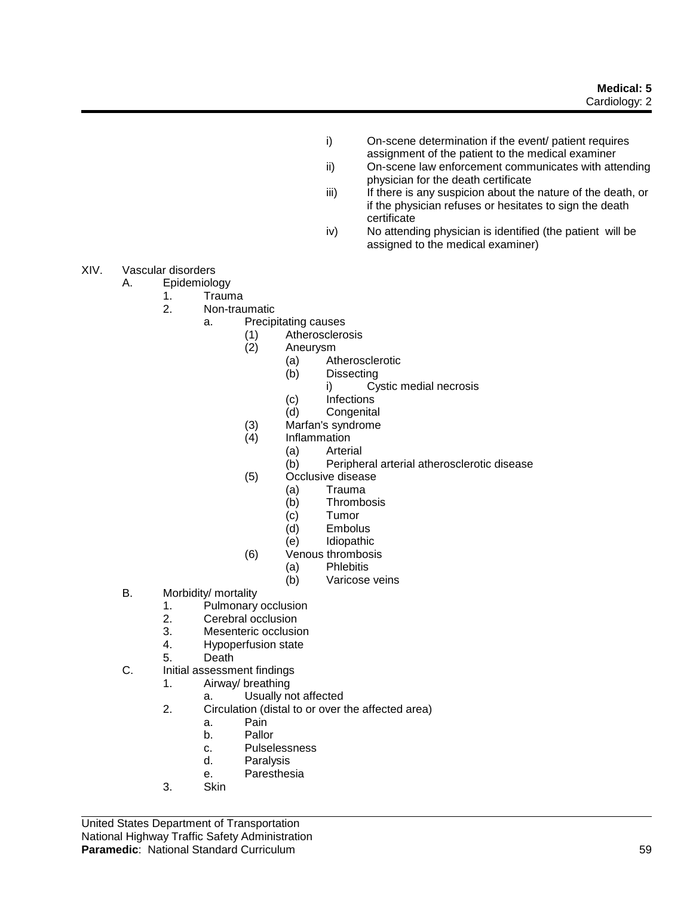i) On-scene determination if the event/ patient requires assignment of the patient to the medical examiner
ii) On-scene law enforcement communicates with attending physician for the death certificate
iii) If there is any suspicion about the nature of the death, or if the physician refuses or hesitates to sign the death certificate
iv) No attending physician is identified (the patient will be assigned to the medical examiner)

XIV. Vascular disorders
- A. Epidemiology
  - 1. Trauma
  - 2. Non-traumatic
    - a. Precipitating causes
      - (1) Atherosclerosis
      - (2) Aneurysm
        - (a) Atherosclerotic
        - (b) Dissecting
          - i) Cystic medial necrosis
        - (c) Infections
        - (d) Congenital
      - (3) Marfan's syndrome
      - (4) Inflammation
        - (a) Arterial
        - (b) Peripheral arterial atherosclerotic disease
      - (5) Occlusive disease
        - (a) Trauma
        - (b) Thrombosis
        - (c) Tumor
        - (d) Embolus
        - (e) Idiopathic
      - (6) Venous thrombosis
        - (a) Phlebitis
        - (b) Varicose veins
- B. Morbidity/ mortality
  - 1. Pulmonary occlusion
  - 2. Cerebral occlusion
  - 3. Mesenteric occlusion
  - 4. Hypoperfusion state
  - 5. Death
- C. Initial assessment findings
  - 1. Airway/ breathing
    - a. Usually not affected
  - 2. Circulation (distal to or over the affected area)
    - a. Pain
    - b. Pallor
    - c. Pulselessness
    - d. Paralysis
    - e. Paresthesia
  - 3. Skin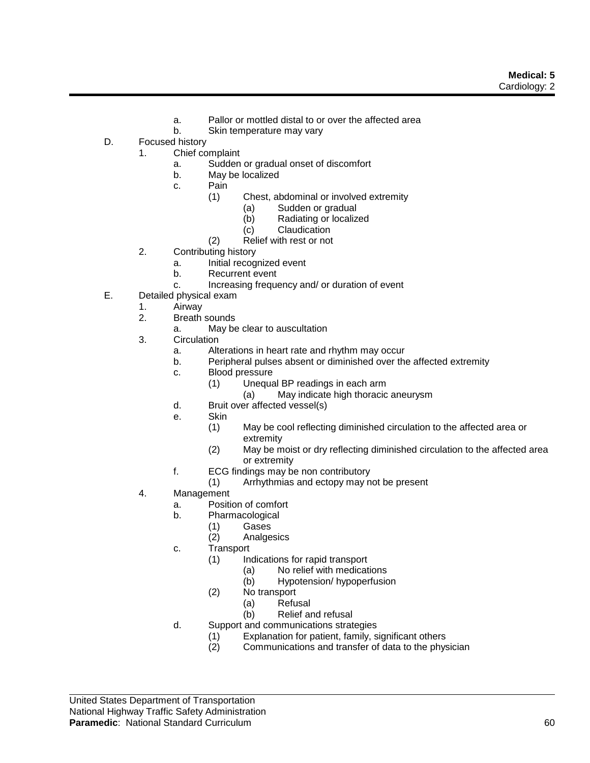a. Pallor or mottled distal to or over the affected area
b. Skin temperature may vary

D. Focused history
   1. Chief complaint
      a. Sudden or gradual onset of discomfort
      b. May be localized
      c. Pain
         (1) Chest, abdominal or involved extremity
            (a) Sudden or gradual
            (b) Radiating or localized
            (c) Claudication
         (2) Relief with rest or not
   2. Contributing history
      a. Initial recognized event
      b. Recurrent event
      c. Increasing frequency and/ or duration of event

E. Detailed physical exam
   1. Airway
   2. Breath sounds
      a. May be clear to auscultation
   3. Circulation
      a. Alterations in heart rate and rhythm may occur
      b. Peripheral pulses absent or diminished over the affected extremity
      c. Blood pressure
         (1) Unequal BP readings in each arm
            (a) May indicate high thoracic aneurysm
      d. Bruit over affected vessel(s)
      e. Skin
         (1) May be cool reflecting diminished circulation to the affected area or extremity
         (2) May be moist or dry reflecting diminished circulation to the affected area or extremity
      f. ECG findings may be non contributory
         (1) Arrhythmias and ectopy may not be present
   4. Management
      a. Position of comfort
      b. Pharmacological
         (1) Gases
         (2) Analgesics
      c. Transport
         (1) Indications for rapid transport
            (a) No relief with medications
            (b) Hypotension/ hypoperfusion
         (2) No transport
            (a) Refusal
            (b) Relief and refusal
      d. Support and communications strategies
         (1) Explanation for patient, family, significant others
         (2) Communications and transfer of data to the physician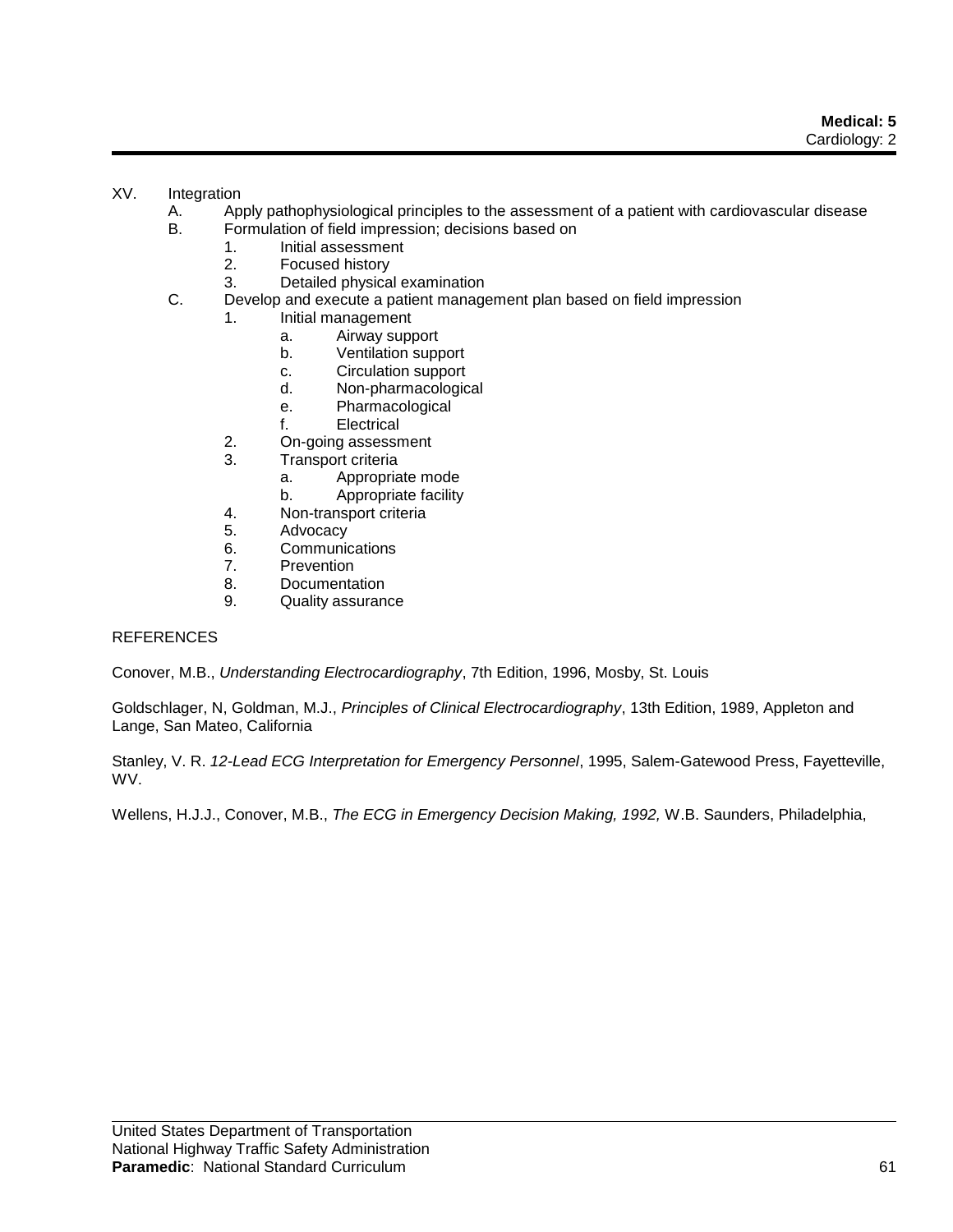XV. Integration
   - A. Apply pathophysiological principles to the assessment of a patient with cardiovascular disease
   - B. Formulation of field impression; decisions based on
     1. Initial assessment
     2. Focused history
     3. Detailed physical examination
   - C. Develop and execute a patient management plan based on field impression
     1. Initial management
        - a. Airway support
        - b. Ventilation support
        - c. Circulation support
        - d. Non-pharmacological
        - e. Pharmacological
        - f. Electrical
     2. On-going assessment
     3. Transport criteria
        - a. Appropriate mode
        - b. Appropriate facility
     4. Non-transport criteria
     5. Advocacy
     6. Communications
     7. Prevention
     8. Documentation
     9. Quality assurance

REFERENCES

Conover, M.B., *Understanding Electrocardiography*, 7th Edition, 1996, Mosby, St. Louis

Goldschlager, N, Goldman, M.J., *Principles of Clinical Electrocardiography*, 13th Edition, 1989, Appleton and Lange, San Mateo, California

Stanley, V. R. *12-Lead ECG Interpretation for Emergency Personnel*, 1995, Salem-Gatewood Press, Fayetteville, WV.

Wellens, H.J.J., Conover, M.B., *The ECG in Emergency Decision Making, 1992,* W.B. Saunders, Philadelphia,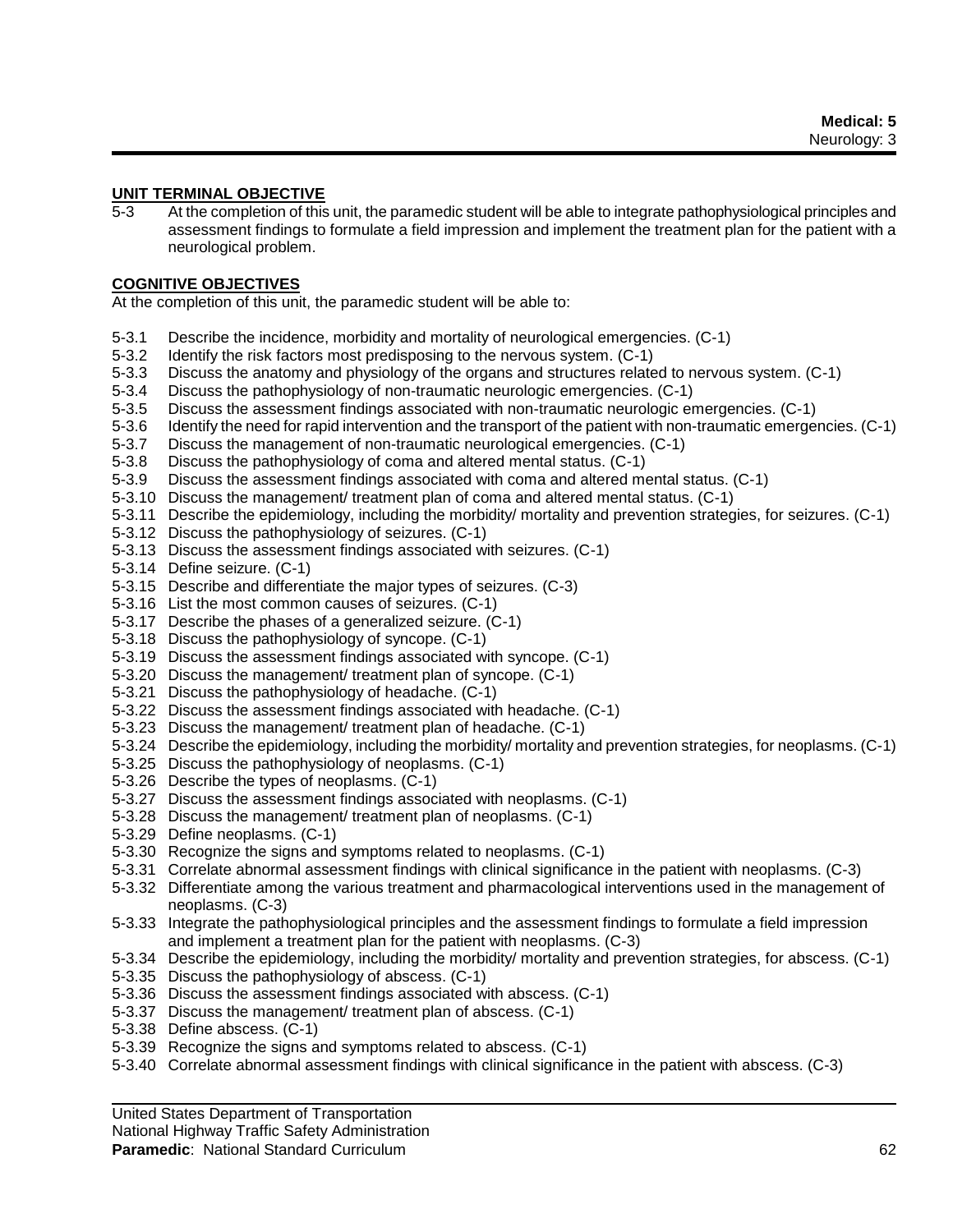## UNIT TERMINAL OBJECTIVE

5-3 At the completion of this unit, the paramedic student will be able to integrate pathophysiological principles and assessment findings to formulate a field impression and implement the treatment plan for the patient with a neurological problem.

## COGNITIVE OBJECTIVES

At the completion of this unit, the paramedic student will be able to:

- 5-3.1 Describe the incidence, morbidity and mortality of neurological emergencies. (C-1)
- 5-3.2 Identify the risk factors most predisposing to the nervous system. (C-1)
- 5-3.3 Discuss the anatomy and physiology of the organs and structures related to nervous system. (C-1)
- 5-3.4 Discuss the pathophysiology of non-traumatic neurologic emergencies. (C-1)
- 5-3.5 Discuss the assessment findings associated with non-traumatic neurologic emergencies. (C-1)
- 5-3.6 Identify the need for rapid intervention and the transport of the patient with non-traumatic emergencies. (C-1)
- 5-3.7 Discuss the management of non-traumatic neurological emergencies. (C-1)
- 5-3.8 Discuss the pathophysiology of coma and altered mental status. (C-1)
- 5-3.9 Discuss the assessment findings associated with coma and altered mental status. (C-1)
- 5-3.10 Discuss the management/ treatment plan of coma and altered mental status. (C-1)
- 5-3.11 Describe the epidemiology, including the morbidity/ mortality and prevention strategies, for seizures. (C-1)
- 5-3.12 Discuss the pathophysiology of seizures. (C-1)
- 5-3.13 Discuss the assessment findings associated with seizures. (C-1)
- 5-3.14 Define seizure. (C-1)
- 5-3.15 Describe and differentiate the major types of seizures. (C-3)
- 5-3.16 List the most common causes of seizures. (C-1)
- 5-3.17 Describe the phases of a generalized seizure. (C-1)
- 5-3.18 Discuss the pathophysiology of syncope. (C-1)
- 5-3.19 Discuss the assessment findings associated with syncope. (C-1)
- 5-3.20 Discuss the management/ treatment plan of syncope. (C-1)
- 5-3.21 Discuss the pathophysiology of headache. (C-1)
- 5-3.22 Discuss the assessment findings associated with headache. (C-1)
- 5-3.23 Discuss the management/ treatment plan of headache. (C-1)
- 5-3.24 Describe the epidemiology, including the morbidity/ mortality and prevention strategies, for neoplasms. (C-1)
- 5-3.25 Discuss the pathophysiology of neoplasms. (C-1)
- 5-3.26 Describe the types of neoplasms. (C-1)
- 5-3.27 Discuss the assessment findings associated with neoplasms. (C-1)
- 5-3.28 Discuss the management/ treatment plan of neoplasms. (C-1)
- 5-3.29 Define neoplasms. (C-1)
- 5-3.30 Recognize the signs and symptoms related to neoplasms. (C-1)
- 5-3.31 Correlate abnormal assessment findings with clinical significance in the patient with neoplasms. (C-3)
- 5-3.32 Differentiate among the various treatment and pharmacological interventions used in the management of neoplasms. (C-3)
- 5-3.33 Integrate the pathophysiological principles and the assessment findings to formulate a field impression and implement a treatment plan for the patient with neoplasms. (C-3)
- 5-3.34 Describe the epidemiology, including the morbidity/ mortality and prevention strategies, for abscess. (C-1)
- 5-3.35 Discuss the pathophysiology of abscess. (C-1)
- 5-3.36 Discuss the assessment findings associated with abscess. (C-1)
- 5-3.37 Discuss the management/ treatment plan of abscess. (C-1)
- 5-3.38 Define abscess. (C-1)
- 5-3.39 Recognize the signs and symptoms related to abscess. (C-1)
- 5-3.40 Correlate abnormal assessment findings with clinical significance in the patient with abscess. (C-3)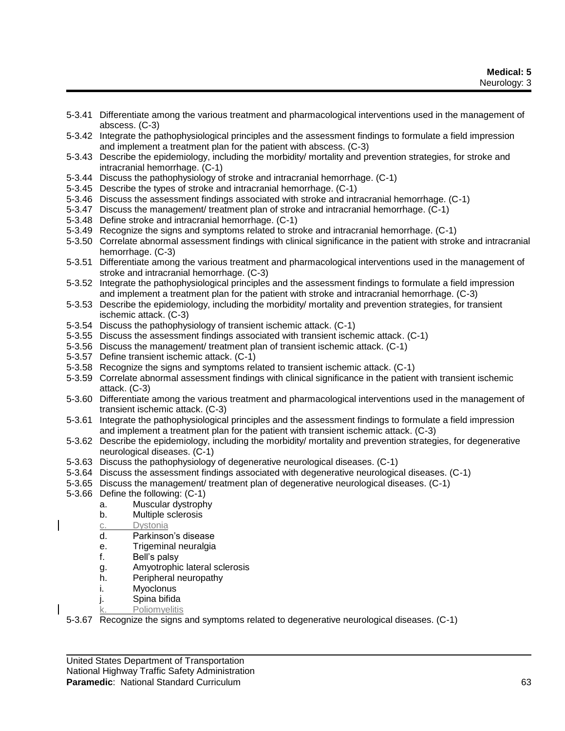- 5-3.41 Differentiate among the various treatment and pharmacological interventions used in the management of abscess. (C-3)
- 5-3.42 Integrate the pathophysiological principles and the assessment findings to formulate a field impression and implement a treatment plan for the patient with abscess. (C-3)
- 5-3.43 Describe the epidemiology, including the morbidity/ mortality and prevention strategies, for stroke and intracranial hemorrhage. (C-1)
- 5-3.44 Discuss the pathophysiology of stroke and intracranial hemorrhage. (C-1)
- 5-3.45 Describe the types of stroke and intracranial hemorrhage. (C-1)
- 5-3.46 Discuss the assessment findings associated with stroke and intracranial hemorrhage. (C-1)
- 5-3.47 Discuss the management/ treatment plan of stroke and intracranial hemorrhage. (C-1)
- 5-3.48 Define stroke and intracranial hemorrhage. (C-1)
- 5-3.49 Recognize the signs and symptoms related to stroke and intracranial hemorrhage. (C-1)
- 5-3.50 Correlate abnormal assessment findings with clinical significance in the patient with stroke and intracranial hemorrhage. (C-3)
- 5-3.51 Differentiate among the various treatment and pharmacological interventions used in the management of stroke and intracranial hemorrhage. (C-3)
- 5-3.52 Integrate the pathophysiological principles and the assessment findings to formulate a field impression and implement a treatment plan for the patient with stroke and intracranial hemorrhage. (C-3)
- 5-3.53 Describe the epidemiology, including the morbidity/ mortality and prevention strategies, for transient ischemic attack. (C-3)
- 5-3.54 Discuss the pathophysiology of transient ischemic attack. (C-1)
- 5-3.55 Discuss the assessment findings associated with transient ischemic attack. (C-1)
- 5-3.56 Discuss the management/ treatment plan of transient ischemic attack. (C-1)
- 5-3.57 Define transient ischemic attack. (C-1)
- 5-3.58 Recognize the signs and symptoms related to transient ischemic attack. (C-1)
- 5-3.59 Correlate abnormal assessment findings with clinical significance in the patient with transient ischemic attack. (C-3)
- 5-3.60 Differentiate among the various treatment and pharmacological interventions used in the management of transient ischemic attack. (C-3)
- 5-3.61 Integrate the pathophysiological principles and the assessment findings to formulate a field impression and implement a treatment plan for the patient with transient ischemic attack. (C-3)
- 5-3.62 Describe the epidemiology, including the morbidity/ mortality and prevention strategies, for degenerative neurological diseases. (C-1)
- 5-3.63 Discuss the pathophysiology of degenerative neurological diseases. (C-1)
- 5-3.64 Discuss the assessment findings associated with degenerative neurological diseases. (C-1)
- 5-3.65 Discuss the management/ treatment plan of degenerative neurological diseases. (C-1)
- 5-3.66 Define the following: (C-1)
  - a. Muscular dystrophy
  - b. Multiple sclerosis
  - c. Dystonia
  - d. Parkinson's disease
  - e. Trigeminal neuralgia
  - f. Bell's palsy
  - g. Amyotrophic lateral sclerosis
  - h. Peripheral neuropathy
  - i. Myoclonus
  - j. Spina bifida
  - k. Poliomyelitis
- 5-3.67 Recognize the signs and symptoms related to degenerative neurological diseases. (C-1)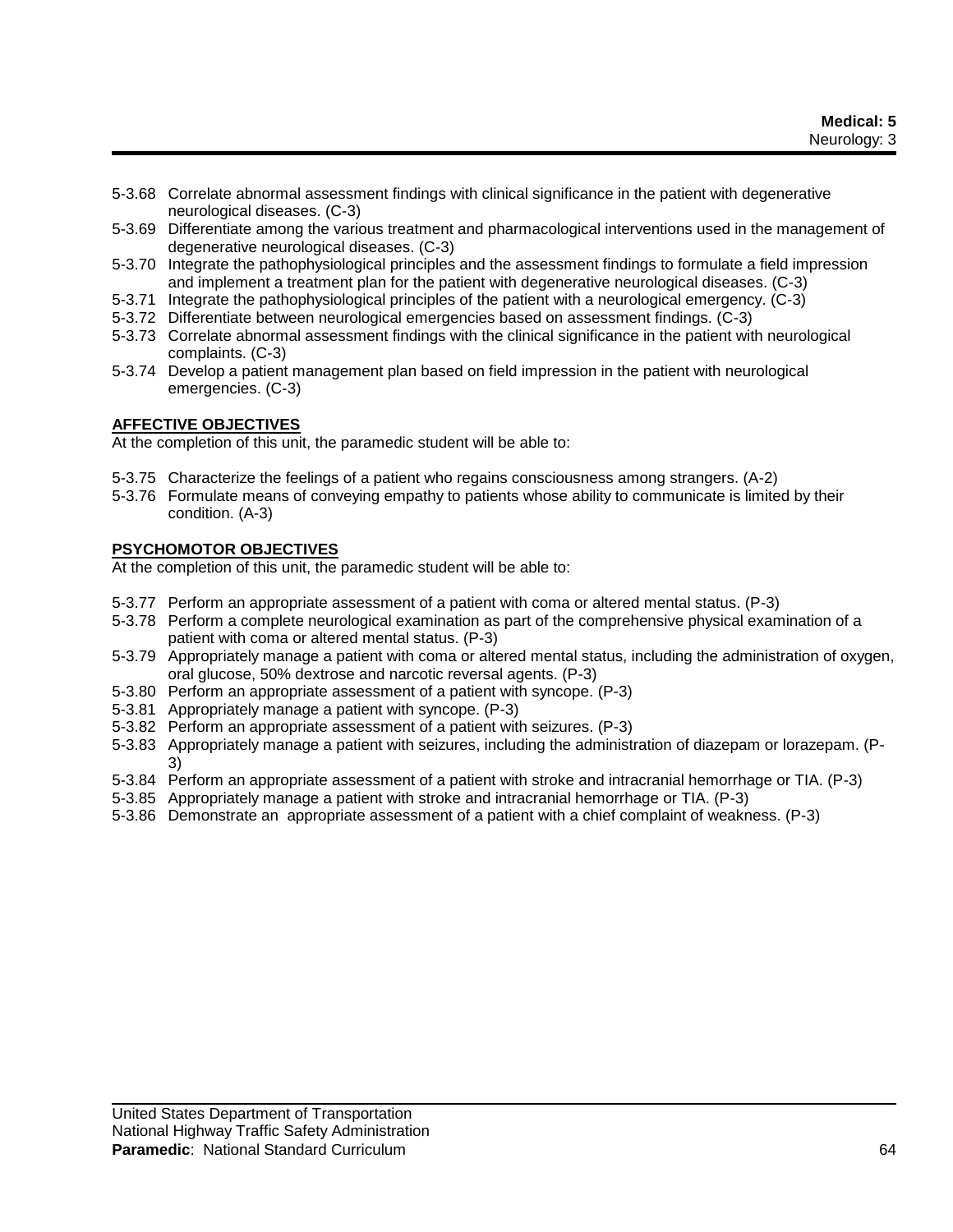5-3.68 Correlate abnormal assessment findings with clinical significance in the patient with degenerative neurological diseases. (C-3)
5-3.69 Differentiate among the various treatment and pharmacological interventions used in the management of degenerative neurological diseases. (C-3)
5-3.70 Integrate the pathophysiological principles and the assessment findings to formulate a field impression and implement a treatment plan for the patient with degenerative neurological diseases. (C-3)
5-3.71 Integrate the pathophysiological principles of the patient with a neurological emergency. (C-3)
5-3.72 Differentiate between neurological emergencies based on assessment findings. (C-3)
5-3.73 Correlate abnormal assessment findings with the clinical significance in the patient with neurological complaints. (C-3)
5-3.74 Develop a patient management plan based on field impression in the patient with neurological emergencies. (C-3)

**AFFECTIVE OBJECTIVES**

At the completion of this unit, the paramedic student will be able to:

5-3.75 Characterize the feelings of a patient who regains consciousness among strangers. (A-2)
5-3.76 Formulate means of conveying empathy to patients whose ability to communicate is limited by their condition. (A-3)

**PSYCHOMOTOR OBJECTIVES**

At the completion of this unit, the paramedic student will be able to:

5-3.77 Perform an appropriate assessment of a patient with coma or altered mental status. (P-3)
5-3.78 Perform a complete neurological examination as part of the comprehensive physical examination of a patient with coma or altered mental status. (P-3)
5-3.79 Appropriately manage a patient with coma or altered mental status, including the administration of oxygen, oral glucose, 50% dextrose and narcotic reversal agents. (P-3)
5-3.80 Perform an appropriate assessment of a patient with syncope. (P-3)
5-3.81 Appropriately manage a patient with syncope. (P-3)
5-3.82 Perform an appropriate assessment of a patient with seizures. (P-3)
5-3.83 Appropriately manage a patient with seizures, including the administration of diazepam or lorazepam. (P-3)
5-3.84 Perform an appropriate assessment of a patient with stroke and intracranial hemorrhage or TIA. (P-3)
5-3.85 Appropriately manage a patient with stroke and intracranial hemorrhage or TIA. (P-3)
5-3.86 Demonstrate an appropriate assessment of a patient with a chief complaint of weakness. (P-3)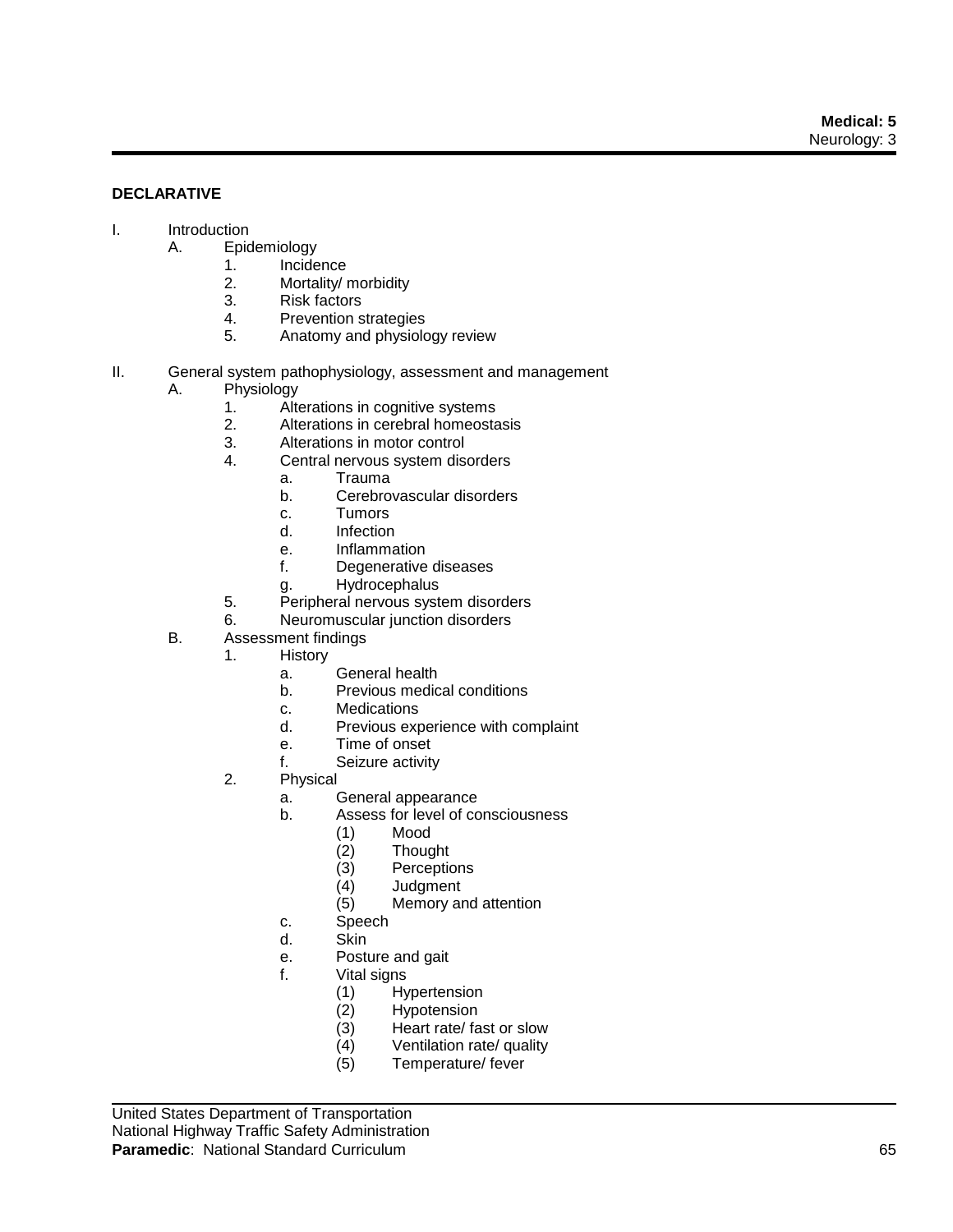**DECLARATIVE**

- I. Introduction
  - A. Epidemiology
    1. Incidence
    2. Mortality/ morbidity
    3. Risk factors
    4. Prevention strategies
    5. Anatomy and physiology review
- II. General system pathophysiology, assessment and management
  - A. Physiology
    1. Alterations in cognitive systems
    2. Alterations in cerebral homeostasis
    3. Alterations in motor control
    4. Central nervous system disorders
       - a. Trauma
       - b. Cerebrovascular disorders
       - c. Tumors
       - d. Infection
       - e. Inflammation
       - f. Degenerative diseases
       - g. Hydrocephalus
    5. Peripheral nervous system disorders
    6. Neuromuscular junction disorders
  - B. Assessment findings
    1. History
       - a. General health
       - b. Previous medical conditions
       - c. Medications
       - d. Previous experience with complaint
       - e. Time of onset
       - f. Seizure activity
    2. Physical
       - a. General appearance
       - b. Assess for level of consciousness
         - (1) Mood
         - (2) Thought
         - (3) Perceptions
         - (4) Judgment
         - (5) Memory and attention
       - c. Speech
       - d. Skin
       - e. Posture and gait
       - f. Vital signs
         - (1) Hypertension
         - (2) Hypotension
         - (3) Heart rate/ fast or slow
         - (4) Ventilation rate/ quality
         - (5) Temperature/ fever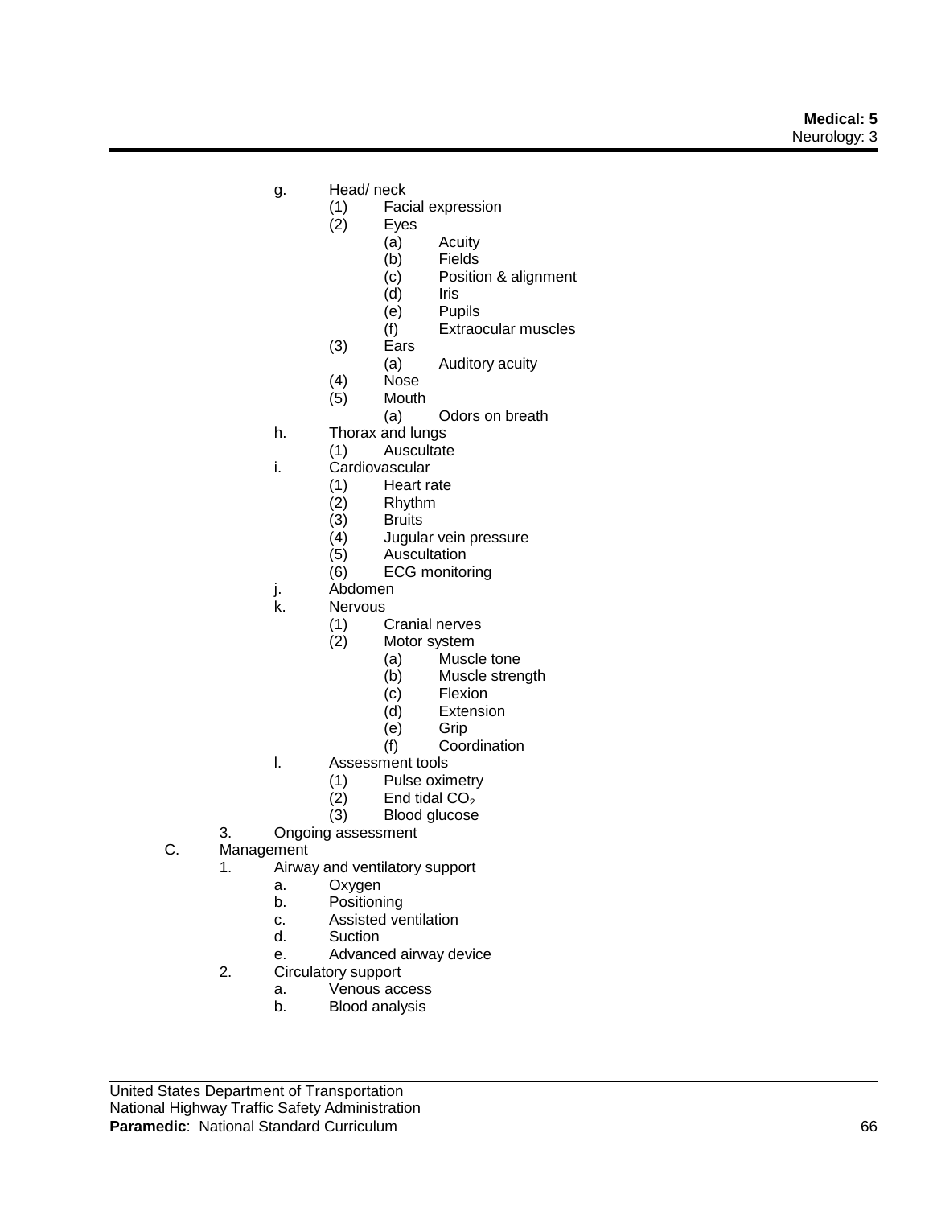g. Head/ neck
   (1) Facial expression
   (2) Eyes
      (a) Acuity
      (b) Fields
      (c) Position & alignment
      (d) Iris
      (e) Pupils
      (f) Extraocular muscles
   (3) Ears
      (a) Auditory acuity
   (4) Nose
   (5) Mouth
      (a) Odors on breath

h. Thorax and lungs
   (1) Auscultate

i. Cardiovascular
   (1) Heart rate
   (2) Rhythm
   (3) Bruits
   (4) Jugular vein pressure
   (5) Auscultation
   (6) ECG monitoring

j. Abdomen

k. Nervous
   (1) Cranial nerves
   (2) Motor system
      (a) Muscle tone
      (b) Muscle strength
      (c) Flexion
      (d) Extension
      (e) Grip
      (f) Coordination

l. Assessment tools
   (1) Pulse oximetry
   (2) End tidal $CO_2$
   (3) Blood glucose

3. Ongoing assessment

C. Management
   1. Airway and ventilatory support
      a. Oxygen
      b. Positioning
      c. Assisted ventilation
      d. Suction
      e. Advanced airway device
   2. Circulatory support
      a. Venous access
      b. Blood analysis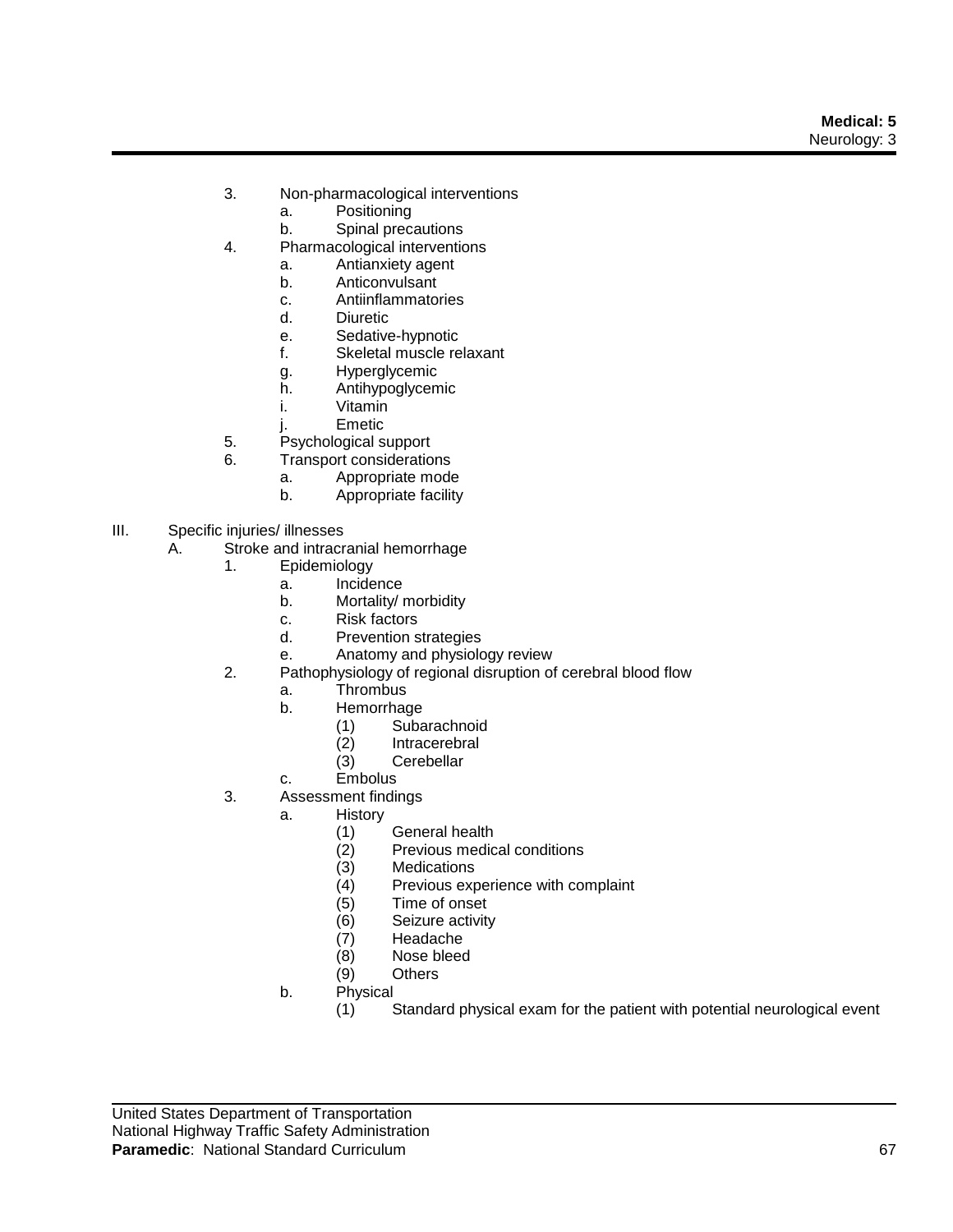3. Non-pharmacological interventions
    a. Positioning
    b. Spinal precautions
4. Pharmacological interventions
    a. Antianxiety agent
    b. Anticonvulsant
    c. Antiinflammatories
    d. Diuretic
    e. Sedative-hypnotic
    f. Skeletal muscle relaxant
    g. Hyperglycemic
    h. Antihypoglycemic
    i. Vitamin
    j. Emetic
5. Psychological support
6. Transport considerations
    a. Appropriate mode
    b. Appropriate facility

III. Specific injuries/ illnesses
  A. Stroke and intracranial hemorrhage
    1. Epidemiology
      a. Incidence
      b. Mortality/ morbidity
      c. Risk factors
      d. Prevention strategies
      e. Anatomy and physiology review
    2. Pathophysiology of regional disruption of cerebral blood flow
      a. Thrombus
      b. Hemorrhage
        (1) Subarachnoid
        (2) Intracerebral
        (3) Cerebellar
      c. Embolus
    3. Assessment findings
      a. History
        (1) General health
        (2) Previous medical conditions
        (3) Medications
        (4) Previous experience with complaint
        (5) Time of onset
        (6) Seizure activity
        (7) Headache
        (8) Nose bleed
        (9) Others
      b. Physical
        (1) Standard physical exam for the patient with potential neurological event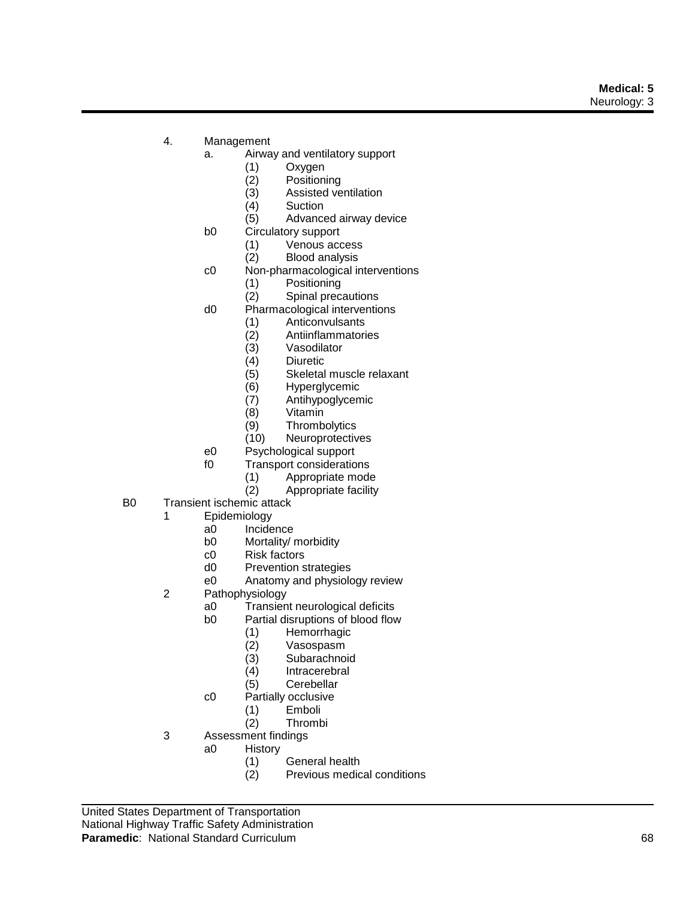4. Management
    - a. Airway and ventilatory support
        - (1) Oxygen
        - (2) Positioning
        - (3) Assisted ventilation
        - (4) Suction
        - (5) Advanced airway device
    - b0 Circulatory support
        - (1) Venous access
        - (2) Blood analysis
    - c0 Non-pharmacological interventions
        - (1) Positioning
        - (2) Spinal precautions
    - d0 Pharmacological interventions
        - (1) Anticonvulsants
        - (2) Antiinflammatories
        - (3) Vasodilator
        - (4) Diuretic
        - (5) Skeletal muscle relaxant
        - (6) Hyperglycemic
        - (7) Antihypoglycemic
        - (8) Vitamin
        - (9) Thrombolytics
        - (10) Neuroprotectives
    - e0 Psychological support
    - f0 Transport considerations
        - (1) Appropriate mode
        - (2) Appropriate facility

B0 Transient ischemic attack

1 Epidemiology
    - a0 Incidence
    - b0 Mortality/ morbidity
    - c0 Risk factors
    - d0 Prevention strategies
    - e0 Anatomy and physiology review

2 Pathophysiology
    - a0 Transient neurological deficits
    - b0 Partial disruptions of blood flow
        - (1) Hemorrhagic
        - (2) Vasospasm
        - (3) Subarachnoid
        - (4) Intracerebral
        - (5) Cerebellar
    - c0 Partially occlusive
        - (1) Emboli
        - (2) Thrombi

3 Assessment findings
    - a0 History
        - (1) General health
        - (2) Previous medical conditions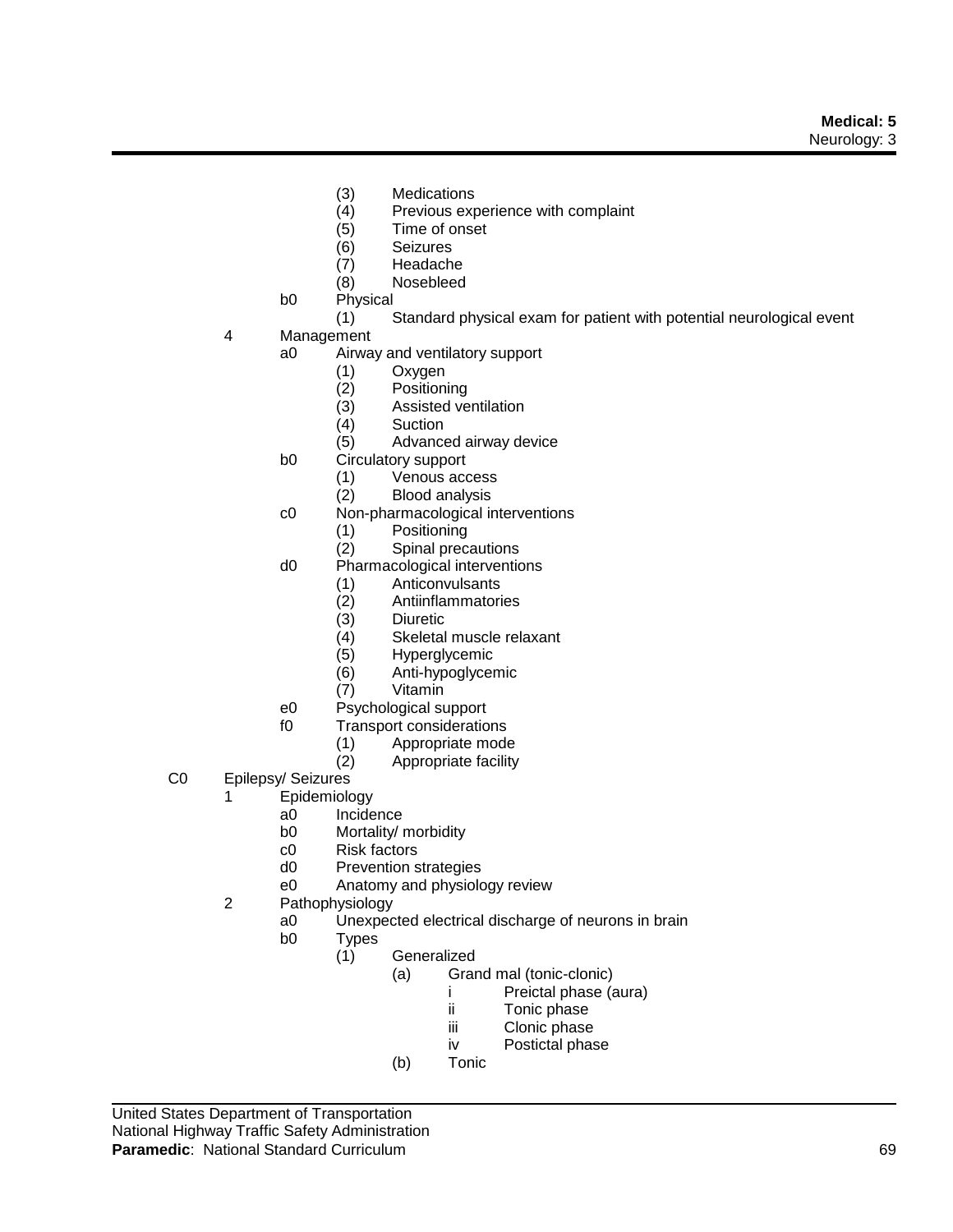- (3) Medications
- (4) Previous experience with complaint
- (5) Time of onset
- (6) Seizures
- (7) Headache
- (8) Nosebleed

b0 Physical

- (1) Standard physical exam for patient with potential neurological event

4 Management

a0 Airway and ventilatory support

- (1) Oxygen
- (2) Positioning
- (3) Assisted ventilation
- (4) Suction
- (5) Advanced airway device

b0 Circulatory support

- (1) Venous access
- (2) Blood analysis

c0 Non-pharmacological interventions

- (1) Positioning
- (2) Spinal precautions

d0 Pharmacological interventions

- (1) Anticonvulsants
- (2) Antiinflammatories
- (3) Diuretic
- (4) Skeletal muscle relaxant
- (5) Hyperglycemic
- (6) Anti-hypoglycemic
- (7) Vitamin

e0 Psychological support

f0 Transport considerations

- (1) Appropriate mode
- (2) Appropriate facility

C0 Epilepsy/ Seizures

1 Epidemiology

- a0 Incidence
- b0 Mortality/ morbidity
- c0 Risk factors
- d0 Prevention strategies
- e0 Anatomy and physiology review

2 Pathophysiology

a0 Unexpected electrical discharge of neurons in brain

b0 Types

(1) Generalized

(a) Grand mal (tonic-clonic)

- i Preictal phase (aura)
- ii Tonic phase
- iii Clonic phase
- iv Postictal phase

(b) Tonic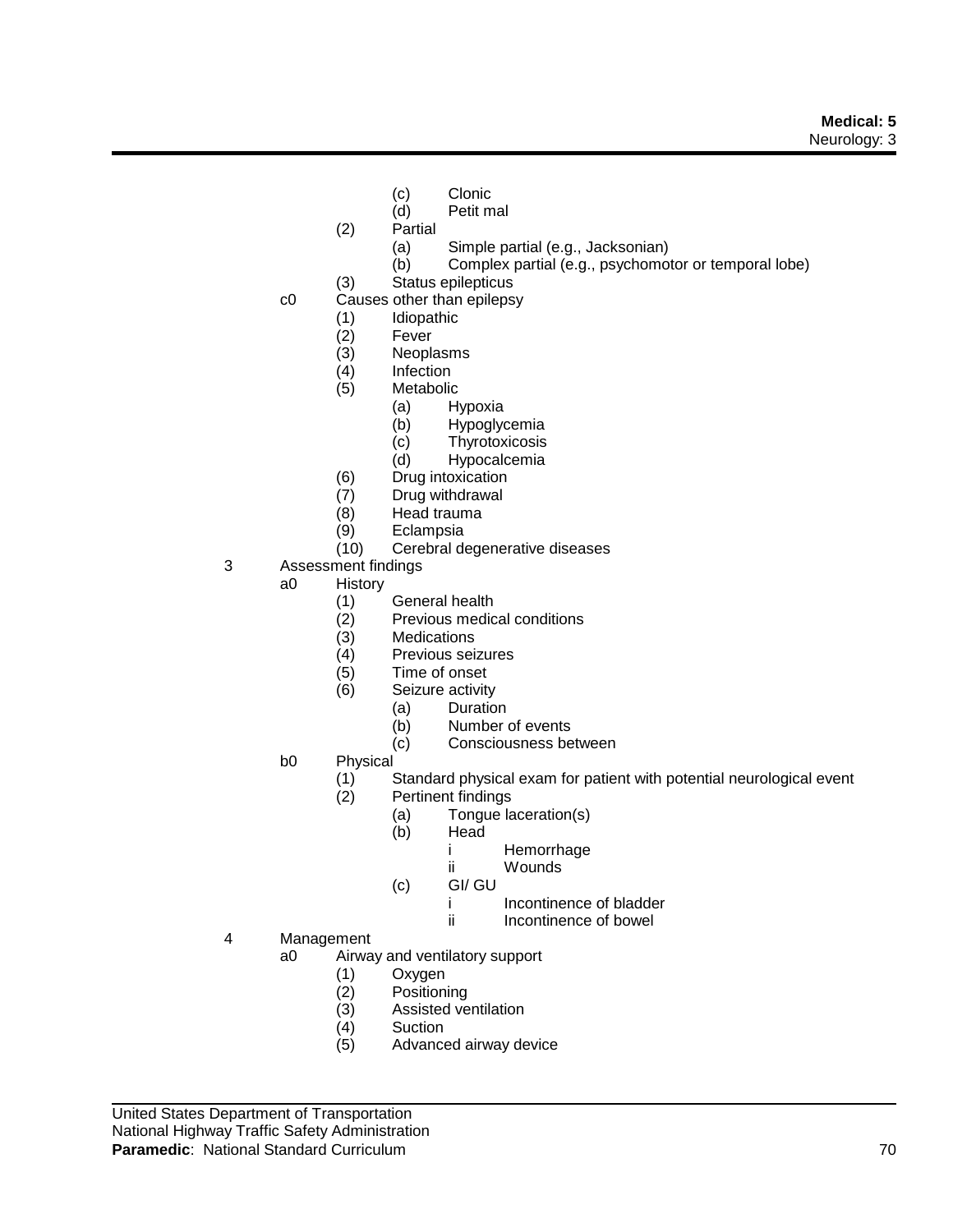- (c) Clonic
- (d) Petit mal
- (2) Partial
  - (a) Simple partial (e.g., Jacksonian)
  - (b) Complex partial (e.g., psychomotor or temporal lobe)
- (3) Status epilepticus

c0 Causes other than epilepsy
- (1) Idiopathic
- (2) Fever
- (3) Neoplasms
- (4) Infection
- (5) Metabolic
  - (a) Hypoxia
  - (b) Hypoglycemia
  - (c) Thyrotoxicosis
  - (d) Hypocalcemia
- (6) Drug intoxication
- (7) Drug withdrawal
- (8) Head trauma
- (9) Eclampsia
- (10) Cerebral degenerative diseases

3 Assessment findings

a0 History
- (1) General health
- (2) Previous medical conditions
- (3) Medications
- (4) Previous seizures
- (5) Time of onset
- (6) Seizure activity
  - (a) Duration
  - (b) Number of events
  - (c) Consciousness between

b0 Physical
- (1) Standard physical exam for patient with potential neurological event
- (2) Pertinent findings
  - (a) Tongue laceration(s)
  - (b) Head
    - i Hemorrhage
    - ii Wounds
  - (c) GI/ GU
    - i Incontinence of bladder
    - ii Incontinence of bowel

4 Management

a0 Airway and ventilatory support
- (1) Oxygen
- (2) Positioning
- (3) Assisted ventilation
- (4) Suction
- (5) Advanced airway device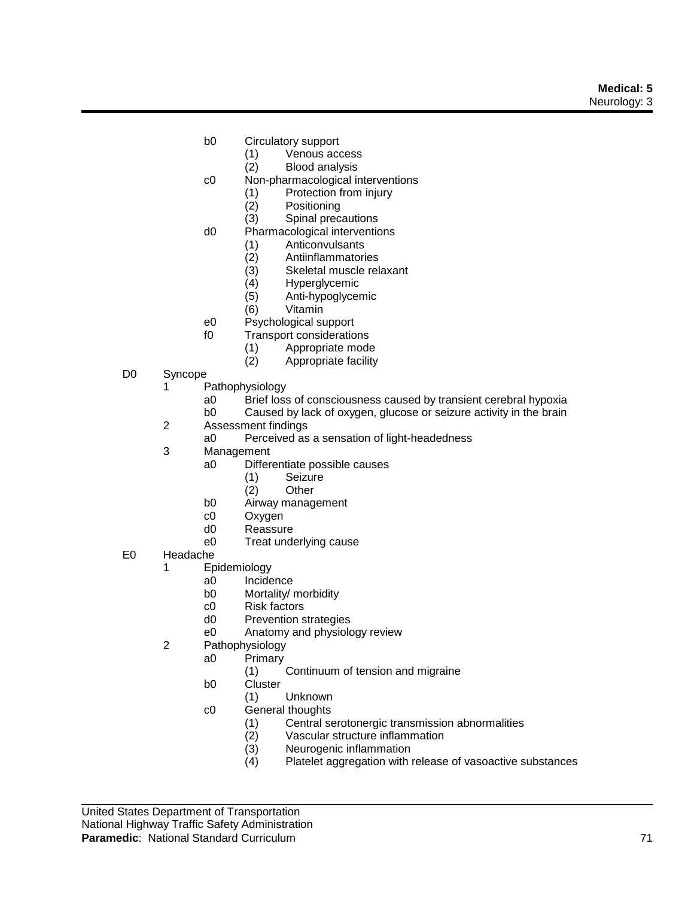- b0 Circulatory support
  - (1) Venous access
  - (2) Blood analysis
- c0 Non-pharmacological interventions
  - (1) Protection from injury
  - (2) Positioning
  - (3) Spinal precautions
- d0 Pharmacological interventions
  - (1) Anticonvulsants
  - (2) Antiinflammatories
  - (3) Skeletal muscle relaxant
  - (4) Hyperglycemic
  - (5) Anti-hypoglycemic
  - (6) Vitamin
- e0 Psychological support
- f0 Transport considerations
  - (1) Appropriate mode
  - (2) Appropriate facility

D0 Syncope

- 1 Pathophysiology
  - a0 Brief loss of consciousness caused by transient cerebral hypoxia
  - b0 Caused by lack of oxygen, glucose or seizure activity in the brain
- 2 Assessment findings
  - a0 Perceived as a sensation of light-headedness
- 3 Management
  - a0 Differentiate possible causes
    - (1) Seizure
    - (2) Other
  - b0 Airway management
  - c0 Oxygen
  - d0 Reassure
  - e0 Treat underlying cause

E0 Headache

- 1 Epidemiology
  - a0 Incidence
  - b0 Mortality/ morbidity
  - c0 Risk factors
  - d0 Prevention strategies
  - e0 Anatomy and physiology review
- 2 Pathophysiology
  - a0 Primary
    - (1) Continuum of tension and migraine
  - b0 Cluster
    - (1) Unknown
  - c0 General thoughts
    - (1) Central serotonergic transmission abnormalities
    - (2) Vascular structure inflammation
    - (3) Neurogenic inflammation
    - (4) Platelet aggregation with release of vasoactive substances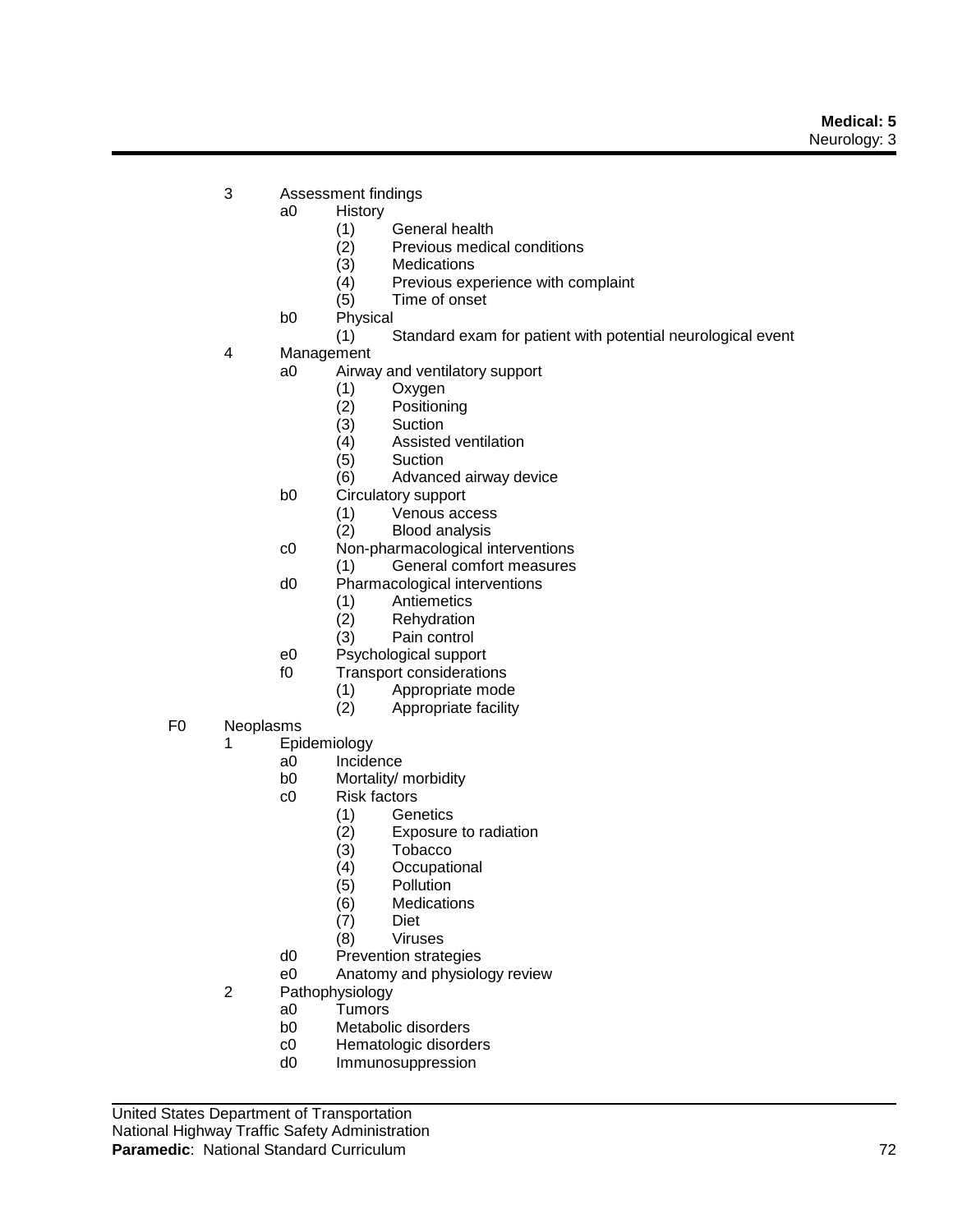3 Assessment findings
  - a0 History
    - (1) General health
    - (2) Previous medical conditions
    - (3) Medications
    - (4) Previous experience with complaint
    - (5) Time of onset
  - b0 Physical
    - (1) Standard exam for patient with potential neurological event

4 Management
  - a0 Airway and ventilatory support
    - (1) Oxygen
    - (2) Positioning
    - (3) Suction
    - (4) Assisted ventilation
    - (5) Suction
    - (6) Advanced airway device
  - b0 Circulatory support
    - (1) Venous access
    - (2) Blood analysis
  - c0 Non-pharmacological interventions
    - (1) General comfort measures
  - d0 Pharmacological interventions
    - (1) Antiemetics
    - (2) Rehydration
    - (3) Pain control
  - e0 Psychological support
  - f0 Transport considerations
    - (1) Appropriate mode
    - (2) Appropriate facility

F0 Neoplasms

1 Epidemiology
  - a0 Incidence
  - b0 Mortality/ morbidity
  - c0 Risk factors
    - (1) Genetics
    - (2) Exposure to radiation
    - (3) Tobacco
    - (4) Occupational
    - (5) Pollution
    - (6) Medications
    - (7) Diet
    - (8) Viruses
  - d0 Prevention strategies
  - e0 Anatomy and physiology review

2 Pathophysiology
  - a0 Tumors
  - b0 Metabolic disorders
  - c0 Hematologic disorders
  - d0 Immunosuppression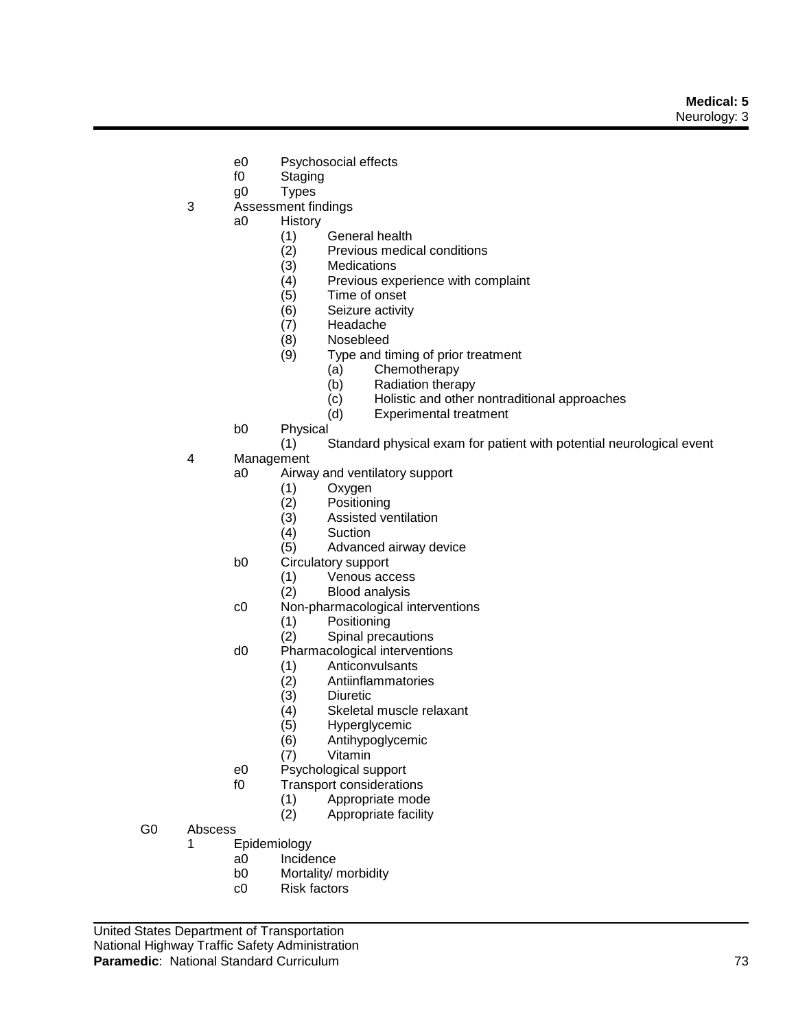- e0 Psychosocial effects
- f0 Staging
- g0 Types

3 Assessment findings

- a0 History
  - (1) General health
  - (2) Previous medical conditions
  - (3) Medications
  - (4) Previous experience with complaint
  - (5) Time of onset
  - (6) Seizure activity
  - (7) Headache
  - (8) Nosebleed
  - (9) Type and timing of prior treatment
    - (a) Chemotherapy
    - (b) Radiation therapy
    - (c) Holistic and other nontraditional approaches
    - (d) Experimental treatment
- b0 Physical
  - (1) Standard physical exam for patient with potential neurological event

4 Management

- a0 Airway and ventilatory support
  - (1) Oxygen
  - (2) Positioning
  - (3) Assisted ventilation
  - (4) Suction
  - (5) Advanced airway device
- b0 Circulatory support
  - (1) Venous access
  - (2) Blood analysis
- c0 Non-pharmacological interventions
  - (1) Positioning
  - (2) Spinal precautions
- d0 Pharmacological interventions
  - (1) Anticonvulsants
  - (2) Antiinflammatories
  - (3) Diuretic
  - (4) Skeletal muscle relaxant
  - (5) Hyperglycemic
  - (6) Antihypoglycemic
  - (7) Vitamin
- e0 Psychological support
- f0 Transport considerations
  - (1) Appropriate mode
  - (2) Appropriate facility

G0 Abscess

1 Epidemiology

- a0 Incidence
- b0 Mortality/ morbidity
- c0 Risk factors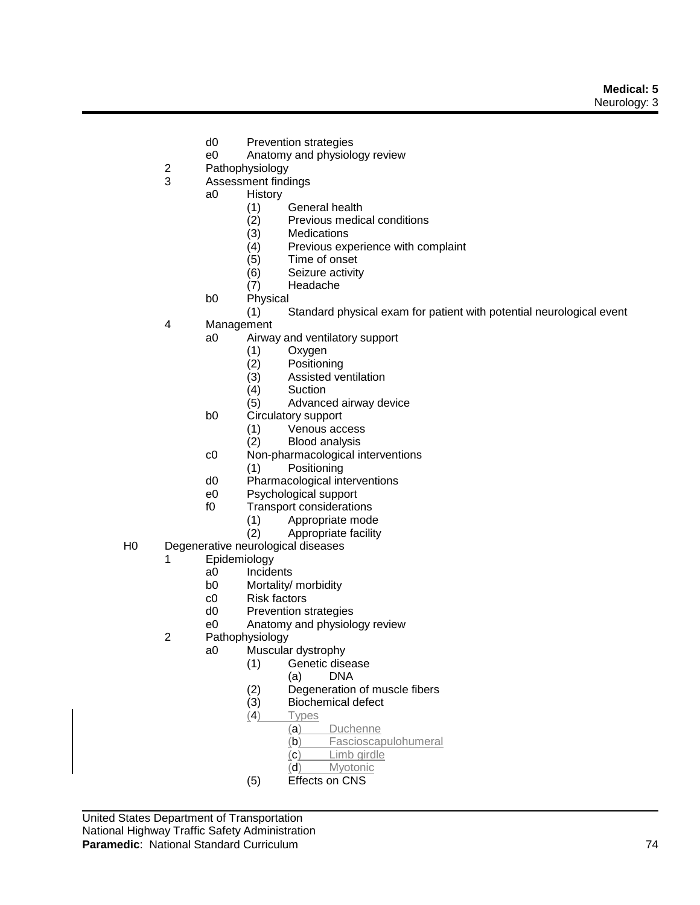- d0 Prevention strategies
- e0 Anatomy and physiology review

2 Pathophysiology

3 Assessment findings

- a0 History
  - (1) General health
  - (2) Previous medical conditions
  - (3) Medications
  - (4) Previous experience with complaint
  - (5) Time of onset
  - (6) Seizure activity
  - (7) Headache
- b0 Physical
  - (1) Standard physical exam for patient with potential neurological event

4 Management

- a0 Airway and ventilatory support
  - (1) Oxygen
  - (2) Positioning
  - (3) Assisted ventilation
  - (4) Suction
  - (5) Advanced airway device
- b0 Circulatory support
  - (1) Venous access
  - (2) Blood analysis
- c0 Non-pharmacological interventions
  - (1) Positioning
- d0 Pharmacological interventions
- e0 Psychological support
- f0 Transport considerations
  - (1) Appropriate mode
  - (2) Appropriate facility

H0 Degenerative neurological diseases

1 Epidemiology

- a0 Incidents
- b0 Mortality/ morbidity
- c0 Risk factors
- d0 Prevention strategies
- e0 Anatomy and physiology review

2 Pathophysiology

- a0 Muscular dystrophy
  - (1) Genetic disease
    - (a) DNA
  - (2) Degeneration of muscle fibers
  - (3) Biochemical defect
  - (4) Types
    - (a) Duchenne
    - (b) Fascioscapulohumeral
    - (c) Limb girdle
    - (d) Myotonic
  - (5) Effects on CNS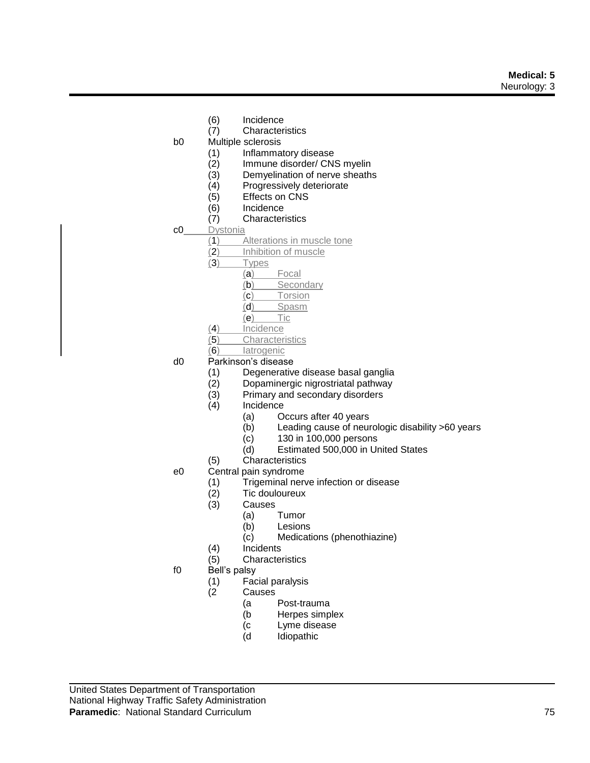- (6) Incidence
- (7) Characteristics

b0 Multiple sclerosis
- (1) Inflammatory disease
- (2) Immune disorder/ CNS myelin
- (3) Demyelination of nerve sheaths
- (4) Progressively deteriorate
- (5) Effects on CNS
- (6) Incidence
- (7) Characteristics

c0 Dystonia
- (1) Alterations in muscle tone
- (2) Inhibition of muscle
- (3) Types
  - (a) Focal
  - (b) Secondary
  - (c) Torsion
  - (d) Spasm
  - (e) Tic
- (4) Incidence
- (5) Characteristics
- (6) Iatrogenic

d0 Parkinson's disease
- (1) Degenerative disease basal ganglia
- (2) Dopaminergic nigrostriatal pathway
- (3) Primary and secondary disorders
- (4) Incidence
  - (a) Occurs after 40 years
  - (b) Leading cause of neurologic disability >60 years
  - (c) 130 in 100,000 persons
  - (d) Estimated 500,000 in United States
- (5) Characteristics

e0 Central pain syndrome
- (1) Trigeminal nerve infection or disease
- (2) Tic douloureux
- (3) Causes
  - (a) Tumor
  - (b) Lesions
  - (c) Medications (phenothiazine)
- (4) Incidents
- (5) Characteristics

f0 Bell's palsy
- (1) Facial paralysis
- (2 Causes
  - (a Post-trauma
  - (b Herpes simplex
  - (c Lyme disease
  - (d Idiopathic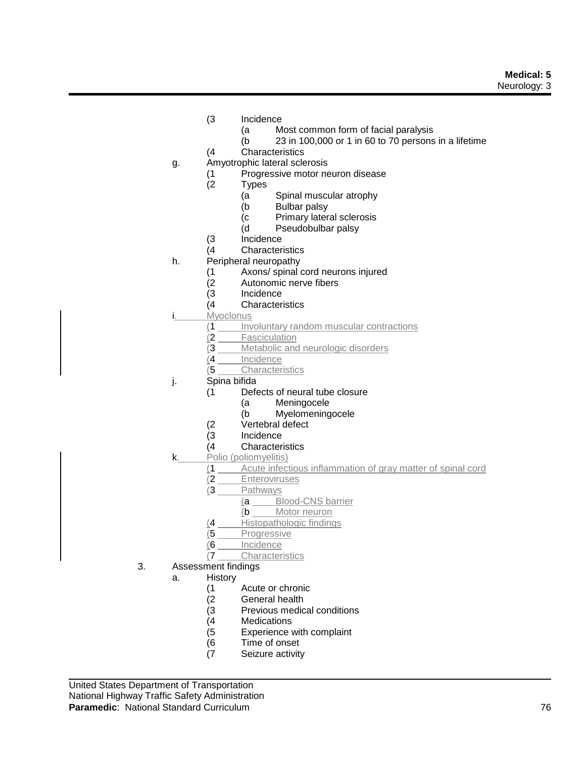- (3 Incidence
  - (a Most common form of facial paralysis
  - (b 23 in 100,000 or 1 in 60 to 70 persons in a lifetime
- (4 Characteristics

g. Amyotrophic lateral sclerosis
- (1 Progressive motor neuron disease
- (2 Types
  - (a Spinal muscular atrophy
  - (b Bulbar palsy
  - (c Primary lateral sclerosis
  - (d Pseudobulbar palsy
- (3 Incidence
- (4 Characteristics

h. Peripheral neuropathy
- (1 Axons/ spinal cord neurons injured
- (2 Autonomic nerve fibers
- (3 Incidence
- (4 Characteristics

i. Myoclonus
- (1 Involuntary random muscular contractions
- (2 Fasciculation
- (3 Metabolic and neurologic disorders
- (4 Incidence
- (5 Characteristics

j. Spina bifida
- (1 Defects of neural tube closure
  - (a Meningocele
  - (b Myelomeningocele
- (2 Vertebral defect
- (3 Incidence
- (4 Characteristics

k. Polio (poliomyelitis)
- (1 Acute infectious inflammation of gray matter of spinal cord
- (2 Enteroviruses
- (3 Pathways
  - (a Blood-CNS barrier
  - (b Motor neuron
- (4 Histopathologic findings
- (5 Progressive
- (6 Incidence
- (7 Characteristics

3. Assessment findings

a. History
- (1 Acute or chronic
- (2 General health
- (3 Previous medical conditions
- (4 Medications
- (5 Experience with complaint
- (6 Time of onset
- (7 Seizure activity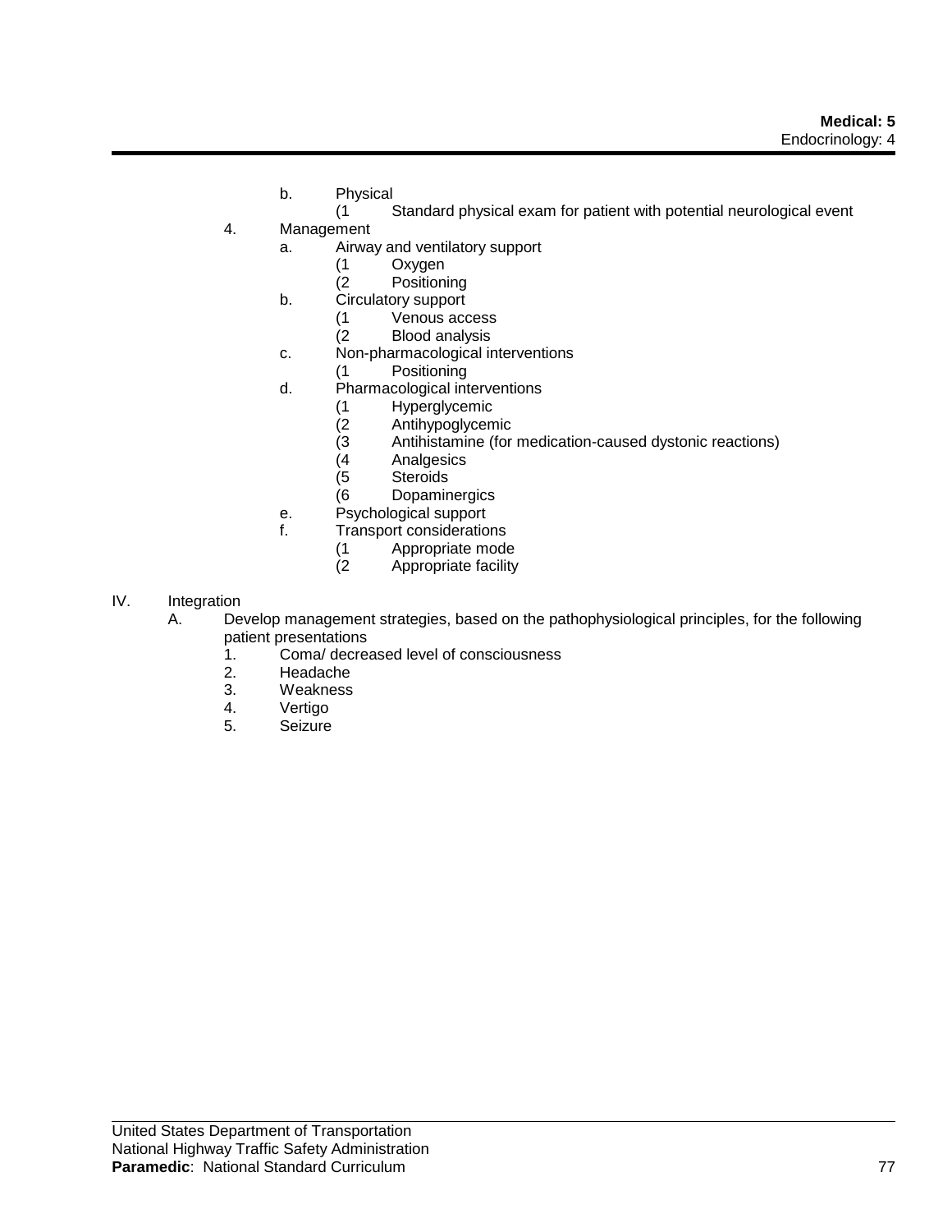- b. Physical
  - (1 Standard physical exam for patient with potential neurological event
4. Management
   - a. Airway and ventilatory support
     - (1 Oxygen
     - (2 Positioning
   - b. Circulatory support
     - (1 Venous access
     - (2 Blood analysis
   - c. Non-pharmacological interventions
     - (1 Positioning
   - d. Pharmacological interventions
     - (1 Hyperglycemic
     - (2 Antihypoglycemic
     - (3 Antihistamine (for medication-caused dystonic reactions)
     - (4 Analgesics
     - (5 Steroids
     - (6 Dopaminergics
   - e. Psychological support
   - f. Transport considerations
     - (1 Appropriate mode
     - (2 Appropriate facility

IV. Integration

- A. Develop management strategies, based on the pathophysiological principles, for the following patient presentations
  1. Coma/ decreased level of consciousness
  2. Headache
  3. Weakness
  4. Vertigo
  5. Seizure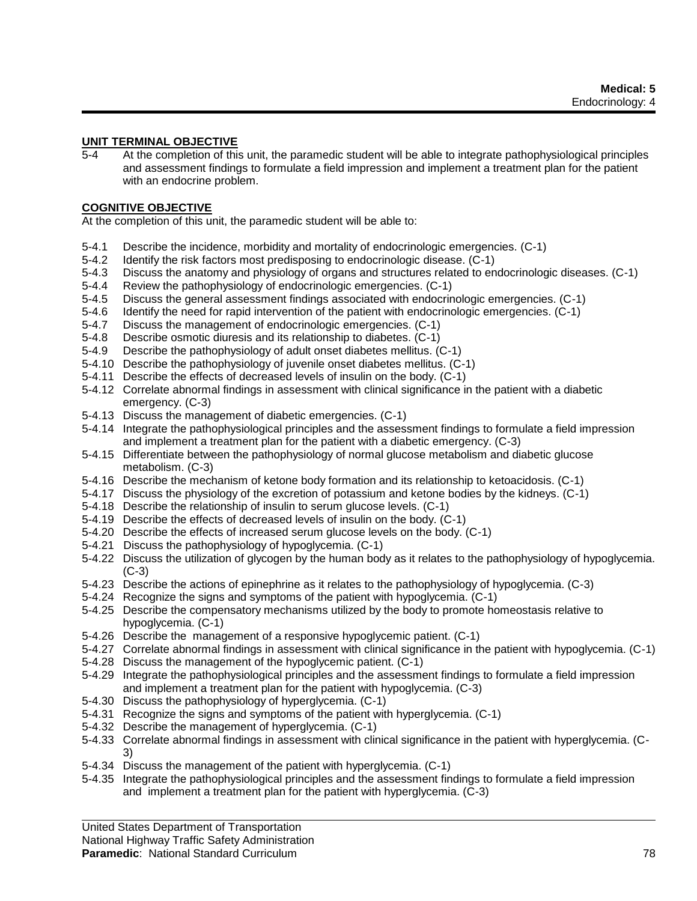## UNIT TERMINAL OBJECTIVE

5-4 At the completion of this unit, the paramedic student will be able to integrate pathophysiological principles and assessment findings to formulate a field impression and implement a treatment plan for the patient with an endocrine problem.

## COGNITIVE OBJECTIVE

At the completion of this unit, the paramedic student will be able to:

- 5-4.1 Describe the incidence, morbidity and mortality of endocrinologic emergencies. (C-1)
- 5-4.2 Identify the risk factors most predisposing to endocrinologic disease. (C-1)
- 5-4.3 Discuss the anatomy and physiology of organs and structures related to endocrinologic diseases. (C-1)
- 5-4.4 Review the pathophysiology of endocrinologic emergencies. (C-1)
- 5-4.5 Discuss the general assessment findings associated with endocrinologic emergencies. (C-1)
- 5-4.6 Identify the need for rapid intervention of the patient with endocrinologic emergencies. (C-1)
- 5-4.7 Discuss the management of endocrinologic emergencies. (C-1)
- 5-4.8 Describe osmotic diuresis and its relationship to diabetes. (C-1)
- 5-4.9 Describe the pathophysiology of adult onset diabetes mellitus. (C-1)
- 5-4.10 Describe the pathophysiology of juvenile onset diabetes mellitus. (C-1)
- 5-4.11 Describe the effects of decreased levels of insulin on the body. (C-1)
- 5-4.12 Correlate abnormal findings in assessment with clinical significance in the patient with a diabetic emergency. (C-3)
- 5-4.13 Discuss the management of diabetic emergencies. (C-1)
- 5-4.14 Integrate the pathophysiological principles and the assessment findings to formulate a field impression and implement a treatment plan for the patient with a diabetic emergency. (C-3)
- 5-4.15 Differentiate between the pathophysiology of normal glucose metabolism and diabetic glucose metabolism. (C-3)
- 5-4.16 Describe the mechanism of ketone body formation and its relationship to ketoacidosis. (C-1)
- 5-4.17 Discuss the physiology of the excretion of potassium and ketone bodies by the kidneys. (C-1)
- 5-4.18 Describe the relationship of insulin to serum glucose levels. (C-1)
- 5-4.19 Describe the effects of decreased levels of insulin on the body. (C-1)
- 5-4.20 Describe the effects of increased serum glucose levels on the body. (C-1)
- 5-4.21 Discuss the pathophysiology of hypoglycemia. (C-1)
- 5-4.22 Discuss the utilization of glycogen by the human body as it relates to the pathophysiology of hypoglycemia. (C-3)
- 5-4.23 Describe the actions of epinephrine as it relates to the pathophysiology of hypoglycemia. (C-3)
- 5-4.24 Recognize the signs and symptoms of the patient with hypoglycemia. (C-1)
- 5-4.25 Describe the compensatory mechanisms utilized by the body to promote homeostasis relative to hypoglycemia. (C-1)
- 5-4.26 Describe the management of a responsive hypoglycemic patient. (C-1)
- 5-4.27 Correlate abnormal findings in assessment with clinical significance in the patient with hypoglycemia. (C-1)
- 5-4.28 Discuss the management of the hypoglycemic patient. (C-1)
- 5-4.29 Integrate the pathophysiological principles and the assessment findings to formulate a field impression and implement a treatment plan for the patient with hypoglycemia. (C-3)
- 5-4.30 Discuss the pathophysiology of hyperglycemia. (C-1)
- 5-4.31 Recognize the signs and symptoms of the patient with hyperglycemia. (C-1)
- 5-4.32 Describe the management of hyperglycemia. (C-1)
- 5-4.33 Correlate abnormal findings in assessment with clinical significance in the patient with hyperglycemia. (C-3)
- 5-4.34 Discuss the management of the patient with hyperglycemia. (C-1)
- 5-4.35 Integrate the pathophysiological principles and the assessment findings to formulate a field impression and implement a treatment plan for the patient with hyperglycemia. (C-3)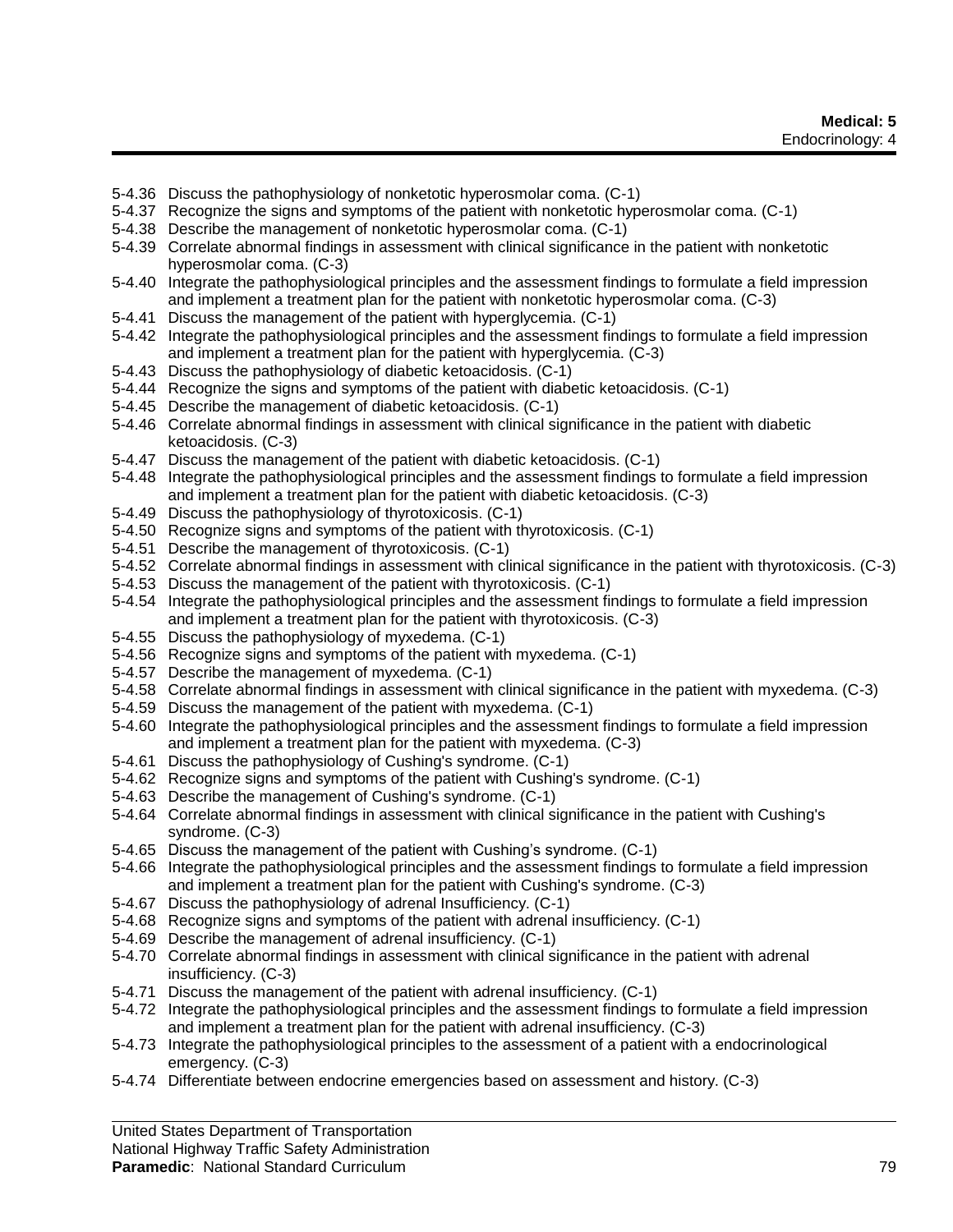5-4.36 Discuss the pathophysiology of nonketotic hyperosmolar coma. (C-1)
5-4.37 Recognize the signs and symptoms of the patient with nonketotic hyperosmolar coma. (C-1)
5-4.38 Describe the management of nonketotic hyperosmolar coma. (C-1)
5-4.39 Correlate abnormal findings in assessment with clinical significance in the patient with nonketotic hyperosmolar coma. (C-3)
5-4.40 Integrate the pathophysiological principles and the assessment findings to formulate a field impression and implement a treatment plan for the patient with nonketotic hyperosmolar coma. (C-3)
5-4.41 Discuss the management of the patient with hyperglycemia. (C-1)
5-4.42 Integrate the pathophysiological principles and the assessment findings to formulate a field impression and implement a treatment plan for the patient with hyperglycemia. (C-3)
5-4.43 Discuss the pathophysiology of diabetic ketoacidosis. (C-1)
5-4.44 Recognize the signs and symptoms of the patient with diabetic ketoacidosis. (C-1)
5-4.45 Describe the management of diabetic ketoacidosis. (C-1)
5-4.46 Correlate abnormal findings in assessment with clinical significance in the patient with diabetic ketoacidosis. (C-3)
5-4.47 Discuss the management of the patient with diabetic ketoacidosis. (C-1)
5-4.48 Integrate the pathophysiological principles and the assessment findings to formulate a field impression and implement a treatment plan for the patient with diabetic ketoacidosis. (C-3)
5-4.49 Discuss the pathophysiology of thyrotoxicosis. (C-1)
5-4.50 Recognize signs and symptoms of the patient with thyrotoxicosis. (C-1)
5-4.51 Describe the management of thyrotoxicosis. (C-1)
5-4.52 Correlate abnormal findings in assessment with clinical significance in the patient with thyrotoxicosis. (C-3)
5-4.53 Discuss the management of the patient with thyrotoxicosis. (C-1)
5-4.54 Integrate the pathophysiological principles and the assessment findings to formulate a field impression and implement a treatment plan for the patient with thyrotoxicosis. (C-3)
5-4.55 Discuss the pathophysiology of myxedema. (C-1)
5-4.56 Recognize signs and symptoms of the patient with myxedema. (C-1)
5-4.57 Describe the management of myxedema. (C-1)
5-4.58 Correlate abnormal findings in assessment with clinical significance in the patient with myxedema. (C-3)
5-4.59 Discuss the management of the patient with myxedema. (C-1)
5-4.60 Integrate the pathophysiological principles and the assessment findings to formulate a field impression and implement a treatment plan for the patient with myxedema. (C-3)
5-4.61 Discuss the pathophysiology of Cushing's syndrome. (C-1)
5-4.62 Recognize signs and symptoms of the patient with Cushing's syndrome. (C-1)
5-4.63 Describe the management of Cushing's syndrome. (C-1)
5-4.64 Correlate abnormal findings in assessment with clinical significance in the patient with Cushing's syndrome. (C-3)
5-4.65 Discuss the management of the patient with Cushing's syndrome. (C-1)
5-4.66 Integrate the pathophysiological principles and the assessment findings to formulate a field impression and implement a treatment plan for the patient with Cushing's syndrome. (C-3)
5-4.67 Discuss the pathophysiology of adrenal Insufficiency. (C-1)
5-4.68 Recognize signs and symptoms of the patient with adrenal insufficiency. (C-1)
5-4.69 Describe the management of adrenal insufficiency. (C-1)
5-4.70 Correlate abnormal findings in assessment with clinical significance in the patient with adrenal insufficiency. (C-3)
5-4.71 Discuss the management of the patient with adrenal insufficiency. (C-1)
5-4.72 Integrate the pathophysiological principles and the assessment findings to formulate a field impression and implement a treatment plan for the patient with adrenal insufficiency. (C-3)
5-4.73 Integrate the pathophysiological principles to the assessment of a patient with a endocrinological emergency. (C-3)
5-4.74 Differentiate between endocrine emergencies based on assessment and history. (C-3)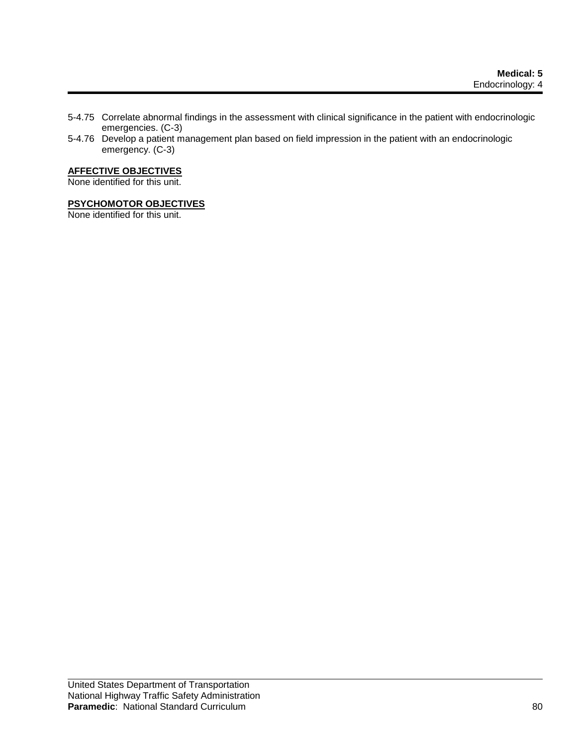5-4.75 Correlate abnormal findings in the assessment with clinical significance in the patient with endocrinologic emergencies. (C-3)

5-4.76 Develop a patient management plan based on field impression in the patient with an endocrinologic emergency. (C-3)

**AFFECTIVE OBJECTIVES**

None identified for this unit.

**PSYCHOMOTOR OBJECTIVES**

None identified for this unit.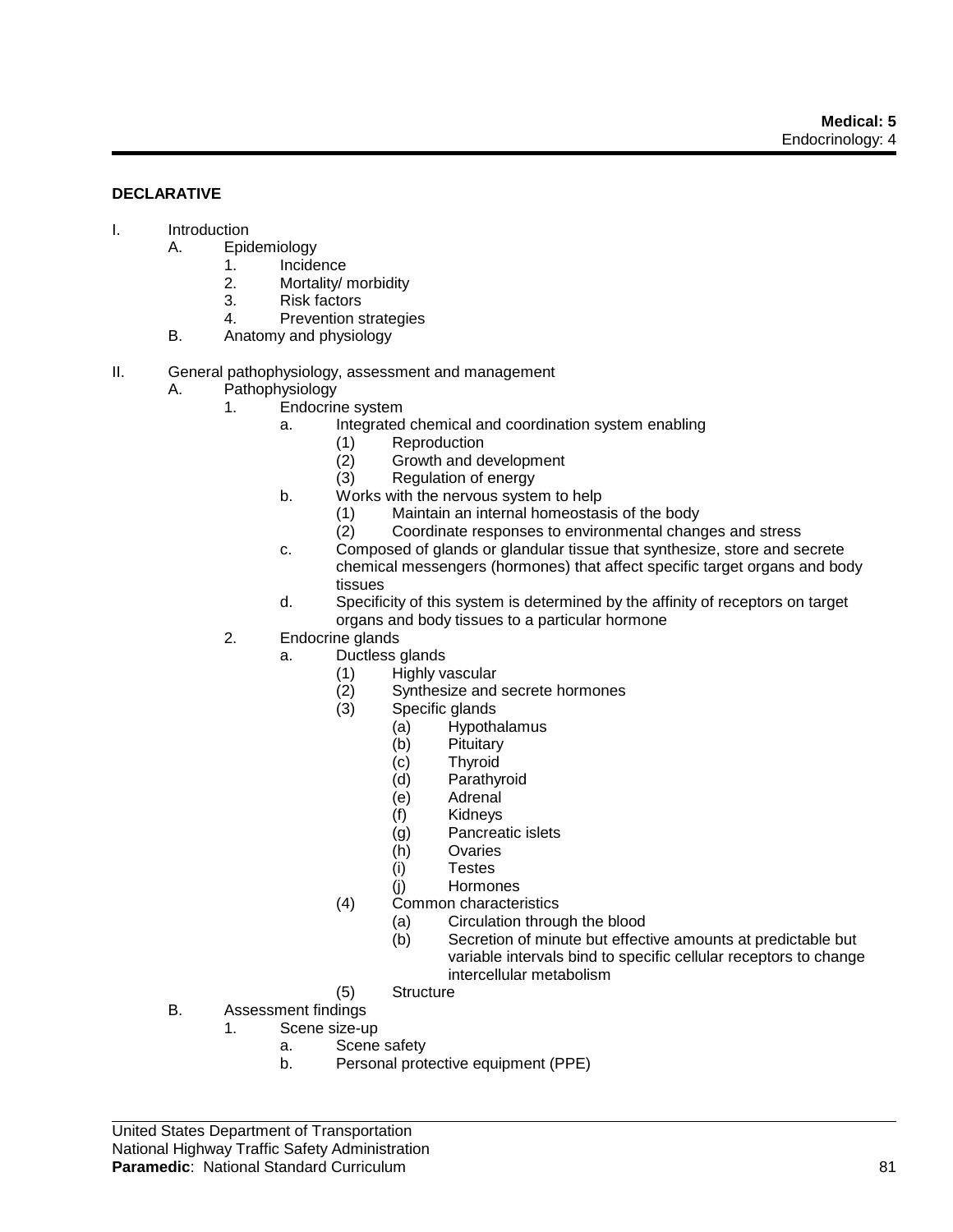**DECLARATIVE**

I. Introduction
  A. Epidemiology
    1. Incidence
    2. Mortality/ morbidity
    3. Risk factors
    4. Prevention strategies
  B. Anatomy and physiology

II. General pathophysiology, assessment and management
  A. Pathophysiology
    1. Endocrine system
      a. Integrated chemical and coordination system enabling
        (1) Reproduction
        (2) Growth and development
        (3) Regulation of energy
      b. Works with the nervous system to help
        (1) Maintain an internal homeostasis of the body
        (2) Coordinate responses to environmental changes and stress
      c. Composed of glands or glandular tissue that synthesize, store and secrete chemical messengers (hormones) that affect specific target organs and body tissues
      d. Specificity of this system is determined by the affinity of receptors on target organs and body tissues to a particular hormone
    2. Endocrine glands
      a. Ductless glands
        (1) Highly vascular
        (2) Synthesize and secrete hormones
        (3) Specific glands
          (a) Hypothalamus
          (b) Pituitary
          (c) Thyroid
          (d) Parathyroid
          (e) Adrenal
          (f) Kidneys
          (g) Pancreatic islets
          (h) Ovaries
          (i) Testes
          (j) Hormones
        (4) Common characteristics
          (a) Circulation through the blood
          (b) Secretion of minute but effective amounts at predictable but variable intervals bind to specific cellular receptors to change intercellular metabolism
        (5) Structure
  B. Assessment findings
    1. Scene size-up
      a. Scene safety
      b. Personal protective equipment (PPE)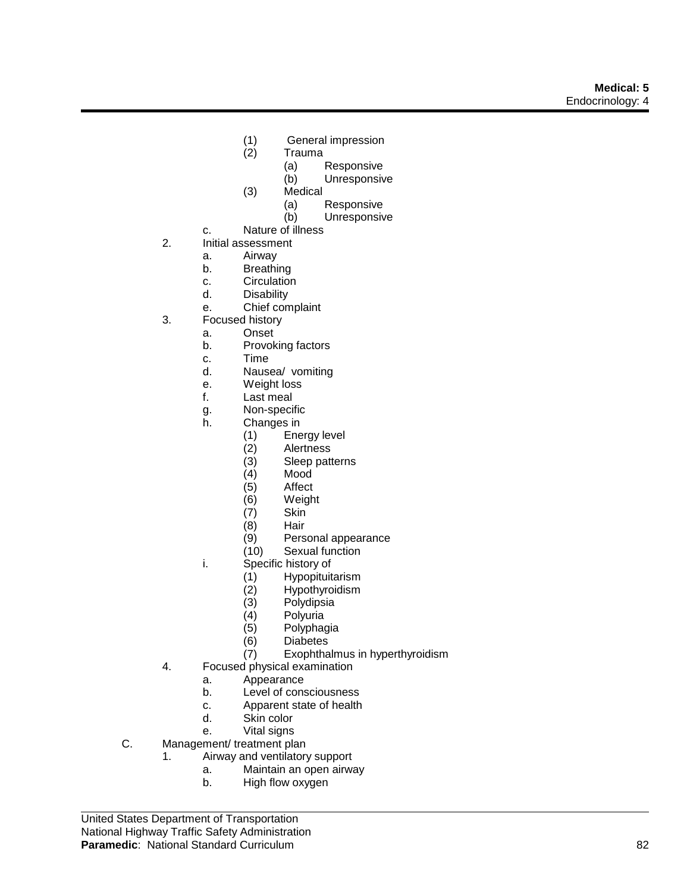- (1) General impression
- (2) Trauma
  - (a) Responsive
  - (b) Unresponsive
- (3) Medical
  - (a) Responsive
  - (b) Unresponsive

c. Nature of illness

2. Initial assessment
   - a. Airway
   - b. Breathing
   - c. Circulation
   - d. Disability
   - e. Chief complaint
3. Focused history
   - a. Onset
   - b. Provoking factors
   - c. Time
   - d. Nausea/ vomiting
   - e. Weight loss
   - f. Last meal
   - g. Non-specific
   - h. Changes in
     - (1) Energy level
     - (2) Alertness
     - (3) Sleep patterns
     - (4) Mood
     - (5) Affect
     - (6) Weight
     - (7) Skin
     - (8) Hair
     - (9) Personal appearance
     - (10) Sexual function
   - i. Specific history of
     - (1) Hypopituitarism
     - (2) Hypothyroidism
     - (3) Polydipsia
     - (4) Polyuria
     - (5) Polyphagia
     - (6) Diabetes
     - (7) Exophthalmus in hyperthyroidism
4. Focused physical examination
   - a. Appearance
   - b. Level of consciousness
   - c. Apparent state of health
   - d. Skin color
   - e. Vital signs

C. Management/ treatment plan

1. Airway and ventilatory support
   - a. Maintain an open airway
   - b. High flow oxygen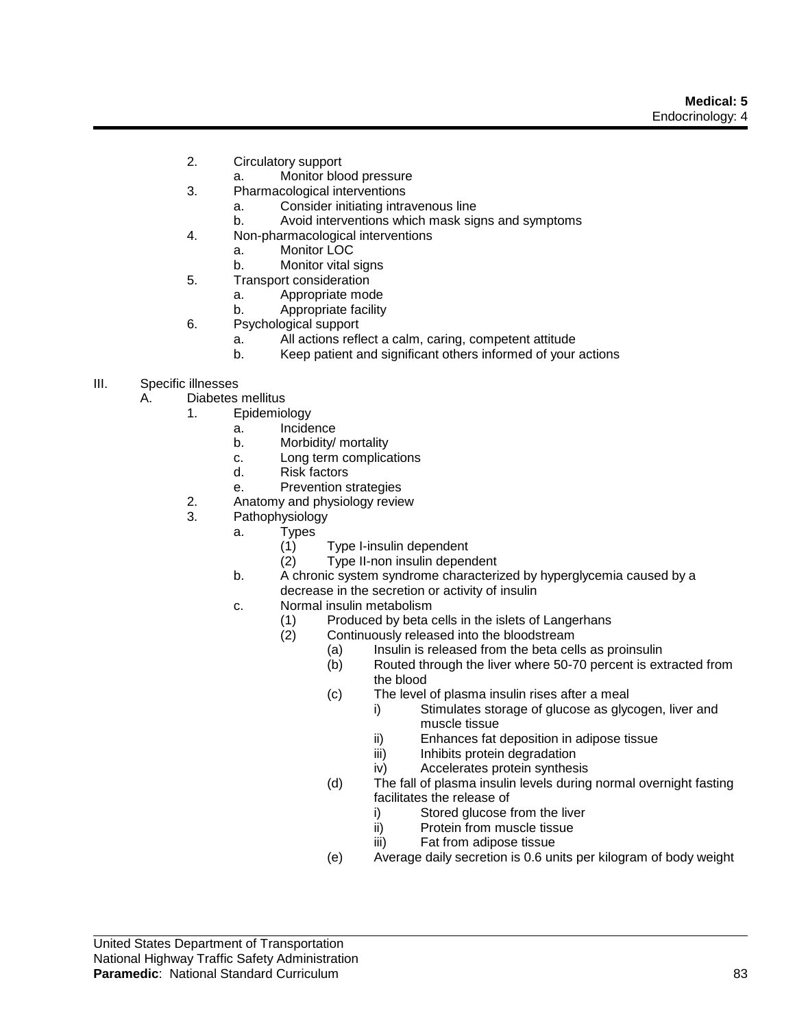2. Circulatory support
   a. Monitor blood pressure
3. Pharmacological interventions
   a. Consider initiating intravenous line
   b. Avoid interventions which mask signs and symptoms
4. Non-pharmacological interventions
   a. Monitor LOC
   b. Monitor vital signs
5. Transport consideration
   a. Appropriate mode
   b. Appropriate facility
6. Psychological support
   a. All actions reflect a calm, caring, competent attitude
   b. Keep patient and significant others informed of your actions

III. Specific illnesses
  A. Diabetes mellitus
    1. Epidemiology
       a. Incidence
       b. Morbidity/ mortality
       c. Long term complications
       d. Risk factors
       e. Prevention strategies
    2. Anatomy and physiology review
    3. Pathophysiology
       a. Types
          (1) Type I-insulin dependent
          (2) Type II-non insulin dependent
       b. A chronic system syndrome characterized by hyperglycemia caused by a decrease in the secretion or activity of insulin
       c. Normal insulin metabolism
          (1) Produced by beta cells in the islets of Langerhans
          (2) Continuously released into the bloodstream
             (a) Insulin is released from the beta cells as proinsulin
             (b) Routed through the liver where 50-70 percent is extracted from the blood
             (c) The level of plasma insulin rises after a meal
                i) Stimulates storage of glucose as glycogen, liver and muscle tissue
                ii) Enhances fat deposition in adipose tissue
                iii) Inhibits protein degradation
                iv) Accelerates protein synthesis
             (d) The fall of plasma insulin levels during normal overnight fasting facilitates the release of
                i) Stored glucose from the liver
                ii) Protein from muscle tissue
                iii) Fat from adipose tissue
             (e) Average daily secretion is 0.6 units per kilogram of body weight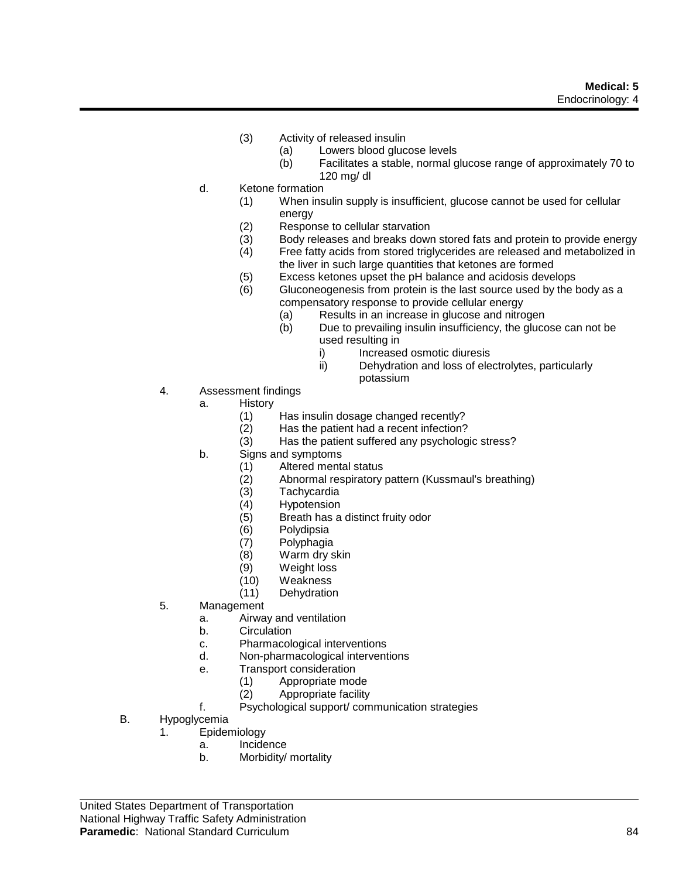- (3) Activity of released insulin
  - (a) Lowers blood glucose levels
  - (b) Facilitates a stable, normal glucose range of approximately 70 to 120 mg/ dl
- d. Ketone formation
  - (1) When insulin supply is insufficient, glucose cannot be used for cellular energy
  - (2) Response to cellular starvation
  - (3) Body releases and breaks down stored fats and protein to provide energy
  - (4) Free fatty acids from stored triglycerides are released and metabolized in the liver in such large quantities that ketones are formed
  - (5) Excess ketones upset the pH balance and acidosis develops
  - (6) Gluconeogenesis from protein is the last source used by the body as a compensatory response to provide cellular energy
    - (a) Results in an increase in glucose and nitrogen
    - (b) Due to prevailing insulin insufficiency, the glucose can not be used resulting in
      - i) Increased osmotic diuresis
      - ii) Dehydration and loss of electrolytes, particularly potassium

4. Assessment findings
   - a. History
     - (1) Has insulin dosage changed recently?
     - (2) Has the patient had a recent infection?
     - (3) Has the patient suffered any psychologic stress?
   - b. Signs and symptoms
     - (1) Altered mental status
     - (2) Abnormal respiratory pattern (Kussmaul's breathing)
     - (3) Tachycardia
     - (4) Hypotension
     - (5) Breath has a distinct fruity odor
     - (6) Polydipsia
     - (7) Polyphagia
     - (8) Warm dry skin
     - (9) Weight loss
     - (10) Weakness
     - (11) Dehydration
5. Management
   - a. Airway and ventilation
   - b. Circulation
   - c. Pharmacological interventions
   - d. Non-pharmacological interventions
   - e. Transport consideration
     - (1) Appropriate mode
     - (2) Appropriate facility
   - f. Psychological support/ communication strategies

B. Hypoglycemia

1. Epidemiology
   - a. Incidence
   - b. Morbidity/ mortality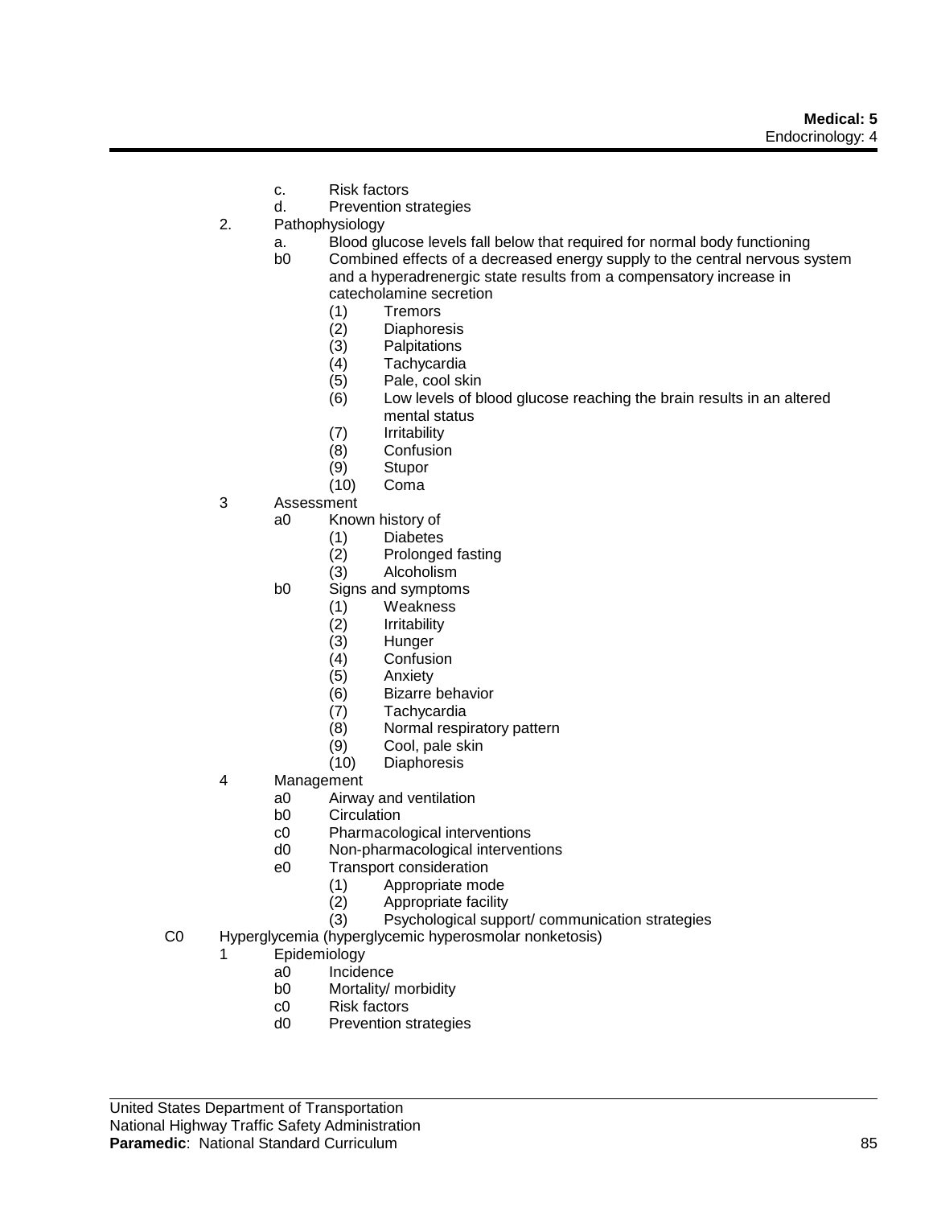c. Risk factors
d. Prevention strategies

2. Pathophysiology
   a. Blood glucose levels fall below that required for normal body functioning
   b0 Combined effects of a decreased energy supply to the central nervous system and a hyperadrenergic state results from a compensatory increase in catecholamine secretion
      (1) Tremors
      (2) Diaphoresis
      (3) Palpitations
      (4) Tachycardia
      (5) Pale, cool skin
      (6) Low levels of blood glucose reaching the brain results in an altered mental status
      (7) Irritability
      (8) Confusion
      (9) Stupor
      (10) Coma

3 Assessment
   a0 Known history of
      (1) Diabetes
      (2) Prolonged fasting
      (3) Alcoholism
   b0 Signs and symptoms
      (1) Weakness
      (2) Irritability
      (3) Hunger
      (4) Confusion
      (5) Anxiety
      (6) Bizarre behavior
      (7) Tachycardia
      (8) Normal respiratory pattern
      (9) Cool, pale skin
      (10) Diaphoresis

4 Management
   a0 Airway and ventilation
   b0 Circulation
   c0 Pharmacological interventions
   d0 Non-pharmacological interventions
   e0 Transport consideration
      (1) Appropriate mode
      (2) Appropriate facility
      (3) Psychological support/ communication strategies

C0 Hyperglycemia (hyperglycemic hyperosmolar nonketosis)

1 Epidemiology
   a0 Incidence
   b0 Mortality/ morbidity
   c0 Risk factors
   d0 Prevention strategies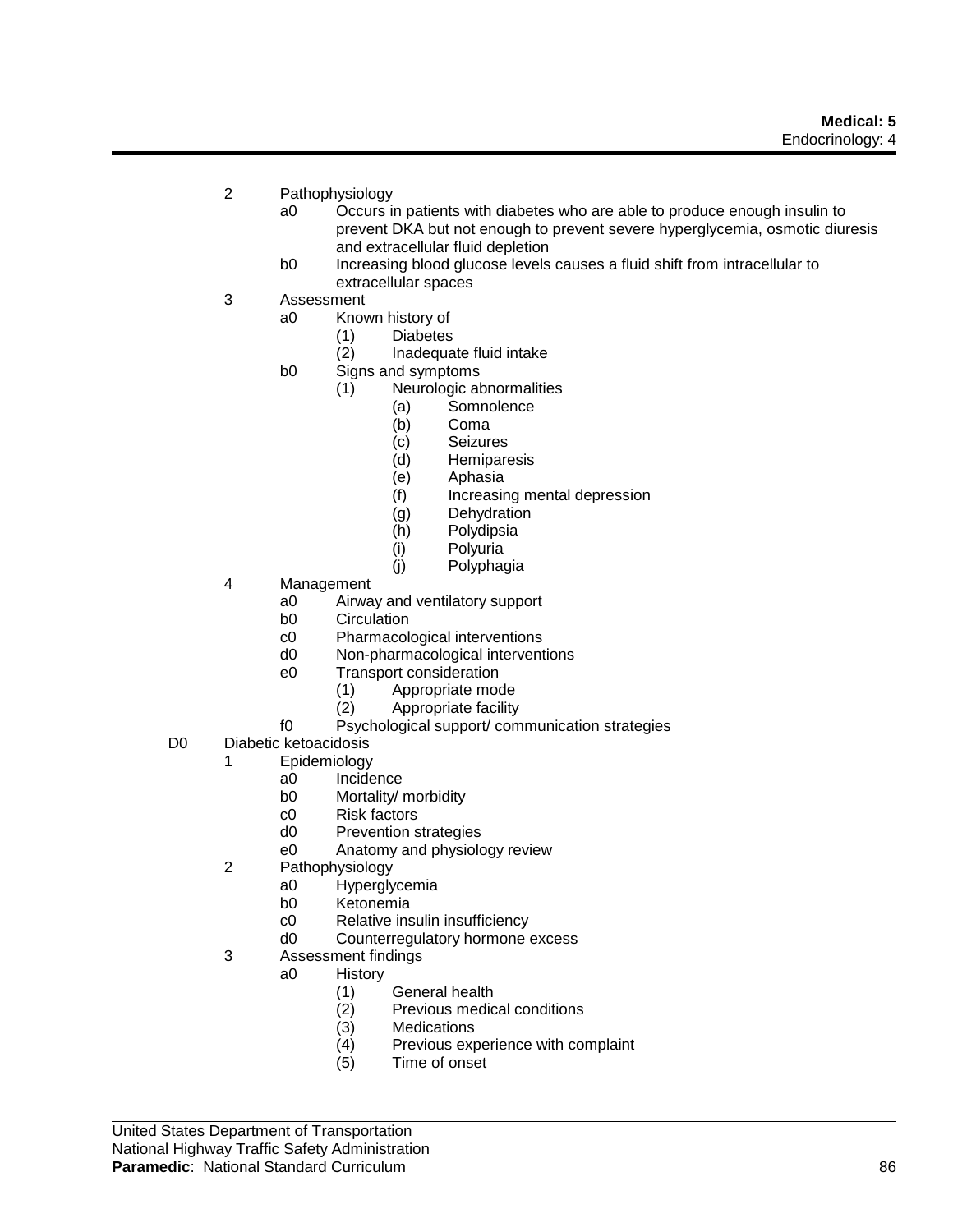2 Pathophysiology
   - a0 Occurs in patients with diabetes who are able to produce enough insulin to prevent DKA but not enough to prevent severe hyperglycemia, osmotic diuresis and extracellular fluid depletion
   - b0 Increasing blood glucose levels causes a fluid shift from intracellular to extracellular spaces

3 Assessment
   - a0 Known history of
     - (1) Diabetes
     - (2) Inadequate fluid intake
   - b0 Signs and symptoms
     - (1) Neurologic abnormalities
       - (a) Somnolence
       - (b) Coma
       - (c) Seizures
       - (d) Hemiparesis
       - (e) Aphasia
       - (f) Increasing mental depression
       - (g) Dehydration
       - (h) Polydipsia
       - (i) Polyuria
       - (j) Polyphagia

4 Management
   - a0 Airway and ventilatory support
   - b0 Circulation
   - c0 Pharmacological interventions
   - d0 Non-pharmacological interventions
   - e0 Transport consideration
     - (1) Appropriate mode
     - (2) Appropriate facility
   - f0 Psychological support/ communication strategies

D0 Diabetic ketoacidosis

1 Epidemiology
   - a0 Incidence
   - b0 Mortality/ morbidity
   - c0 Risk factors
   - d0 Prevention strategies
   - e0 Anatomy and physiology review

2 Pathophysiology
   - a0 Hyperglycemia
   - b0 Ketonemia
   - c0 Relative insulin insufficiency
   - d0 Counterregulatory hormone excess

3 Assessment findings
   - a0 History
     - (1) General health
     - (2) Previous medical conditions
     - (3) Medications
     - (4) Previous experience with complaint
     - (5) Time of onset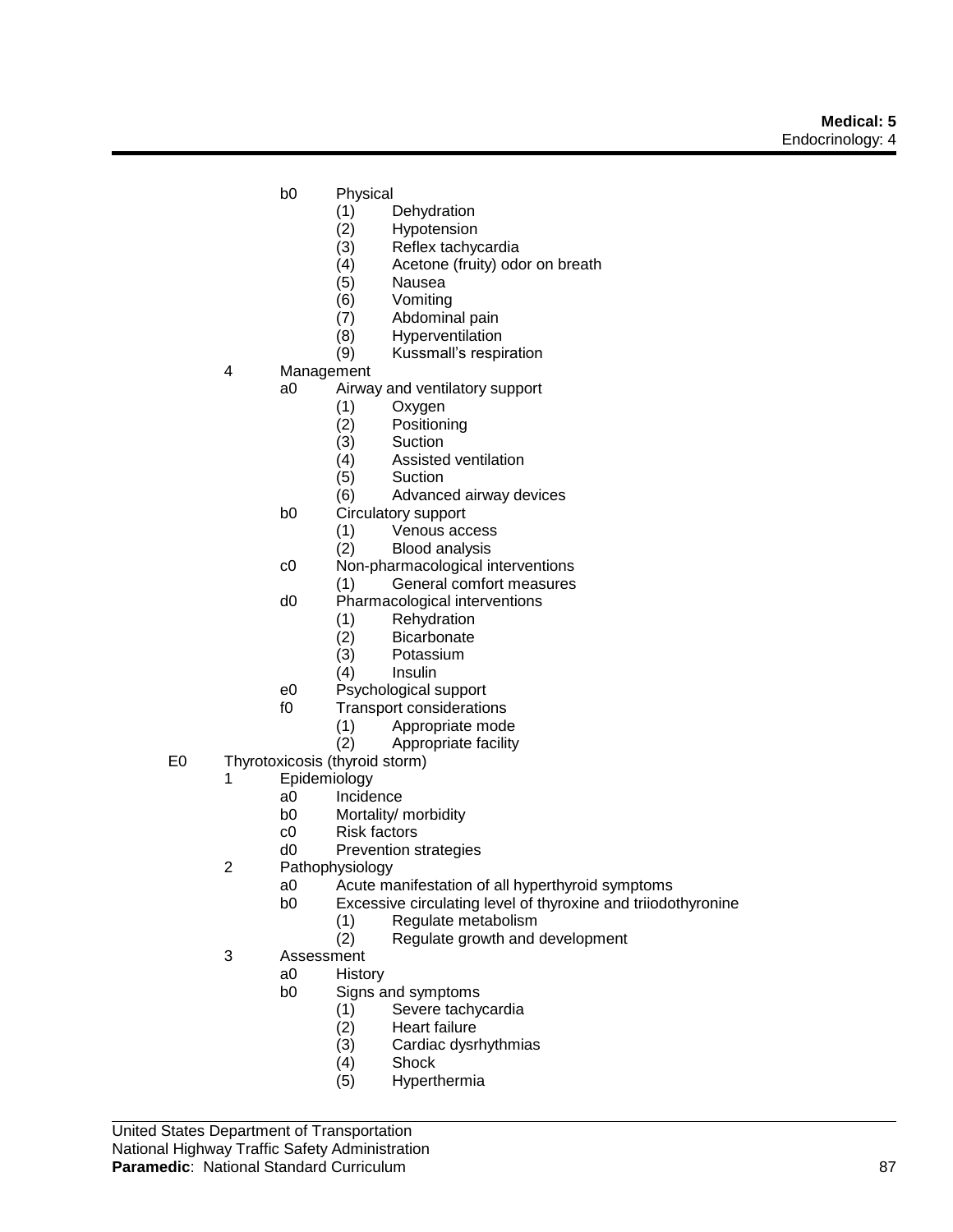- b0 Physical
    - (1) Dehydration
    - (2) Hypotension
    - (3) Reflex tachycardia
    - (4) Acetone (fruity) odor on breath
    - (5) Nausea
    - (6) Vomiting
    - (7) Abdominal pain
    - (8) Hyperventilation
    - (9) Kussmall's respiration

4 Management
- a0 Airway and ventilatory support
    - (1) Oxygen
    - (2) Positioning
    - (3) Suction
    - (4) Assisted ventilation
    - (5) Suction
    - (6) Advanced airway devices
- b0 Circulatory support
    - (1) Venous access
    - (2) Blood analysis
- c0 Non-pharmacological interventions
    - (1) General comfort measures
- d0 Pharmacological interventions
    - (1) Rehydration
    - (2) Bicarbonate
    - (3) Potassium
    - (4) Insulin
- e0 Psychological support
- f0 Transport considerations
    - (1) Appropriate mode
    - (2) Appropriate facility

E0 Thyrotoxicosis (thyroid storm)

1 Epidemiology
- a0 Incidence
- b0 Mortality/ morbidity
- c0 Risk factors
- d0 Prevention strategies

2 Pathophysiology
- a0 Acute manifestation of all hyperthyroid symptoms
- b0 Excessive circulating level of thyroxine and triiodothyronine
    - (1) Regulate metabolism
    - (2) Regulate growth and development

3 Assessment
- a0 History
- b0 Signs and symptoms
    - (1) Severe tachycardia
    - (2) Heart failure
    - (3) Cardiac dysrhythmias
    - (4) Shock
    - (5) Hyperthermia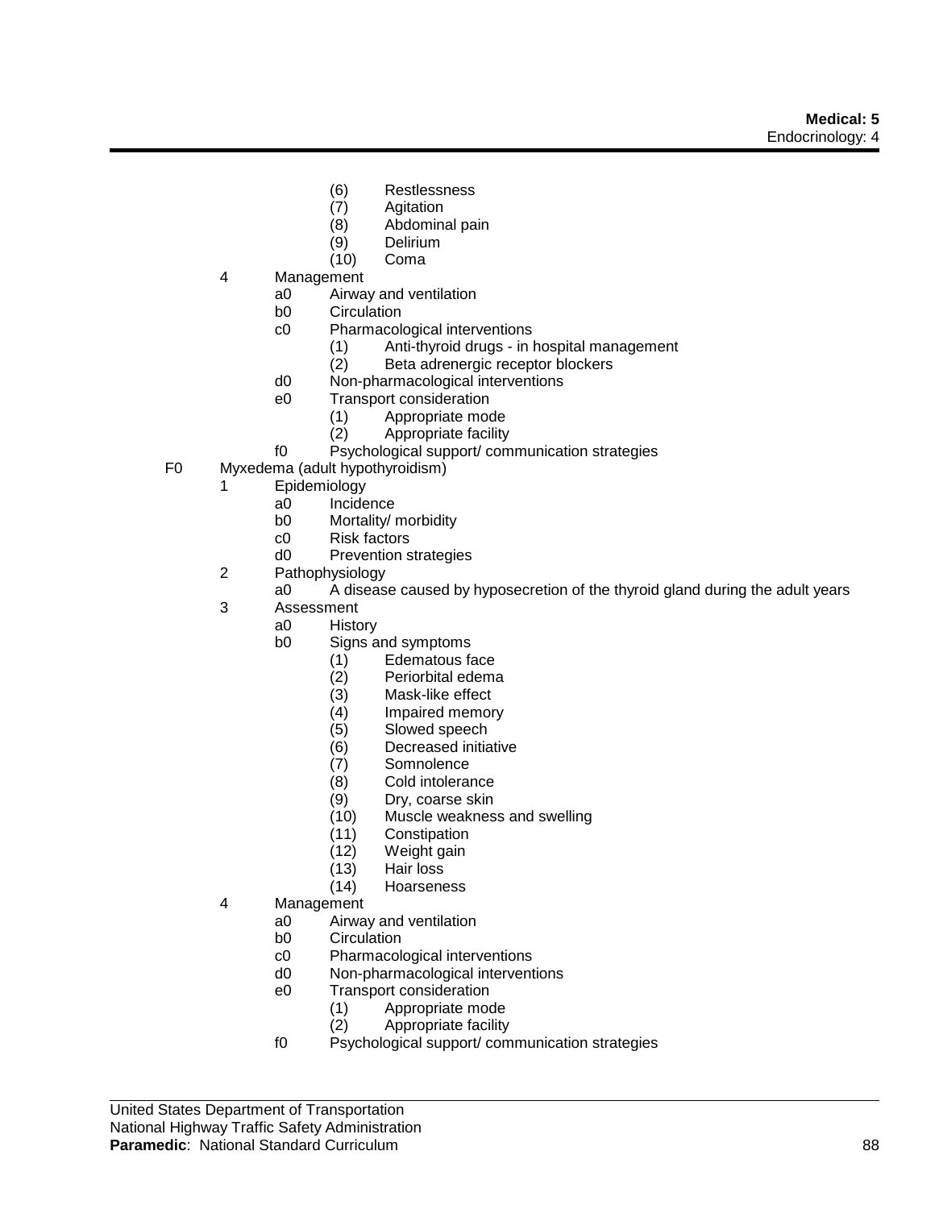(6) Restlessness
(7) Agitation
(8) Abdominal pain
(9) Delirium
(10) Coma

4 Management
  a0 Airway and ventilation
  b0 Circulation
  c0 Pharmacological interventions
    (1) Anti-thyroid drugs - in hospital management
    (2) Beta adrenergic receptor blockers
  d0 Non-pharmacological interventions
  e0 Transport consideration
    (1) Appropriate mode
    (2) Appropriate facility
  f0 Psychological support/ communication strategies

F0 Myxedema (adult hypothyroidism)

1 Epidemiology
  a0 Incidence
  b0 Mortality/ morbidity
  c0 Risk factors
  d0 Prevention strategies

2 Pathophysiology
  a0 A disease caused by hyposecretion of the thyroid gland during the adult years

3 Assessment
  a0 History
  b0 Signs and symptoms
    (1) Edematous face
    (2) Periorbital edema
    (3) Mask-like effect
    (4) Impaired memory
    (5) Slowed speech
    (6) Decreased initiative
    (7) Somnolence
    (8) Cold intolerance
    (9) Dry, coarse skin
    (10) Muscle weakness and swelling
    (11) Constipation
    (12) Weight gain
    (13) Hair loss
    (14) Hoarseness

4 Management
  a0 Airway and ventilation
  b0 Circulation
  c0 Pharmacological interventions
  d0 Non-pharmacological interventions
  e0 Transport consideration
    (1) Appropriate mode
    (2) Appropriate facility
  f0 Psychological support/ communication strategies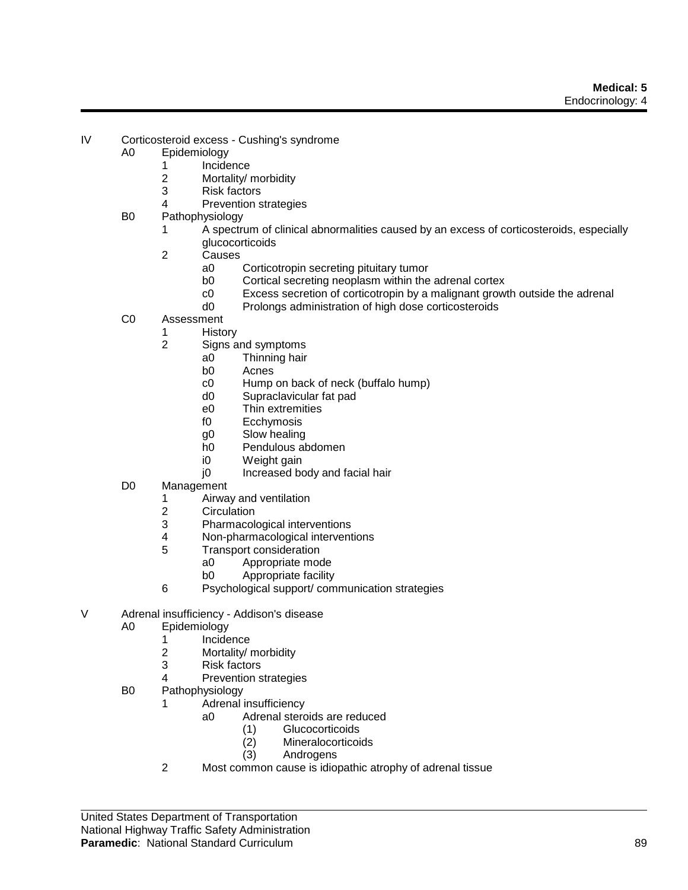IV Corticosteroid excess - Cushing's syndrome
- A0 Epidemiology
  - 1 Incidence
  - 2 Mortality/ morbidity
  - 3 Risk factors
  - 4 Prevention strategies
- B0 Pathophysiology
  - 1 A spectrum of clinical abnormalities caused by an excess of corticosteroids, especially glucocorticoids
  - 2 Causes
    - a0 Corticotropin secreting pituitary tumor
    - b0 Cortical secreting neoplasm within the adrenal cortex
    - c0 Excess secretion of corticotropin by a malignant growth outside the adrenal
    - d0 Prolongs administration of high dose corticosteroids
- C0 Assessment
  - 1 History
  - 2 Signs and symptoms
    - a0 Thinning hair
    - b0 Acnes
    - c0 Hump on back of neck (buffalo hump)
    - d0 Supraclavicular fat pad
    - e0 Thin extremities
    - f0 Ecchymosis
    - g0 Slow healing
    - h0 Pendulous abdomen
    - i0 Weight gain
    - j0 Increased body and facial hair
- D0 Management
  - 1 Airway and ventilation
  - 2 Circulation
  - 3 Pharmacological interventions
  - 4 Non-pharmacological interventions
  - 5 Transport consideration
    - a0 Appropriate mode
    - b0 Appropriate facility
  - 6 Psychological support/ communication strategies

V Adrenal insufficiency - Addison's disease
- A0 Epidemiology
  - 1 Incidence
  - 2 Mortality/ morbidity
  - 3 Risk factors
  - 4 Prevention strategies
- B0 Pathophysiology
  - 1 Adrenal insufficiency
    - a0 Adrenal steroids are reduced
      - (1) Glucocorticoids
      - (2) Mineralocorticoids
      - (3) Androgens
  - 2 Most common cause is idiopathic atrophy of adrenal tissue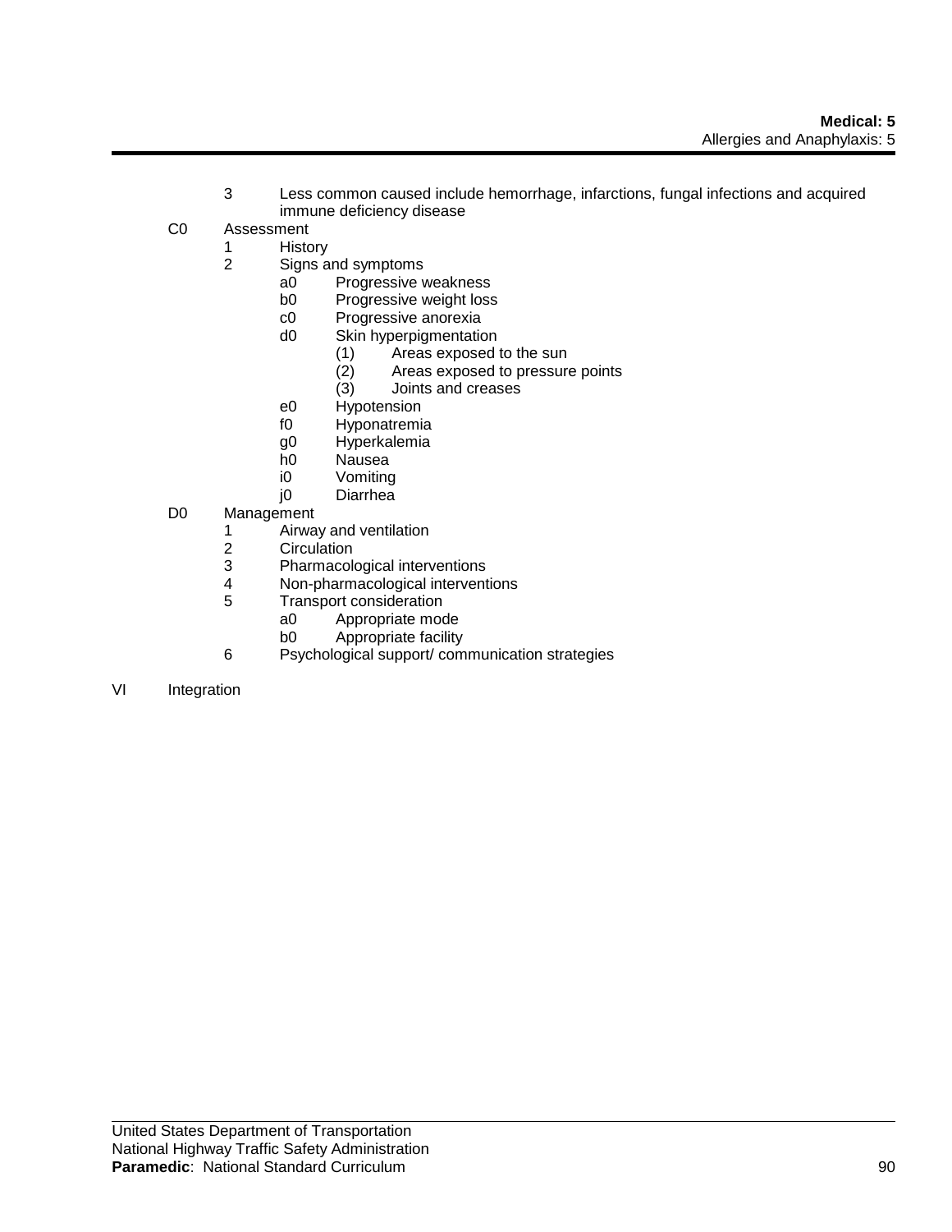3 Less common caused include hemorrhage, infarctions, fungal infections and acquired immune deficiency disease

C0 Assessment
- 1 History
- 2 Signs and symptoms
  - a0 Progressive weakness
  - b0 Progressive weight loss
  - c0 Progressive anorexia
  - d0 Skin hyperpigmentation
    - (1) Areas exposed to the sun
    - (2) Areas exposed to pressure points
    - (3) Joints and creases
  - e0 Hypotension
  - f0 Hyponatremia
  - g0 Hyperkalemia
  - h0 Nausea
  - i0 Vomiting
  - j0 Diarrhea

D0 Management
- 1 Airway and ventilation
- 2 Circulation
- 3 Pharmacological interventions
- 4 Non-pharmacological interventions
- 5 Transport consideration
  - a0 Appropriate mode
  - b0 Appropriate facility
- 6 Psychological support/ communication strategies

VI Integration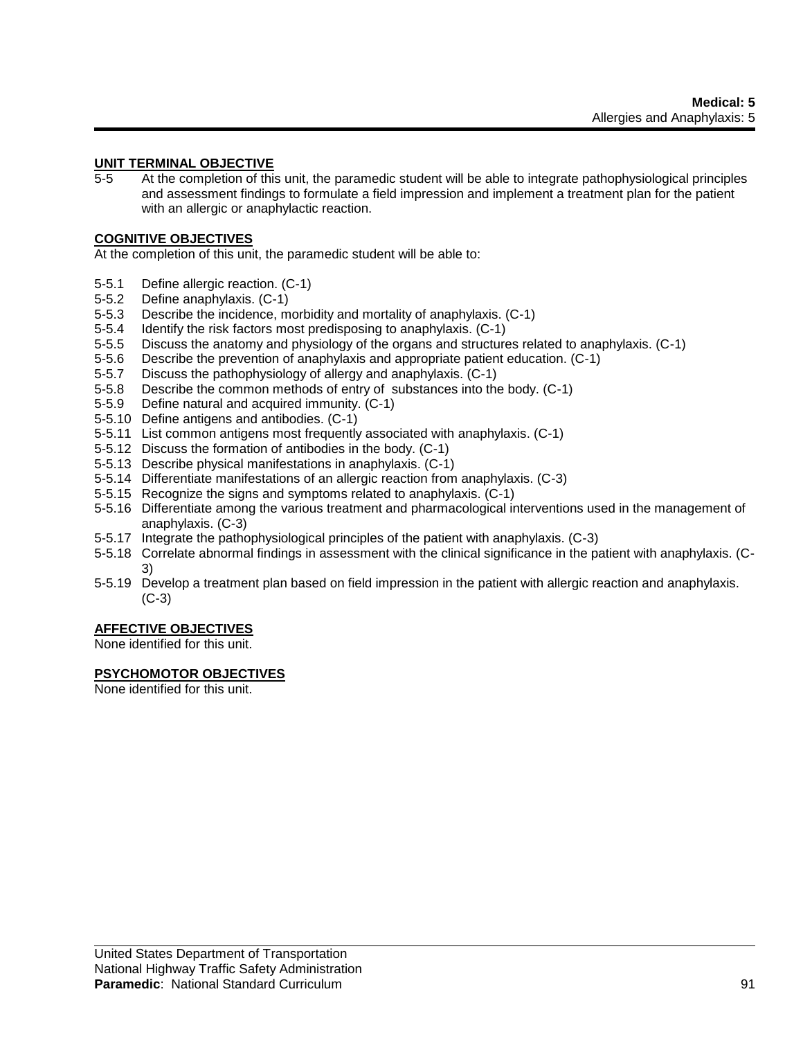**Medical: 5**
Allergies and Anaphylaxis: 5

**UNIT TERMINAL OBJECTIVE**

5-5 At the completion of this unit, the paramedic student will be able to integrate pathophysiological principles and assessment findings to formulate a field impression and implement a treatment plan for the patient with an allergic or anaphylactic reaction.

**COGNITIVE OBJECTIVES**

At the completion of this unit, the paramedic student will be able to:

5-5.1 Define allergic reaction. (C-1)
5-5.2 Define anaphylaxis. (C-1)
5-5.3 Describe the incidence, morbidity and mortality of anaphylaxis. (C-1)
5-5.4 Identify the risk factors most predisposing to anaphylaxis. (C-1)
5-5.5 Discuss the anatomy and physiology of the organs and structures related to anaphylaxis. (C-1)
5-5.6 Describe the prevention of anaphylaxis and appropriate patient education. (C-1)
5-5.7 Discuss the pathophysiology of allergy and anaphylaxis. (C-1)
5-5.8 Describe the common methods of entry of substances into the body. (C-1)
5-5.9 Define natural and acquired immunity. (C-1)
5-5.10 Define antigens and antibodies. (C-1)
5-5.11 List common antigens most frequently associated with anaphylaxis. (C-1)
5-5.12 Discuss the formation of antibodies in the body. (C-1)
5-5.13 Describe physical manifestations in anaphylaxis. (C-1)
5-5.14 Differentiate manifestations of an allergic reaction from anaphylaxis. (C-3)
5-5.15 Recognize the signs and symptoms related to anaphylaxis. (C-1)
5-5.16 Differentiate among the various treatment and pharmacological interventions used in the management of anaphylaxis. (C-3)
5-5.17 Integrate the pathophysiological principles of the patient with anaphylaxis. (C-3)
5-5.18 Correlate abnormal findings in assessment with the clinical significance in the patient with anaphylaxis. (C-3)
5-5.19 Develop a treatment plan based on field impression in the patient with allergic reaction and anaphylaxis. (C-3)

**AFFECTIVE OBJECTIVES**

None identified for this unit.

**PSYCHOMOTOR OBJECTIVES**

None identified for this unit.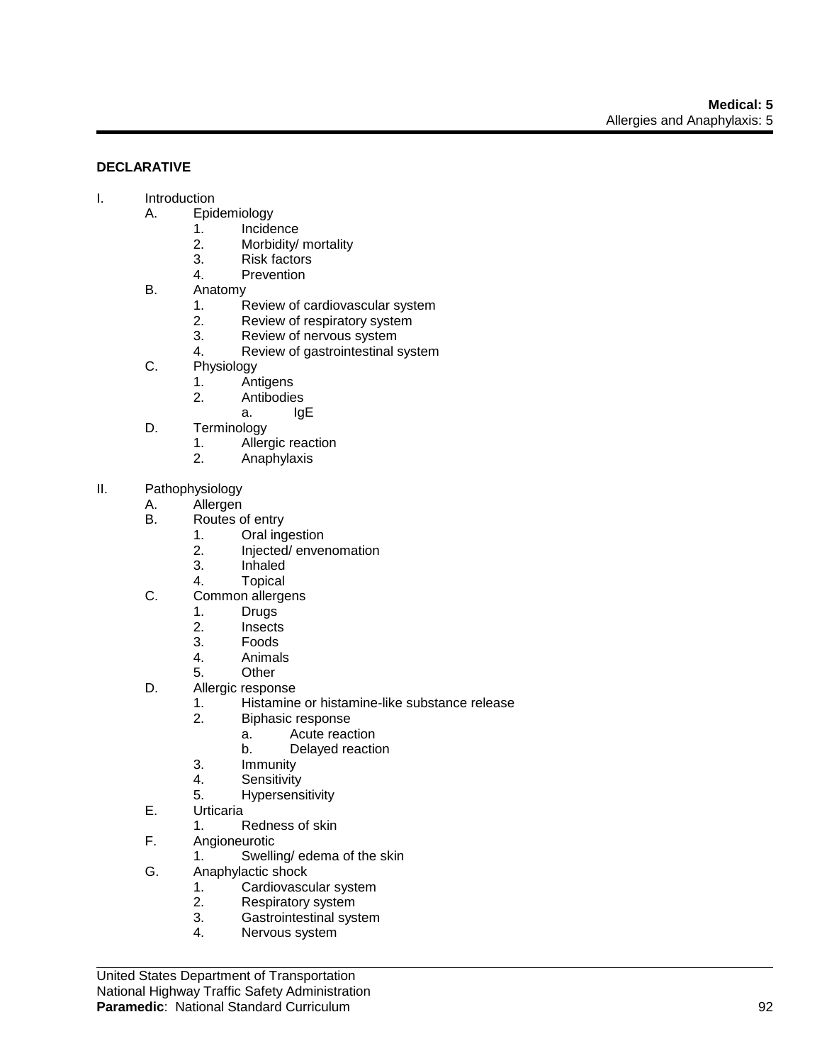**DECLARATIVE**

- I. Introduction
  - A. Epidemiology
    - 1. Incidence
    - 2. Morbidity/ mortality
    - 3. Risk factors
    - 4. Prevention
  - B. Anatomy
    - 1. Review of cardiovascular system
    - 2. Review of respiratory system
    - 3. Review of nervous system
    - 4. Review of gastrointestinal system
  - C. Physiology
    - 1. Antigens
    - 2. Antibodies
      - a. IgE
  - D. Terminology
    - 1. Allergic reaction
    - 2. Anaphylaxis

- II. Pathophysiology
  - A. Allergen
  - B. Routes of entry
    - 1. Oral ingestion
    - 2. Injected/ envenomation
    - 3. Inhaled
    - 4. Topical
  - C. Common allergens
    - 1. Drugs
    - 2. Insects
    - 3. Foods
    - 4. Animals
    - 5. Other
  - D. Allergic response
    - 1. Histamine or histamine-like substance release
    - 2. Biphasic response
      - a. Acute reaction
      - b. Delayed reaction
    - 3. Immunity
    - 4. Sensitivity
    - 5. Hypersensitivity
  - E. Urticaria
    - 1. Redness of skin
  - F. Angioneurotic
    - 1. Swelling/ edema of the skin
  - G. Anaphylactic shock
    - 1. Cardiovascular system
    - 2. Respiratory system
    - 3. Gastrointestinal system
    - 4. Nervous system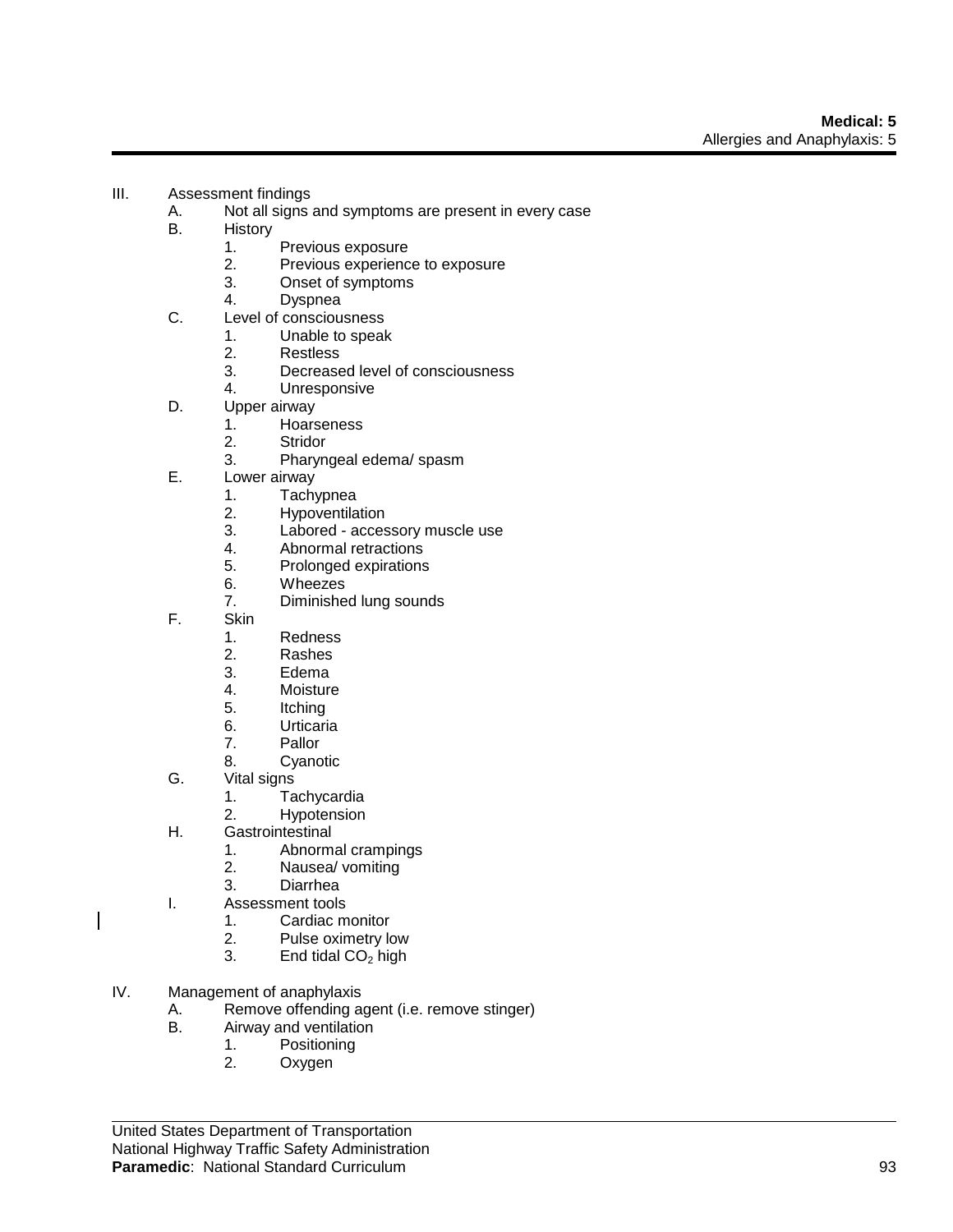III. Assessment findings
   A. Not all signs and symptoms are present in every case
   B. History
      1. Previous exposure
      2. Previous experience to exposure
      3. Onset of symptoms
      4. Dyspnea
   C. Level of consciousness
      1. Unable to speak
      2. Restless
      3. Decreased level of consciousness
      4. Unresponsive
   D. Upper airway
      1. Hoarseness
      2. Stridor
      3. Pharyngeal edema/ spasm
   E. Lower airway
      1. Tachypnea
      2. Hypoventilation
      3. Labored - accessory muscle use
      4. Abnormal retractions
      5. Prolonged expirations
      6. Wheezes
      7. Diminished lung sounds
   F. Skin
      1. Redness
      2. Rashes
      3. Edema
      4. Moisture
      5. Itching
      6. Urticaria
      7. Pallor
      8. Cyanotic
   G. Vital signs
      1. Tachycardia
      2. Hypotension
   H. Gastrointestinal
      1. Abnormal crampings
      2. Nausea/ vomiting
      3. Diarrhea
   I. Assessment tools
      1. Cardiac monitor
      2. Pulse oximetry low
      3. End tidal $CO_2$ high

IV. Management of anaphylaxis
   A. Remove offending agent (i.e. remove stinger)
   B. Airway and ventilation
      1. Positioning
      2. Oxygen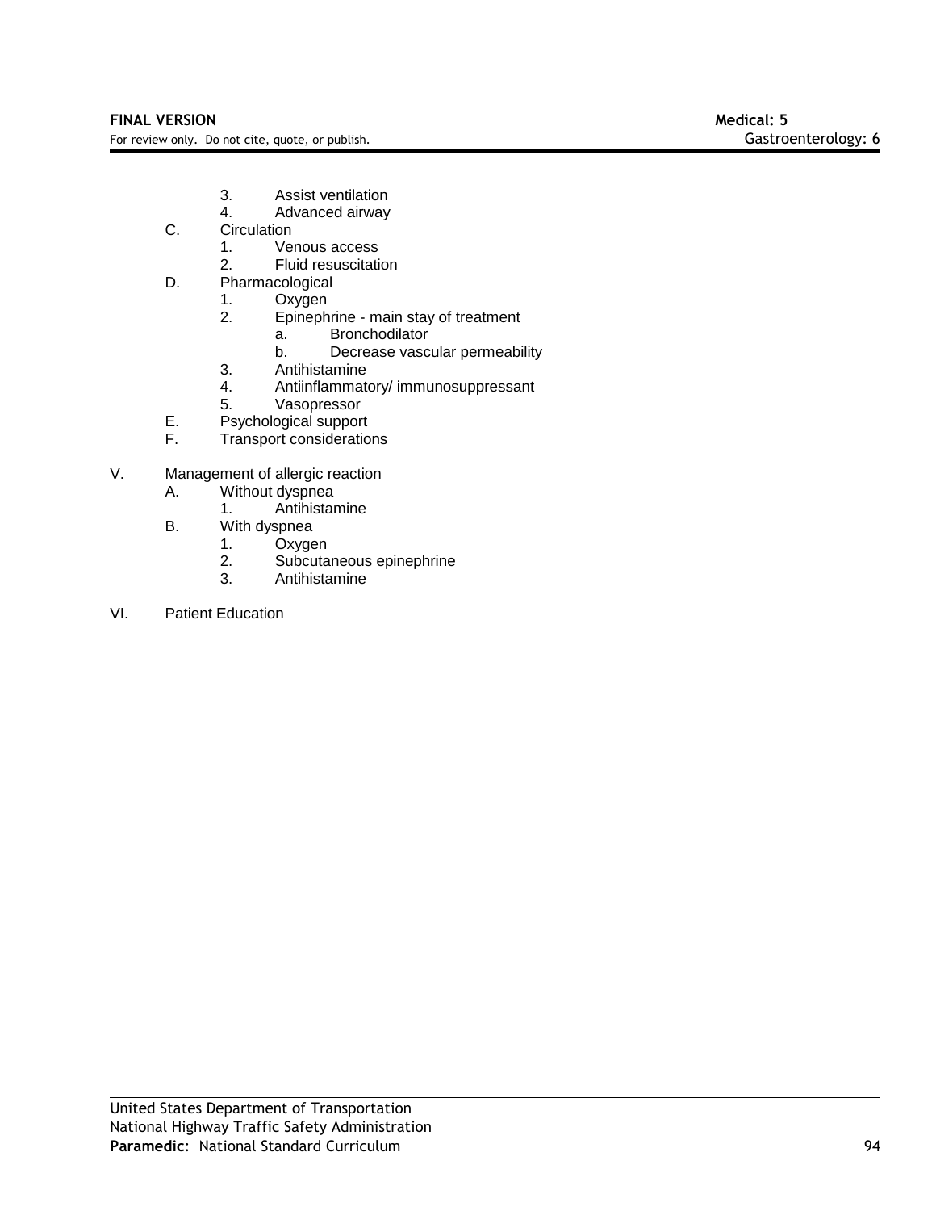3. Assist ventilation
4. Advanced airway

C. Circulation
1. Venous access
2. Fluid resuscitation

D. Pharmacological
1. Oxygen
2. Epinephrine - main stay of treatment
    a. Bronchodilator
    b. Decrease vascular permeability
3. Antihistamine
4. Antiinflammatory/ immunosuppressant
5. Vasopressor

E. Psychological support

F. Transport considerations

V. Management of allergic reaction

A. Without dyspnea
1. Antihistamine

B. With dyspnea
1. Oxygen
2. Subcutaneous epinephrine
3. Antihistamine

VI. Patient Education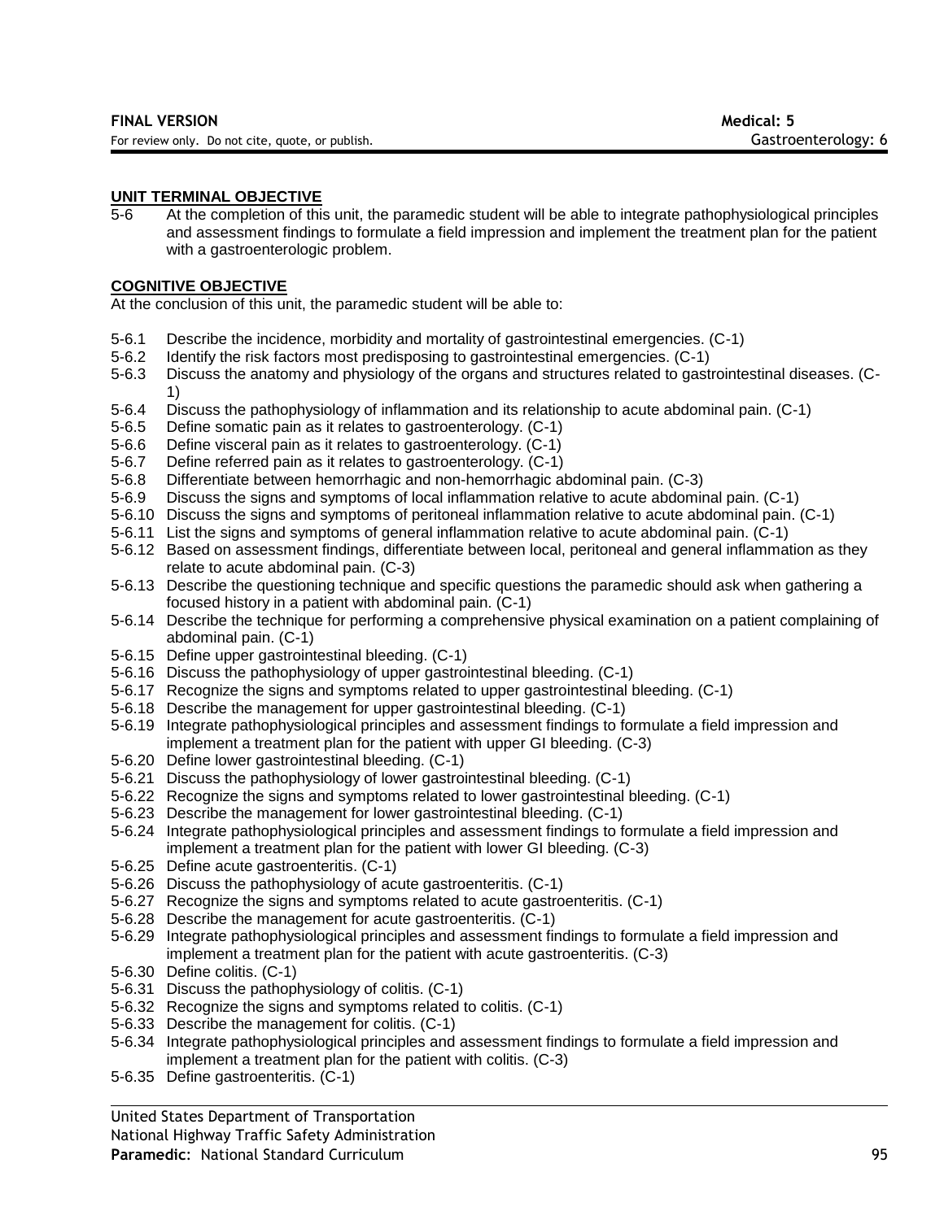## UNIT TERMINAL OBJECTIVE

5-6 At the completion of this unit, the paramedic student will be able to integrate pathophysiological principles and assessment findings to formulate a field impression and implement the treatment plan for the patient with a gastroenterologic problem.

## COGNITIVE OBJECTIVE

At the conclusion of this unit, the paramedic student will be able to:

- 5-6.1 Describe the incidence, morbidity and mortality of gastrointestinal emergencies. (C-1)
- 5-6.2 Identify the risk factors most predisposing to gastrointestinal emergencies. (C-1)
- 5-6.3 Discuss the anatomy and physiology of the organs and structures related to gastrointestinal diseases. (C-1)
- 5-6.4 Discuss the pathophysiology of inflammation and its relationship to acute abdominal pain. (C-1)
- 5-6.5 Define somatic pain as it relates to gastroenterology. (C-1)
- 5-6.6 Define visceral pain as it relates to gastroenterology. (C-1)
- 5-6.7 Define referred pain as it relates to gastroenterology. (C-1)
- 5-6.8 Differentiate between hemorrhagic and non-hemorrhagic abdominal pain. (C-3)
- 5-6.9 Discuss the signs and symptoms of local inflammation relative to acute abdominal pain. (C-1)
- 5-6.10 Discuss the signs and symptoms of peritoneal inflammation relative to acute abdominal pain. (C-1)
- 5-6.11 List the signs and symptoms of general inflammation relative to acute abdominal pain. (C-1)
- 5-6.12 Based on assessment findings, differentiate between local, peritoneal and general inflammation as they relate to acute abdominal pain. (C-3)
- 5-6.13 Describe the questioning technique and specific questions the paramedic should ask when gathering a focused history in a patient with abdominal pain. (C-1)
- 5-6.14 Describe the technique for performing a comprehensive physical examination on a patient complaining of abdominal pain. (C-1)
- 5-6.15 Define upper gastrointestinal bleeding. (C-1)
- 5-6.16 Discuss the pathophysiology of upper gastrointestinal bleeding. (C-1)
- 5-6.17 Recognize the signs and symptoms related to upper gastrointestinal bleeding. (C-1)
- 5-6.18 Describe the management for upper gastrointestinal bleeding. (C-1)
- 5-6.19 Integrate pathophysiological principles and assessment findings to formulate a field impression and implement a treatment plan for the patient with upper GI bleeding. (C-3)
- 5-6.20 Define lower gastrointestinal bleeding. (C-1)
- 5-6.21 Discuss the pathophysiology of lower gastrointestinal bleeding. (C-1)
- 5-6.22 Recognize the signs and symptoms related to lower gastrointestinal bleeding. (C-1)
- 5-6.23 Describe the management for lower gastrointestinal bleeding. (C-1)
- 5-6.24 Integrate pathophysiological principles and assessment findings to formulate a field impression and implement a treatment plan for the patient with lower GI bleeding. (C-3)
- 5-6.25 Define acute gastroenteritis. (C-1)
- 5-6.26 Discuss the pathophysiology of acute gastroenteritis. (C-1)
- 5-6.27 Recognize the signs and symptoms related to acute gastroenteritis. (C-1)
- 5-6.28 Describe the management for acute gastroenteritis. (C-1)
- 5-6.29 Integrate pathophysiological principles and assessment findings to formulate a field impression and implement a treatment plan for the patient with acute gastroenteritis. (C-3)
- 5-6.30 Define colitis. (C-1)
- 5-6.31 Discuss the pathophysiology of colitis. (C-1)
- 5-6.32 Recognize the signs and symptoms related to colitis. (C-1)
- 5-6.33 Describe the management for colitis. (C-1)
- 5-6.34 Integrate pathophysiological principles and assessment findings to formulate a field impression and implement a treatment plan for the patient with colitis. (C-3)
- 5-6.35 Define gastroenteritis. (C-1)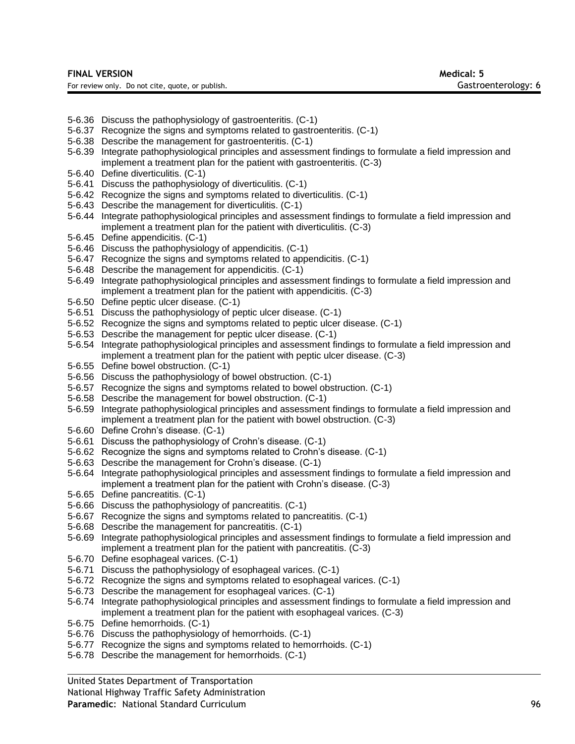5-6.36 Discuss the pathophysiology of gastroenteritis. (C-1)
5-6.37 Recognize the signs and symptoms related to gastroenteritis. (C-1)
5-6.38 Describe the management for gastroenteritis. (C-1)
5-6.39 Integrate pathophysiological principles and assessment findings to formulate a field impression and implement a treatment plan for the patient with gastroenteritis. (C-3)
5-6.40 Define diverticulitis. (C-1)
5-6.41 Discuss the pathophysiology of diverticulitis. (C-1)
5-6.42 Recognize the signs and symptoms related to diverticulitis. (C-1)
5-6.43 Describe the management for diverticulitis. (C-1)
5-6.44 Integrate pathophysiological principles and assessment findings to formulate a field impression and implement a treatment plan for the patient with diverticulitis. (C-3)
5-6.45 Define appendicitis. (C-1)
5-6.46 Discuss the pathophysiology of appendicitis. (C-1)
5-6.47 Recognize the signs and symptoms related to appendicitis. (C-1)
5-6.48 Describe the management for appendicitis. (C-1)
5-6.49 Integrate pathophysiological principles and assessment findings to formulate a field impression and implement a treatment plan for the patient with appendicitis. (C-3)
5-6.50 Define peptic ulcer disease. (C-1)
5-6.51 Discuss the pathophysiology of peptic ulcer disease. (C-1)
5-6.52 Recognize the signs and symptoms related to peptic ulcer disease. (C-1)
5-6.53 Describe the management for peptic ulcer disease. (C-1)
5-6.54 Integrate pathophysiological principles and assessment findings to formulate a field impression and implement a treatment plan for the patient with peptic ulcer disease. (C-3)
5-6.55 Define bowel obstruction. (C-1)
5-6.56 Discuss the pathophysiology of bowel obstruction. (C-1)
5-6.57 Recognize the signs and symptoms related to bowel obstruction. (C-1)
5-6.58 Describe the management for bowel obstruction. (C-1)
5-6.59 Integrate pathophysiological principles and assessment findings to formulate a field impression and implement a treatment plan for the patient with bowel obstruction. (C-3)
5-6.60 Define Crohn's disease. (C-1)
5-6.61 Discuss the pathophysiology of Crohn's disease. (C-1)
5-6.62 Recognize the signs and symptoms related to Crohn's disease. (C-1)
5-6.63 Describe the management for Crohn's disease. (C-1)
5-6.64 Integrate pathophysiological principles and assessment findings to formulate a field impression and implement a treatment plan for the patient with Crohn's disease. (C-3)
5-6.65 Define pancreatitis. (C-1)
5-6.66 Discuss the pathophysiology of pancreatitis. (C-1)
5-6.67 Recognize the signs and symptoms related to pancreatitis. (C-1)
5-6.68 Describe the management for pancreatitis. (C-1)
5-6.69 Integrate pathophysiological principles and assessment findings to formulate a field impression and implement a treatment plan for the patient with pancreatitis. (C-3)
5-6.70 Define esophageal varices. (C-1)
5-6.71 Discuss the pathophysiology of esophageal varices. (C-1)
5-6.72 Recognize the signs and symptoms related to esophageal varices. (C-1)
5-6.73 Describe the management for esophageal varices. (C-1)
5-6.74 Integrate pathophysiological principles and assessment findings to formulate a field impression and implement a treatment plan for the patient with esophageal varices. (C-3)
5-6.75 Define hemorrhoids. (C-1)
5-6.76 Discuss the pathophysiology of hemorrhoids. (C-1)
5-6.77 Recognize the signs and symptoms related to hemorrhoids. (C-1)
5-6.78 Describe the management for hemorrhoids. (C-1)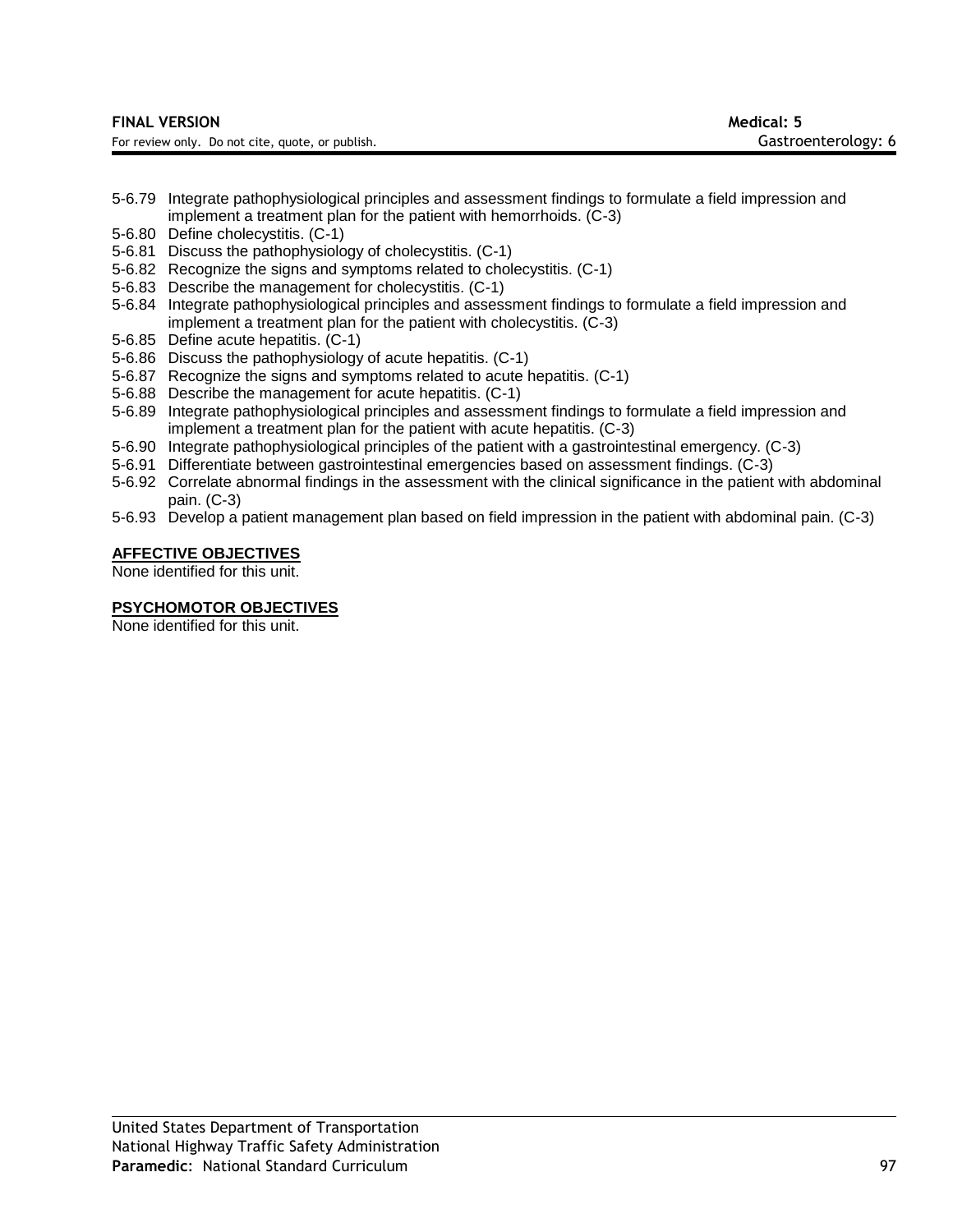5-6.79 Integrate pathophysiological principles and assessment findings to formulate a field impression and implement a treatment plan for the patient with hemorrhoids. (C-3)
5-6.80 Define cholecystitis. (C-1)
5-6.81 Discuss the pathophysiology of cholecystitis. (C-1)
5-6.82 Recognize the signs and symptoms related to cholecystitis. (C-1)
5-6.83 Describe the management for cholecystitis. (C-1)
5-6.84 Integrate pathophysiological principles and assessment findings to formulate a field impression and implement a treatment plan for the patient with cholecystitis. (C-3)
5-6.85 Define acute hepatitis. (C-1)
5-6.86 Discuss the pathophysiology of acute hepatitis. (C-1)
5-6.87 Recognize the signs and symptoms related to acute hepatitis. (C-1)
5-6.88 Describe the management for acute hepatitis. (C-1)
5-6.89 Integrate pathophysiological principles and assessment findings to formulate a field impression and implement a treatment plan for the patient with acute hepatitis. (C-3)
5-6.90 Integrate pathophysiological principles of the patient with a gastrointestinal emergency. (C-3)
5-6.91 Differentiate between gastrointestinal emergencies based on assessment findings. (C-3)
5-6.92 Correlate abnormal findings in the assessment with the clinical significance in the patient with abdominal pain. (C-3)
5-6.93 Develop a patient management plan based on field impression in the patient with abdominal pain. (C-3)

**AFFECTIVE OBJECTIVES**

None identified for this unit.

**PSYCHOMOTOR OBJECTIVES**

None identified for this unit.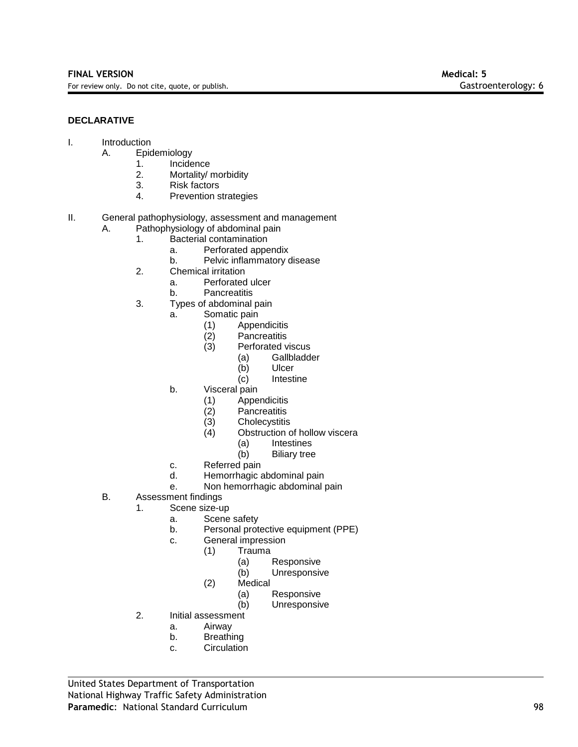**DECLARATIVE**

- I. Introduction
  - A. Epidemiology
    - 1. Incidence
    - 2. Mortality/ morbidity
    - 3. Risk factors
    - 4. Prevention strategies
- II. General pathophysiology, assessment and management
  - A. Pathophysiology of abdominal pain
    - 1. Bacterial contamination
      - a. Perforated appendix
      - b. Pelvic inflammatory disease
    - 2. Chemical irritation
      - a. Perforated ulcer
      - b. Pancreatitis
    - 3. Types of abdominal pain
      - a. Somatic pain
        - (1) Appendicitis
        - (2) Pancreatitis
        - (3) Perforated viscus
          - (a) Gallbladder
          - (b) Ulcer
          - (c) Intestine
      - b. Visceral pain
        - (1) Appendicitis
        - (2) Pancreatitis
        - (3) Cholecystitis
        - (4) Obstruction of hollow viscera
          - (a) Intestines
          - (b) Biliary tree
      - c. Referred pain
      - d. Hemorrhagic abdominal pain
      - e. Non hemorrhagic abdominal pain
  - B. Assessment findings
    - 1. Scene size-up
      - a. Scene safety
      - b. Personal protective equipment (PPE)
      - c. General impression
        - (1) Trauma
          - (a) Responsive
          - (b) Unresponsive
        - (2) Medical
          - (a) Responsive
          - (b) Unresponsive
    - 2. Initial assessment
      - a. Airway
      - b. Breathing
      - c. Circulation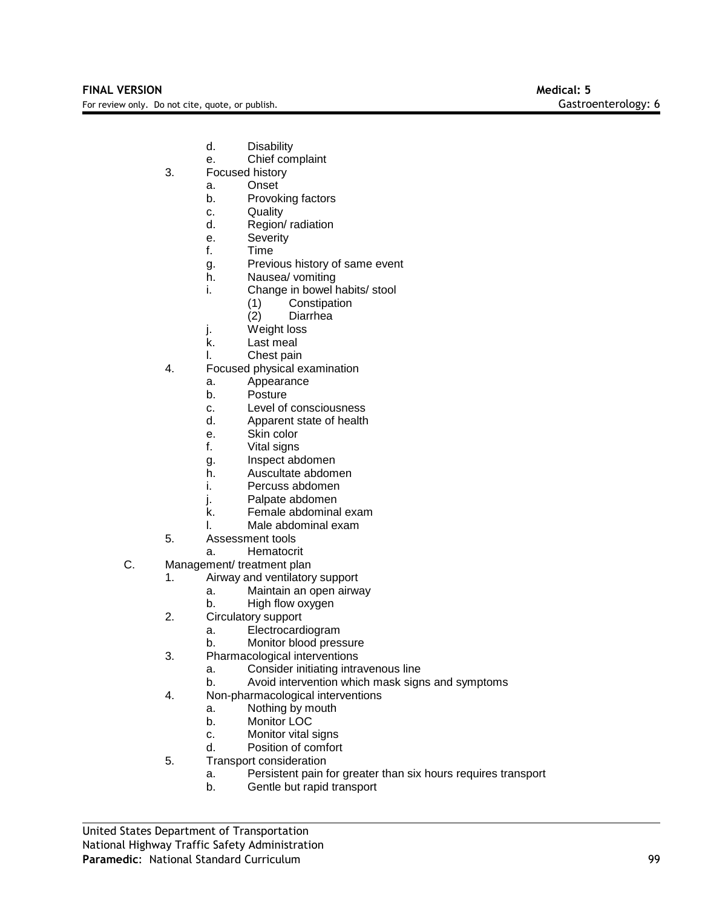d. Disability
e. Chief complaint

3. Focused history
   a. Onset
   b. Provoking factors
   c. Quality
   d. Region/ radiation
   e. Severity
   f. Time
   g. Previous history of same event
   h. Nausea/ vomiting
   i. Change in bowel habits/ stool
      (1) Constipation
      (2) Diarrhea
   j. Weight loss
   k. Last meal
   l. Chest pain
4. Focused physical examination
   a. Appearance
   b. Posture
   c. Level of consciousness
   d. Apparent state of health
   e. Skin color
   f. Vital signs
   g. Inspect abdomen
   h. Auscultate abdomen
   i. Percuss abdomen
   j. Palpate abdomen
   k. Female abdominal exam
   l. Male abdominal exam
5. Assessment tools
   a. Hematocrit

C. Management/ treatment plan
   1. Airway and ventilatory support
      a. Maintain an open airway
      b. High flow oxygen
   2. Circulatory support
      a. Electrocardiogram
      b. Monitor blood pressure
   3. Pharmacological interventions
      a. Consider initiating intravenous line
      b. Avoid intervention which mask signs and symptoms
   4. Non-pharmacological interventions
      a. Nothing by mouth
      b. Monitor LOC
      c. Monitor vital signs
      d. Position of comfort
   5. Transport consideration
      a. Persistent pain for greater than six hours requires transport
      b. Gentle but rapid transport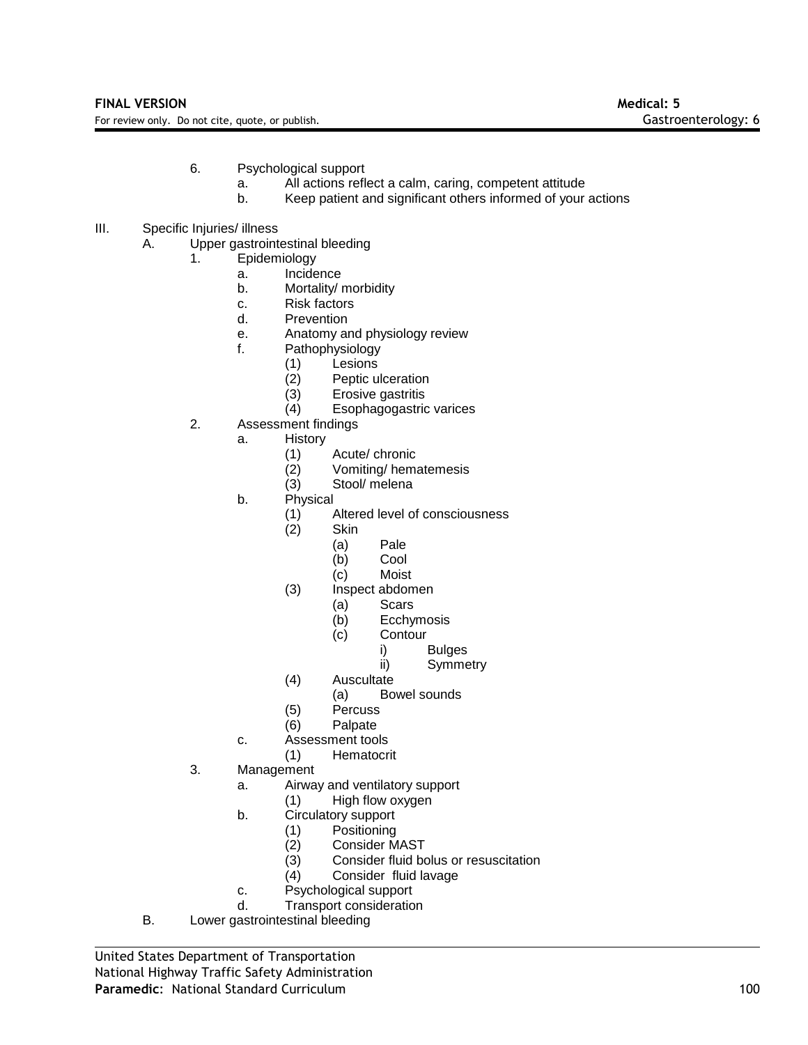6. Psychological support
    a. All actions reflect a calm, caring, competent attitude
    b. Keep patient and significant others informed of your actions

III. Specific Injuries/ illness
  A. Upper gastrointestinal bleeding
    1. Epidemiology
      a. Incidence
      b. Mortality/ morbidity
      c. Risk factors
      d. Prevention
      e. Anatomy and physiology review
      f. Pathophysiology
        (1) Lesions
        (2) Peptic ulceration
        (3) Erosive gastritis
        (4) Esophagogastric varices
    2. Assessment findings
      a. History
        (1) Acute/ chronic
        (2) Vomiting/ hematemesis
        (3) Stool/ melena
      b. Physical
        (1) Altered level of consciousness
        (2) Skin
          (a) Pale
          (b) Cool
          (c) Moist
        (3) Inspect abdomen
          (a) Scars
          (b) Ecchymosis
          (c) Contour
            i) Bulges
            ii) Symmetry
        (4) Auscultate
          (a) Bowel sounds
        (5) Percuss
        (6) Palpate
      c. Assessment tools
        (1) Hematocrit
    3. Management
      a. Airway and ventilatory support
        (1) High flow oxygen
      b. Circulatory support
        (1) Positioning
        (2) Consider MAST
        (3) Consider fluid bolus or resuscitation
        (4) Consider fluid lavage
      c. Psychological support
      d. Transport consideration
  B. Lower gastrointestinal bleeding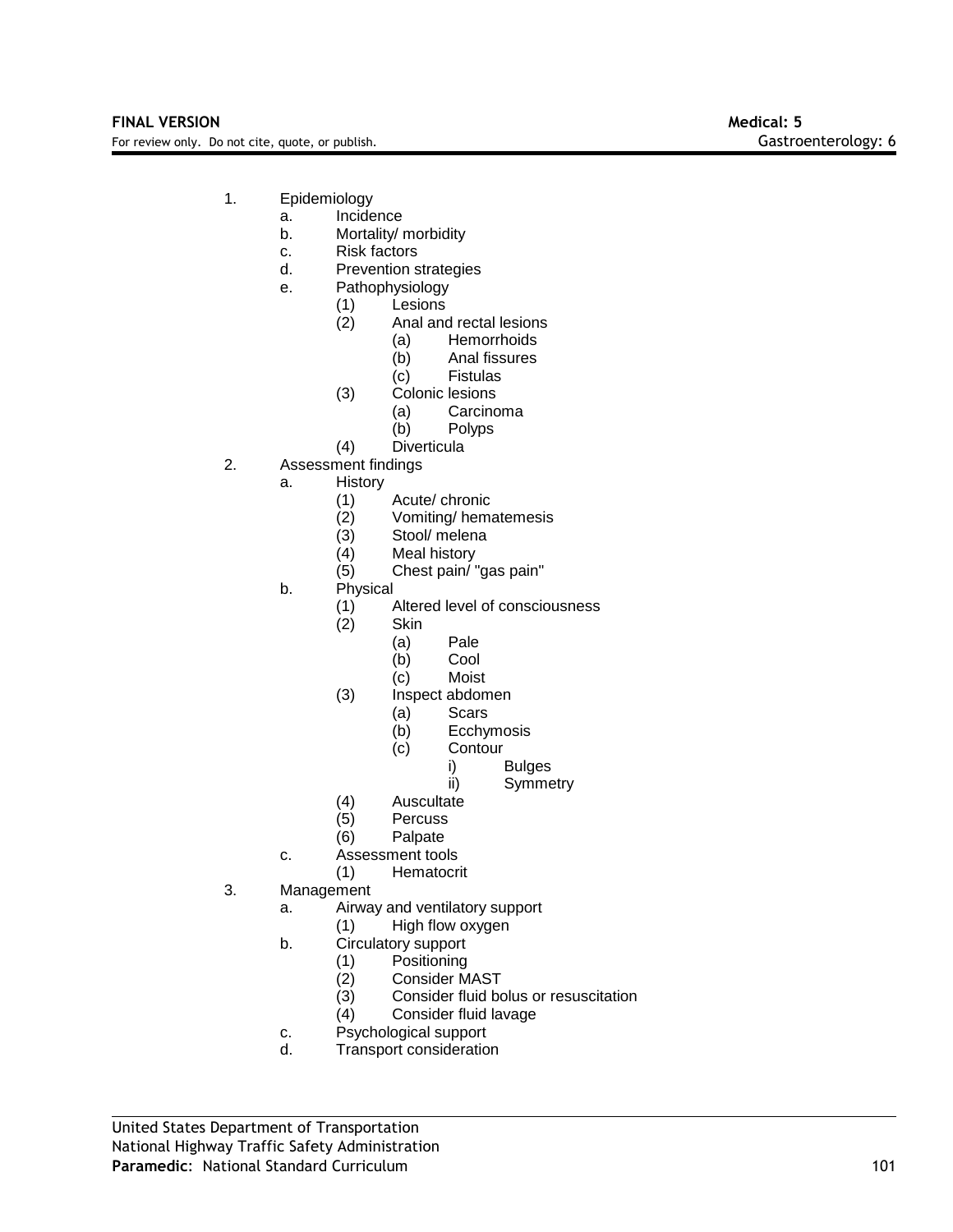1. Epidemiology
    a. Incidence
    b. Mortality/ morbidity
    c. Risk factors
    d. Prevention strategies
    e. Pathophysiology
        (1) Lesions
        (2) Anal and rectal lesions
            (a) Hemorrhoids
            (b) Anal fissures
            (c) Fistulas
        (3) Colonic lesions
            (a) Carcinoma
            (b) Polyps
        (4) Diverticula
2. Assessment findings
    a. History
        (1) Acute/ chronic
        (2) Vomiting/ hematemesis
        (3) Stool/ melena
        (4) Meal history
        (5) Chest pain/ "gas pain"
    b. Physical
        (1) Altered level of consciousness
        (2) Skin
            (a) Pale
            (b) Cool
            (c) Moist
        (3) Inspect abdomen
            (a) Scars
            (b) Ecchymosis
            (c) Contour
                i) Bulges
                ii) Symmetry
        (4) Auscultate
        (5) Percuss
        (6) Palpate
    c. Assessment tools
        (1) Hematocrit
3. Management
    a. Airway and ventilatory support
        (1) High flow oxygen
    b. Circulatory support
        (1) Positioning
        (2) Consider MAST
        (3) Consider fluid bolus or resuscitation
        (4) Consider fluid lavage
    c. Psychological support
    d. Transport consideration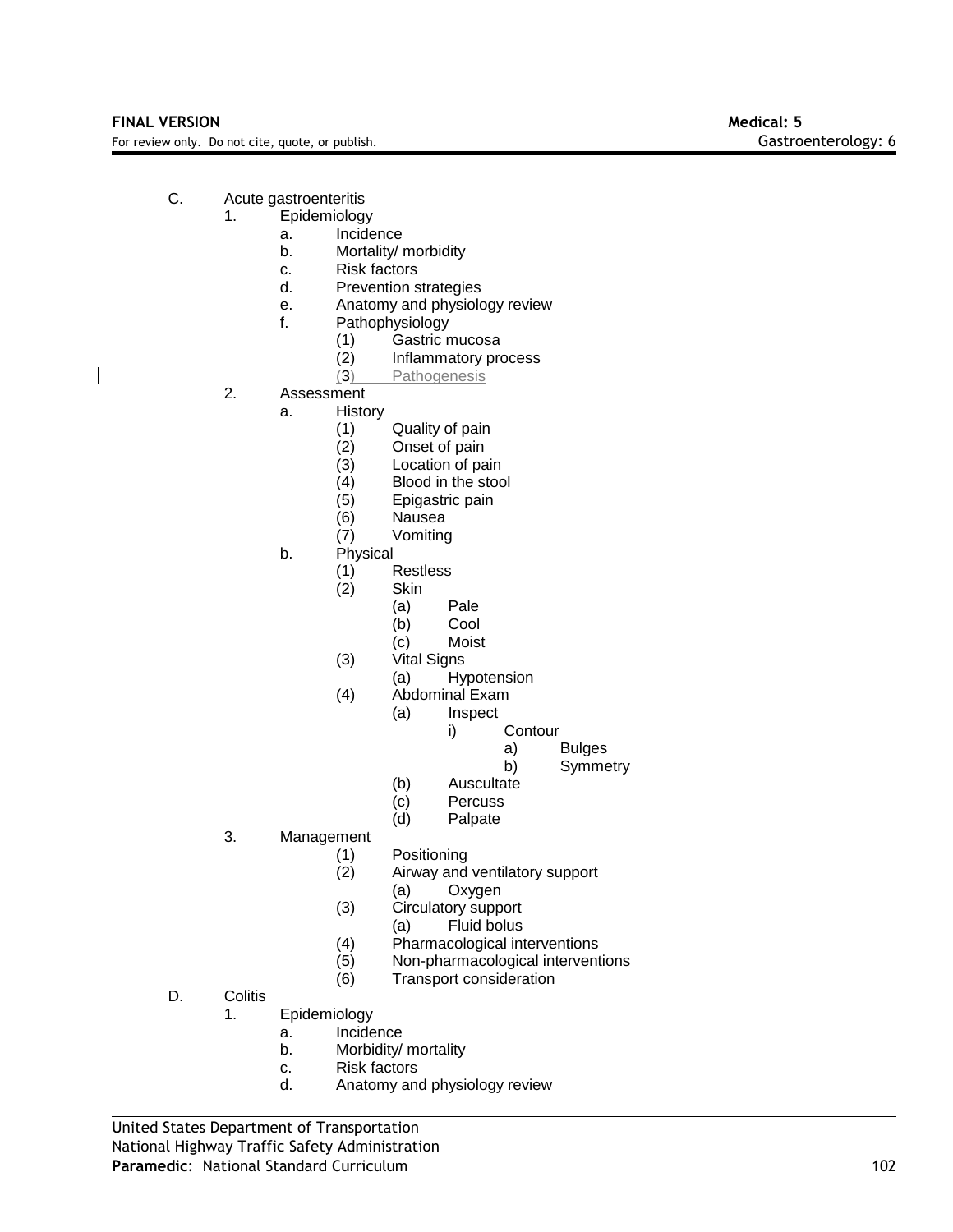C. Acute gastroenteritis
  1. Epidemiology
    a. Incidence
    b. Mortality/ morbidity
    c. Risk factors
    d. Prevention strategies
    e. Anatomy and physiology review
    f. Pathophysiology
      (1) Gastric mucosa
      (2) Inflammatory process
      (3) Pathogenesis
  2. Assessment
    a. History
      (1) Quality of pain
      (2) Onset of pain
      (3) Location of pain
      (4) Blood in the stool
      (5) Epigastric pain
      (6) Nausea
      (7) Vomiting
    b. Physical
      (1) Restless
      (2) Skin
        (a) Pale
        (b) Cool
        (c) Moist
      (3) Vital Signs
        (a) Hypotension
      (4) Abdominal Exam
        (a) Inspect
          i) Contour
            a) Bulges
            b) Symmetry
        (b) Auscultate
        (c) Percuss
        (d) Palpate
  3. Management
      (1) Positioning
      (2) Airway and ventilatory support
        (a) Oxygen
      (3) Circulatory support
        (a) Fluid bolus
      (4) Pharmacological interventions
      (5) Non-pharmacological interventions
      (6) Transport consideration

D. Colitis
  1. Epidemiology
    a. Incidence
    b. Morbidity/ mortality
    c. Risk factors
    d. Anatomy and physiology review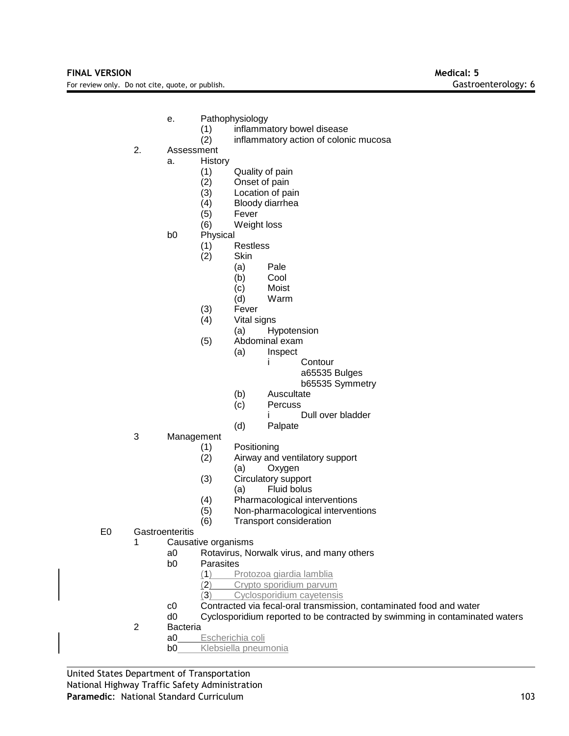e. Pathophysiology
   (1) inflammatory bowel disease
   (2) inflammatory action of colonic mucosa

2. Assessment
   a. History
      (1) Quality of pain
      (2) Onset of pain
      (3) Location of pain
      (4) Bloody diarrhea
      (5) Fever
      (6) Weight loss
   b0 Physical
      (1) Restless
      (2) Skin
         (a) Pale
         (b) Cool
         (c) Moist
         (d) Warm
      (3) Fever
      (4) Vital signs
         (a) Hypotension
      (5) Abdominal exam
         (a) Inspect
            i Contour
               a65535 Bulges
               b65535 Symmetry
         (b) Auscultate
         (c) Percuss
            i Dull over bladder
         (d) Palpate

3 Management
   (1) Positioning
   (2) Airway and ventilatory support
      (a) Oxygen
   (3) Circulatory support
      (a) Fluid bolus
   (4) Pharmacological interventions
   (5) Non-pharmacological interventions
   (6) Transport consideration

E0 Gastroenteritis
   1 Causative organisms
      a0 Rotavirus, Norwalk virus, and many others
      b0 Parasites
         (1) Protozoa giardia lamblia
         (2) Crypto sporidium parvum
         (3) Cyclosporidium cayetensis
      c0 Contracted via fecal-oral transmission, contaminated food and water
      d0 Cyclosporidium reported to be contracted by swimming in contaminated waters
   2 Bacteria
      a0 Escherichia coli
      b0 Klebsiella pneumonia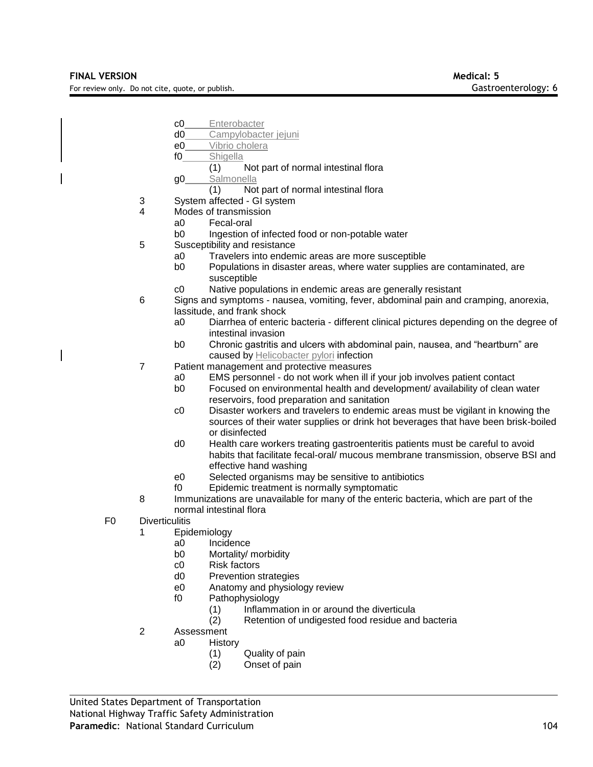- c0 Enterobacter
- d0 Campylobacter jejuni
- e0 Vibrio cholera
- f0 Shigella
  - (1) Not part of normal intestinal flora
- g0 Salmonella
  - (1) Not part of normal intestinal flora

3 System affected - GI system

4 Modes of transmission
- a0 Fecal-oral
- b0 Ingestion of infected food or non-potable water

5 Susceptibility and resistance
- a0 Travelers into endemic areas are more susceptible
- b0 Populations in disaster areas, where water supplies are contaminated, are susceptible
- c0 Native populations in endemic areas are generally resistant

6 Signs and symptoms - nausea, vomiting, fever, abdominal pain and cramping, anorexia, lassitude, and frank shock
- a0 Diarrhea of enteric bacteria - different clinical pictures depending on the degree of intestinal invasion
- b0 Chronic gastritis and ulcers with abdominal pain, nausea, and "heartburn" are caused by Helicobacter pylori infection

7 Patient management and protective measures
- a0 EMS personnel - do not work when ill if your job involves patient contact
- b0 Focused on environmental health and development/ availability of clean water reservoirs, food preparation and sanitation
- c0 Disaster workers and travelers to endemic areas must be vigilant in knowing the sources of their water supplies or drink hot beverages that have been brisk-boiled or disinfected
- d0 Health care workers treating gastroenteritis patients must be careful to avoid habits that facilitate fecal-oral/ mucous membrane transmission, observe BSI and effective hand washing
- e0 Selected organisms may be sensitive to antibiotics
- f0 Epidemic treatment is normally symptomatic

8 Immunizations are unavailable for many of the enteric bacteria, which are part of the normal intestinal flora

F0 Diverticulitis

1 Epidemiology
- a0 Incidence
- b0 Mortality/ morbidity
- c0 Risk factors
- d0 Prevention strategies
- e0 Anatomy and physiology review
- f0 Pathophysiology
  - (1) Inflammation in or around the diverticula
  - (2) Retention of undigested food residue and bacteria

2 Assessment
- a0 History
  - (1) Quality of pain
  - (2) Onset of pain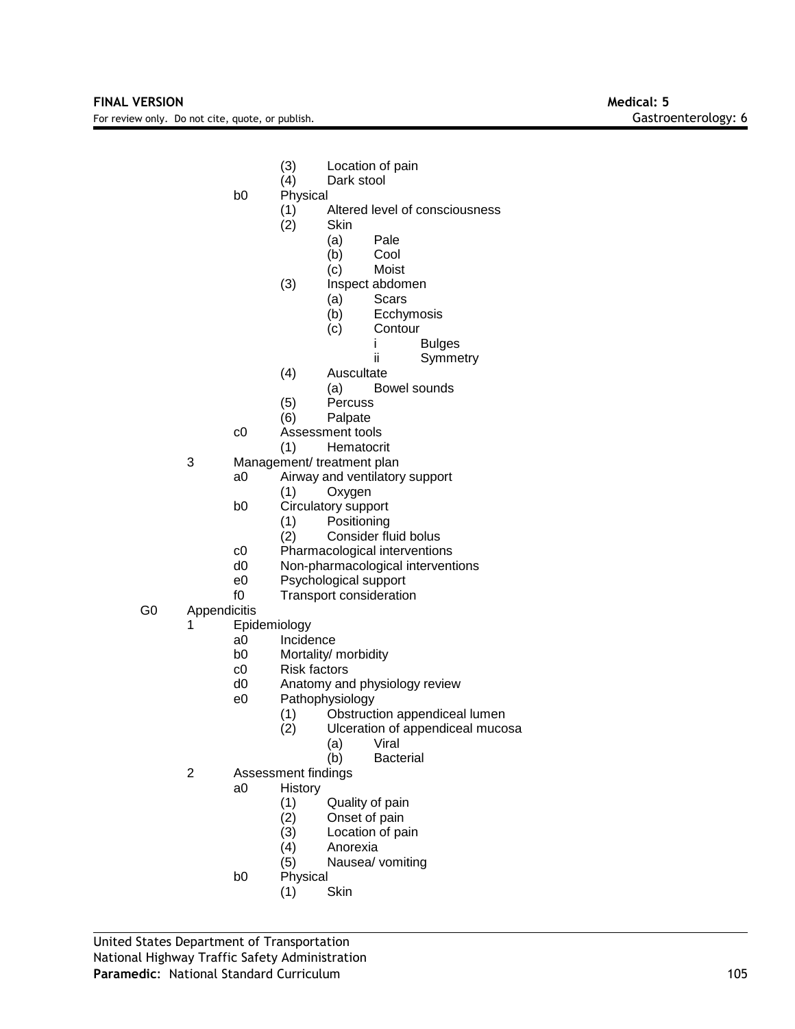- (3) Location of pain
- (4) Dark stool

b0 Physical

- (1) Altered level of consciousness
- (2) Skin
  - (a) Pale
  - (b) Cool
  - (c) Moist
- (3) Inspect abdomen
  - (a) Scars
  - (b) Ecchymosis
  - (c) Contour
    - i Bulges
    - ii Symmetry
- (4) Auscultate
  - (a) Bowel sounds
- (5) Percuss
- (6) Palpate

c0 Assessment tools

- (1) Hematocrit

3 Management/ treatment plan

a0 Airway and ventilatory support

- (1) Oxygen

b0 Circulatory support

- (1) Positioning
- (2) Consider fluid bolus

c0 Pharmacological interventions

d0 Non-pharmacological interventions

e0 Psychological support

f0 Transport consideration

G0 Appendicitis

1 Epidemiology

a0 Incidence

b0 Mortality/ morbidity

c0 Risk factors

d0 Anatomy and physiology review

e0 Pathophysiology

- (1) Obstruction appendiceal lumen
- (2) Ulceration of appendiceal mucosa
  - (a) Viral
  - (b) Bacterial

2 Assessment findings

a0 History

- (1) Quality of pain
- (2) Onset of pain
- (3) Location of pain
- (4) Anorexia
- (5) Nausea/ vomiting

b0 Physical

- (1) Skin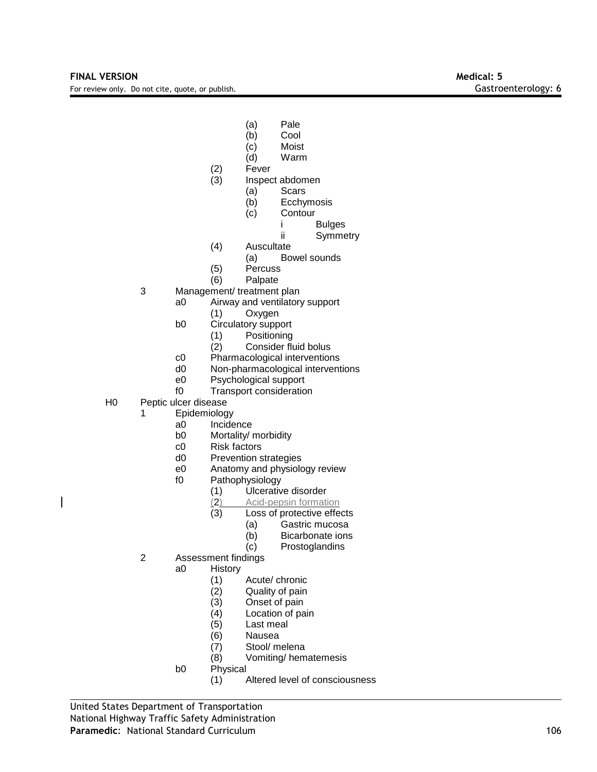- (a) Pale
- (b) Cool
- (c) Moist
- (d) Warm
- (2) Fever
- (3) Inspect abdomen
  - (a) Scars
  - (b) Ecchymosis
  - (c) Contour
    - i Bulges
    - ii Symmetry
- (4) Auscultate
  - (a) Bowel sounds
- (5) Percuss
- (6) Palpate

3 Management/ treatment plan
- a0 Airway and ventilatory support
  - (1) Oxygen
- b0 Circulatory support
  - (1) Positioning
  - (2) Consider fluid bolus
- c0 Pharmacological interventions
- d0 Non-pharmacological interventions
- e0 Psychological support
- f0 Transport consideration

H0 Peptic ulcer disease

1 Epidemiology
- a0 Incidence
- b0 Mortality/ morbidity
- c0 Risk factors
- d0 Prevention strategies
- e0 Anatomy and physiology review
- f0 Pathophysiology
  - (1) Ulcerative disorder
  - (2) Acid-pepsin formation
  - (3) Loss of protective effects
    - (a) Gastric mucosa
    - (b) Bicarbonate ions
    - (c) Prostoglandins

2 Assessment findings
- a0 History
  - (1) Acute/ chronic
  - (2) Quality of pain
  - (3) Onset of pain
  - (4) Location of pain
  - (5) Last meal
  - (6) Nausea
  - (7) Stool/ melena
  - (8) Vomiting/ hematemesis
- b0 Physical
  - (1) Altered level of consciousness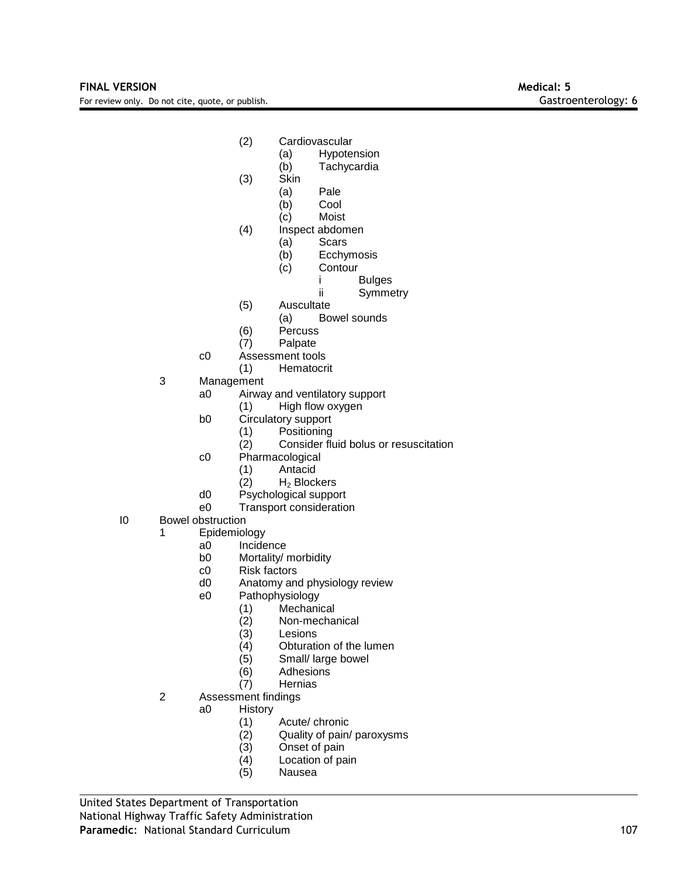- (2) Cardiovascular
  - (a) Hypotension
  - (b) Tachycardia
- (3) Skin
  - (a) Pale
  - (b) Cool
  - (c) Moist
- (4) Inspect abdomen
  - (a) Scars
  - (b) Ecchymosis
  - (c) Contour
    - i Bulges
    - ii Symmetry
- (5) Auscultate
  - (a) Bowel sounds
- (6) Percuss
- (7) Palpate

c0 Assessment tools
- (1) Hematocrit

3 Management
- a0 Airway and ventilatory support
  - (1) High flow oxygen
- b0 Circulatory support
  - (1) Positioning
  - (2) Consider fluid bolus or resuscitation
- c0 Pharmacological
  - (1) Antacid
  - (2) $H_2$ Blockers
- d0 Psychological support
- e0 Transport consideration

I0 Bowel obstruction
- 1 Epidemiology
  - a0 Incidence
  - b0 Mortality/ morbidity
  - c0 Risk factors
  - d0 Anatomy and physiology review
  - e0 Pathophysiology
    - (1) Mechanical
    - (2) Non-mechanical
    - (3) Lesions
    - (4) Obturation of the lumen
    - (5) Small/ large bowel
    - (6) Adhesions
    - (7) Hernias
- 2 Assessment findings
  - a0 History
    - (1) Acute/ chronic
    - (2) Quality of pain/ paroxysms
    - (3) Onset of pain
    - (4) Location of pain
    - (5) Nausea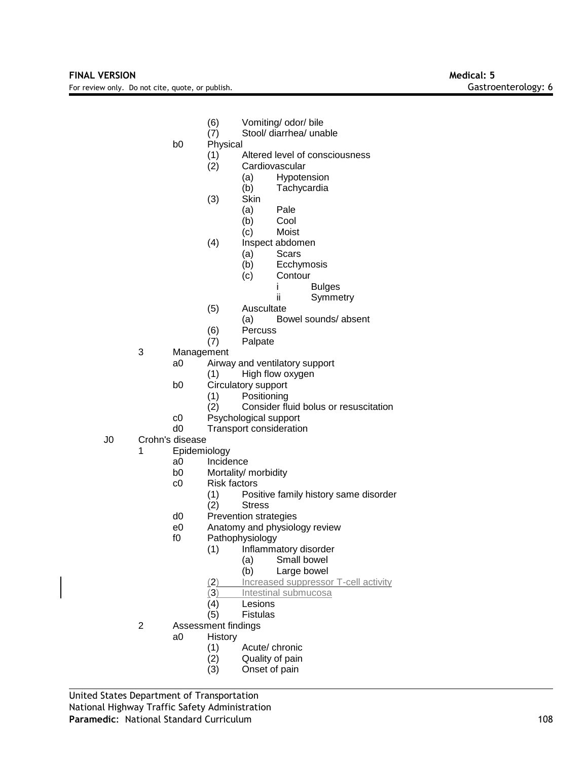- (6) Vomiting/ odor/ bile
- (7) Stool/ diarrhea/ unable
- b0 Physical
  - (1) Altered level of consciousness
  - (2) Cardiovascular
    - (a) Hypotension
    - (b) Tachycardia
  - (3) Skin
    - (a) Pale
    - (b) Cool
    - (c) Moist
  - (4) Inspect abdomen
    - (a) Scars
    - (b) Ecchymosis
    - (c) Contour
      - i Bulges
      - ii Symmetry
  - (5) Auscultate
    - (a) Bowel sounds/ absent
  - (6) Percuss
  - (7) Palpate

3 Management
- a0 Airway and ventilatory support
  - (1) High flow oxygen
- b0 Circulatory support
  - (1) Positioning
  - (2) Consider fluid bolus or resuscitation
- c0 Psychological support
- d0 Transport consideration

J0 Crohn's disease

1 Epidemiology
- a0 Incidence
- b0 Mortality/ morbidity
- c0 Risk factors
  - (1) Positive family history same disorder
  - (2) Stress
- d0 Prevention strategies
- e0 Anatomy and physiology review
- f0 Pathophysiology
  - (1) Inflammatory disorder
    - (a) Small bowel
    - (b) Large bowel
  - (2) Increased suppressor T-cell activity
  - (3) Intestinal submucosa
  - (4) Lesions
  - (5) Fistulas

2 Assessment findings
- a0 History
  - (1) Acute/ chronic
  - (2) Quality of pain
  - (3) Onset of pain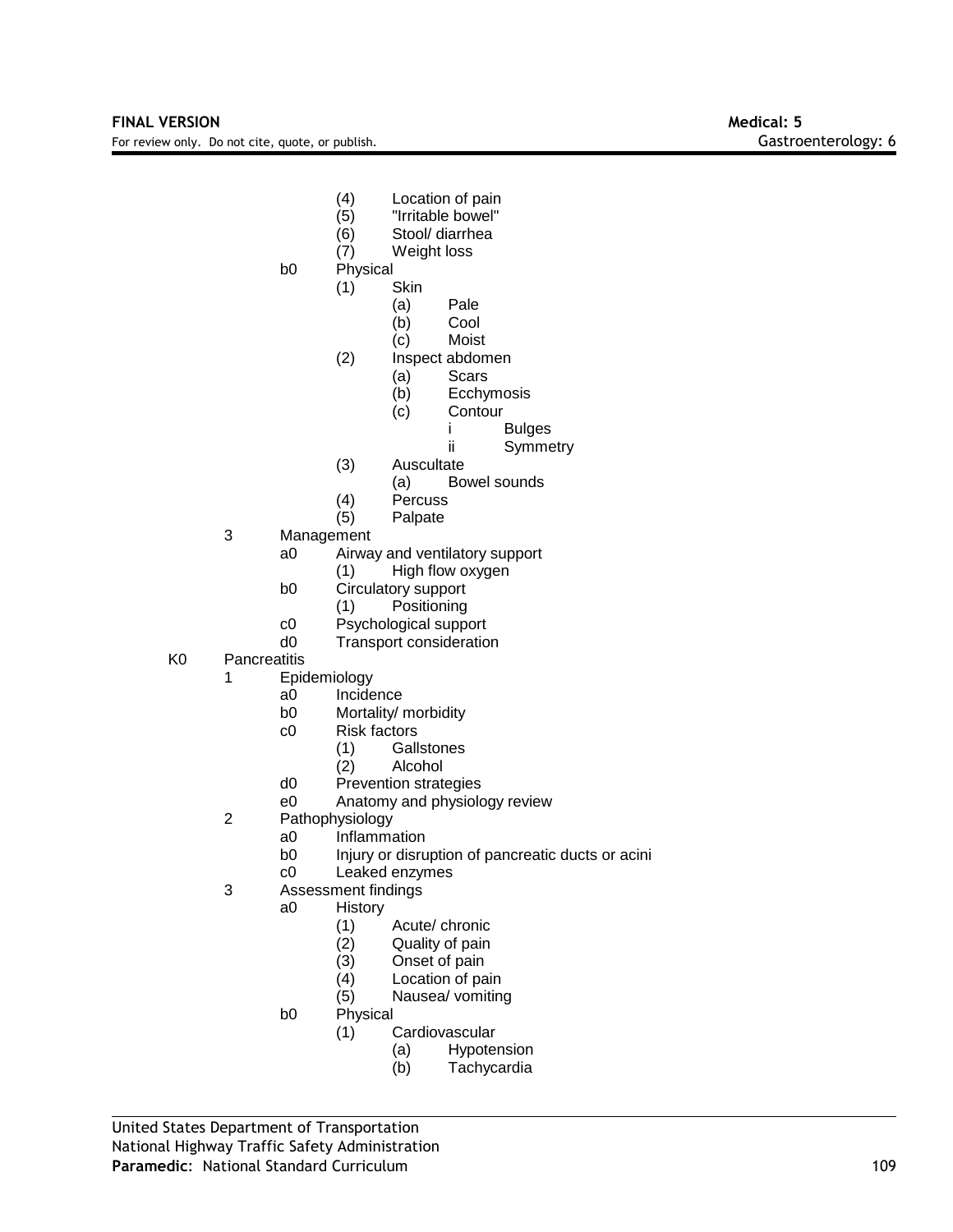- (4) Location of pain
- (5) "Irritable bowel"
- (6) Stool/ diarrhea
- (7) Weight loss

b0 Physical

- (1) Skin
  - (a) Pale
  - (b) Cool
  - (c) Moist
- (2) Inspect abdomen
  - (a) Scars
  - (b) Ecchymosis
  - (c) Contour
    - i Bulges
    - ii Symmetry
- (3) Auscultate
  - (a) Bowel sounds
- (4) Percuss
- (5) Palpate

3 Management

- a0 Airway and ventilatory support
  - (1) High flow oxygen
- b0 Circulatory support
  - (1) Positioning
- c0 Psychological support
- d0 Transport consideration

K0 Pancreatitis

1 Epidemiology

- a0 Incidence
- b0 Mortality/ morbidity
- c0 Risk factors
  - (1) Gallstones
  - (2) Alcohol
- d0 Prevention strategies
- e0 Anatomy and physiology review

2 Pathophysiology

- a0 Inflammation
- b0 Injury or disruption of pancreatic ducts or acini
- c0 Leaked enzymes

3 Assessment findings

- a0 History
  - (1) Acute/ chronic
  - (2) Quality of pain
  - (3) Onset of pain
  - (4) Location of pain
  - (5) Nausea/ vomiting
- b0 Physical
  - (1) Cardiovascular
    - (a) Hypotension
    - (b) Tachycardia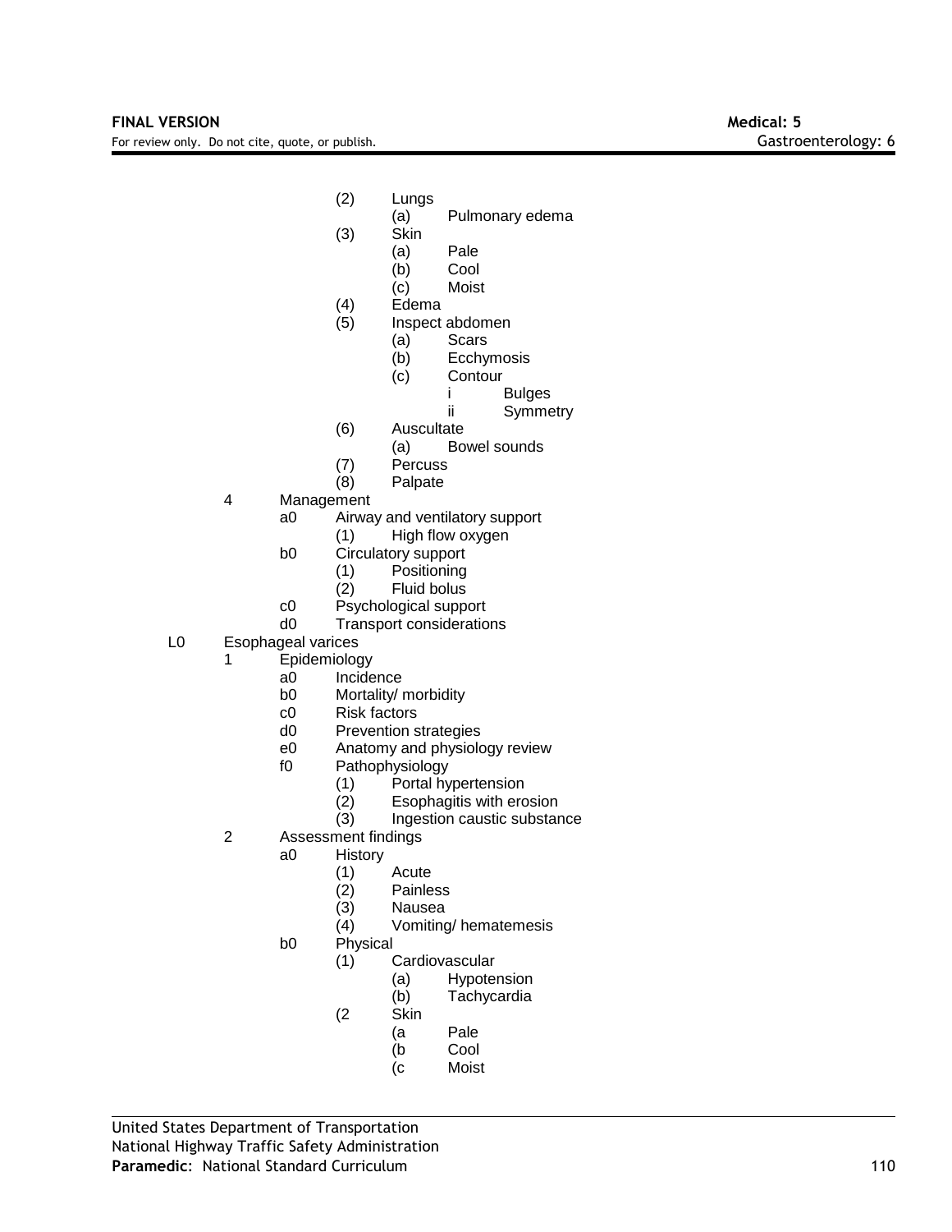- (2) Lungs
  - (a) Pulmonary edema
- (3) Skin
  - (a) Pale
  - (b) Cool
  - (c) Moist
- (4) Edema
- (5) Inspect abdomen
  - (a) Scars
  - (b) Ecchymosis
  - (c) Contour
    - i Bulges
    - ii Symmetry
- (6) Auscultate
  - (a) Bowel sounds
- (7) Percuss
- (8) Palpate

4 Management
- a0 Airway and ventilatory support
  - (1) High flow oxygen
- b0 Circulatory support
  - (1) Positioning
  - (2) Fluid bolus
- c0 Psychological support
- d0 Transport considerations

L0 Esophageal varices

1 Epidemiology
- a0 Incidence
- b0 Mortality/ morbidity
- c0 Risk factors
- d0 Prevention strategies
- e0 Anatomy and physiology review
- f0 Pathophysiology
  - (1) Portal hypertension
  - (2) Esophagitis with erosion
  - (3) Ingestion caustic substance

2 Assessment findings
- a0 History
  - (1) Acute
  - (2) Painless
  - (3) Nausea
  - (4) Vomiting/ hematemesis
- b0 Physical
  - (1) Cardiovascular
    - (a) Hypotension
    - (b) Tachycardia
  - (2 Skin
    - (a Pale
    - (b Cool
    - (c Moist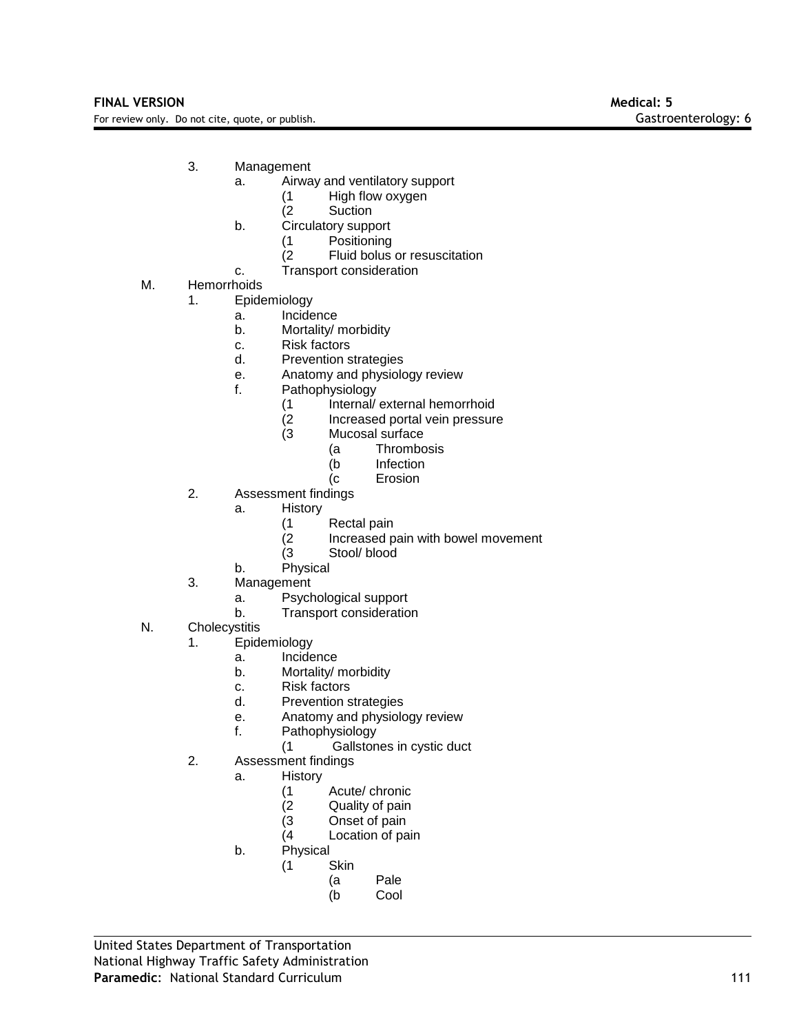3. Management
    a. Airway and ventilatory support
        (1 High flow oxygen
        (2 Suction
    b. Circulatory support
        (1 Positioning
        (2 Fluid bolus or resuscitation
    c. Transport consideration

M. Hemorrhoids
1. Epidemiology
    a. Incidence
    b. Mortality/ morbidity
    c. Risk factors
    d. Prevention strategies
    e. Anatomy and physiology review
    f. Pathophysiology
        (1 Internal/ external hemorrhoid
        (2 Increased portal vein pressure
        (3 Mucosal surface
            (a Thrombosis
            (b Infection
            (c Erosion
2. Assessment findings
    a. History
        (1 Rectal pain
        (2 Increased pain with bowel movement
        (3 Stool/ blood
    b. Physical
3. Management
    a. Psychological support
    b. Transport consideration

N. Cholecystitis
1. Epidemiology
    a. Incidence
    b. Mortality/ morbidity
    c. Risk factors
    d. Prevention strategies
    e. Anatomy and physiology review
    f. Pathophysiology
        (1 Gallstones in cystic duct
2. Assessment findings
    a. History
        (1 Acute/ chronic
        (2 Quality of pain
        (3 Onset of pain
        (4 Location of pain
    b. Physical
        (1 Skin
            (a Pale
            (b Cool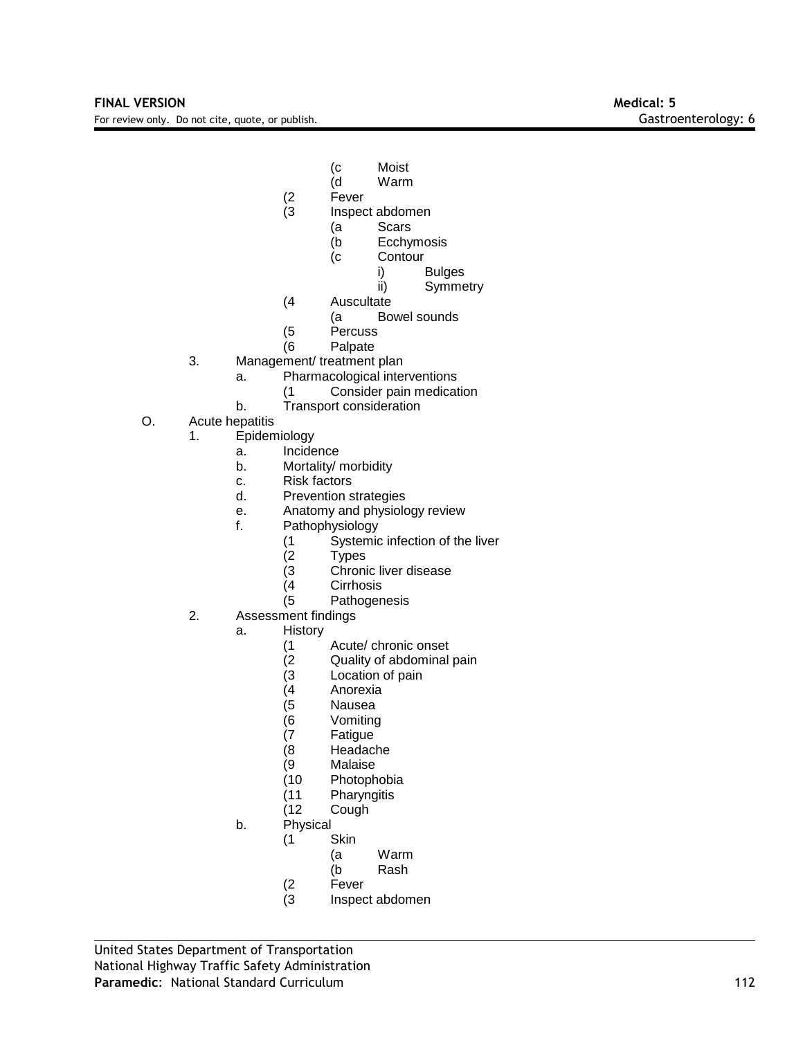- (c Moist
- (d Warm
- (2 Fever
- (3 Inspect abdomen
    - (a Scars
    - (b Ecchymosis
    - (c Contour
        - i) Bulges
        - ii) Symmetry
- (4 Auscultate
    - (a Bowel sounds
- (5 Percuss
- (6 Palpate

3. Management/ treatment plan
    - a. Pharmacological interventions
        - (1 Consider pain medication
    - b. Transport consideration

O. Acute hepatitis

1. Epidemiology
    - a. Incidence
    - b. Mortality/ morbidity
    - c. Risk factors
    - d. Prevention strategies
    - e. Anatomy and physiology review
    - f. Pathophysiology
        - (1 Systemic infection of the liver
        - (2 Types
        - (3 Chronic liver disease
        - (4 Cirrhosis
        - (5 Pathogenesis
2. Assessment findings
    - a. History
        - (1 Acute/ chronic onset
        - (2 Quality of abdominal pain
        - (3 Location of pain
        - (4 Anorexia
        - (5 Nausea
        - (6 Vomiting
        - (7 Fatigue
        - (8 Headache
        - (9 Malaise
        - (10 Photophobia
        - (11 Pharyngitis
        - (12 Cough
    - b. Physical
        - (1 Skin
            - (a Warm
            - (b Rash
        - (2 Fever
        - (3 Inspect abdomen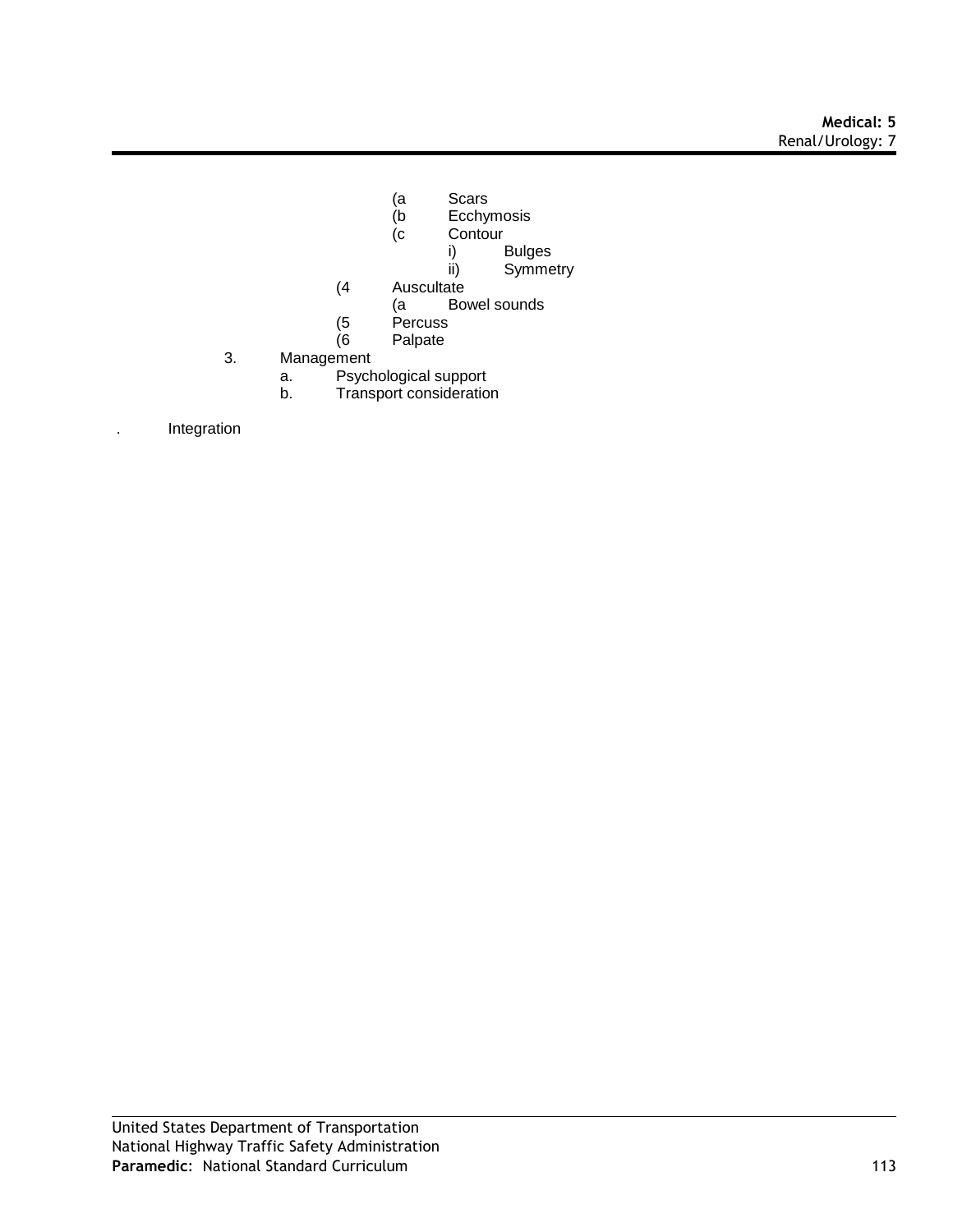- (a Scars
- (b Ecchymosis
- (c Contour
  - i) Bulges
  - ii) Symmetry
- (4 Auscultate
  - (a Bowel sounds
- (5 Percuss
- (6 Palpate

3. Management
   - a. Psychological support
   - b. Transport consideration

. Integration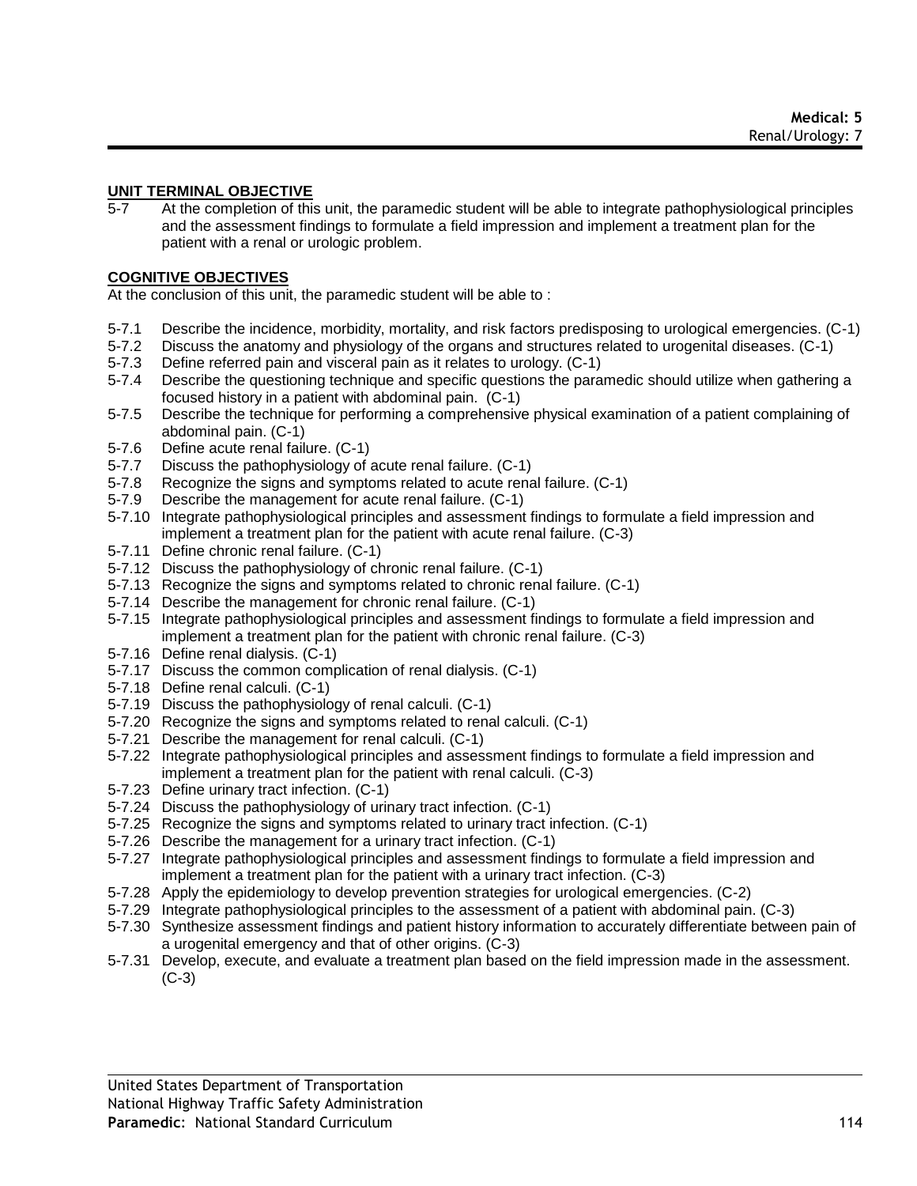**UNIT TERMINAL OBJECTIVE**

5-7 At the completion of this unit, the paramedic student will be able to integrate pathophysiological principles and the assessment findings to formulate a field impression and implement a treatment plan for the patient with a renal or urologic problem.

**COGNITIVE OBJECTIVES**

At the conclusion of this unit, the paramedic student will be able to :

- 5-7.1 Describe the incidence, morbidity, mortality, and risk factors predisposing to urological emergencies. (C-1)
- 5-7.2 Discuss the anatomy and physiology of the organs and structures related to urogenital diseases. (C-1)
- 5-7.3 Define referred pain and visceral pain as it relates to urology. (C-1)
- 5-7.4 Describe the questioning technique and specific questions the paramedic should utilize when gathering a focused history in a patient with abdominal pain. (C-1)
- 5-7.5 Describe the technique for performing a comprehensive physical examination of a patient complaining of abdominal pain. (C-1)
- 5-7.6 Define acute renal failure. (C-1)
- 5-7.7 Discuss the pathophysiology of acute renal failure. (C-1)
- 5-7.8 Recognize the signs and symptoms related to acute renal failure. (C-1)
- 5-7.9 Describe the management for acute renal failure. (C-1)
- 5-7.10 Integrate pathophysiological principles and assessment findings to formulate a field impression and implement a treatment plan for the patient with acute renal failure. (C-3)
- 5-7.11 Define chronic renal failure. (C-1)
- 5-7.12 Discuss the pathophysiology of chronic renal failure. (C-1)
- 5-7.13 Recognize the signs and symptoms related to chronic renal failure. (C-1)
- 5-7.14 Describe the management for chronic renal failure. (C-1)
- 5-7.15 Integrate pathophysiological principles and assessment findings to formulate a field impression and implement a treatment plan for the patient with chronic renal failure. (C-3)
- 5-7.16 Define renal dialysis. (C-1)
- 5-7.17 Discuss the common complication of renal dialysis. (C-1)
- 5-7.18 Define renal calculi. (C-1)
- 5-7.19 Discuss the pathophysiology of renal calculi. (C-1)
- 5-7.20 Recognize the signs and symptoms related to renal calculi. (C-1)
- 5-7.21 Describe the management for renal calculi. (C-1)
- 5-7.22 Integrate pathophysiological principles and assessment findings to formulate a field impression and implement a treatment plan for the patient with renal calculi. (C-3)
- 5-7.23 Define urinary tract infection. (C-1)
- 5-7.24 Discuss the pathophysiology of urinary tract infection. (C-1)
- 5-7.25 Recognize the signs and symptoms related to urinary tract infection. (C-1)
- 5-7.26 Describe the management for a urinary tract infection. (C-1)
- 5-7.27 Integrate pathophysiological principles and assessment findings to formulate a field impression and implement a treatment plan for the patient with a urinary tract infection. (C-3)
- 5-7.28 Apply the epidemiology to develop prevention strategies for urological emergencies. (C-2)
- 5-7.29 Integrate pathophysiological principles to the assessment of a patient with abdominal pain. (C-3)
- 5-7.30 Synthesize assessment findings and patient history information to accurately differentiate between pain of a urogenital emergency and that of other origins. (C-3)
- 5-7.31 Develop, execute, and evaluate a treatment plan based on the field impression made in the assessment. (C-3)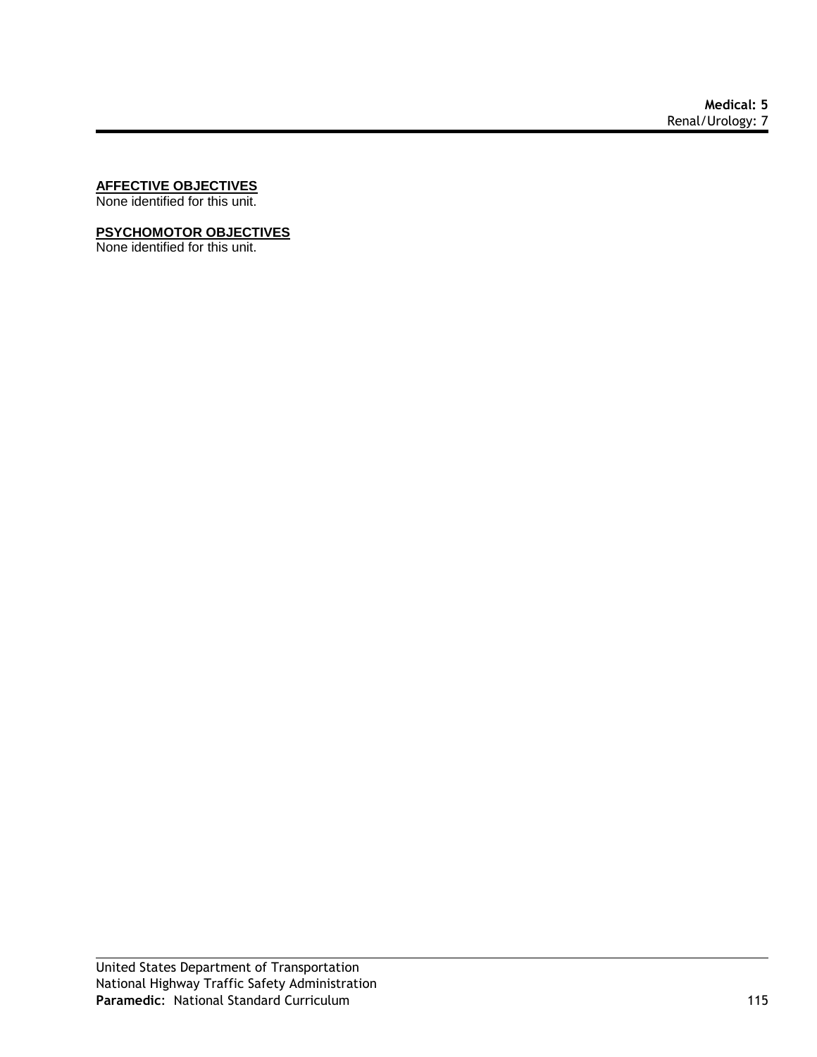**AFFECTIVE OBJECTIVES**
None identified for this unit.

**PSYCHOMOTOR OBJECTIVES**
None identified for this unit.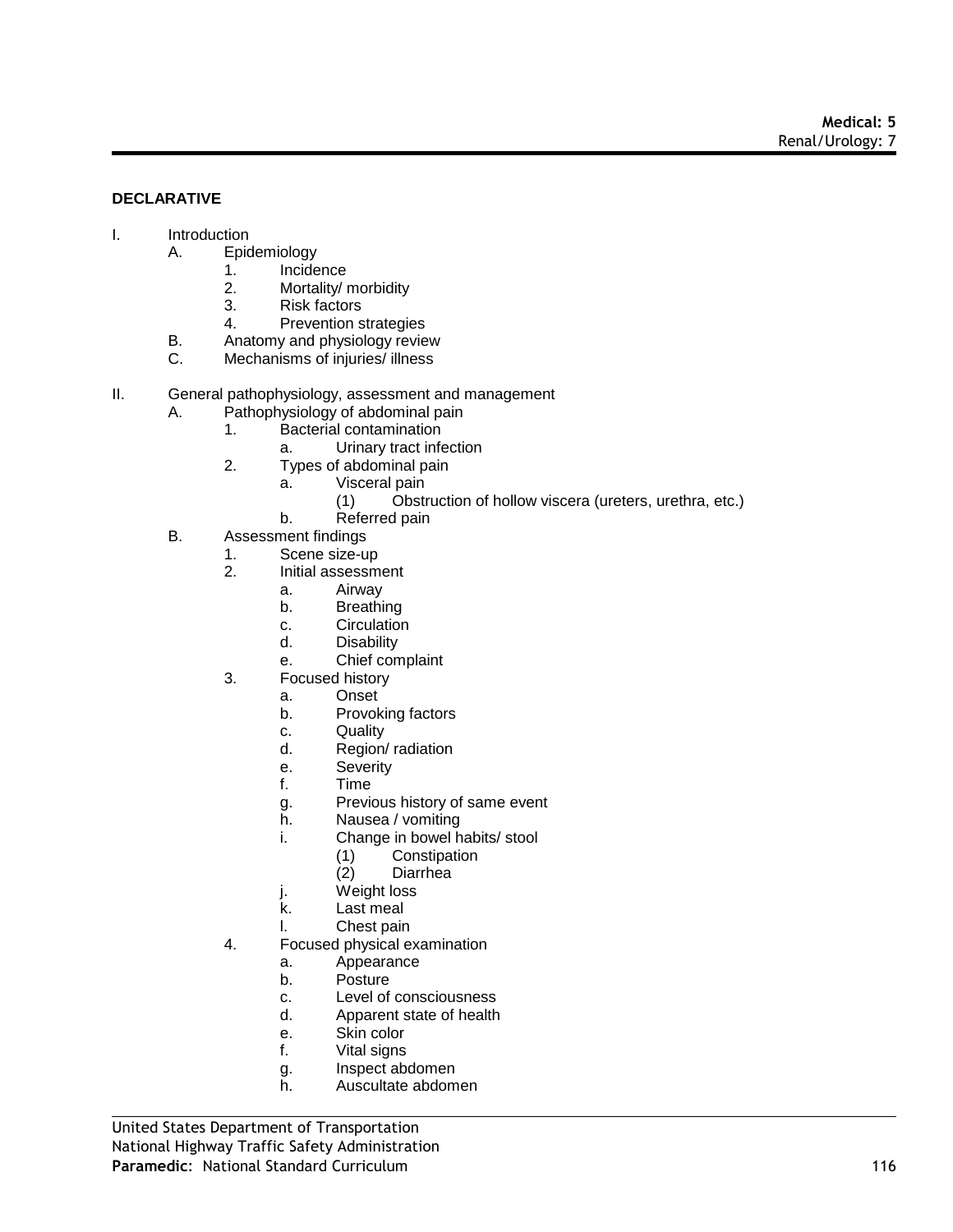**DECLARATIVE**

I. Introduction
   A. Epidemiology
      1. Incidence
      2. Mortality/ morbidity
      3. Risk factors
      4. Prevention strategies
   B. Anatomy and physiology review
   C. Mechanisms of injuries/ illness

II. General pathophysiology, assessment and management
   A. Pathophysiology of abdominal pain
      1. Bacterial contamination
         a. Urinary tract infection
      2. Types of abdominal pain
         a. Visceral pain
            (1) Obstruction of hollow viscera (ureters, urethra, etc.)
         b. Referred pain
   B. Assessment findings
      1. Scene size-up
      2. Initial assessment
         a. Airway
         b. Breathing
         c. Circulation
         d. Disability
         e. Chief complaint
      3. Focused history
         a. Onset
         b. Provoking factors
         c. Quality
         d. Region/ radiation
         e. Severity
         f. Time
         g. Previous history of same event
         h. Nausea / vomiting
         i. Change in bowel habits/ stool
            (1) Constipation
            (2) Diarrhea
         j. Weight loss
         k. Last meal
         l. Chest pain
      4. Focused physical examination
         a. Appearance
         b. Posture
         c. Level of consciousness
         d. Apparent state of health
         e. Skin color
         f. Vital signs
         g. Inspect abdomen
         h. Auscultate abdomen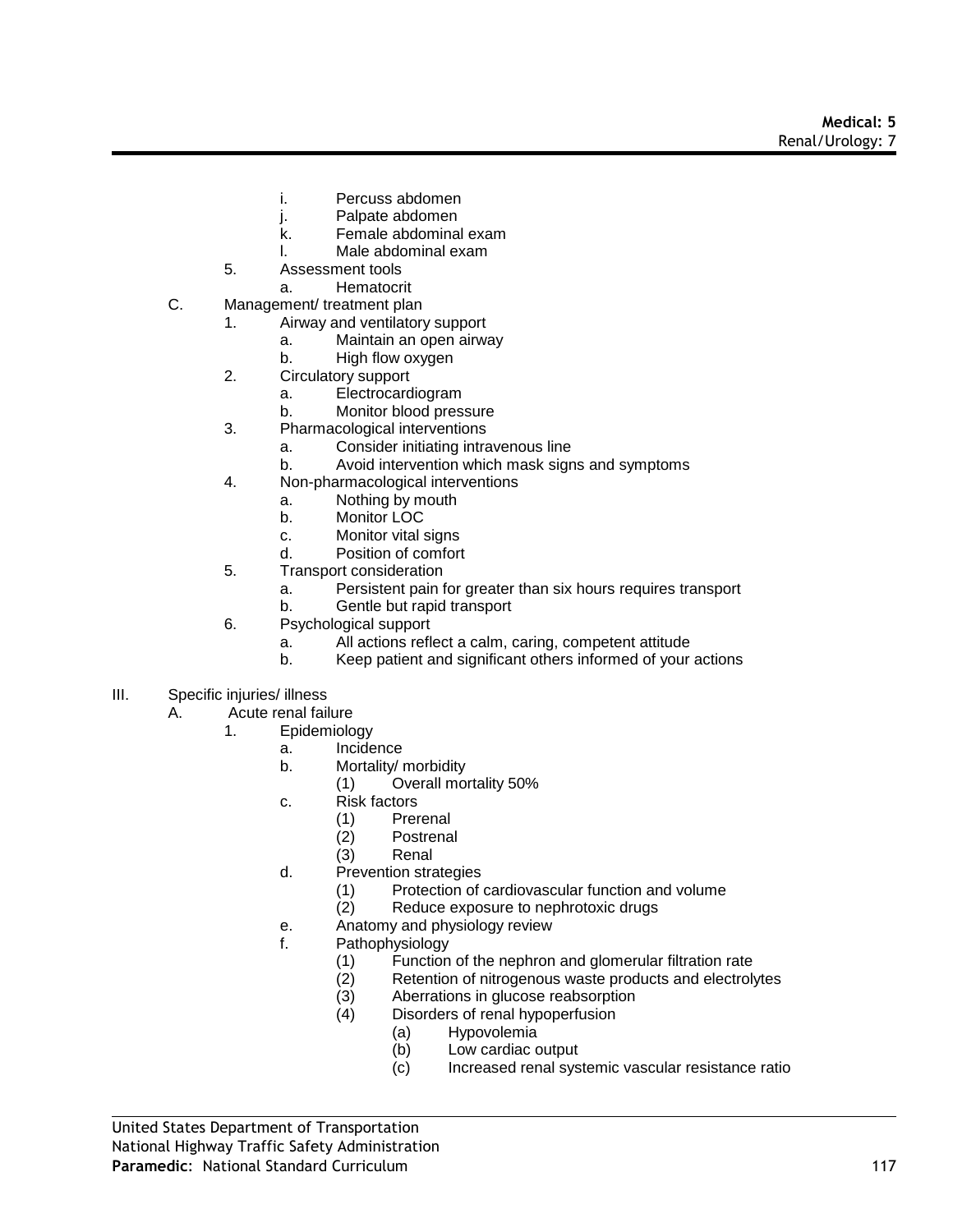i. Percuss abdomen
j. Palpate abdomen
k. Female abdominal exam
l. Male abdominal exam

5. Assessment tools
    a. Hematocrit

C. Management/ treatment plan
1. Airway and ventilatory support
    a. Maintain an open airway
    b. High flow oxygen
2. Circulatory support
    a. Electrocardiogram
    b. Monitor blood pressure
3. Pharmacological interventions
    a. Consider initiating intravenous line
    b. Avoid intervention which mask signs and symptoms
4. Non-pharmacological interventions
    a. Nothing by mouth
    b. Monitor LOC
    c. Monitor vital signs
    d. Position of comfort
5. Transport consideration
    a. Persistent pain for greater than six hours requires transport
    b. Gentle but rapid transport
6. Psychological support
    a. All actions reflect a calm, caring, competent attitude
    b. Keep patient and significant others informed of your actions

III. Specific injuries/ illness

A. Acute renal failure
1. Epidemiology
    a. Incidence
    b. Mortality/ morbidity
        (1) Overall mortality 50%
    c. Risk factors
        (1) Prerenal
        (2) Postrenal
        (3) Renal
    d. Prevention strategies
        (1) Protection of cardiovascular function and volume
        (2) Reduce exposure to nephrotoxic drugs
    e. Anatomy and physiology review
    f. Pathophysiology
        (1) Function of the nephron and glomerular filtration rate
        (2) Retention of nitrogenous waste products and electrolytes
        (3) Aberrations in glucose reabsorption
        (4) Disorders of renal hypoperfusion
            (a) Hypovolemia
            (b) Low cardiac output
            (c) Increased renal systemic vascular resistance ratio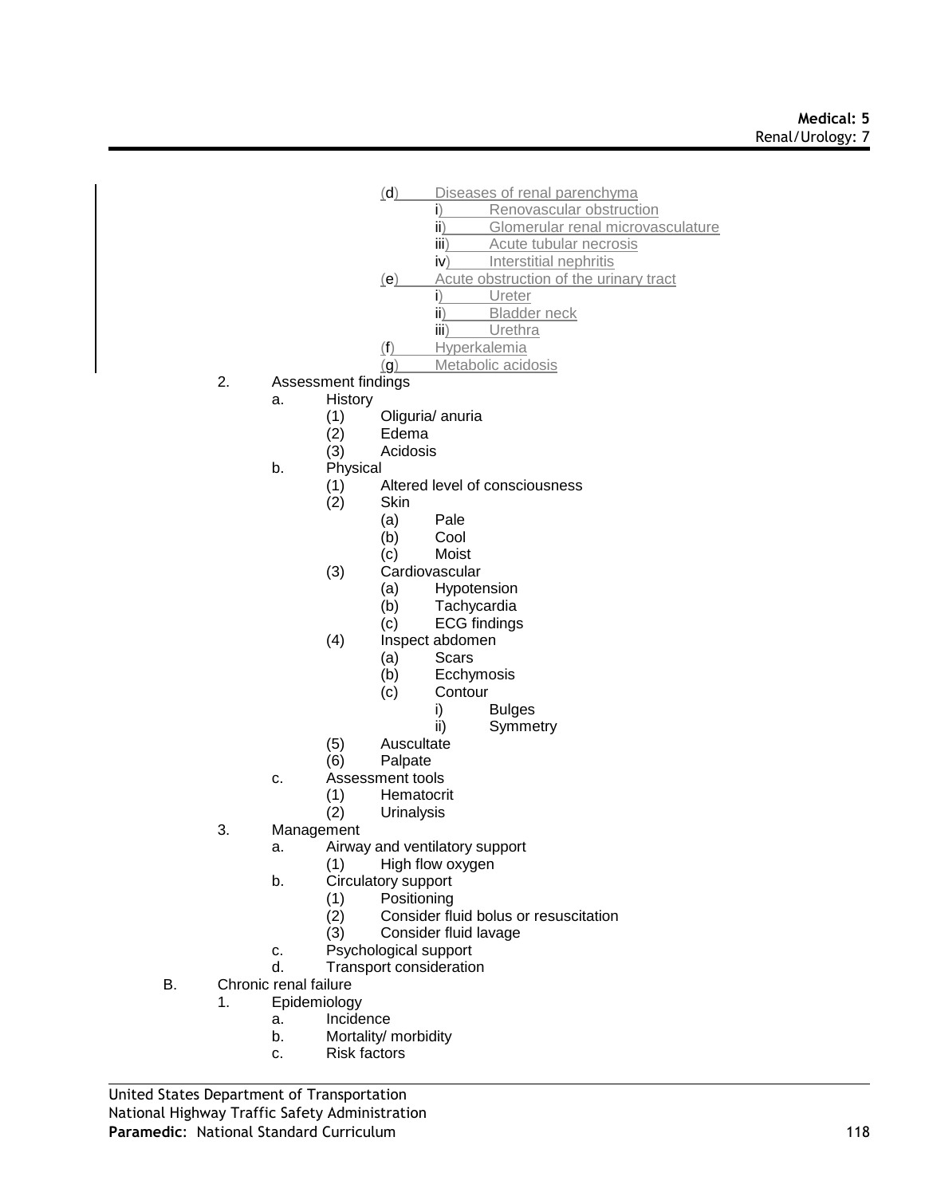(d) Diseases of renal parenchyma
    i) Renovascular obstruction
    ii) Glomerular renal microvasculature
    iii) Acute tubular necrosis
    iv) Interstitial nephritis
(e) Acute obstruction of the urinary tract
    i) Ureter
    ii) Bladder neck
    iii) Urethra
(f) Hyperkalemia
(g) Metabolic acidosis

2. Assessment findings
    a. History
        (1) Oliguria/ anuria
        (2) Edema
        (3) Acidosis
    b. Physical
        (1) Altered level of consciousness
        (2) Skin
            (a) Pale
            (b) Cool
            (c) Moist
        (3) Cardiovascular
            (a) Hypotension
            (b) Tachycardia
            (c) ECG findings
        (4) Inspect abdomen
            (a) Scars
            (b) Ecchymosis
            (c) Contour
                i) Bulges
                ii) Symmetry
        (5) Auscultate
        (6) Palpate
    c. Assessment tools
        (1) Hematocrit
        (2) Urinalysis
3. Management
    a. Airway and ventilatory support
        (1) High flow oxygen
    b. Circulatory support
        (1) Positioning
        (2) Consider fluid bolus or resuscitation
        (3) Consider fluid lavage
    c. Psychological support
    d. Transport consideration

B. Chronic renal failure
    1. Epidemiology
        a. Incidence
        b. Mortality/ morbidity
        c. Risk factors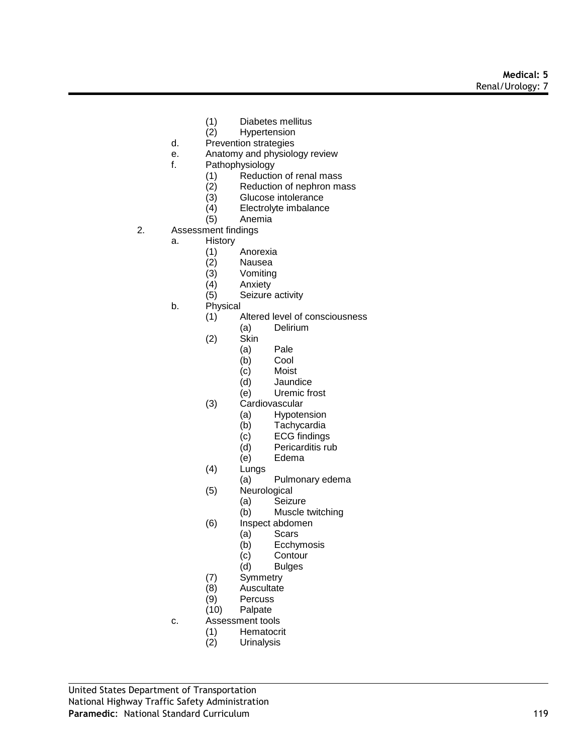(1) Diabetes mellitus
                (2) Hypertension
            d. Prevention strategies
            e. Anatomy and physiology review
            f. Pathophysiology
                (1) Reduction of renal mass
                (2) Reduction of nephron mass
                (3) Glucose intolerance
                (4) Electrolyte imbalance
                (5) Anemia
        2. Assessment findings
            a. History
                (1) Anorexia
                (2) Nausea
                (3) Vomiting
                (4) Anxiety
                (5) Seizure activity
            b. Physical
                (1) Altered level of consciousness
                    (a) Delirium
                (2) Skin
                    (a) Pale
                    (b) Cool
                    (c) Moist
                    (d) Jaundice
                    (e) Uremic frost
                (3) Cardiovascular
                    (a) Hypotension
                    (b) Tachycardia
                    (c) ECG findings
                    (d) Pericarditis rub
                    (e) Edema
                (4) Lungs
                    (a) Pulmonary edema
                (5) Neurological
                    (a) Seizure
                    (b) Muscle twitching
                (6) Inspect abdomen
                    (a) Scars
                    (b) Ecchymosis
                    (c) Contour
                    (d) Bulges
                (7) Symmetry
                (8) Auscultate
                (9) Percuss
                (10) Palpate
            c. Assessment tools
                (1) Hematocrit
                (2) Urinalysis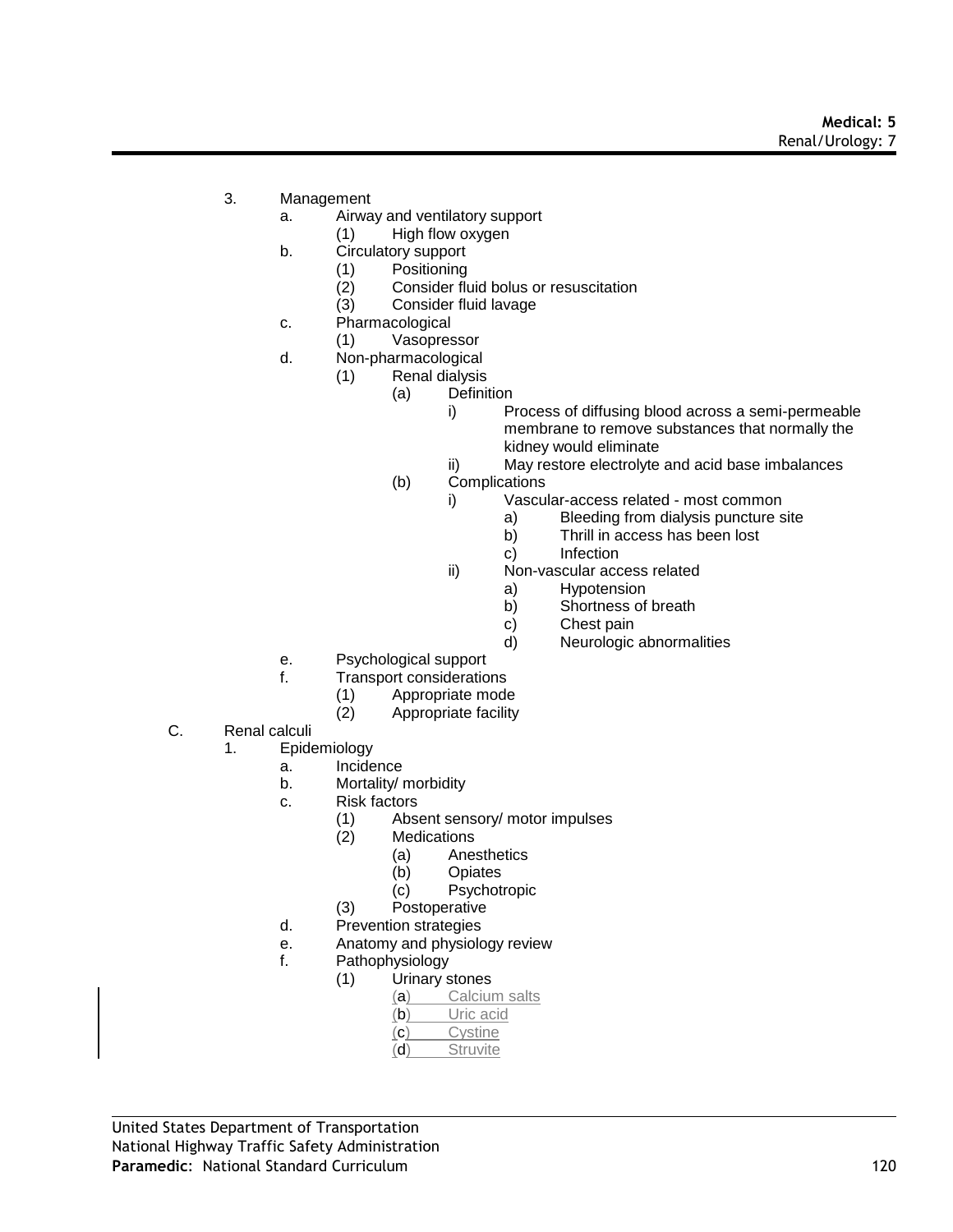3. Management
    a. Airway and ventilatory support
        (1) High flow oxygen
    b. Circulatory support
        (1) Positioning
        (2) Consider fluid bolus or resuscitation
        (3) Consider fluid lavage
    c. Pharmacological
        (1) Vasopressor
    d. Non-pharmacological
        (1) Renal dialysis
            (a) Definition
                i) Process of diffusing blood across a semi-permeable membrane to remove substances that normally the kidney would eliminate
                ii) May restore electrolyte and acid base imbalances
            (b) Complications
                i) Vascular-access related - most common
                    a) Bleeding from dialysis puncture site
                    b) Thrill in access has been lost
                    c) Infection
                ii) Non-vascular access related
                    a) Hypotension
                    b) Shortness of breath
                    c) Chest pain
                    d) Neurologic abnormalities
    e. Psychological support
    f. Transport considerations
        (1) Appropriate mode
        (2) Appropriate facility

C. Renal calculi
1. Epidemiology
    a. Incidence
    b. Mortality/ morbidity
    c. Risk factors
        (1) Absent sensory/ motor impulses
        (2) Medications
            (a) Anesthetics
            (b) Opiates
            (c) Psychotropic
        (3) Postoperative
    d. Prevention strategies
    e. Anatomy and physiology review
    f. Pathophysiology
        (1) Urinary stones
            (a) Calcium salts
            (b) Uric acid
            (c) Cystine
            (d) Struvite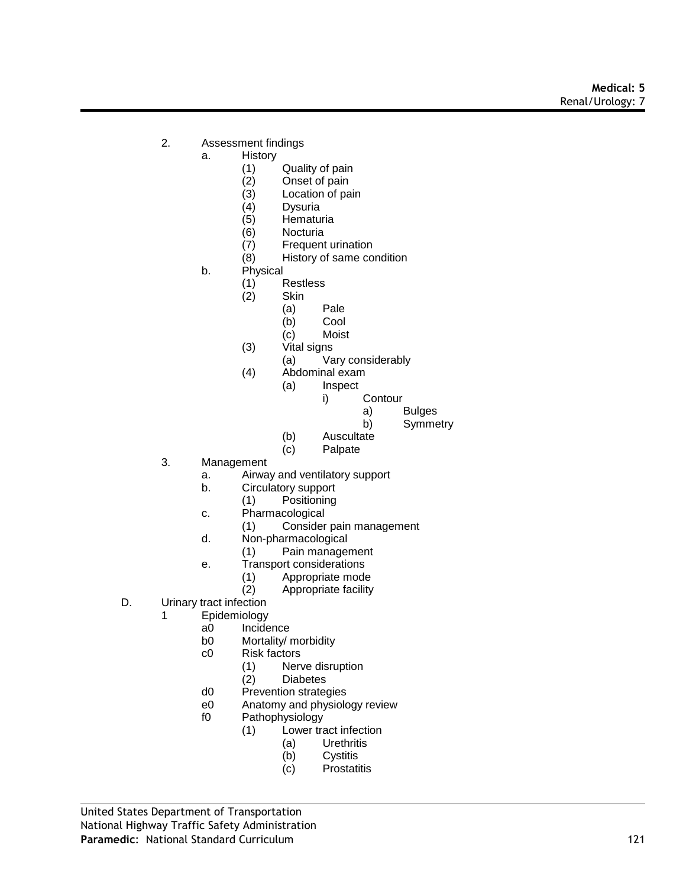2. Assessment findings
    a. History
        (1) Quality of pain
        (2) Onset of pain
        (3) Location of pain
        (4) Dysuria
        (5) Hematuria
        (6) Nocturia
        (7) Frequent urination
        (8) History of same condition
    b. Physical
        (1) Restless
        (2) Skin
            (a) Pale
            (b) Cool
            (c) Moist
        (3) Vital signs
            (a) Vary considerably
        (4) Abdominal exam
            (a) Inspect
                i) Contour
                    a) Bulges
                    b) Symmetry
            (b) Auscultate
            (c) Palpate
3. Management
    a. Airway and ventilatory support
    b. Circulatory support
        (1) Positioning
    c. Pharmacological
        (1) Consider pain management
    d. Non-pharmacological
        (1) Pain management
    e. Transport considerations
        (1) Appropriate mode
        (2) Appropriate facility

D. Urinary tract infection
    1 Epidemiology
        a0 Incidence
        b0 Mortality/ morbidity
        c0 Risk factors
            (1) Nerve disruption
            (2) Diabetes
        d0 Prevention strategies
        e0 Anatomy and physiology review
        f0 Pathophysiology
            (1) Lower tract infection
                (a) Urethritis
                (b) Cystitis
                (c) Prostatitis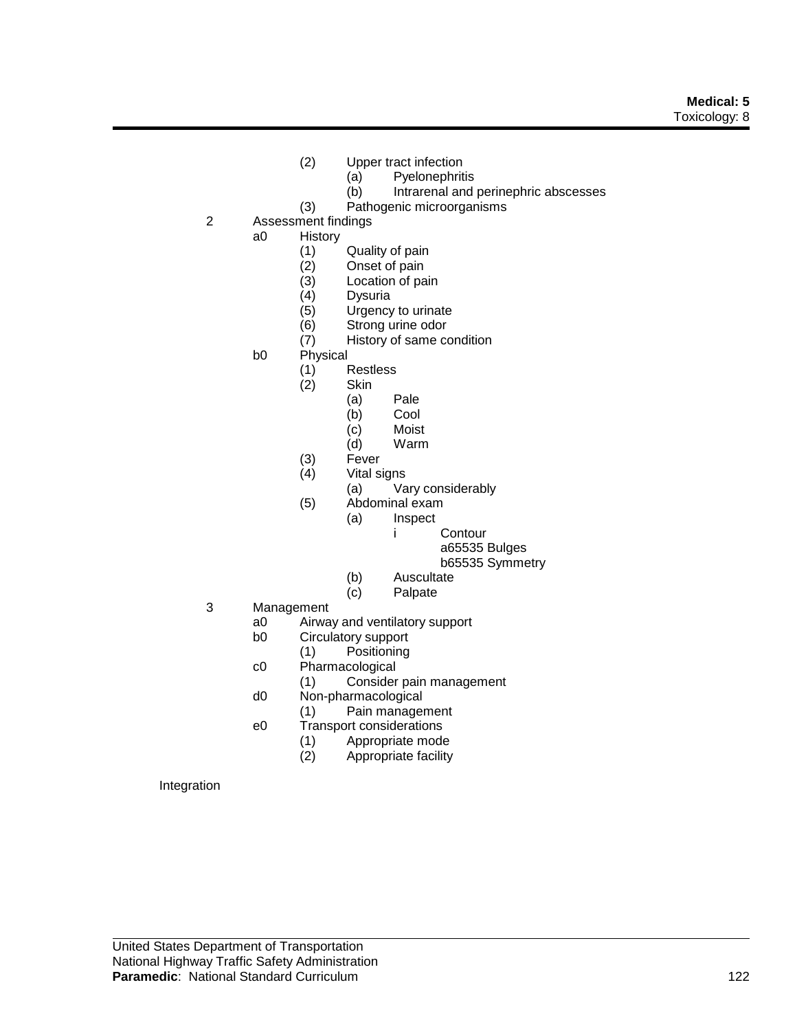- (2) Upper tract infection
  - (a) Pyelonephritis
  - (b) Intrarenal and perinephric abscesses
- (3) Pathogenic microorganisms

2 Assessment findings

- a0 History
  - (1) Quality of pain
  - (2) Onset of pain
  - (3) Location of pain
  - (4) Dysuria
  - (5) Urgency to urinate
  - (6) Strong urine odor
  - (7) History of same condition
- b0 Physical
  - (1) Restless
  - (2) Skin
    - (a) Pale
    - (b) Cool
    - (c) Moist
    - (d) Warm
  - (3) Fever
  - (4) Vital signs
    - (a) Vary considerably
  - (5) Abdominal exam
    - (a) Inspect
      - i Contour
        - a65535 Bulges
        - b65535 Symmetry
    - (b) Auscultate
    - (c) Palpate

3 Management

- a0 Airway and ventilatory support
- b0 Circulatory support
  - (1) Positioning
- c0 Pharmacological
  - (1) Consider pain management
- d0 Non-pharmacological
  - (1) Pain management
- e0 Transport considerations
  - (1) Appropriate mode
  - (2) Appropriate facility

Integration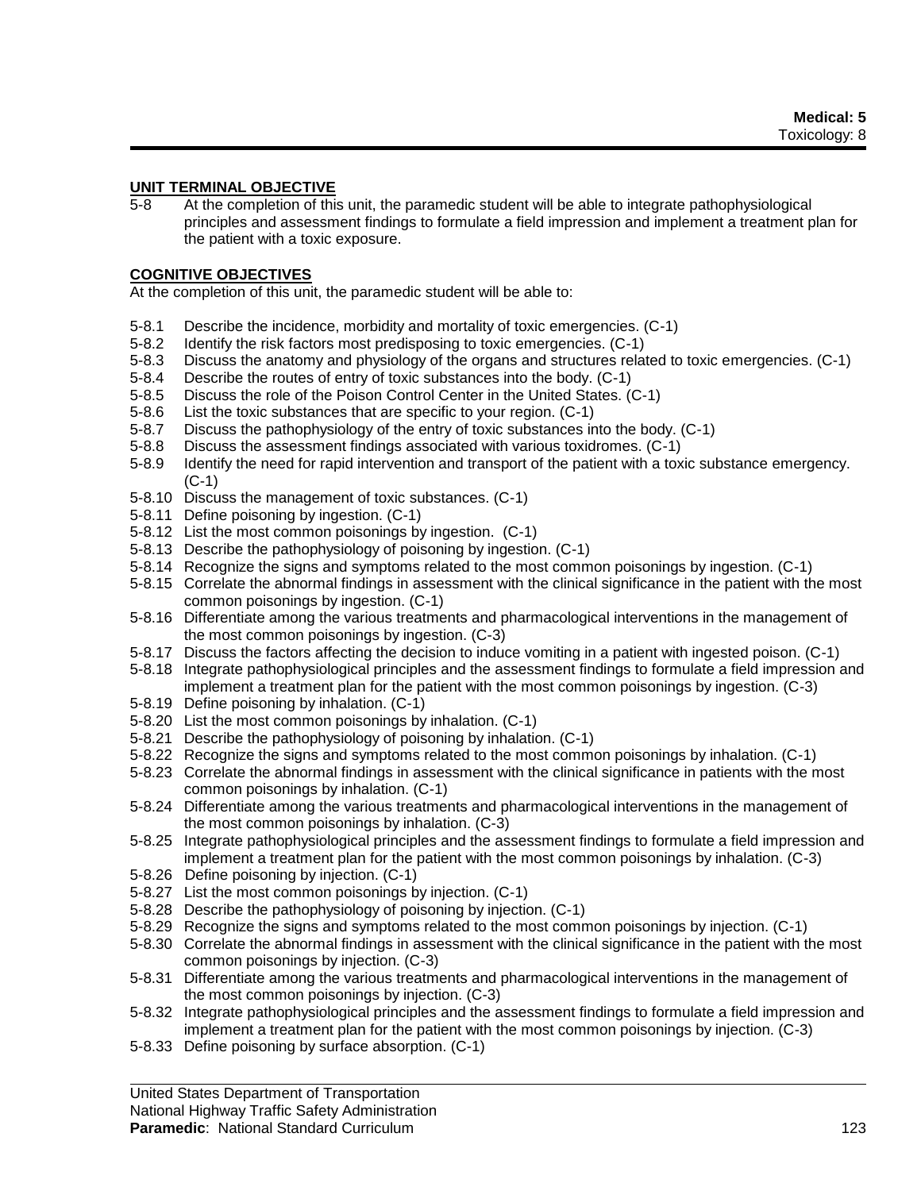**Medical: 5**
Toxicology: 8

## UNIT TERMINAL OBJECTIVE

5-8 At the completion of this unit, the paramedic student will be able to integrate pathophysiological principles and assessment findings to formulate a field impression and implement a treatment plan for the patient with a toxic exposure.

## COGNITIVE OBJECTIVES

At the completion of this unit, the paramedic student will be able to:

5-8.1 Describe the incidence, morbidity and mortality of toxic emergencies. (C-1)
5-8.2 Identify the risk factors most predisposing to toxic emergencies. (C-1)
5-8.3 Discuss the anatomy and physiology of the organs and structures related to toxic emergencies. (C-1)
5-8.4 Describe the routes of entry of toxic substances into the body. (C-1)
5-8.5 Discuss the role of the Poison Control Center in the United States. (C-1)
5-8.6 List the toxic substances that are specific to your region. (C-1)
5-8.7 Discuss the pathophysiology of the entry of toxic substances into the body. (C-1)
5-8.8 Discuss the assessment findings associated with various toxidromes. (C-1)
5-8.9 Identify the need for rapid intervention and transport of the patient with a toxic substance emergency. (C-1)
5-8.10 Discuss the management of toxic substances. (C-1)
5-8.11 Define poisoning by ingestion. (C-1)
5-8.12 List the most common poisonings by ingestion. (C-1)
5-8.13 Describe the pathophysiology of poisoning by ingestion. (C-1)
5-8.14 Recognize the signs and symptoms related to the most common poisonings by ingestion. (C-1)
5-8.15 Correlate the abnormal findings in assessment with the clinical significance in the patient with the most common poisonings by ingestion. (C-1)
5-8.16 Differentiate among the various treatments and pharmacological interventions in the management of the most common poisonings by ingestion. (C-3)
5-8.17 Discuss the factors affecting the decision to induce vomiting in a patient with ingested poison. (C-1)
5-8.18 Integrate pathophysiological principles and the assessment findings to formulate a field impression and implement a treatment plan for the patient with the most common poisonings by ingestion. (C-3)
5-8.19 Define poisoning by inhalation. (C-1)
5-8.20 List the most common poisonings by inhalation. (C-1)
5-8.21 Describe the pathophysiology of poisoning by inhalation. (C-1)
5-8.22 Recognize the signs and symptoms related to the most common poisonings by inhalation. (C-1)
5-8.23 Correlate the abnormal findings in assessment with the clinical significance in patients with the most common poisonings by inhalation. (C-1)
5-8.24 Differentiate among the various treatments and pharmacological interventions in the management of the most common poisonings by inhalation. (C-3)
5-8.25 Integrate pathophysiological principles and the assessment findings to formulate a field impression and implement a treatment plan for the patient with the most common poisonings by inhalation. (C-3)
5-8.26 Define poisoning by injection. (C-1)
5-8.27 List the most common poisonings by injection. (C-1)
5-8.28 Describe the pathophysiology of poisoning by injection. (C-1)
5-8.29 Recognize the signs and symptoms related to the most common poisonings by injection. (C-1)
5-8.30 Correlate the abnormal findings in assessment with the clinical significance in the patient with the most common poisonings by injection. (C-3)
5-8.31 Differentiate among the various treatments and pharmacological interventions in the management of the most common poisonings by injection. (C-3)
5-8.32 Integrate pathophysiological principles and the assessment findings to formulate a field impression and implement a treatment plan for the patient with the most common poisonings by injection. (C-3)
5-8.33 Define poisoning by surface absorption. (C-1)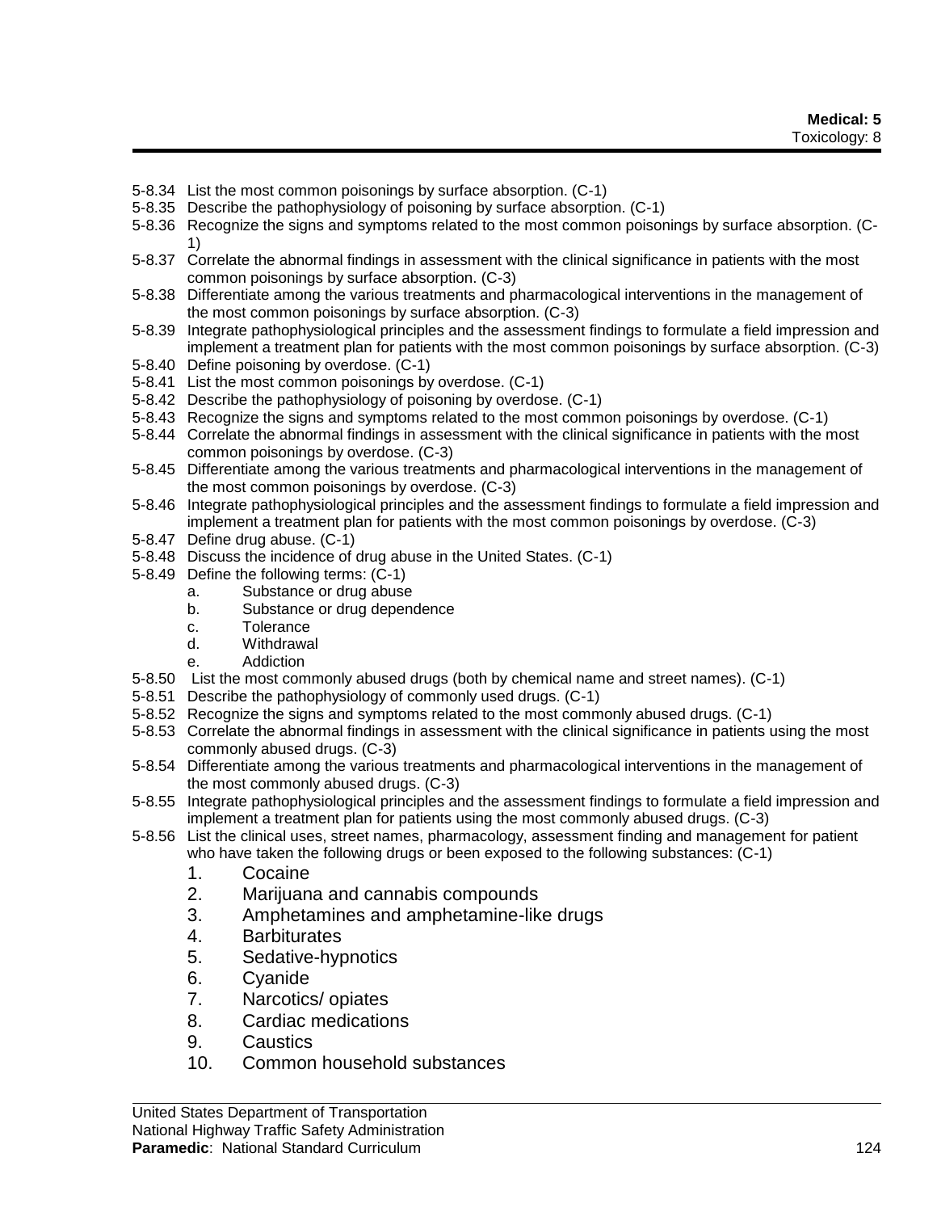5-8.34 List the most common poisonings by surface absorption. (C-1)
5-8.35 Describe the pathophysiology of poisoning by surface absorption. (C-1)
5-8.36 Recognize the signs and symptoms related to the most common poisonings by surface absorption. (C-1)
5-8.37 Correlate the abnormal findings in assessment with the clinical significance in patients with the most common poisonings by surface absorption. (C-3)
5-8.38 Differentiate among the various treatments and pharmacological interventions in the management of the most common poisonings by surface absorption. (C-3)
5-8.39 Integrate pathophysiological principles and the assessment findings to formulate a field impression and implement a treatment plan for patients with the most common poisonings by surface absorption. (C-3)
5-8.40 Define poisoning by overdose. (C-1)
5-8.41 List the most common poisonings by overdose. (C-1)
5-8.42 Describe the pathophysiology of poisoning by overdose. (C-1)
5-8.43 Recognize the signs and symptoms related to the most common poisonings by overdose. (C-1)
5-8.44 Correlate the abnormal findings in assessment with the clinical significance in patients with the most common poisonings by overdose. (C-3)
5-8.45 Differentiate among the various treatments and pharmacological interventions in the management of the most common poisonings by overdose. (C-3)
5-8.46 Integrate pathophysiological principles and the assessment findings to formulate a field impression and implement a treatment plan for patients with the most common poisonings by overdose. (C-3)
5-8.47 Define drug abuse. (C-1)
5-8.48 Discuss the incidence of drug abuse in the United States. (C-1)
5-8.49 Define the following terms: (C-1)
  a. Substance or drug abuse
  b. Substance or drug dependence
  c. Tolerance
  d. Withdrawal
  e. Addiction
5-8.50 List the most commonly abused drugs (both by chemical name and street names). (C-1)
5-8.51 Describe the pathophysiology of commonly used drugs. (C-1)
5-8.52 Recognize the signs and symptoms related to the most commonly abused drugs. (C-1)
5-8.53 Correlate the abnormal findings in assessment with the clinical significance in patients using the most commonly abused drugs. (C-3)
5-8.54 Differentiate among the various treatments and pharmacological interventions in the management of the most commonly abused drugs. (C-3)
5-8.55 Integrate pathophysiological principles and the assessment findings to formulate a field impression and implement a treatment plan for patients using the most commonly abused drugs. (C-3)
5-8.56 List the clinical uses, street names, pharmacology, assessment finding and management for patient who have taken the following drugs or been exposed to the following substances: (C-1)
  1. Cocaine
  2. Marijuana and cannabis compounds
  3. Amphetamines and amphetamine-like drugs
  4. Barbiturates
  5. Sedative-hypnotics
  6. Cyanide
  7. Narcotics/ opiates
  8. Cardiac medications
  9. Caustics
  10. Common household substances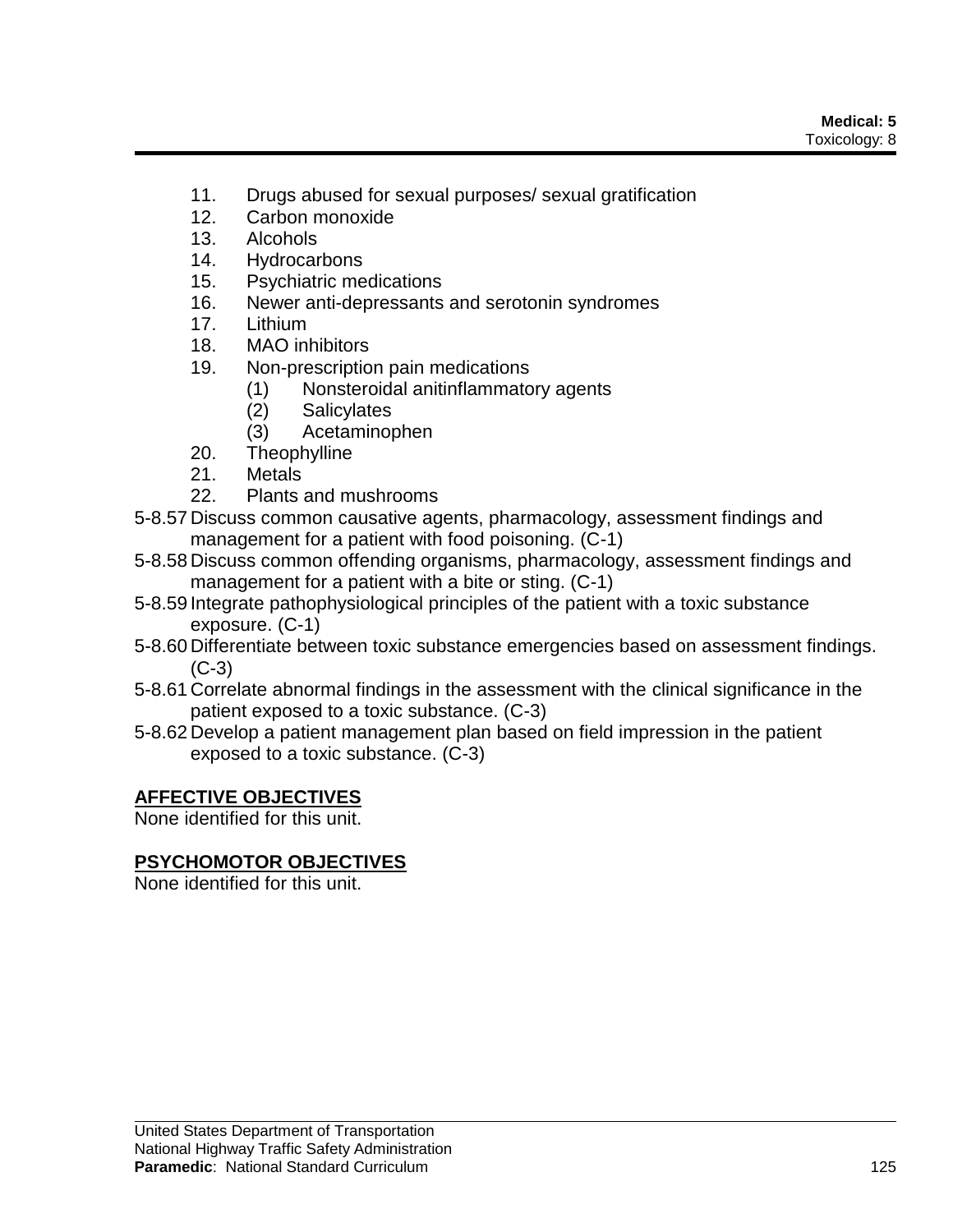11. Drugs abused for sexual purposes/ sexual gratification
12. Carbon monoxide
13. Alcohols
14. Hydrocarbons
15. Psychiatric medications
16. Newer anti-depressants and serotonin syndromes
17. Lithium
18. MAO inhibitors
19. Non-prescription pain medications
    (1) Nonsteroidal anitinflammatory agents
    (2) Salicylates
    (3) Acetaminophen
20. Theophylline
21. Metals
22. Plants and mushrooms

5-8.57 Discuss common causative agents, pharmacology, assessment findings and management for a patient with food poisoning. (C-1)

5-8.58 Discuss common offending organisms, pharmacology, assessment findings and management for a patient with a bite or sting. (C-1)

5-8.59 Integrate pathophysiological principles of the patient with a toxic substance exposure. (C-1)

5-8.60 Differentiate between toxic substance emergencies based on assessment findings. (C-3)

5-8.61 Correlate abnormal findings in the assessment with the clinical significance in the patient exposed to a toxic substance. (C-3)

5-8.62 Develop a patient management plan based on field impression in the patient exposed to a toxic substance. (C-3)

## AFFECTIVE OBJECTIVES

None identified for this unit.

## PSYCHOMOTOR OBJECTIVES

None identified for this unit.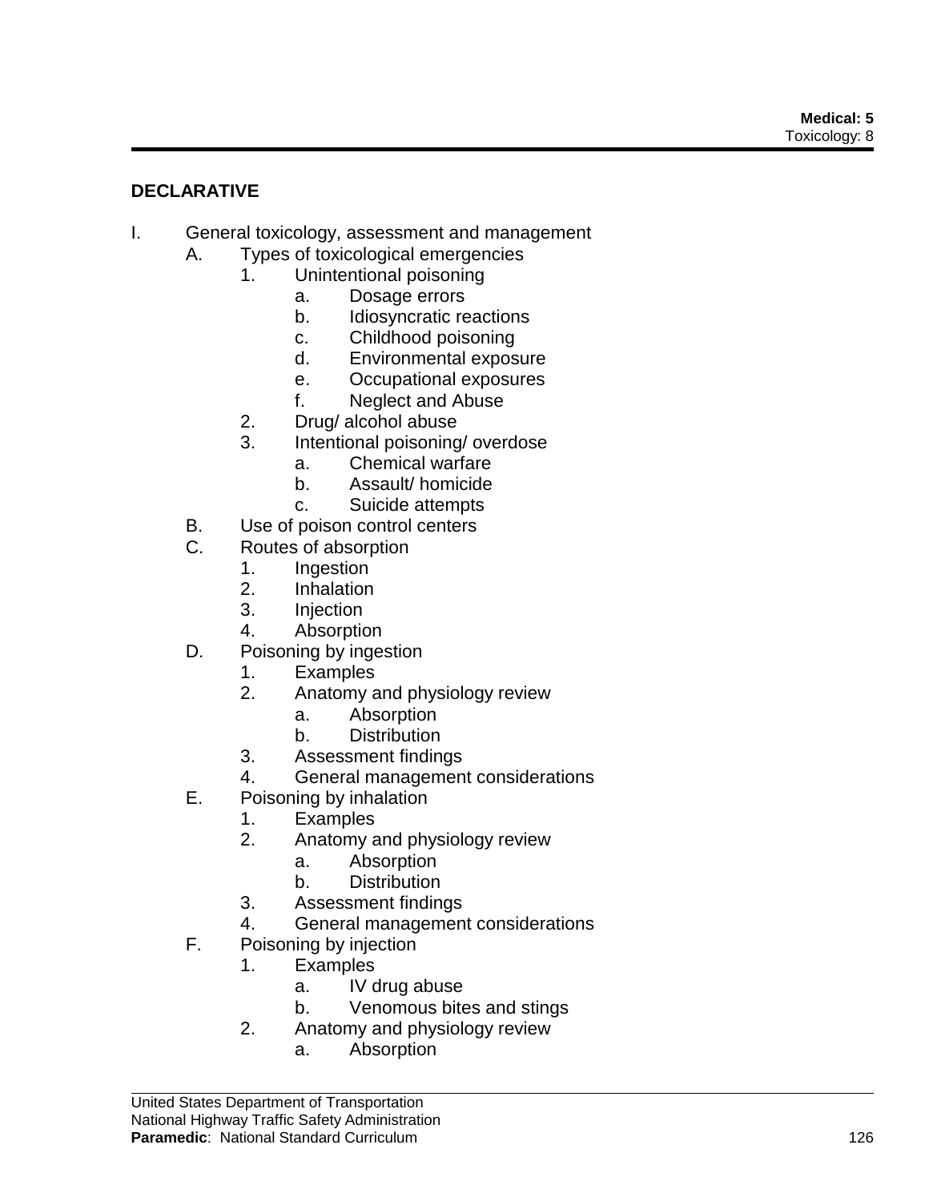**DECLARATIVE**

I. General toxicology, assessment and management
    A. Types of toxicological emergencies
        1. Unintentional poisoning
            a. Dosage errors
            b. Idiosyncratic reactions
            c. Childhood poisoning
            d. Environmental exposure
            e. Occupational exposures
            f. Neglect and Abuse
        2. Drug/ alcohol abuse
        3. Intentional poisoning/ overdose
            a. Chemical warfare
            b. Assault/ homicide
            c. Suicide attempts
    B. Use of poison control centers
    C. Routes of absorption
        1. Ingestion
        2. Inhalation
        3. Injection
        4. Absorption
    D. Poisoning by ingestion
        1. Examples
        2. Anatomy and physiology review
            a. Absorption
            b. Distribution
        3. Assessment findings
        4. General management considerations
    E. Poisoning by inhalation
        1. Examples
        2. Anatomy and physiology review
            a. Absorption
            b. Distribution
        3. Assessment findings
        4. General management considerations
    F. Poisoning by injection
        1. Examples
            a. IV drug abuse
            b. Venomous bites and stings
        2. Anatomy and physiology review
            a. Absorption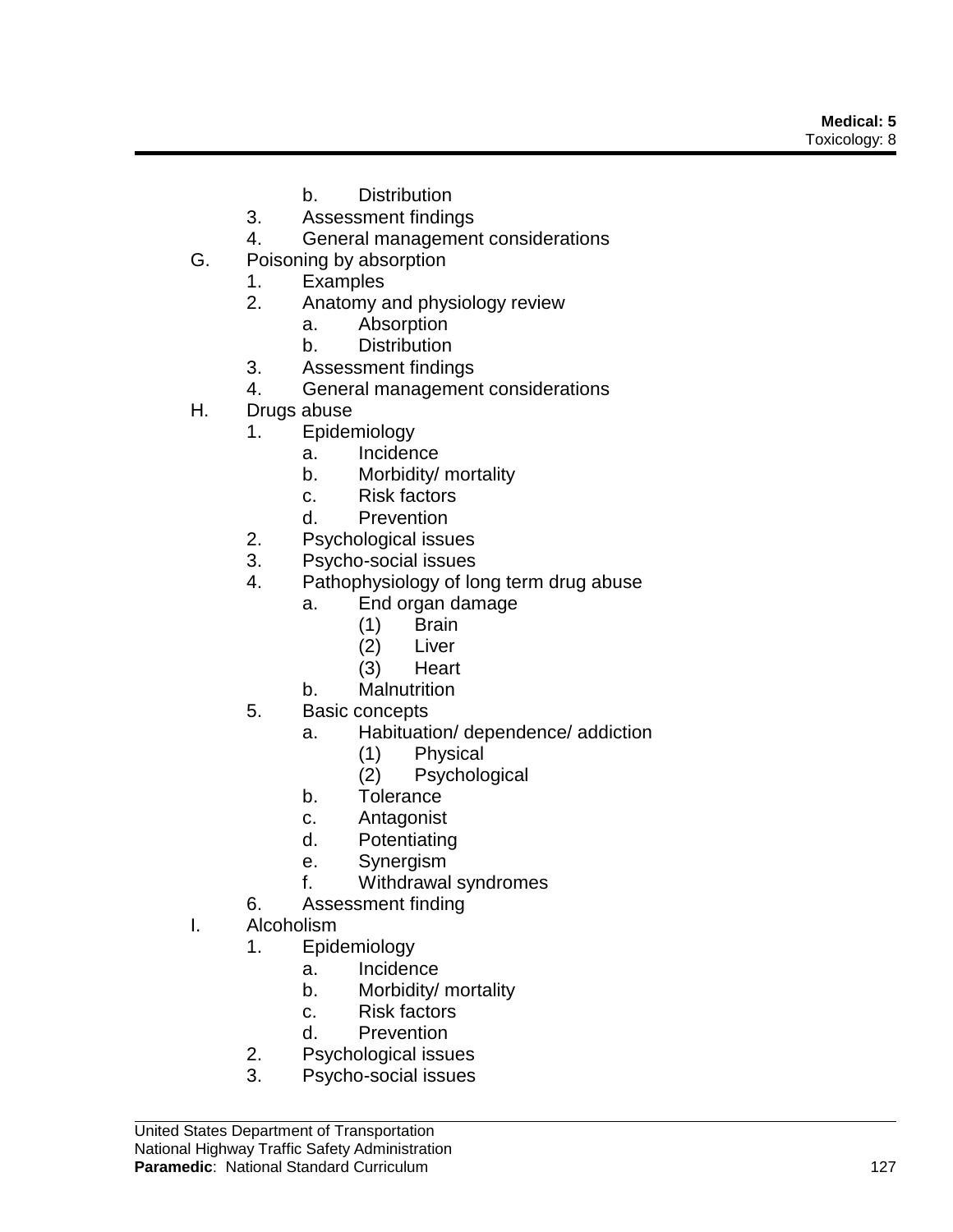b. Distribution
3. Assessment findings
4. General management considerations

G. Poisoning by absorption
1. Examples
2. Anatomy and physiology review
   a. Absorption
   b. Distribution
3. Assessment findings
4. General management considerations

H. Drugs abuse
1. Epidemiology
   a. Incidence
   b. Morbidity/ mortality
   c. Risk factors
   d. Prevention
2. Psychological issues
3. Psycho-social issues
4. Pathophysiology of long term drug abuse
   a. End organ damage
      (1) Brain
      (2) Liver
      (3) Heart
   b. Malnutrition
5. Basic concepts
   a. Habituation/ dependence/ addiction
      (1) Physical
      (2) Psychological
   b. Tolerance
   c. Antagonist
   d. Potentiating
   e. Synergism
   f. Withdrawal syndromes
6. Assessment finding

I. Alcoholism
1. Epidemiology
   a. Incidence
   b. Morbidity/ mortality
   c. Risk factors
   d. Prevention
2. Psychological issues
3. Psycho-social issues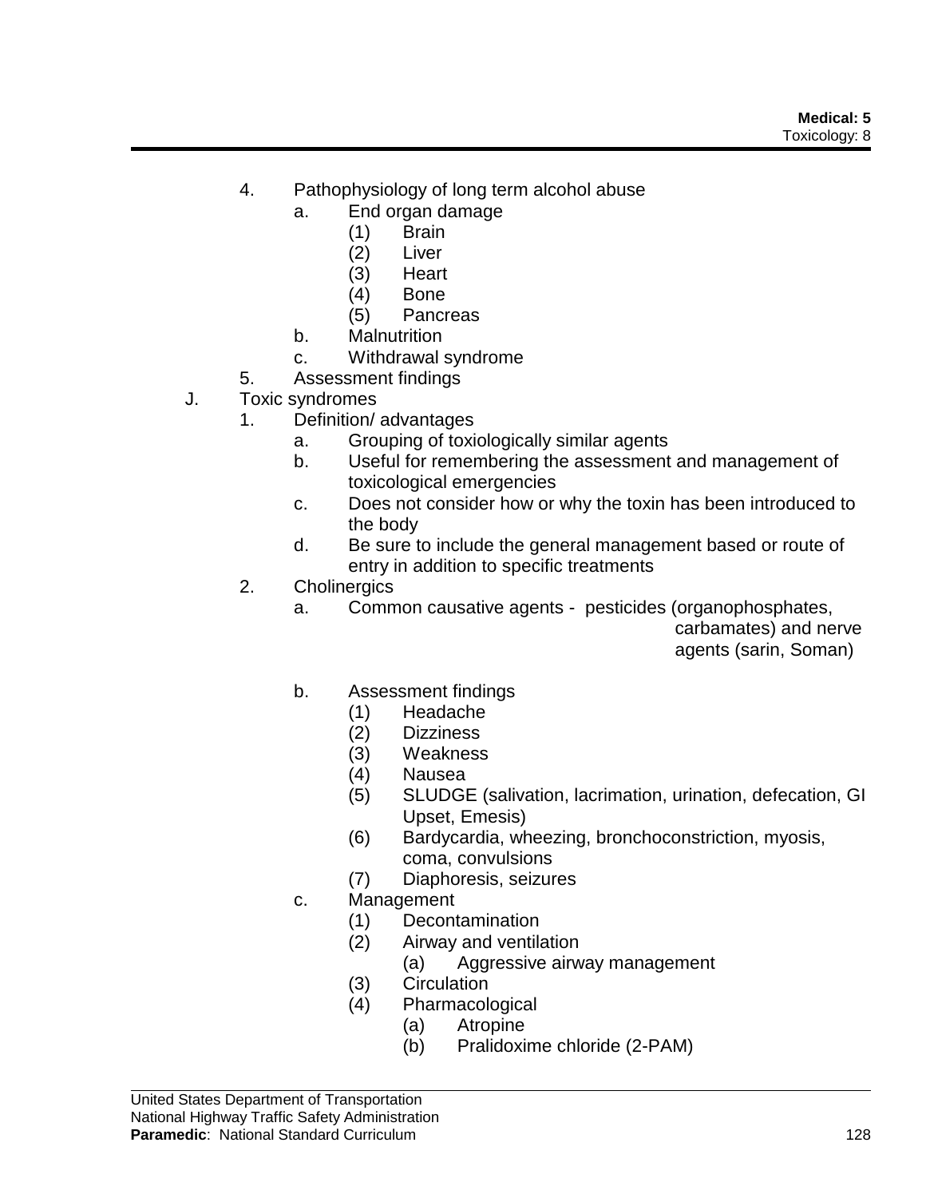4. Pathophysiology of long term alcohol abuse
    a. End organ damage
        (1) Brain
        (2) Liver
        (3) Heart
        (4) Bone
        (5) Pancreas
    b. Malnutrition
    c. Withdrawal syndrome
5. Assessment findings

J. Toxic syndromes
1. Definition/ advantages
    a. Grouping of toxiologically similar agents
    b. Useful for remembering the assessment and management of toxicological emergencies
    c. Does not consider how or why the toxin has been introduced to the body
    d. Be sure to include the general management based or route of entry in addition to specific treatments
2. Cholinergics
    a. Common causative agents - pesticides (organophosphates, carbamates) and nerve agents (sarin, Soman)
    b. Assessment findings
        (1) Headache
        (2) Dizziness
        (3) Weakness
        (4) Nausea
        (5) SLUDGE (salivation, lacrimation, urination, defecation, GI Upset, Emesis)
        (6) Bardycardia, wheezing, bronchoconstriction, myosis, coma, convulsions
        (7) Diaphoresis, seizures
    c. Management
        (1) Decontamination
        (2) Airway and ventilation
            (a) Aggressive airway management
        (3) Circulation
        (4) Pharmacological
            (a) Atropine
            (b) Pralidoxime chloride (2-PAM)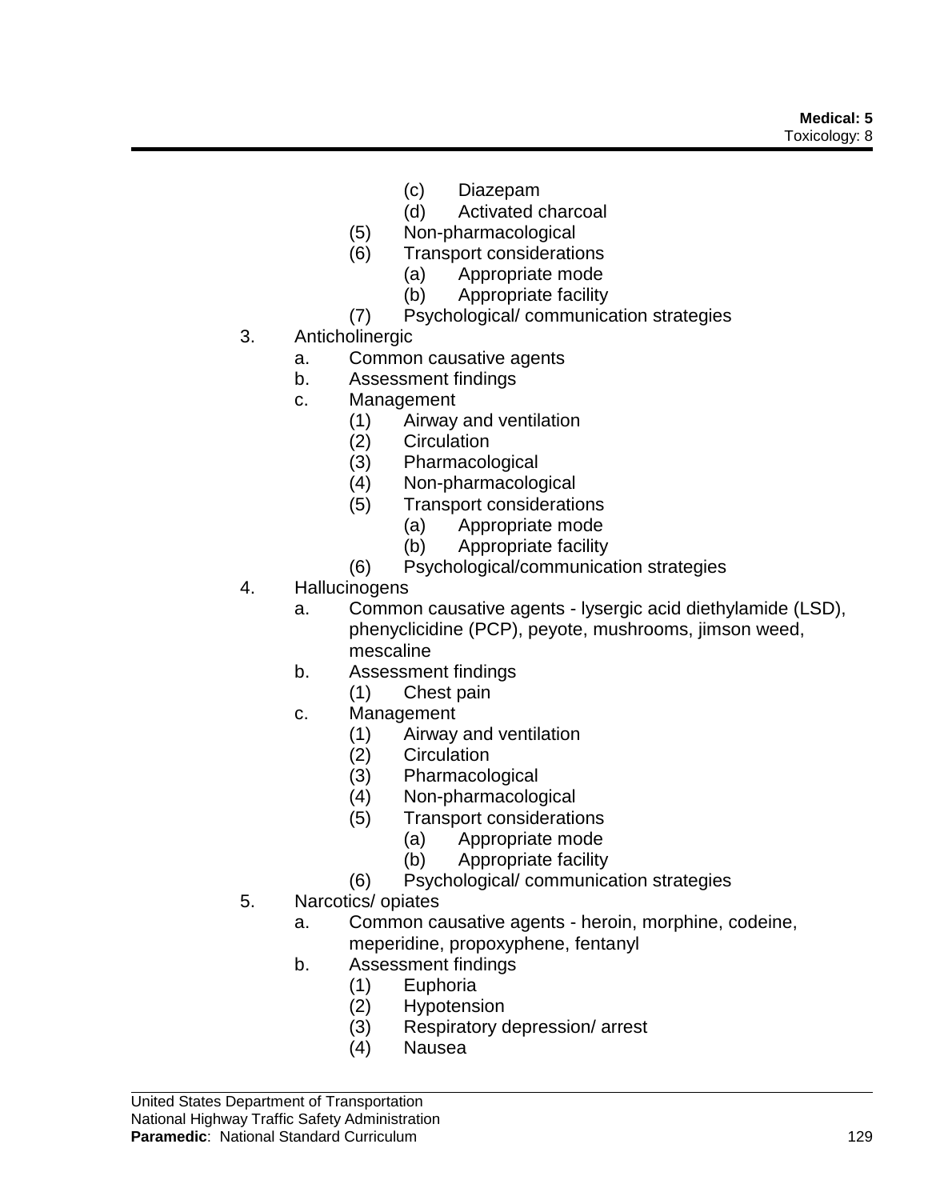- (c) Diazepam
- (d) Activated charcoal
- (5) Non-pharmacological
- (6) Transport considerations
  - (a) Appropriate mode
  - (b) Appropriate facility
- (7) Psychological/ communication strategies

3. Anticholinergic
   - a. Common causative agents
   - b. Assessment findings
   - c. Management
     - (1) Airway and ventilation
     - (2) Circulation
     - (3) Pharmacological
     - (4) Non-pharmacological
     - (5) Transport considerations
       - (a) Appropriate mode
       - (b) Appropriate facility
     - (6) Psychological/communication strategies
4. Hallucinogens
   - a. Common causative agents - lysergic acid diethylamide (LSD), phenyclicidine (PCP), peyote, mushrooms, jimson weed, mescaline
   - b. Assessment findings
     - (1) Chest pain
   - c. Management
     - (1) Airway and ventilation
     - (2) Circulation
     - (3) Pharmacological
     - (4) Non-pharmacological
     - (5) Transport considerations
       - (a) Appropriate mode
       - (b) Appropriate facility
     - (6) Psychological/ communication strategies
5. Narcotics/ opiates
   - a. Common causative agents - heroin, morphine, codeine, meperidine, propoxyphene, fentanyl
   - b. Assessment findings
     - (1) Euphoria
     - (2) Hypotension
     - (3) Respiratory depression/ arrest
     - (4) Nausea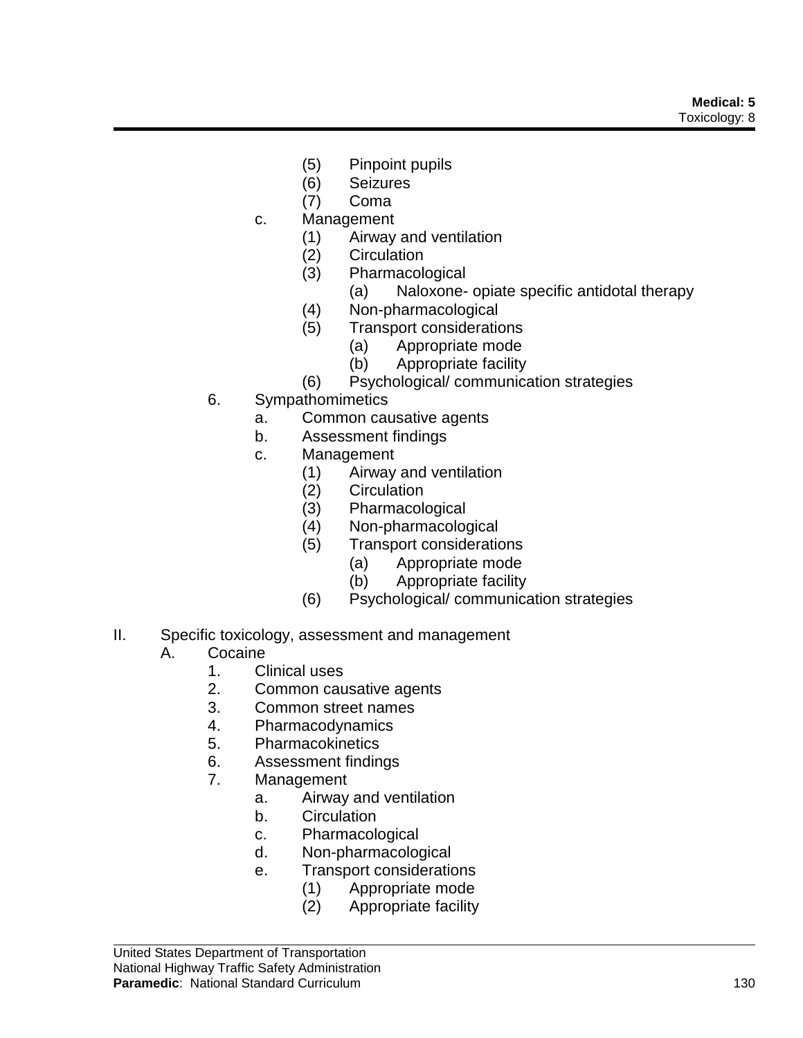- (5) Pinpoint pupils
- (6) Seizures
- (7) Coma

c. Management
- (1) Airway and ventilation
- (2) Circulation
- (3) Pharmacological
  - (a) Naloxone- opiate specific antidotal therapy
- (4) Non-pharmacological
- (5) Transport considerations
  - (a) Appropriate mode
  - (b) Appropriate facility
- (6) Psychological/ communication strategies

6. Sympathomimetics
   - a. Common causative agents
   - b. Assessment findings
   - c. Management
     - (1) Airway and ventilation
     - (2) Circulation
     - (3) Pharmacological
     - (4) Non-pharmacological
     - (5) Transport considerations
       - (a) Appropriate mode
       - (b) Appropriate facility
     - (6) Psychological/ communication strategies

II. Specific toxicology, assessment and management
   - A. Cocaine
     1. Clinical uses
     2. Common causative agents
     3. Common street names
     4. Pharmacodynamics
     5. Pharmacokinetics
     6. Assessment findings
     7. Management
        - a. Airway and ventilation
        - b. Circulation
        - c. Pharmacological
        - d. Non-pharmacological
        - e. Transport considerations
          - (1) Appropriate mode
          - (2) Appropriate facility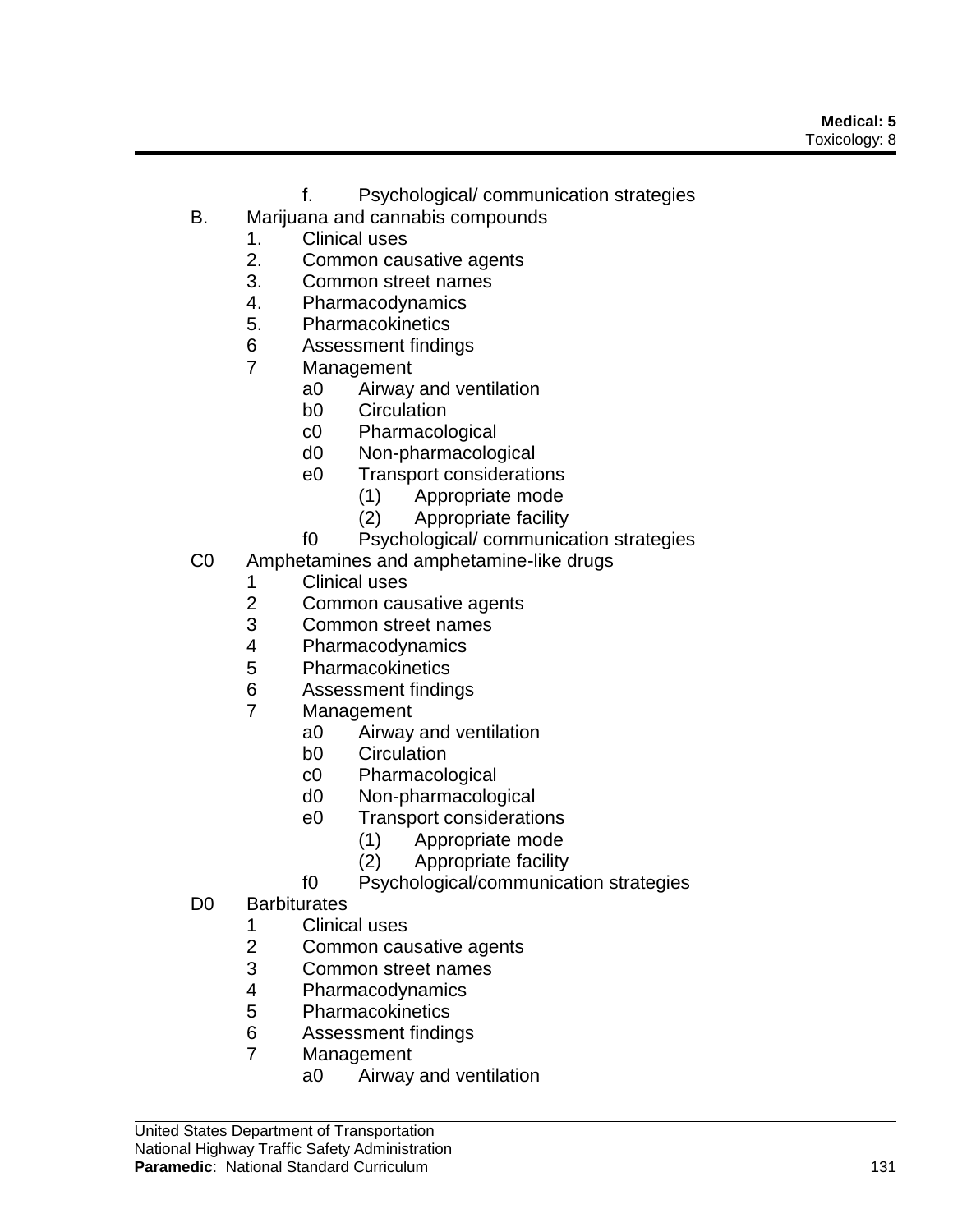f. Psychological/ communication strategies

B. Marijuana and cannabis compounds
   1. Clinical uses
   2. Common causative agents
   3. Common street names
   4. Pharmacodynamics
   5. Pharmacokinetics
   6 Assessment findings
   7 Management
      a0 Airway and ventilation
      b0 Circulation
      c0 Pharmacological
      d0 Non-pharmacological
      e0 Transport considerations
         (1) Appropriate mode
         (2) Appropriate facility
      f0 Psychological/ communication strategies

C0 Amphetamines and amphetamine-like drugs
   1 Clinical uses
   2 Common causative agents
   3 Common street names
   4 Pharmacodynamics
   5 Pharmacokinetics
   6 Assessment findings
   7 Management
      a0 Airway and ventilation
      b0 Circulation
      c0 Pharmacological
      d0 Non-pharmacological
      e0 Transport considerations
         (1) Appropriate mode
         (2) Appropriate facility
      f0 Psychological/communication strategies

D0 Barbiturates
   1 Clinical uses
   2 Common causative agents
   3 Common street names
   4 Pharmacodynamics
   5 Pharmacokinetics
   6 Assessment findings
   7 Management
      a0 Airway and ventilation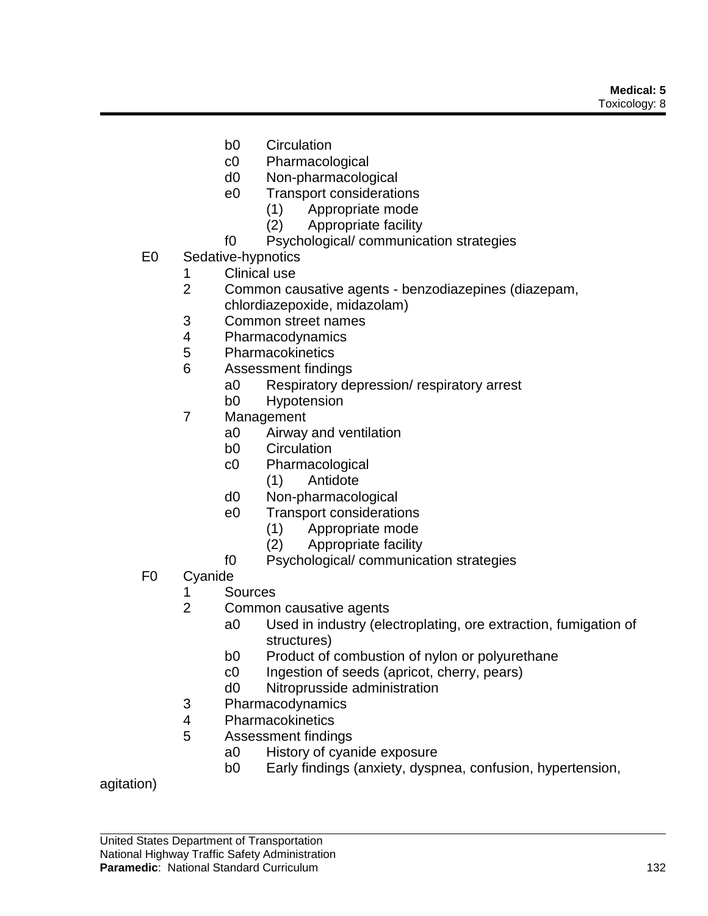- b0 Circulation
- c0 Pharmacological
- d0 Non-pharmacological
- e0 Transport considerations
  - (1) Appropriate mode
  - (2) Appropriate facility
- f0 Psychological/ communication strategies

E0 Sedative-hypnotics

1. Clinical use
2. Common causative agents - benzodiazepines (diazepam, chlordiazepoxide, midazolam)
3. Common street names
4. Pharmacodynamics
5. Pharmacokinetics
6. Assessment findings
   - a0 Respiratory depression/ respiratory arrest
   - b0 Hypotension
7. Management
   - a0 Airway and ventilation
   - b0 Circulation
   - c0 Pharmacological
     - (1) Antidote
   - d0 Non-pharmacological
   - e0 Transport considerations
     - (1) Appropriate mode
     - (2) Appropriate facility
   - f0 Psychological/ communication strategies

F0 Cyanide

1. Sources
2. Common causative agents
   - a0 Used in industry (electroplating, ore extraction, fumigation of structures)
   - b0 Product of combustion of nylon or polyurethane
   - c0 Ingestion of seeds (apricot, cherry, pears)
   - d0 Nitroprusside administration
3. Pharmacodynamics
4. Pharmacokinetics
5. Assessment findings
   - a0 History of cyanide exposure
   - b0 Early findings (anxiety, dyspnea, confusion, hypertension, agitation)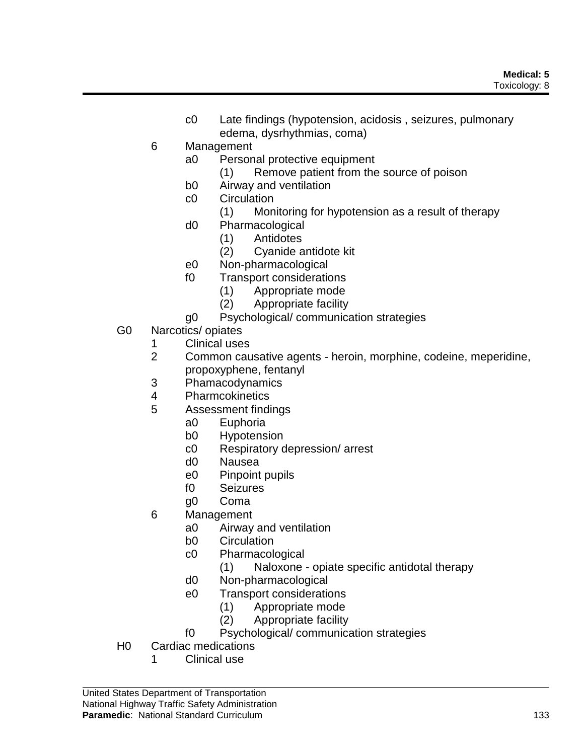c0 Late findings (hypotension, acidosis , seizures, pulmonary edema, dysrhythmias, coma)

6 Management

a0 Personal protective equipment

(1) Remove patient from the source of poison

b0 Airway and ventilation

c0 Circulation

(1) Monitoring for hypotension as a result of therapy

d0 Pharmacological

(1) Antidotes

(2) Cyanide antidote kit

e0 Non-pharmacological

f0 Transport considerations

(1) Appropriate mode

(2) Appropriate facility

g0 Psychological/ communication strategies

G0 Narcotics/ opiates

1 Clinical uses

2 Common causative agents - heroin, morphine, codeine, meperidine, propoxyphene, fentanyl

3 Phamacodynamics

4 Pharmcokinetics

5 Assessment findings

a0 Euphoria

b0 Hypotension

c0 Respiratory depression/ arrest

d0 Nausea

e0 Pinpoint pupils

f0 Seizures

g0 Coma

6 Management

a0 Airway and ventilation

b0 Circulation

c0 Pharmacological

(1) Naloxone - opiate specific antidotal therapy

d0 Non-pharmacological

e0 Transport considerations

(1) Appropriate mode

(2) Appropriate facility

f0 Psychological/ communication strategies

H0 Cardiac medications

1 Clinical use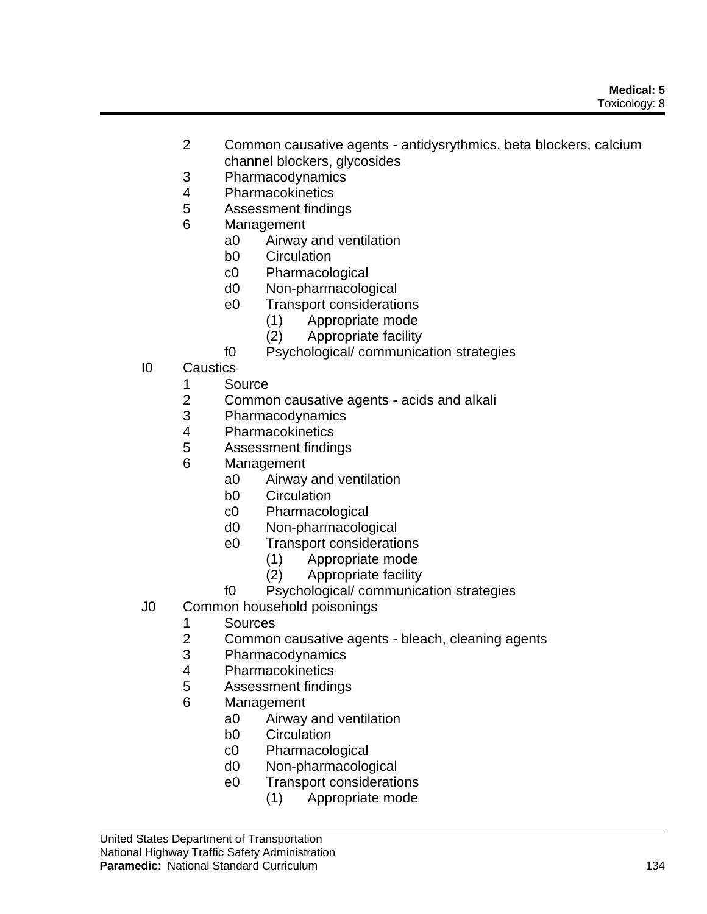2 Common causative agents - antidysrythmics, beta blockers, calcium channel blockers, glycosides
3 Pharmacodynamics
4 Pharmacokinetics
5 Assessment findings
6 Management
    a0 Airway and ventilation
    b0 Circulation
    c0 Pharmacological
    d0 Non-pharmacological
    e0 Transport considerations
        (1) Appropriate mode
        (2) Appropriate facility
    f0 Psychological/ communication strategies

I0 Caustics
1 Source
2 Common causative agents - acids and alkali
3 Pharmacodynamics
4 Pharmacokinetics
5 Assessment findings
6 Management
    a0 Airway and ventilation
    b0 Circulation
    c0 Pharmacological
    d0 Non-pharmacological
    e0 Transport considerations
        (1) Appropriate mode
        (2) Appropriate facility
    f0 Psychological/ communication strategies

J0 Common household poisonings
1 Sources
2 Common causative agents - bleach, cleaning agents
3 Pharmacodynamics
4 Pharmacokinetics
5 Assessment findings
6 Management
    a0 Airway and ventilation
    b0 Circulation
    c0 Pharmacological
    d0 Non-pharmacological
    e0 Transport considerations
        (1) Appropriate mode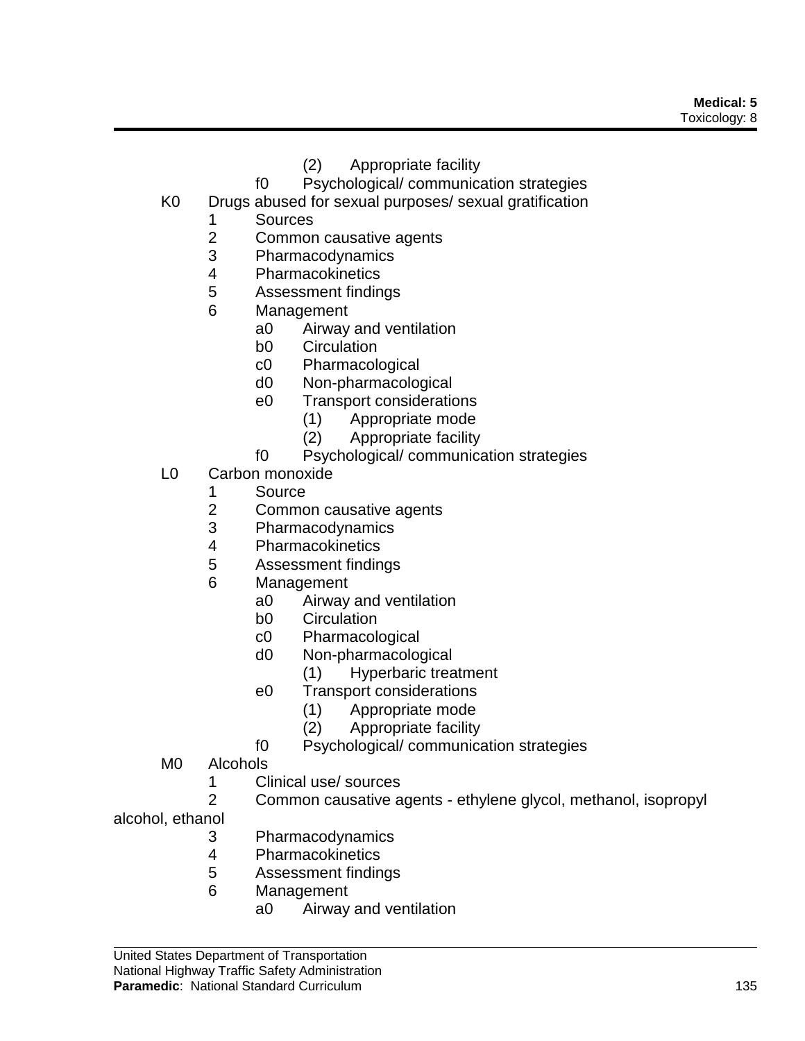(2) Appropriate facility

f0 Psychological/ communication strategies

K0 Drugs abused for sexual purposes/ sexual gratification

1 Sources

2 Common causative agents

3 Pharmacodynamics

4 Pharmacokinetics

5 Assessment findings

6 Management

a0 Airway and ventilation

b0 Circulation

c0 Pharmacological

d0 Non-pharmacological

e0 Transport considerations

(1) Appropriate mode

(2) Appropriate facility

f0 Psychological/ communication strategies

L0 Carbon monoxide

1 Source

2 Common causative agents

3 Pharmacodynamics

4 Pharmacokinetics

5 Assessment findings

6 Management

a0 Airway and ventilation

b0 Circulation

c0 Pharmacological

d0 Non-pharmacological

(1) Hyperbaric treatment

e0 Transport considerations

(1) Appropriate mode

(2) Appropriate facility

f0 Psychological/ communication strategies

M0 Alcohols

1 Clinical use/ sources

2 Common causative agents - ethylene glycol, methanol, isopropyl alcohol, ethanol

3 Pharmacodynamics

4 Pharmacokinetics

5 Assessment findings

6 Management

a0 Airway and ventilation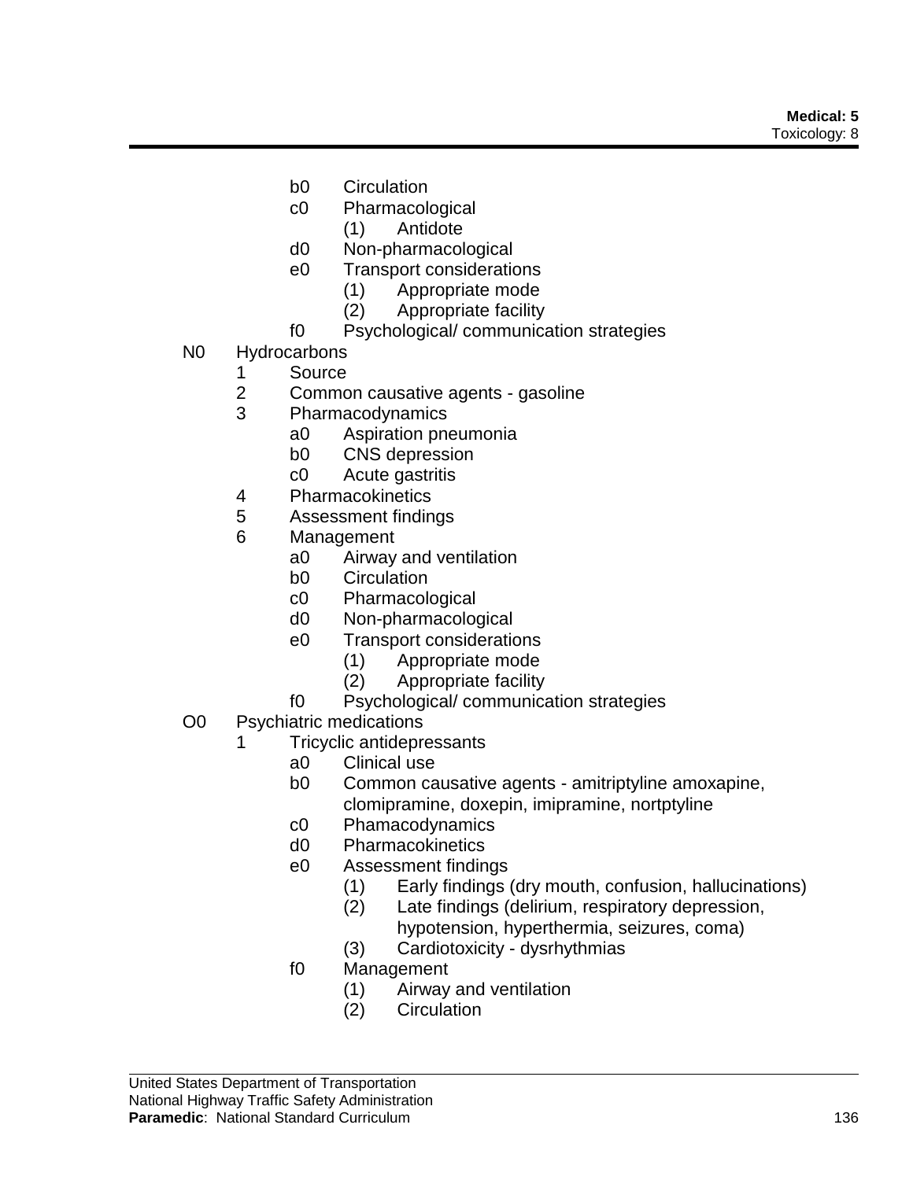- b0 Circulation
- c0 Pharmacological
  - (1) Antidote
- d0 Non-pharmacological
- e0 Transport considerations
  - (1) Appropriate mode
  - (2) Appropriate facility
- f0 Psychological/ communication strategies

N0 Hydrocarbons

1. Source
2. Common causative agents - gasoline
3. Pharmacodynamics
   - a0 Aspiration pneumonia
   - b0 CNS depression
   - c0 Acute gastritis
4. Pharmacokinetics
5. Assessment findings
6. Management
   - a0 Airway and ventilation
   - b0 Circulation
   - c0 Pharmacological
   - d0 Non-pharmacological
   - e0 Transport considerations
     - (1) Appropriate mode
     - (2) Appropriate facility
   - f0 Psychological/ communication strategies

O0 Psychiatric medications

1. Tricyclic antidepressants
   - a0 Clinical use
   - b0 Common causative agents - amitriptyline amoxapine, clomipramine, doxepin, imipramine, nortptyline
   - c0 Phamacodynamics
   - d0 Pharmacokinetics
   - e0 Assessment findings
     - (1) Early findings (dry mouth, confusion, hallucinations)
     - (2) Late findings (delirium, respiratory depression, hypotension, hyperthermia, seizures, coma)
     - (3) Cardiotoxicity - dysrhythmias
   - f0 Management
     - (1) Airway and ventilation
     - (2) Circulation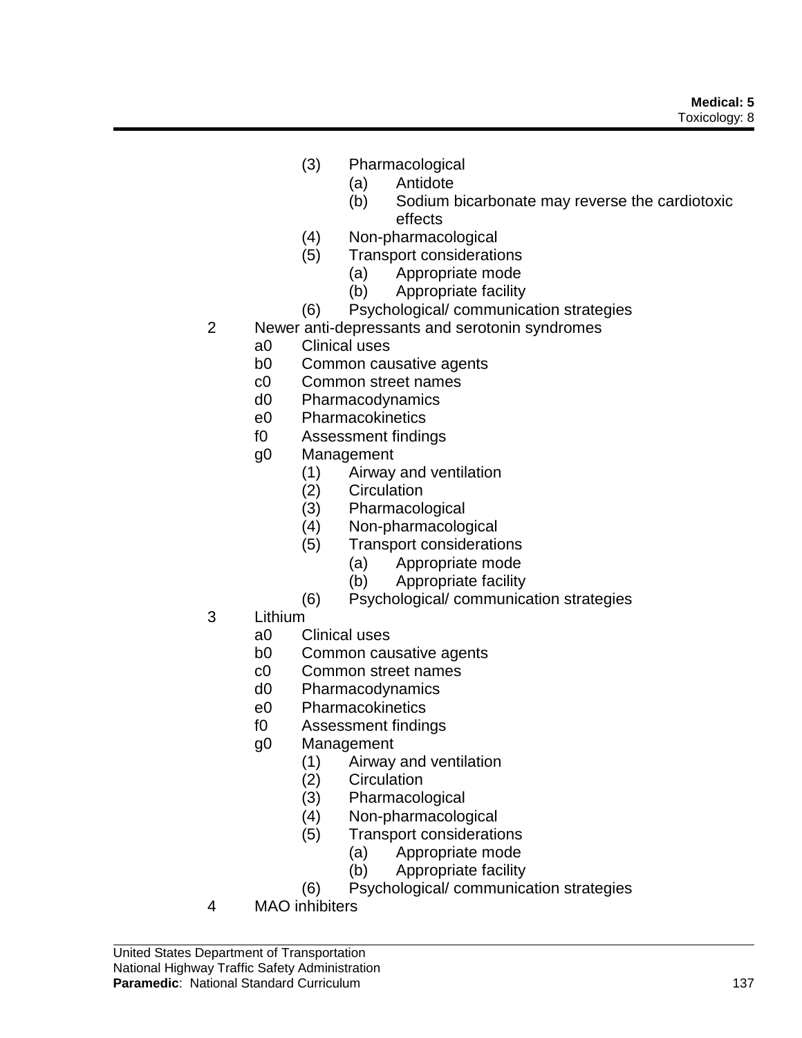(3) Pharmacological
 (a) Antidote
 (b) Sodium bicarbonate may reverse the cardiotoxic effects
(4) Non-pharmacological
(5) Transport considerations
 (a) Appropriate mode
 (b) Appropriate facility
(6) Psychological/ communication strategies

2 Newer anti-depressants and serotonin syndromes
 a0 Clinical uses
 b0 Common causative agents
 c0 Common street names
 d0 Pharmacodynamics
 e0 Pharmacokinetics
 f0 Assessment findings
 g0 Management
  (1) Airway and ventilation
  (2) Circulation
  (3) Pharmacological
  (4) Non-pharmacological
  (5) Transport considerations
   (a) Appropriate mode
   (b) Appropriate facility
  (6) Psychological/ communication strategies

3 Lithium
 a0 Clinical uses
 b0 Common causative agents
 c0 Common street names
 d0 Pharmacodynamics
 e0 Pharmacokinetics
 f0 Assessment findings
 g0 Management
  (1) Airway and ventilation
  (2) Circulation
  (3) Pharmacological
  (4) Non-pharmacological
  (5) Transport considerations
   (a) Appropriate mode
   (b) Appropriate facility
  (6) Psychological/ communication strategies

4 MAO inhibiters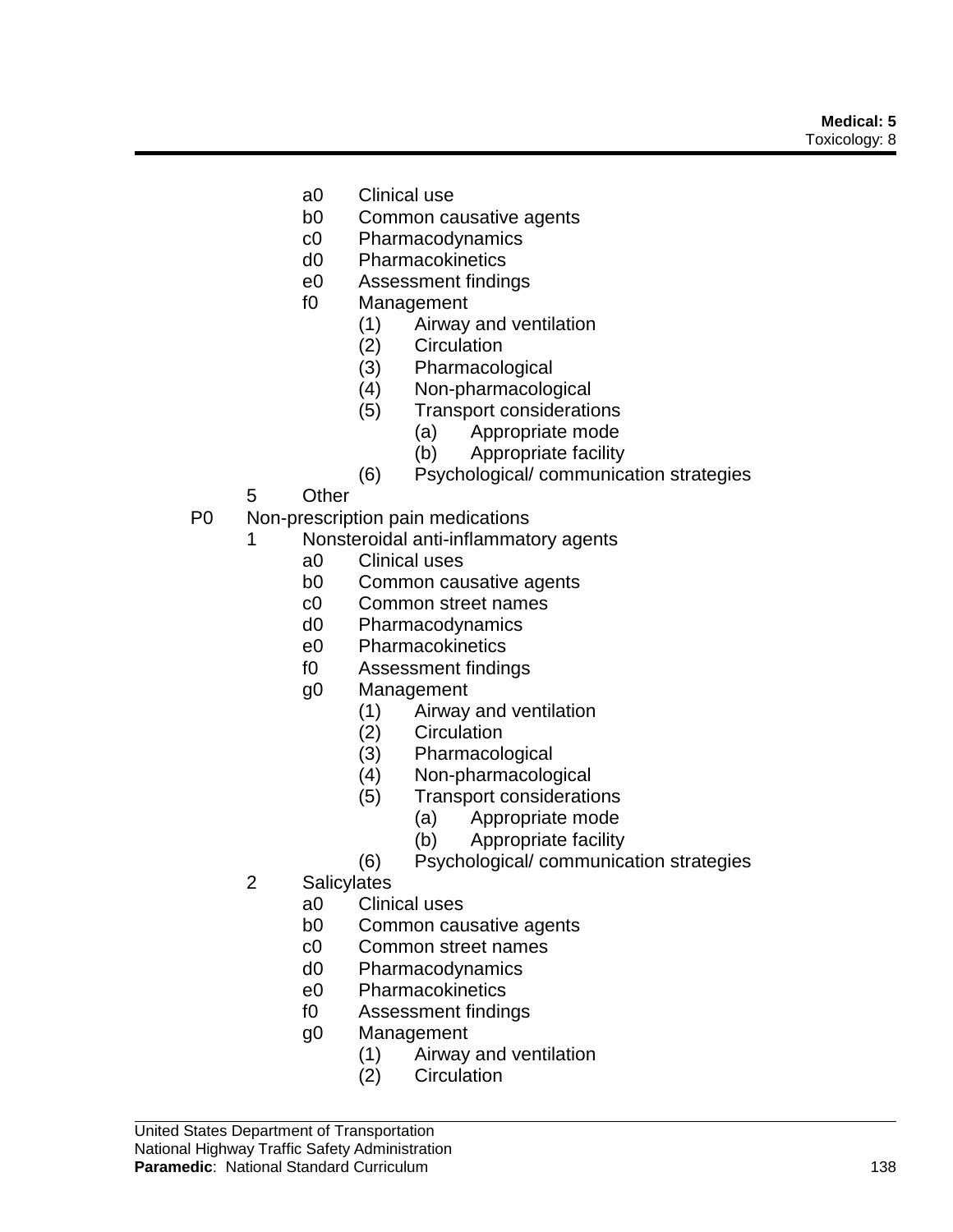- a0 Clinical use
- b0 Common causative agents
- c0 Pharmacodynamics
- d0 Pharmacokinetics
- e0 Assessment findings
- f0 Management
  - (1) Airway and ventilation
  - (2) Circulation
  - (3) Pharmacological
  - (4) Non-pharmacological
  - (5) Transport considerations
    - (a) Appropriate mode
    - (b) Appropriate facility
  - (6) Psychological/ communication strategies

5 Other

P0 Non-prescription pain medications

1 Nonsteroidal anti-inflammatory agents
- a0 Clinical uses
- b0 Common causative agents
- c0 Common street names
- d0 Pharmacodynamics
- e0 Pharmacokinetics
- f0 Assessment findings
- g0 Management
  - (1) Airway and ventilation
  - (2) Circulation
  - (3) Pharmacological
  - (4) Non-pharmacological
  - (5) Transport considerations
    - (a) Appropriate mode
    - (b) Appropriate facility
  - (6) Psychological/ communication strategies

2 Salicylates
- a0 Clinical uses
- b0 Common causative agents
- c0 Common street names
- d0 Pharmacodynamics
- e0 Pharmacokinetics
- f0 Assessment findings
- g0 Management
  - (1) Airway and ventilation
  - (2) Circulation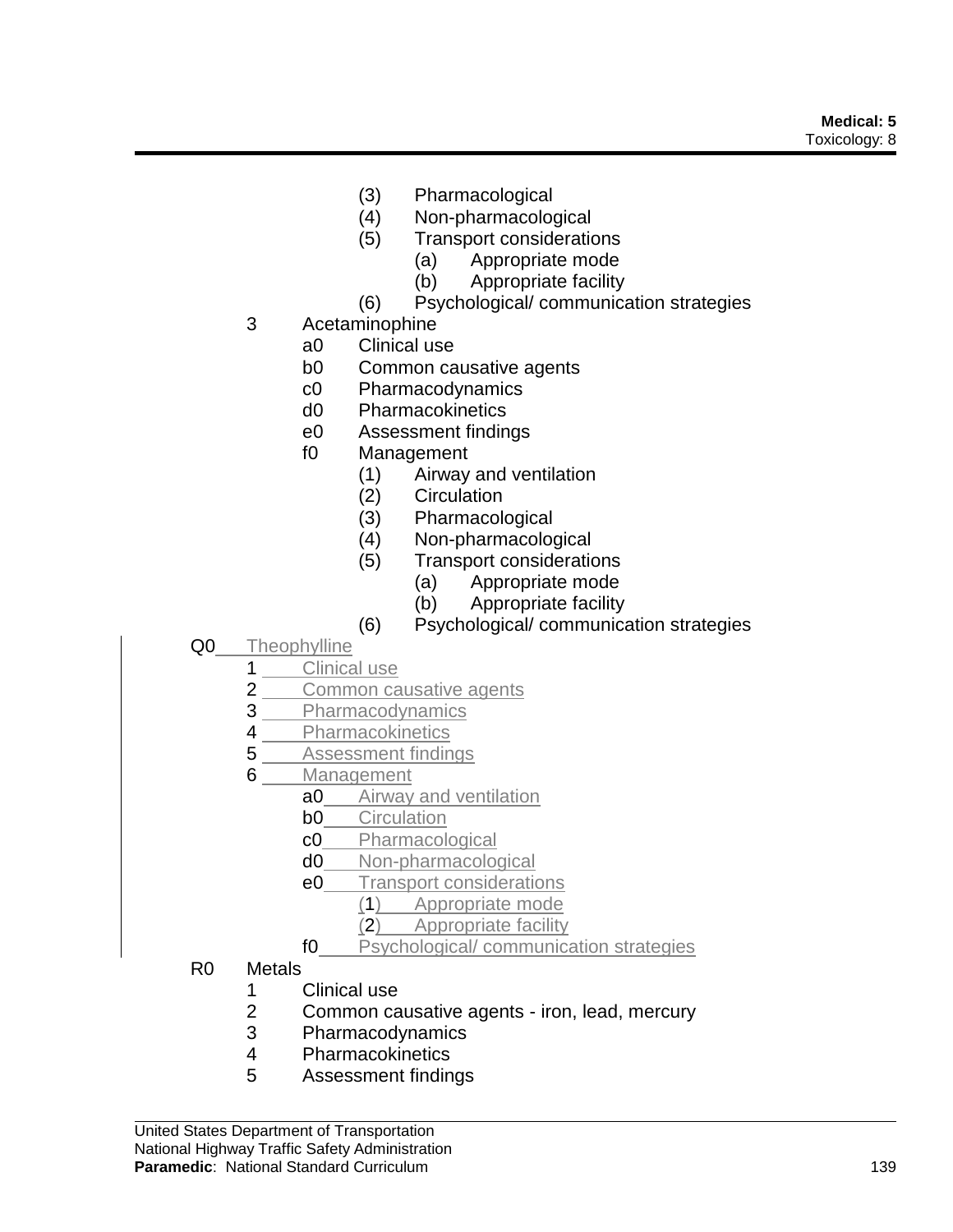- (3) Pharmacological
- (4) Non-pharmacological
- (5) Transport considerations
  - (a) Appropriate mode
  - (b) Appropriate facility
- (6) Psychological/ communication strategies

3 Acetaminophine
- a0 Clinical use
- b0 Common causative agents
- c0 Pharmacodynamics
- d0 Pharmacokinetics
- e0 Assessment findings
- f0 Management
  - (1) Airway and ventilation
  - (2) Circulation
  - (3) Pharmacological
  - (4) Non-pharmacological
  - (5) Transport considerations
    - (a) Appropriate mode
    - (b) Appropriate facility
  - (6) Psychological/ communication strategies

Q0 Theophylline
- 1 Clinical use
- 2 Common causative agents
- 3 Pharmacodynamics
- 4 Pharmacokinetics
- 5 Assessment findings
- 6 Management
  - a0 Airway and ventilation
  - b0 Circulation
  - c0 Pharmacological
  - d0 Non-pharmacological
  - e0 Transport considerations
    - (1) Appropriate mode
    - (2) Appropriate facility
  - f0 Psychological/ communication strategies

R0 Metals
- 1 Clinical use
- 2 Common causative agents - iron, lead, mercury
- 3 Pharmacodynamics
- 4 Pharmacokinetics
- 5 Assessment findings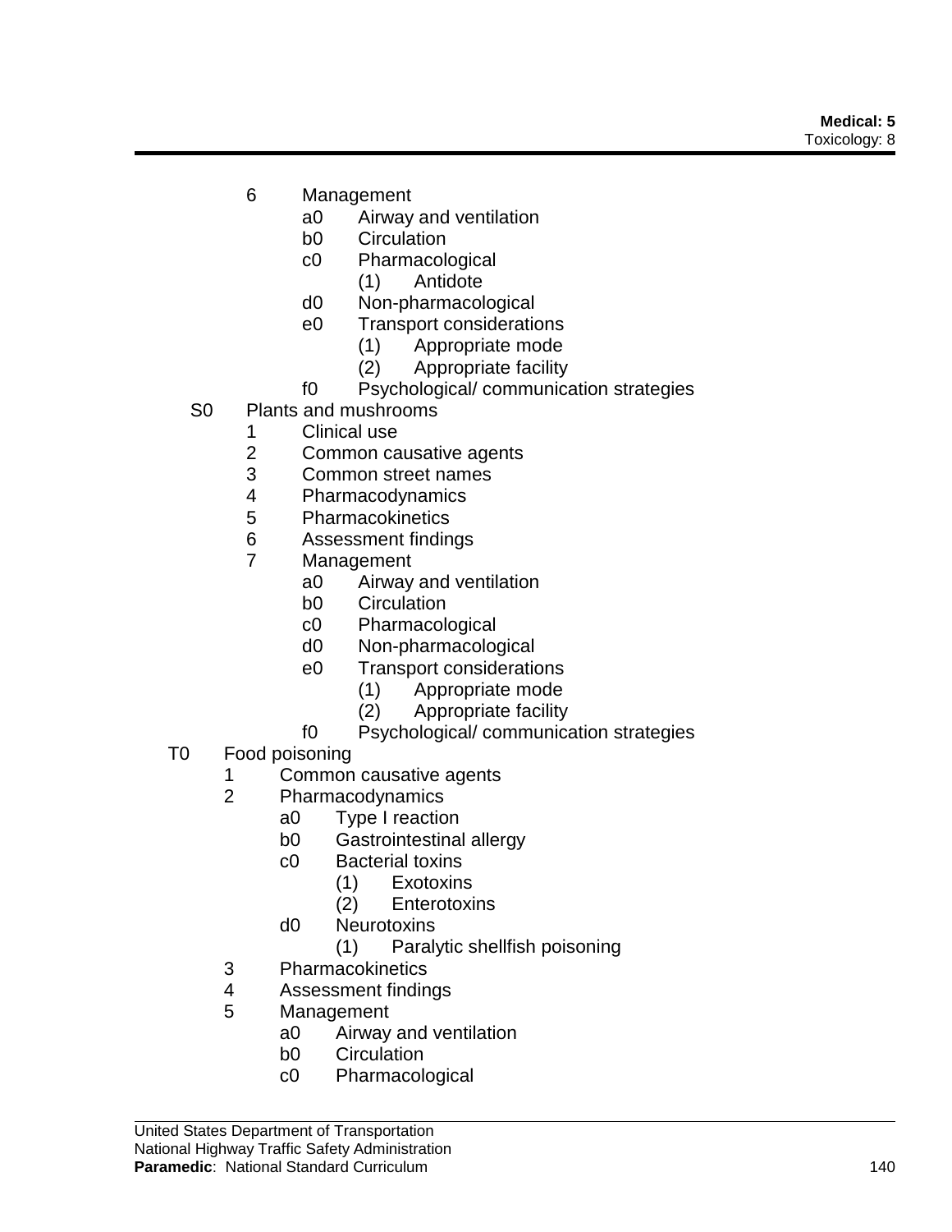- 6 Management
    - a0 Airway and ventilation
    - b0 Circulation
    - c0 Pharmacological
        - (1) Antidote
    - d0 Non-pharmacological
    - e0 Transport considerations
        - (1) Appropriate mode
        - (2) Appropriate facility
    - f0 Psychological/ communication strategies

- S0 Plants and mushrooms
    - 1 Clinical use
    - 2 Common causative agents
    - 3 Common street names
    - 4 Pharmacodynamics
    - 5 Pharmacokinetics
    - 6 Assessment findings
    - 7 Management
        - a0 Airway and ventilation
        - b0 Circulation
        - c0 Pharmacological
        - d0 Non-pharmacological
        - e0 Transport considerations
            - (1) Appropriate mode
            - (2) Appropriate facility
        - f0 Psychological/ communication strategies

- T0 Food poisoning
    - 1 Common causative agents
    - 2 Pharmacodynamics
        - a0 Type I reaction
        - b0 Gastrointestinal allergy
        - c0 Bacterial toxins
            - (1) Exotoxins
            - (2) Enterotoxins
        - d0 Neurotoxins
            - (1) Paralytic shellfish poisoning
    - 3 Pharmacokinetics
    - 4 Assessment findings
    - 5 Management
        - a0 Airway and ventilation
        - b0 Circulation
        - c0 Pharmacological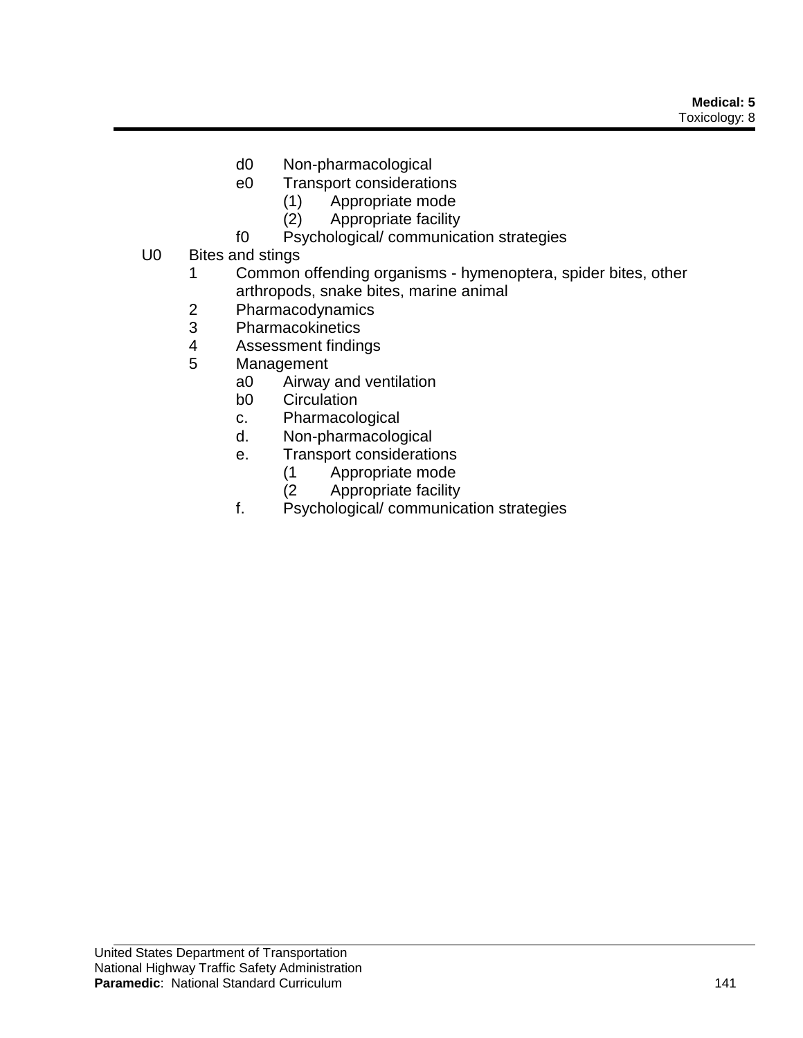- d0 Non-pharmacological
- e0 Transport considerations
  - (1) Appropriate mode
  - (2) Appropriate facility
- f0 Psychological/ communication strategies

U0 Bites and stings

1. Common offending organisms - hymenoptera, spider bites, other arthropods, snake bites, marine animal
2. Pharmacodynamics
3. Pharmacokinetics
4. Assessment findings
5. Management
   - a0 Airway and ventilation
   - b0 Circulation
   - c. Pharmacological
   - d. Non-pharmacological
   - e. Transport considerations
     - (1 Appropriate mode
     - (2 Appropriate facility
   - f. Psychological/ communication strategies